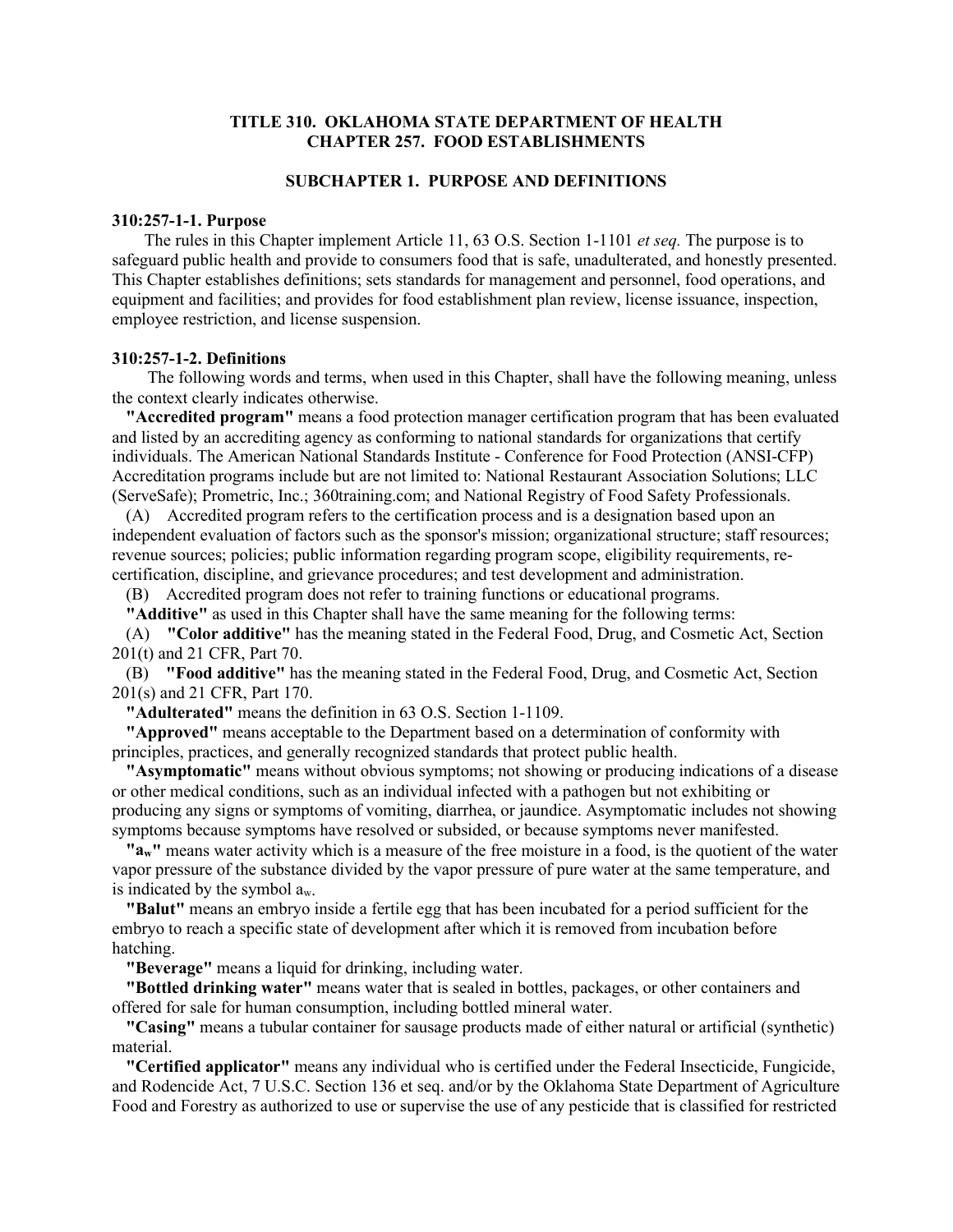# TITLE 310. OKLAHOMA STATE DEPARTMENT OF HEALTH
# CHAPTER 257. FOOD ESTABLISHMENTS

## SUBCHAPTER 1. PURPOSE AND DEFINITIONS

### 310:257-1-1. Purpose

The rules in this Chapter implement Article 11, 63 O.S. Section 1-1101 *et seq.* The purpose is to safeguard public health and provide to consumers food that is safe, unadulterated, and honestly presented. This Chapter establishes definitions; sets standards for management and personnel, food operations, and equipment and facilities; and provides for food establishment plan review, license issuance, inspection, employee restriction, and license suspension.

### 310:257-1-2. Definitions

The following words and terms, when used in this Chapter, shall have the following meaning, unless the context clearly indicates otherwise.

**"Accredited program"** means a food protection manager certification program that has been evaluated and listed by an accrediting agency as conforming to national standards for organizations that certify individuals. The American National Standards Institute - Conference for Food Protection (ANSI-CFP) Accreditation programs include but are not limited to: National Restaurant Association Solutions; LLC (ServeSafe); Prometric, Inc.; 360training.com; and National Registry of Food Safety Professionals.

(A) Accredited program refers to the certification process and is a designation based upon an independent evaluation of factors such as the sponsor's mission; organizational structure; staff resources; revenue sources; policies; public information regarding program scope, eligibility requirements, re-certification, discipline, and grievance procedures; and test development and administration.

(B) Accredited program does not refer to training functions or educational programs.

**"Additive"** as used in this Chapter shall have the same meaning for the following terms:

(A) **"Color additive"** has the meaning stated in the Federal Food, Drug, and Cosmetic Act, Section 201(t) and 21 CFR, Part 70.

(B) **"Food additive"** has the meaning stated in the Federal Food, Drug, and Cosmetic Act, Section 201(s) and 21 CFR, Part 170.

**"Adulterated"** means the definition in 63 O.S. Section 1-1109.

**"Approved"** means acceptable to the Department based on a determination of conformity with principles, practices, and generally recognized standards that protect public health.

**"Asymptomatic"** means without obvious symptoms; not showing or producing indications of a disease or other medical conditions, such as an individual infected with a pathogen but not exhibiting or producing any signs or symptoms of vomiting, diarrhea, or jaundice. Asymptomatic includes not showing symptoms because symptoms have resolved or subsided, or because symptoms never manifested.

**"$a_w$"** means water activity which is a measure of the free moisture in a food, is the quotient of the water vapor pressure of the substance divided by the vapor pressure of pure water at the same temperature, and is indicated by the symbol $a_w$.

**"Balut"** means an embryo inside a fertile egg that has been incubated for a period sufficient for the embryo to reach a specific state of development after which it is removed from incubation before hatching.

**"Beverage"** means a liquid for drinking, including water.

**"Bottled drinking water"** means water that is sealed in bottles, packages, or other containers and offered for sale for human consumption, including bottled mineral water.

**"Casing"** means a tubular container for sausage products made of either natural or artificial (synthetic) material.

**"Certified applicator"** means any individual who is certified under the Federal Insecticide, Fungicide, and Rodencide Act, 7 U.S.C. Section 136 et seq. and/or by the Oklahoma State Department of Agriculture Food and Forestry as authorized to use or supervise the use of any pesticide that is classified for restricted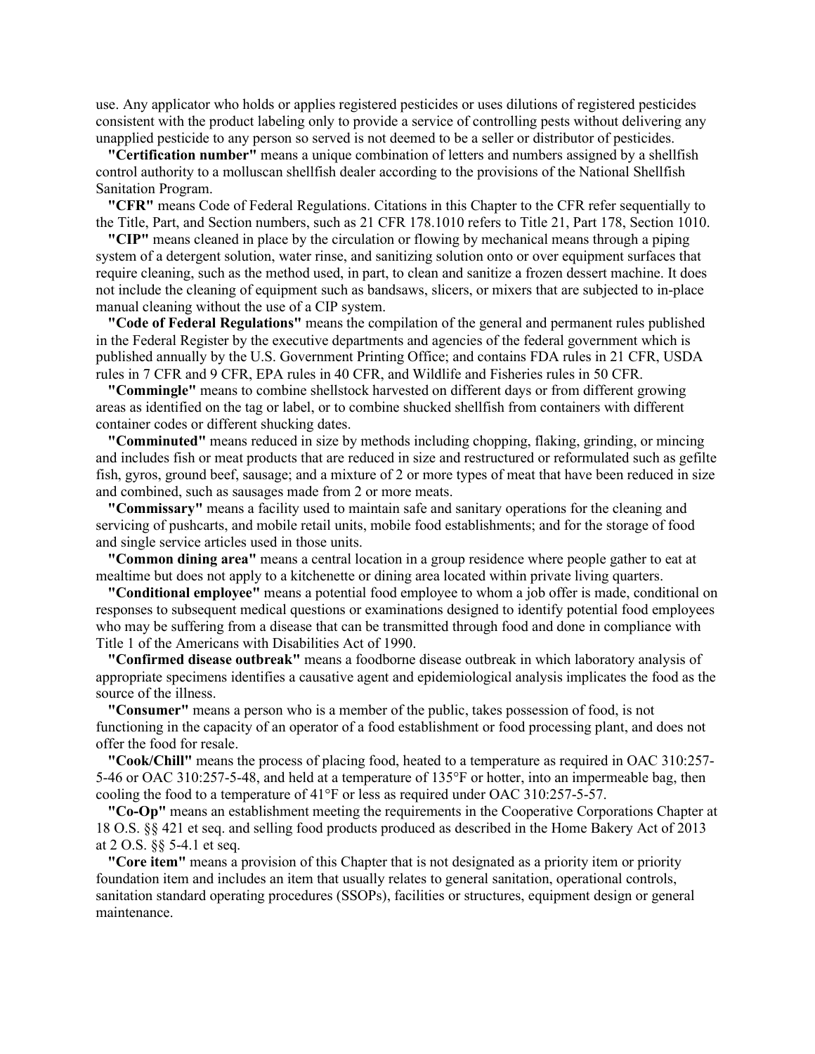use. Any applicator who holds or applies registered pesticides or uses dilutions of registered pesticides consistent with the product labeling only to provide a service of controlling pests without delivering any unapplied pesticide to any person so served is not deemed to be a seller or distributor of pesticides.

**"Certification number"** means a unique combination of letters and numbers assigned by a shellfish control authority to a molluscan shellfish dealer according to the provisions of the National Shellfish Sanitation Program.

**"CFR"** means Code of Federal Regulations. Citations in this Chapter to the CFR refer sequentially to the Title, Part, and Section numbers, such as 21 CFR 178.1010 refers to Title 21, Part 178, Section 1010.

**"CIP"** means cleaned in place by the circulation or flowing by mechanical means through a piping system of a detergent solution, water rinse, and sanitizing solution onto or over equipment surfaces that require cleaning, such as the method used, in part, to clean and sanitize a frozen dessert machine. It does not include the cleaning of equipment such as bandsaws, slicers, or mixers that are subjected to in-place manual cleaning without the use of a CIP system.

**"Code of Federal Regulations"** means the compilation of the general and permanent rules published in the Federal Register by the executive departments and agencies of the federal government which is published annually by the U.S. Government Printing Office; and contains FDA rules in 21 CFR, USDA rules in 7 CFR and 9 CFR, EPA rules in 40 CFR, and Wildlife and Fisheries rules in 50 CFR.

**"Commingle"** means to combine shellstock harvested on different days or from different growing areas as identified on the tag or label, or to combine shucked shellfish from containers with different container codes or different shucking dates.

**"Comminuted"** means reduced in size by methods including chopping, flaking, grinding, or mincing and includes fish or meat products that are reduced in size and restructured or reformulated such as gefilte fish, gyros, ground beef, sausage; and a mixture of 2 or more types of meat that have been reduced in size and combined, such as sausages made from 2 or more meats.

**"Commissary"** means a facility used to maintain safe and sanitary operations for the cleaning and servicing of pushcarts, and mobile retail units, mobile food establishments; and for the storage of food and single service articles used in those units.

**"Common dining area"** means a central location in a group residence where people gather to eat at mealtime but does not apply to a kitchenette or dining area located within private living quarters.

**"Conditional employee"** means a potential food employee to whom a job offer is made, conditional on responses to subsequent medical questions or examinations designed to identify potential food employees who may be suffering from a disease that can be transmitted through food and done in compliance with Title 1 of the Americans with Disabilities Act of 1990.

**"Confirmed disease outbreak"** means a foodborne disease outbreak in which laboratory analysis of appropriate specimens identifies a causative agent and epidemiological analysis implicates the food as the source of the illness.

**"Consumer"** means a person who is a member of the public, takes possession of food, is not functioning in the capacity of an operator of a food establishment or food processing plant, and does not offer the food for resale.

**"Cook/Chill"** means the process of placing food, heated to a temperature as required in OAC 310:257-5-46 or OAC 310:257-5-48, and held at a temperature of 135°F or hotter, into an impermeable bag, then cooling the food to a temperature of 41°F or less as required under OAC 310:257-5-57.

**"Co-Op"** means an establishment meeting the requirements in the Cooperative Corporations Chapter at 18 O.S. §§ 421 et seq. and selling food products produced as described in the Home Bakery Act of 2013 at 2 O.S. §§ 5-4.1 et seq.

**"Core item"** means a provision of this Chapter that is not designated as a priority item or priority foundation item and includes an item that usually relates to general sanitation, operational controls, sanitation standard operating procedures (SSOPs), facilities or structures, equipment design or general maintenance.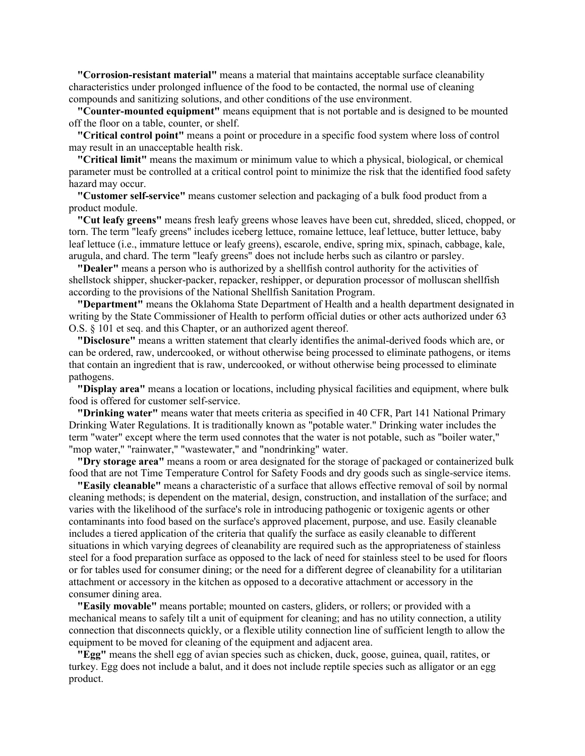**"Corrosion-resistant material"** means a material that maintains acceptable surface cleanability characteristics under prolonged influence of the food to be contacted, the normal use of cleaning compounds and sanitizing solutions, and other conditions of the use environment.

**"Counter-mounted equipment"** means equipment that is not portable and is designed to be mounted off the floor on a table, counter, or shelf.

**"Critical control point"** means a point or procedure in a specific food system where loss of control may result in an unacceptable health risk.

**"Critical limit"** means the maximum or minimum value to which a physical, biological, or chemical parameter must be controlled at a critical control point to minimize the risk that the identified food safety hazard may occur.

**"Customer self-service"** means customer selection and packaging of a bulk food product from a product module.

**"Cut leafy greens"** means fresh leafy greens whose leaves have been cut, shredded, sliced, chopped, or torn. The term "leafy greens" includes iceberg lettuce, romaine lettuce, leaf lettuce, butter lettuce, baby leaf lettuce (i.e., immature lettuce or leafy greens), escarole, endive, spring mix, spinach, cabbage, kale, arugula, and chard. The term "leafy greens" does not include herbs such as cilantro or parsley.

**"Dealer"** means a person who is authorized by a shellfish control authority for the activities of shellstock shipper, shucker-packer, repacker, reshipper, or depuration processor of molluscan shellfish according to the provisions of the National Shellfish Sanitation Program.

**"Department"** means the Oklahoma State Department of Health and a health department designated in writing by the State Commissioner of Health to perform official duties or other acts authorized under 63 O.S. § 101 et seq. and this Chapter, or an authorized agent thereof.

**"Disclosure"** means a written statement that clearly identifies the animal-derived foods which are, or can be ordered, raw, undercooked, or without otherwise being processed to eliminate pathogens, or items that contain an ingredient that is raw, undercooked, or without otherwise being processed to eliminate pathogens.

**"Display area"** means a location or locations, including physical facilities and equipment, where bulk food is offered for customer self-service.

**"Drinking water"** means water that meets criteria as specified in 40 CFR, Part 141 National Primary Drinking Water Regulations. It is traditionally known as "potable water." Drinking water includes the term "water" except where the term used connotes that the water is not potable, such as "boiler water," "mop water," "rainwater," "wastewater," and "nondrinking" water.

**"Dry storage area"** means a room or area designated for the storage of packaged or containerized bulk food that are not Time Temperature Control for Safety Foods and dry goods such as single-service items.

**"Easily cleanable"** means a characteristic of a surface that allows effective removal of soil by normal cleaning methods; is dependent on the material, design, construction, and installation of the surface; and varies with the likelihood of the surface's role in introducing pathogenic or toxigenic agents or other contaminants into food based on the surface's approved placement, purpose, and use. Easily cleanable includes a tiered application of the criteria that qualify the surface as easily cleanable to different situations in which varying degrees of cleanability are required such as the appropriateness of stainless steel for a food preparation surface as opposed to the lack of need for stainless steel to be used for floors or for tables used for consumer dining; or the need for a different degree of cleanability for a utilitarian attachment or accessory in the kitchen as opposed to a decorative attachment or accessory in the consumer dining area.

**"Easily movable"** means portable; mounted on casters, gliders, or rollers; or provided with a mechanical means to safely tilt a unit of equipment for cleaning; and has no utility connection, a utility connection that disconnects quickly, or a flexible utility connection line of sufficient length to allow the equipment to be moved for cleaning of the equipment and adjacent area.

**"Egg"** means the shell egg of avian species such as chicken, duck, goose, guinea, quail, ratites, or turkey. Egg does not include a balut, and it does not include reptile species such as alligator or an egg product.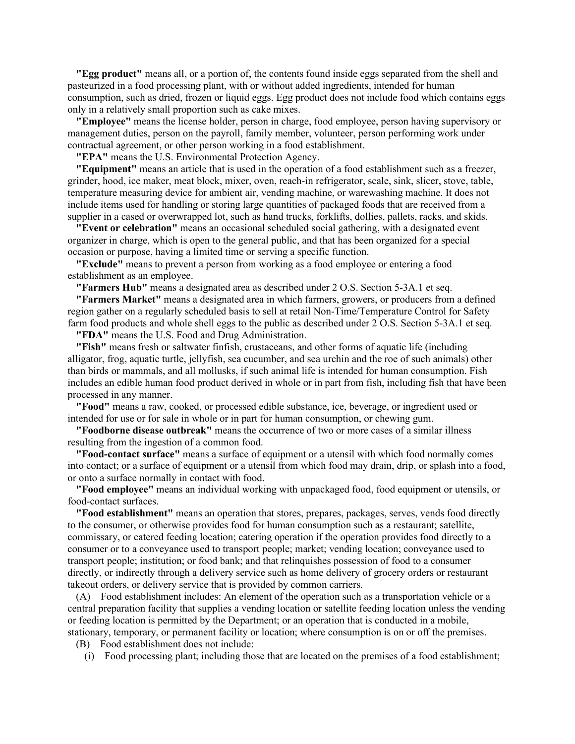**"Egg product"** means all, or a portion of, the contents found inside eggs separated from the shell and pasteurized in a food processing plant, with or without added ingredients, intended for human consumption, such as dried, frozen or liquid eggs. Egg product does not include food which contains eggs only in a relatively small proportion such as cake mixes.

**"Employee"** means the license holder, person in charge, food employee, person having supervisory or management duties, person on the payroll, family member, volunteer, person performing work under contractual agreement, or other person working in a food establishment.

**"EPA"** means the U.S. Environmental Protection Agency.

**"Equipment"** means an article that is used in the operation of a food establishment such as a freezer, grinder, hood, ice maker, meat block, mixer, oven, reach-in refrigerator, scale, sink, slicer, stove, table, temperature measuring device for ambient air, vending machine, or warewashing machine. It does not include items used for handling or storing large quantities of packaged foods that are received from a supplier in a cased or overwrapped lot, such as hand trucks, forklifts, dollies, pallets, racks, and skids.

**"Event or celebration"** means an occasional scheduled social gathering, with a designated event organizer in charge, which is open to the general public, and that has been organized for a special occasion or purpose, having a limited time or serving a specific function.

**"Exclude"** means to prevent a person from working as a food employee or entering a food establishment as an employee.

**"Farmers Hub"** means a designated area as described under 2 O.S. Section 5-3A.1 et seq.

**"Farmers Market"** means a designated area in which farmers, growers, or producers from a defined region gather on a regularly scheduled basis to sell at retail Non-Time/Temperature Control for Safety farm food products and whole shell eggs to the public as described under 2 O.S. Section 5-3A.1 et seq.

**"FDA"** means the U.S. Food and Drug Administration.

**"Fish"** means fresh or saltwater finfish, crustaceans, and other forms of aquatic life (including alligator, frog, aquatic turtle, jellyfish, sea cucumber, and sea urchin and the roe of such animals) other than birds or mammals, and all mollusks, if such animal life is intended for human consumption. Fish includes an edible human food product derived in whole or in part from fish, including fish that have been processed in any manner.

**"Food"** means a raw, cooked, or processed edible substance, ice, beverage, or ingredient used or intended for use or for sale in whole or in part for human consumption, or chewing gum.

**"Foodborne disease outbreak"** means the occurrence of two or more cases of a similar illness resulting from the ingestion of a common food.

**"Food-contact surface"** means a surface of equipment or a utensil with which food normally comes into contact; or a surface of equipment or a utensil from which food may drain, drip, or splash into a food, or onto a surface normally in contact with food.

**"Food employee"** means an individual working with unpackaged food, food equipment or utensils, or food-contact surfaces.

**"Food establishment"** means an operation that stores, prepares, packages, serves, vends food directly to the consumer, or otherwise provides food for human consumption such as a restaurant; satellite, commissary, or catered feeding location; catering operation if the operation provides food directly to a consumer or to a conveyance used to transport people; market; vending location; conveyance used to transport people; institution; or food bank; and that relinquishes possession of food to a consumer directly, or indirectly through a delivery service such as home delivery of grocery orders or restaurant takeout orders, or delivery service that is provided by common carriers.

(A) Food establishment includes: An element of the operation such as a transportation vehicle or a central preparation facility that supplies a vending location or satellite feeding location unless the vending or feeding location is permitted by the Department; or an operation that is conducted in a mobile, stationary, temporary, or permanent facility or location; where consumption is on or off the premises.

(B) Food establishment does not include:

(i) Food processing plant; including those that are located on the premises of a food establishment;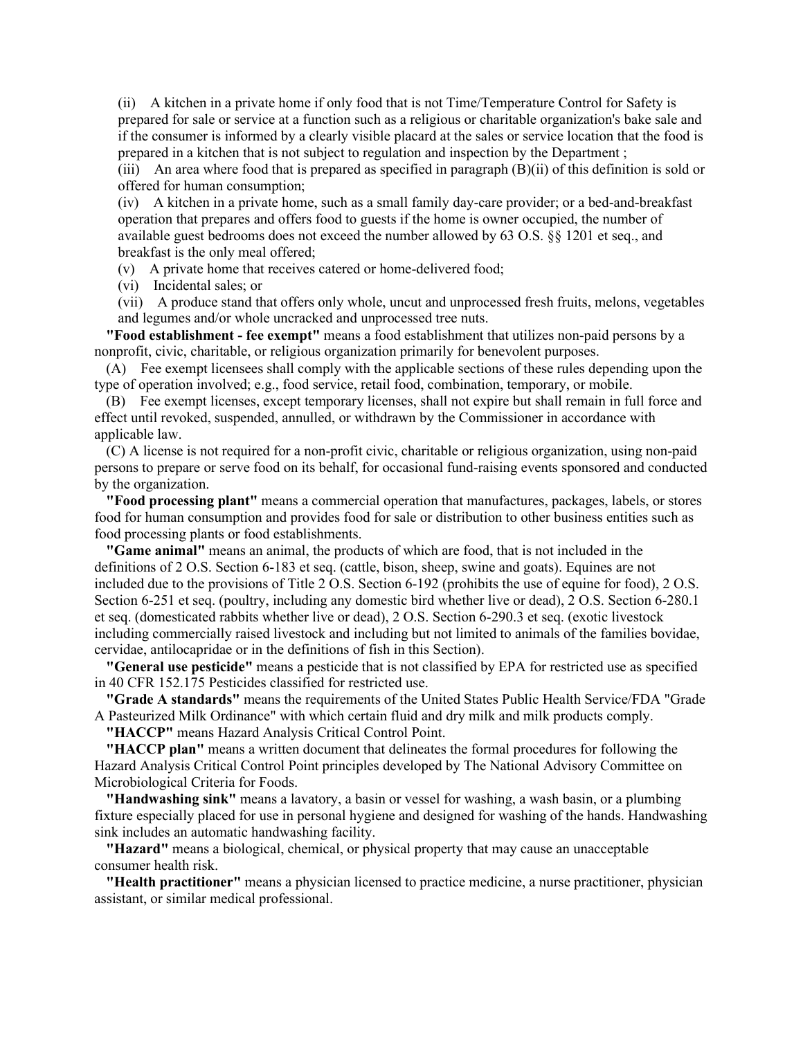(ii) A kitchen in a private home if only food that is not Time/Temperature Control for Safety is prepared for sale or service at a function such as a religious or charitable organization's bake sale and if the consumer is informed by a clearly visible placard at the sales or service location that the food is prepared in a kitchen that is not subject to regulation and inspection by the Department ;

(iii) An area where food that is prepared as specified in paragraph (B)(ii) of this definition is sold or offered for human consumption;

(iv) A kitchen in a private home, such as a small family day-care provider; or a bed-and-breakfast operation that prepares and offers food to guests if the home is owner occupied, the number of available guest bedrooms does not exceed the number allowed by 63 O.S. §§ 1201 et seq., and breakfast is the only meal offered;

(v) A private home that receives catered or home-delivered food;

(vi) Incidental sales; or

(vii) A produce stand that offers only whole, uncut and unprocessed fresh fruits, melons, vegetables and legumes and/or whole uncracked and unprocessed tree nuts.

**"Food establishment - fee exempt"** means a food establishment that utilizes non-paid persons by a nonprofit, civic, charitable, or religious organization primarily for benevolent purposes.

(A) Fee exempt licensees shall comply with the applicable sections of these rules depending upon the type of operation involved; e.g., food service, retail food, combination, temporary, or mobile.

(B) Fee exempt licenses, except temporary licenses, shall not expire but shall remain in full force and effect until revoked, suspended, annulled, or withdrawn by the Commissioner in accordance with applicable law.

(C) A license is not required for a non-profit civic, charitable or religious organization, using non-paid persons to prepare or serve food on its behalf, for occasional fund-raising events sponsored and conducted by the organization.

**"Food processing plant"** means a commercial operation that manufactures, packages, labels, or stores food for human consumption and provides food for sale or distribution to other business entities such as food processing plants or food establishments.

**"Game animal"** means an animal, the products of which are food, that is not included in the definitions of 2 O.S. Section 6-183 et seq. (cattle, bison, sheep, swine and goats). Equines are not included due to the provisions of Title 2 O.S. Section 6-192 (prohibits the use of equine for food), 2 O.S. Section 6-251 et seq. (poultry, including any domestic bird whether live or dead), 2 O.S. Section 6-280.1 et seq. (domesticated rabbits whether live or dead), 2 O.S. Section 6-290.3 et seq. (exotic livestock including commercially raised livestock and including but not limited to animals of the families bovidae, cervidae, antilocapridae or in the definitions of fish in this Section).

**"General use pesticide"** means a pesticide that is not classified by EPA for restricted use as specified in 40 CFR 152.175 Pesticides classified for restricted use.

**"Grade A standards"** means the requirements of the United States Public Health Service/FDA "Grade A Pasteurized Milk Ordinance" with which certain fluid and dry milk and milk products comply.

**"HACCP"** means Hazard Analysis Critical Control Point.

**"HACCP plan"** means a written document that delineates the formal procedures for following the Hazard Analysis Critical Control Point principles developed by The National Advisory Committee on Microbiological Criteria for Foods.

**"Handwashing sink"** means a lavatory, a basin or vessel for washing, a wash basin, or a plumbing fixture especially placed for use in personal hygiene and designed for washing of the hands. Handwashing sink includes an automatic handwashing facility.

**"Hazard"** means a biological, chemical, or physical property that may cause an unacceptable consumer health risk.

**"Health practitioner"** means a physician licensed to practice medicine, a nurse practitioner, physician assistant, or similar medical professional.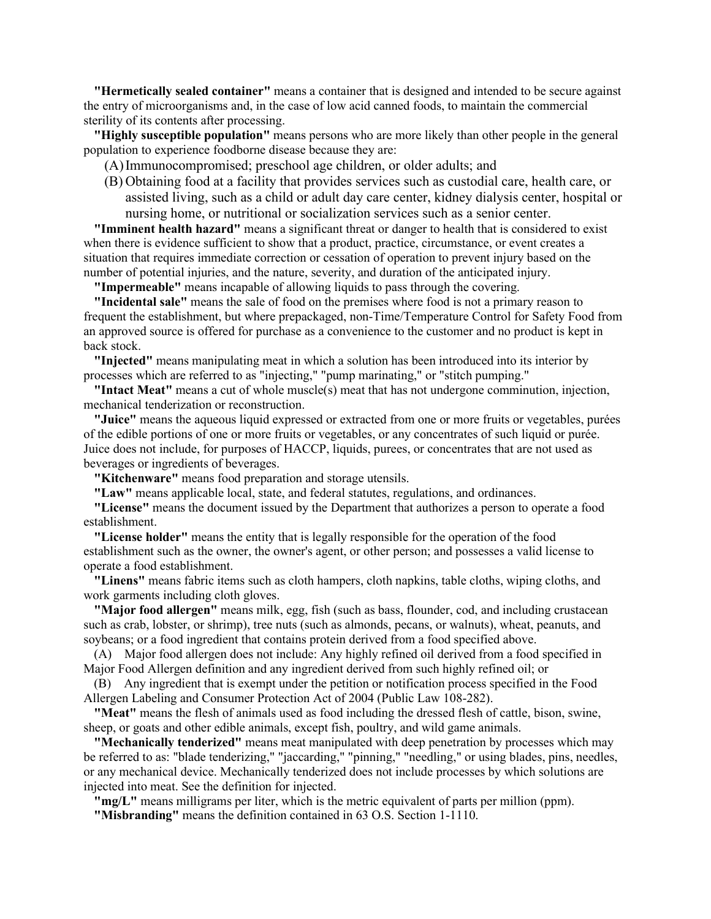**"Hermetically sealed container"** means a container that is designed and intended to be secure against the entry of microorganisms and, in the case of low acid canned foods, to maintain the commercial sterility of its contents after processing.

**"Highly susceptible population"** means persons who are more likely than other people in the general population to experience foodborne disease because they are:

(A) Immunocompromised; preschool age children, or older adults; and

(B) Obtaining food at a facility that provides services such as custodial care, health care, or assisted living, such as a child or adult day care center, kidney dialysis center, hospital or nursing home, or nutritional or socialization services such as a senior center.

**"Imminent health hazard"** means a significant threat or danger to health that is considered to exist when there is evidence sufficient to show that a product, practice, circumstance, or event creates a situation that requires immediate correction or cessation of operation to prevent injury based on the number of potential injuries, and the nature, severity, and duration of the anticipated injury.

**"Impermeable"** means incapable of allowing liquids to pass through the covering.

**"Incidental sale"** means the sale of food on the premises where food is not a primary reason to frequent the establishment, but where prepackaged, non-Time/Temperature Control for Safety Food from an approved source is offered for purchase as a convenience to the customer and no product is kept in back stock.

**"Injected"** means manipulating meat in which a solution has been introduced into its interior by processes which are referred to as "injecting," "pump marinating," or "stitch pumping."

**"Intact Meat"** means a cut of whole muscle(s) meat that has not undergone comminution, injection, mechanical tenderization or reconstruction.

**"Juice"** means the aqueous liquid expressed or extracted from one or more fruits or vegetables, purées of the edible portions of one or more fruits or vegetables, or any concentrates of such liquid or purée. Juice does not include, for purposes of HACCP, liquids, purees, or concentrates that are not used as beverages or ingredients of beverages.

**"Kitchenware"** means food preparation and storage utensils.

**"Law"** means applicable local, state, and federal statutes, regulations, and ordinances.

**"License"** means the document issued by the Department that authorizes a person to operate a food establishment.

**"License holder"** means the entity that is legally responsible for the operation of the food establishment such as the owner, the owner's agent, or other person; and possesses a valid license to operate a food establishment.

**"Linens"** means fabric items such as cloth hampers, cloth napkins, table cloths, wiping cloths, and work garments including cloth gloves.

**"Major food allergen"** means milk, egg, fish (such as bass, flounder, cod, and including crustacean such as crab, lobster, or shrimp), tree nuts (such as almonds, pecans, or walnuts), wheat, peanuts, and soybeans; or a food ingredient that contains protein derived from a food specified above.

(A) Major food allergen does not include: Any highly refined oil derived from a food specified in Major Food Allergen definition and any ingredient derived from such highly refined oil; or

(B) Any ingredient that is exempt under the petition or notification process specified in the Food Allergen Labeling and Consumer Protection Act of 2004 (Public Law 108-282).

**"Meat"** means the flesh of animals used as food including the dressed flesh of cattle, bison, swine, sheep, or goats and other edible animals, except fish, poultry, and wild game animals.

**"Mechanically tenderized"** means meat manipulated with deep penetration by processes which may be referred to as: "blade tenderizing," "jaccarding," "pinning," "needling," or using blades, pins, needles, or any mechanical device. Mechanically tenderized does not include processes by which solutions are injected into meat. See the definition for injected.

**"mg/L"** means milligrams per liter, which is the metric equivalent of parts per million (ppm).

**"Misbranding"** means the definition contained in 63 O.S. Section 1-1110.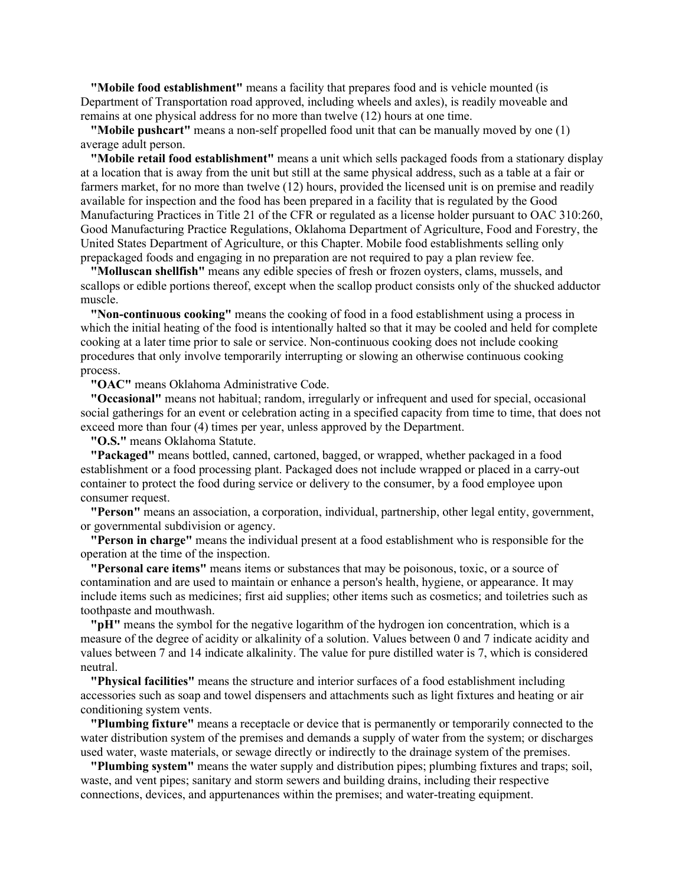**"Mobile food establishment"** means a facility that prepares food and is vehicle mounted (is Department of Transportation road approved, including wheels and axles), is readily moveable and remains at one physical address for no more than twelve (12) hours at one time.

**"Mobile pushcart"** means a non-self propelled food unit that can be manually moved by one (1) average adult person.

**"Mobile retail food establishment"** means a unit which sells packaged foods from a stationary display at a location that is away from the unit but still at the same physical address, such as a table at a fair or farmers market, for no more than twelve (12) hours, provided the licensed unit is on premise and readily available for inspection and the food has been prepared in a facility that is regulated by the Good Manufacturing Practices in Title 21 of the CFR or regulated as a license holder pursuant to OAC 310:260, Good Manufacturing Practice Regulations, Oklahoma Department of Agriculture, Food and Forestry, the United States Department of Agriculture, or this Chapter. Mobile food establishments selling only prepackaged foods and engaging in no preparation are not required to pay a plan review fee.

**"Molluscan shellfish"** means any edible species of fresh or frozen oysters, clams, mussels, and scallops or edible portions thereof, except when the scallop product consists only of the shucked adductor muscle.

**"Non-continuous cooking"** means the cooking of food in a food establishment using a process in which the initial heating of the food is intentionally halted so that it may be cooled and held for complete cooking at a later time prior to sale or service. Non-continuous cooking does not include cooking procedures that only involve temporarily interrupting or slowing an otherwise continuous cooking process.

**"OAC"** means Oklahoma Administrative Code.

**"Occasional"** means not habitual; random, irregularly or infrequent and used for special, occasional social gatherings for an event or celebration acting in a specified capacity from time to time, that does not exceed more than four (4) times per year, unless approved by the Department.

**"O.S."** means Oklahoma Statute.

**"Packaged"** means bottled, canned, cartoned, bagged, or wrapped, whether packaged in a food establishment or a food processing plant. Packaged does not include wrapped or placed in a carry-out container to protect the food during service or delivery to the consumer, by a food employee upon consumer request.

**"Person"** means an association, a corporation, individual, partnership, other legal entity, government, or governmental subdivision or agency.

**"Person in charge"** means the individual present at a food establishment who is responsible for the operation at the time of the inspection.

**"Personal care items"** means items or substances that may be poisonous, toxic, or a source of contamination and are used to maintain or enhance a person's health, hygiene, or appearance. It may include items such as medicines; first aid supplies; other items such as cosmetics; and toiletries such as toothpaste and mouthwash.

**"pH"** means the symbol for the negative logarithm of the hydrogen ion concentration, which is a measure of the degree of acidity or alkalinity of a solution. Values between 0 and 7 indicate acidity and values between 7 and 14 indicate alkalinity. The value for pure distilled water is 7, which is considered neutral.

**"Physical facilities"** means the structure and interior surfaces of a food establishment including accessories such as soap and towel dispensers and attachments such as light fixtures and heating or air conditioning system vents.

**"Plumbing fixture"** means a receptacle or device that is permanently or temporarily connected to the water distribution system of the premises and demands a supply of water from the system; or discharges used water, waste materials, or sewage directly or indirectly to the drainage system of the premises.

**"Plumbing system"** means the water supply and distribution pipes; plumbing fixtures and traps; soil, waste, and vent pipes; sanitary and storm sewers and building drains, including their respective connections, devices, and appurtenances within the premises; and water-treating equipment.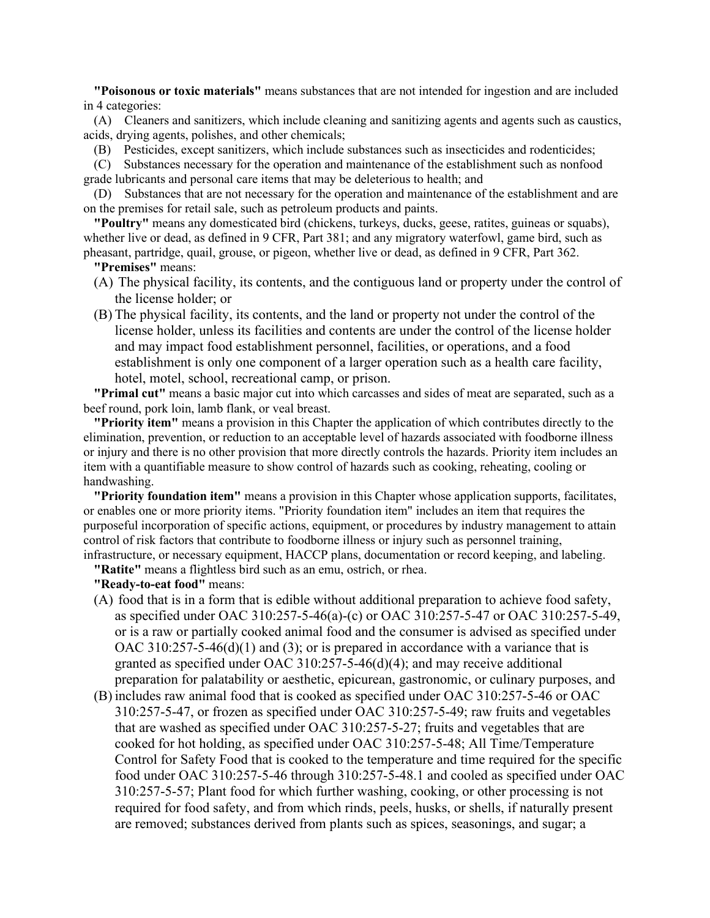**"Poisonous or toxic materials"** means substances that are not intended for ingestion and are included in 4 categories:

(A) Cleaners and sanitizers, which include cleaning and sanitizing agents and agents such as caustics, acids, drying agents, polishes, and other chemicals;

(B) Pesticides, except sanitizers, which include substances such as insecticides and rodenticides;

(C) Substances necessary for the operation and maintenance of the establishment such as nonfood grade lubricants and personal care items that may be deleterious to health; and

(D) Substances that are not necessary for the operation and maintenance of the establishment and are on the premises for retail sale, such as petroleum products and paints.

**"Poultry"** means any domesticated bird (chickens, turkeys, ducks, geese, ratites, guineas or squabs), whether live or dead, as defined in 9 CFR, Part 381; and any migratory waterfowl, game bird, such as pheasant, partridge, quail, grouse, or pigeon, whether live or dead, as defined in 9 CFR, Part 362.

**"Premises"** means:

(A) The physical facility, its contents, and the contiguous land or property under the control of the license holder; or

(B) The physical facility, its contents, and the land or property not under the control of the license holder, unless its facilities and contents are under the control of the license holder and may impact food establishment personnel, facilities, or operations, and a food establishment is only one component of a larger operation such as a health care facility, hotel, motel, school, recreational camp, or prison.

**"Primal cut"** means a basic major cut into which carcasses and sides of meat are separated, such as a beef round, pork loin, lamb flank, or veal breast.

**"Priority item"** means a provision in this Chapter the application of which contributes directly to the elimination, prevention, or reduction to an acceptable level of hazards associated with foodborne illness or injury and there is no other provision that more directly controls the hazards. Priority item includes an item with a quantifiable measure to show control of hazards such as cooking, reheating, cooling or handwashing.

**"Priority foundation item"** means a provision in this Chapter whose application supports, facilitates, or enables one or more priority items. "Priority foundation item" includes an item that requires the purposeful incorporation of specific actions, equipment, or procedures by industry management to attain control of risk factors that contribute to foodborne illness or injury such as personnel training, infrastructure, or necessary equipment, HACCP plans, documentation or record keeping, and labeling.

**"Ratite"** means a flightless bird such as an emu, ostrich, or rhea.

**"Ready-to-eat food"** means:

(A) food that is in a form that is edible without additional preparation to achieve food safety, as specified under OAC 310:257-5-46(a)-(c) or OAC 310:257-5-47 or OAC 310:257-5-49, or is a raw or partially cooked animal food and the consumer is advised as specified under OAC 310:257-5-46(d)(1) and (3); or is prepared in accordance with a variance that is granted as specified under OAC 310:257-5-46(d)(4); and may receive additional preparation for palatability or aesthetic, epicurean, gastronomic, or culinary purposes, and

(B) includes raw animal food that is cooked as specified under OAC 310:257-5-46 or OAC 310:257-5-47, or frozen as specified under OAC 310:257-5-49; raw fruits and vegetables that are washed as specified under OAC 310:257-5-27; fruits and vegetables that are cooked for hot holding, as specified under OAC 310:257-5-48; All Time/Temperature Control for Safety Food that is cooked to the temperature and time required for the specific food under OAC 310:257-5-46 through 310:257-5-48.1 and cooled as specified under OAC 310:257-5-57; Plant food for which further washing, cooking, or other processing is not required for food safety, and from which rinds, peels, husks, or shells, if naturally present are removed; substances derived from plants such as spices, seasonings, and sugar; a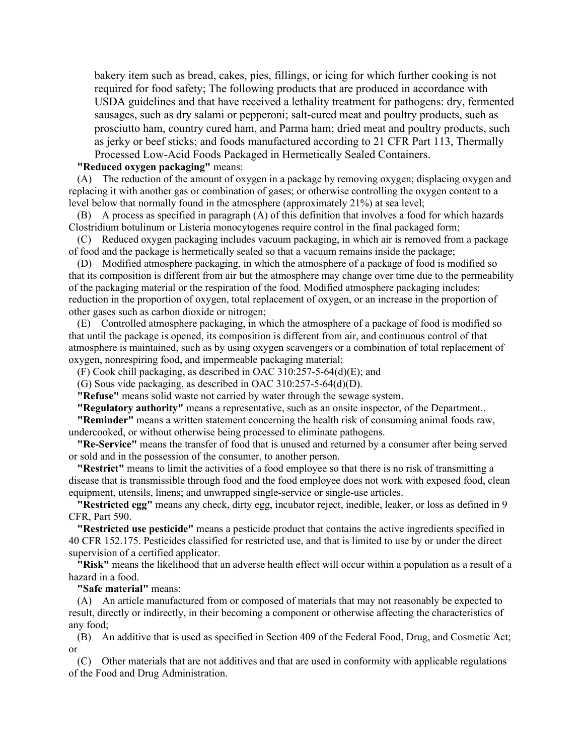bakery item such as bread, cakes, pies, fillings, or icing for which further cooking is not required for food safety; The following products that are produced in accordance with USDA guidelines and that have received a lethality treatment for pathogens: dry, fermented sausages, such as dry salami or pepperoni; salt-cured meat and poultry products, such as prosciutto ham, country cured ham, and Parma ham; dried meat and poultry products, such as jerky or beef sticks; and foods manufactured according to 21 CFR Part 113, Thermally Processed Low-Acid Foods Packaged in Hermetically Sealed Containers.

**"Reduced oxygen packaging"** means:

(A) The reduction of the amount of oxygen in a package by removing oxygen; displacing oxygen and replacing it with another gas or combination of gases; or otherwise controlling the oxygen content to a level below that normally found in the atmosphere (approximately 21%) at sea level;

(B) A process as specified in paragraph (A) of this definition that involves a food for which hazards Clostridium botulinum or Listeria monocytogenes require control in the final packaged form;

(C) Reduced oxygen packaging includes vacuum packaging, in which air is removed from a package of food and the package is hermetically sealed so that a vacuum remains inside the package;

(D) Modified atmosphere packaging, in which the atmosphere of a package of food is modified so that its composition is different from air but the atmosphere may change over time due to the permeability of the packaging material or the respiration of the food. Modified atmosphere packaging includes: reduction in the proportion of oxygen, total replacement of oxygen, or an increase in the proportion of other gases such as carbon dioxide or nitrogen;

(E) Controlled atmosphere packaging, in which the atmosphere of a package of food is modified so that until the package is opened, its composition is different from air, and continuous control of that atmosphere is maintained, such as by using oxygen scavengers or a combination of total replacement of oxygen, nonrespiring food, and impermeable packaging material;

(F) Cook chill packaging, as described in OAC 310:257-5-64(d)(E); and

(G) Sous vide packaging, as described in OAC 310:257-5-64(d)(D).

**"Refuse"** means solid waste not carried by water through the sewage system.

**"Regulatory authority"** means a representative, such as an onsite inspector, of the Department..

**"Reminder"** means a written statement concerning the health risk of consuming animal foods raw, undercooked, or without otherwise being processed to eliminate pathogens.

**"Re-Service"** means the transfer of food that is unused and returned by a consumer after being served or sold and in the possession of the consumer, to another person.

**"Restrict"** means to limit the activities of a food employee so that there is no risk of transmitting a disease that is transmissible through food and the food employee does not work with exposed food, clean equipment, utensils, linens; and unwrapped single-service or single-use articles.

**"Restricted egg"** means any check, dirty egg, incubator reject, inedible, leaker, or loss as defined in 9 CFR, Part 590.

**"Restricted use pesticide"** means a pesticide product that contains the active ingredients specified in 40 CFR 152.175. Pesticides classified for restricted use, and that is limited to use by or under the direct supervision of a certified applicator.

**"Risk"** means the likelihood that an adverse health effect will occur within a population as a result of a hazard in a food.

**"Safe material"** means:

(A) An article manufactured from or composed of materials that may not reasonably be expected to result, directly or indirectly, in their becoming a component or otherwise affecting the characteristics of any food;

(B) An additive that is used as specified in Section 409 of the Federal Food, Drug, and Cosmetic Act; or

(C) Other materials that are not additives and that are used in conformity with applicable regulations of the Food and Drug Administration.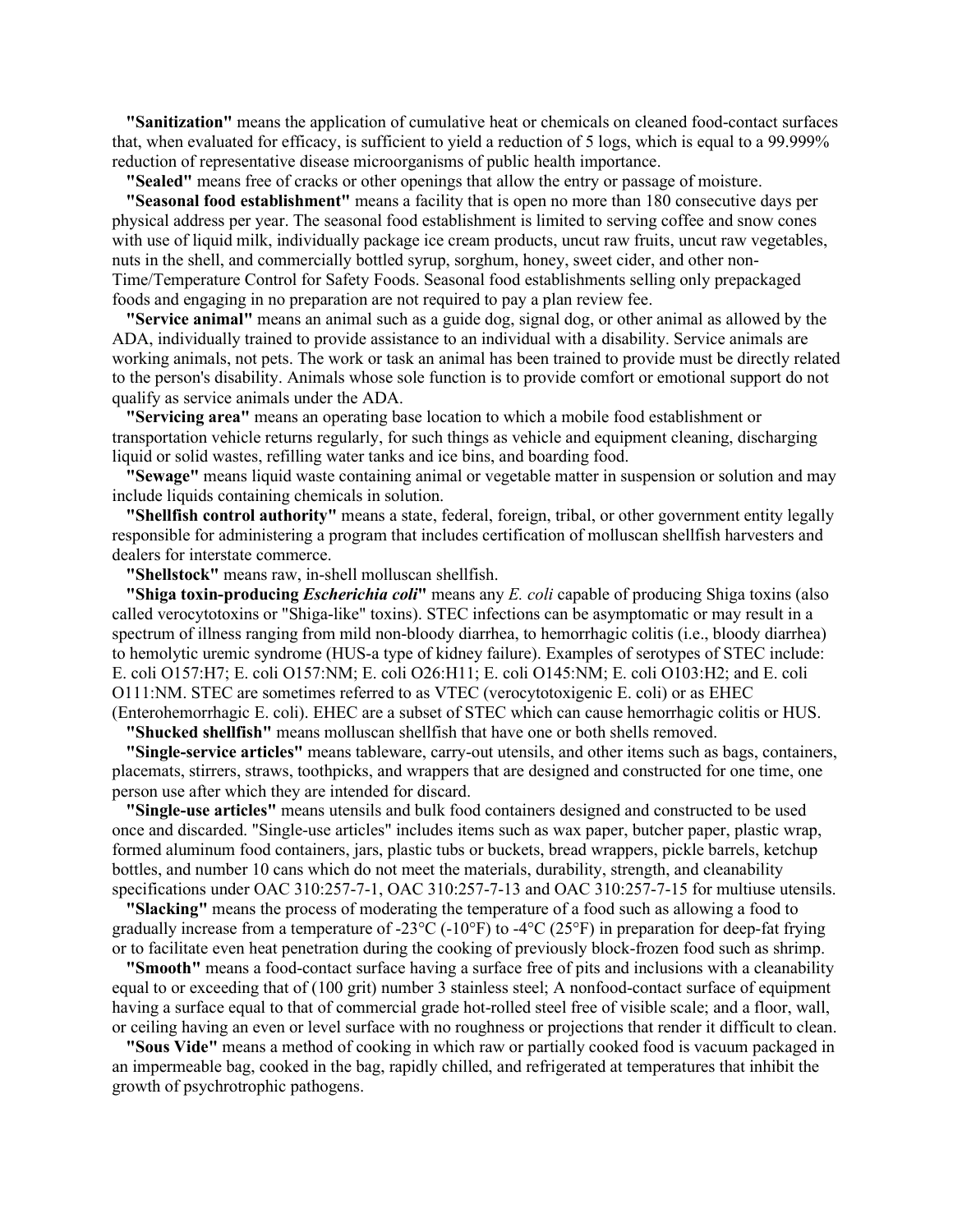**"Sanitization"** means the application of cumulative heat or chemicals on cleaned food-contact surfaces that, when evaluated for efficacy, is sufficient to yield a reduction of 5 logs, which is equal to a 99.999% reduction of representative disease microorganisms of public health importance.

**"Sealed"** means free of cracks or other openings that allow the entry or passage of moisture.

**"Seasonal food establishment"** means a facility that is open no more than 180 consecutive days per physical address per year. The seasonal food establishment is limited to serving coffee and snow cones with use of liquid milk, individually package ice cream products, uncut raw fruits, uncut raw vegetables, nuts in the shell, and commercially bottled syrup, sorghum, honey, sweet cider, and other non-Time/Temperature Control for Safety Foods. Seasonal food establishments selling only prepackaged foods and engaging in no preparation are not required to pay a plan review fee.

**"Service animal"** means an animal such as a guide dog, signal dog, or other animal as allowed by the ADA, individually trained to provide assistance to an individual with a disability. Service animals are working animals, not pets. The work or task an animal has been trained to provide must be directly related to the person's disability. Animals whose sole function is to provide comfort or emotional support do not qualify as service animals under the ADA.

**"Servicing area"** means an operating base location to which a mobile food establishment or transportation vehicle returns regularly, for such things as vehicle and equipment cleaning, discharging liquid or solid wastes, refilling water tanks and ice bins, and boarding food.

**"Sewage"** means liquid waste containing animal or vegetable matter in suspension or solution and may include liquids containing chemicals in solution.

**"Shellfish control authority"** means a state, federal, foreign, tribal, or other government entity legally responsible for administering a program that includes certification of molluscan shellfish harvesters and dealers for interstate commerce.

**"Shellstock"** means raw, in-shell molluscan shellfish.

**"Shiga toxin-producing *Escherichia coli*"** means any *E. coli* capable of producing Shiga toxins (also called verocytotoxins or "Shiga-like" toxins). STEC infections can be asymptomatic or may result in a spectrum of illness ranging from mild non-bloody diarrhea, to hemorrhagic colitis (i.e., bloody diarrhea) to hemolytic uremic syndrome (HUS-a type of kidney failure). Examples of serotypes of STEC include: E. coli O157:H7; E. coli O157:NM; E. coli O26:H11; E. coli O145:NM; E. coli O103:H2; and E. coli O111:NM. STEC are sometimes referred to as VTEC (verocytotoxigenic E. coli) or as EHEC (Enterohemorrhagic E. coli). EHEC are a subset of STEC which can cause hemorrhagic colitis or HUS.

**"Shucked shellfish"** means molluscan shellfish that have one or both shells removed.

**"Single-service articles"** means tableware, carry-out utensils, and other items such as bags, containers, placemats, stirrers, straws, toothpicks, and wrappers that are designed and constructed for one time, one person use after which they are intended for discard.

**"Single-use articles"** means utensils and bulk food containers designed and constructed to be used once and discarded. "Single-use articles" includes items such as wax paper, butcher paper, plastic wrap, formed aluminum food containers, jars, plastic tubs or buckets, bread wrappers, pickle barrels, ketchup bottles, and number 10 cans which do not meet the materials, durability, strength, and cleanability specifications under OAC 310:257-7-1, OAC 310:257-7-13 and OAC 310:257-7-15 for multiuse utensils.

**"Slacking"** means the process of moderating the temperature of a food such as allowing a food to gradually increase from a temperature of -23°C (-10°F) to -4°C (25°F) in preparation for deep-fat frying or to facilitate even heat penetration during the cooking of previously block-frozen food such as shrimp.

**"Smooth"** means a food-contact surface having a surface free of pits and inclusions with a cleanability equal to or exceeding that of (100 grit) number 3 stainless steel; A nonfood-contact surface of equipment having a surface equal to that of commercial grade hot-rolled steel free of visible scale; and a floor, wall, or ceiling having an even or level surface with no roughness or projections that render it difficult to clean.

**"Sous Vide"** means a method of cooking in which raw or partially cooked food is vacuum packaged in an impermeable bag, cooked in the bag, rapidly chilled, and refrigerated at temperatures that inhibit the growth of psychrotrophic pathogens.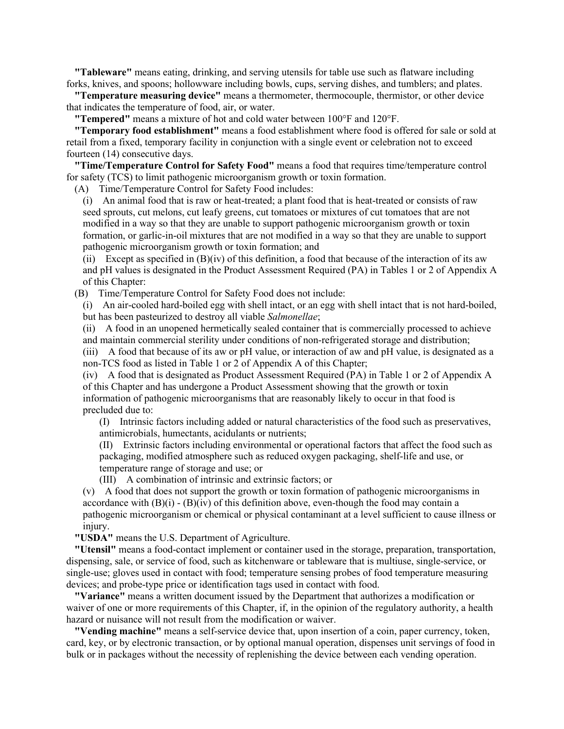**"Tableware"** means eating, drinking, and serving utensils for table use such as flatware including forks, knives, and spoons; hollowware including bowls, cups, serving dishes, and tumblers; and plates.

**"Temperature measuring device"** means a thermometer, thermocouple, thermistor, or other device that indicates the temperature of food, air, or water.

**"Tempered"** means a mixture of hot and cold water between 100°F and 120°F.

**"Temporary food establishment"** means a food establishment where food is offered for sale or sold at retail from a fixed, temporary facility in conjunction with a single event or celebration not to exceed fourteen (14) consecutive days.

**"Time/Temperature Control for Safety Food"** means a food that requires time/temperature control for safety (TCS) to limit pathogenic microorganism growth or toxin formation.

(A) Time/Temperature Control for Safety Food includes:

(i) An animal food that is raw or heat-treated; a plant food that is heat-treated or consists of raw seed sprouts, cut melons, cut leafy greens, cut tomatoes or mixtures of cut tomatoes that are not modified in a way so that they are unable to support pathogenic microorganism growth or toxin formation, or garlic-in-oil mixtures that are not modified in a way so that they are unable to support pathogenic microorganism growth or toxin formation; and

(ii) Except as specified in (B)(iv) of this definition, a food that because of the interaction of its aw and pH values is designated in the Product Assessment Required (PA) in Tables 1 or 2 of Appendix A of this Chapter:

(B) Time/Temperature Control for Safety Food does not include:

(i) An air-cooled hard-boiled egg with shell intact, or an egg with shell intact that is not hard-boiled, but has been pasteurized to destroy all viable *Salmonellae*;

(ii) A food in an unopened hermetically sealed container that is commercially processed to achieve and maintain commercial sterility under conditions of non-refrigerated storage and distribution;

(iii) A food that because of its aw or pH value, or interaction of aw and pH value, is designated as a non-TCS food as listed in Table 1 or 2 of Appendix A of this Chapter;

(iv) A food that is designated as Product Assessment Required (PA) in Table 1 or 2 of Appendix A of this Chapter and has undergone a Product Assessment showing that the growth or toxin information of pathogenic microorganisms that are reasonably likely to occur in that food is precluded due to:

(I) Intrinsic factors including added or natural characteristics of the food such as preservatives, antimicrobials, humectants, acidulants or nutrients;

(II) Extrinsic factors including environmental or operational factors that affect the food such as packaging, modified atmosphere such as reduced oxygen packaging, shelf-life and use, or temperature range of storage and use; or

(III) A combination of intrinsic and extrinsic factors; or

(v) A food that does not support the growth or toxin formation of pathogenic microorganisms in accordance with (B)(i) - (B)(iv) of this definition above, even-though the food may contain a pathogenic microorganism or chemical or physical contaminant at a level sufficient to cause illness or injury.

**"USDA"** means the U.S. Department of Agriculture.

**"Utensil"** means a food-contact implement or container used in the storage, preparation, transportation, dispensing, sale, or service of food, such as kitchenware or tableware that is multiuse, single-service, or single-use; gloves used in contact with food; temperature sensing probes of food temperature measuring devices; and probe-type price or identification tags used in contact with food.

**"Variance"** means a written document issued by the Department that authorizes a modification or waiver of one or more requirements of this Chapter, if, in the opinion of the regulatory authority, a health hazard or nuisance will not result from the modification or waiver.

**"Vending machine"** means a self-service device that, upon insertion of a coin, paper currency, token, card, key, or by electronic transaction, or by optional manual operation, dispenses unit servings of food in bulk or in packages without the necessity of replenishing the device between each vending operation.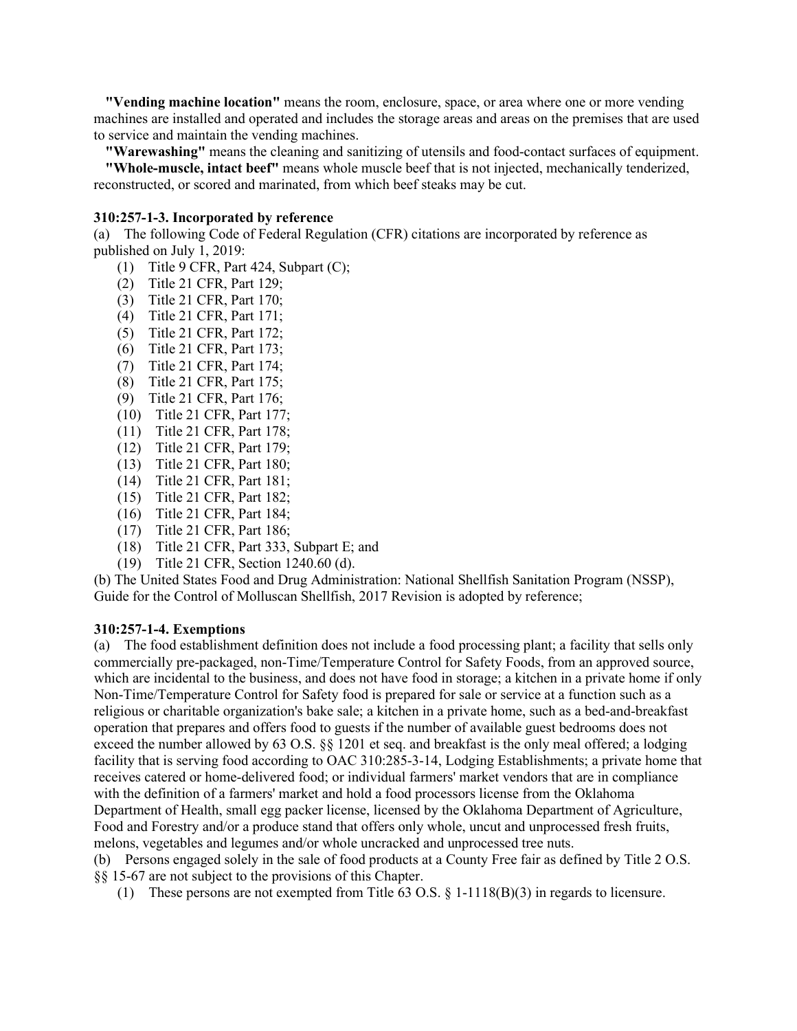**"Vending machine location"** means the room, enclosure, space, or area where one or more vending machines are installed and operated and includes the storage areas and areas on the premises that are used to service and maintain the vending machines.

**"Warewashing"** means the cleaning and sanitizing of utensils and food-contact surfaces of equipment.

**"Whole-muscle, intact beef"** means whole muscle beef that is not injected, mechanically tenderized, reconstructed, or scored and marinated, from which beef steaks may be cut.

**310:257-1-3. Incorporated by reference**

(a) The following Code of Federal Regulation (CFR) citations are incorporated by reference as published on July 1, 2019:

(1) Title 9 CFR, Part 424, Subpart (C);
(2) Title 21 CFR, Part 129;
(3) Title 21 CFR, Part 170;
(4) Title 21 CFR, Part 171;
(5) Title 21 CFR, Part 172;
(6) Title 21 CFR, Part 173;
(7) Title 21 CFR, Part 174;
(8) Title 21 CFR, Part 175;
(9) Title 21 CFR, Part 176;
(10) Title 21 CFR, Part 177;
(11) Title 21 CFR, Part 178;
(12) Title 21 CFR, Part 179;
(13) Title 21 CFR, Part 180;
(14) Title 21 CFR, Part 181;
(15) Title 21 CFR, Part 182;
(16) Title 21 CFR, Part 184;
(17) Title 21 CFR, Part 186;
(18) Title 21 CFR, Part 333, Subpart E; and
(19) Title 21 CFR, Section 1240.60 (d).

(b) The United States Food and Drug Administration: National Shellfish Sanitation Program (NSSP), Guide for the Control of Molluscan Shellfish, 2017 Revision is adopted by reference;

**310:257-1-4. Exemptions**

(a) The food establishment definition does not include a food processing plant; a facility that sells only commercially pre-packaged, non-Time/Temperature Control for Safety Foods, from an approved source, which are incidental to the business, and does not have food in storage; a kitchen in a private home if only Non-Time/Temperature Control for Safety food is prepared for sale or service at a function such as a religious or charitable organization's bake sale; a kitchen in a private home, such as a bed-and-breakfast operation that prepares and offers food to guests if the number of available guest bedrooms does not exceed the number allowed by 63 O.S. §§ 1201 et seq. and breakfast is the only meal offered; a lodging facility that is serving food according to OAC 310:285-3-14, Lodging Establishments; a private home that receives catered or home-delivered food; or individual farmers' market vendors that are in compliance with the definition of a farmers' market and hold a food processors license from the Oklahoma Department of Health, small egg packer license, licensed by the Oklahoma Department of Agriculture, Food and Forestry and/or a produce stand that offers only whole, uncut and unprocessed fresh fruits, melons, vegetables and legumes and/or whole uncracked and unprocessed tree nuts.

(b) Persons engaged solely in the sale of food products at a County Free fair as defined by Title 2 O.S. §§ 15-67 are not subject to the provisions of this Chapter.

(1) These persons are not exempted from Title 63 O.S. § 1-1118(B)(3) in regards to licensure.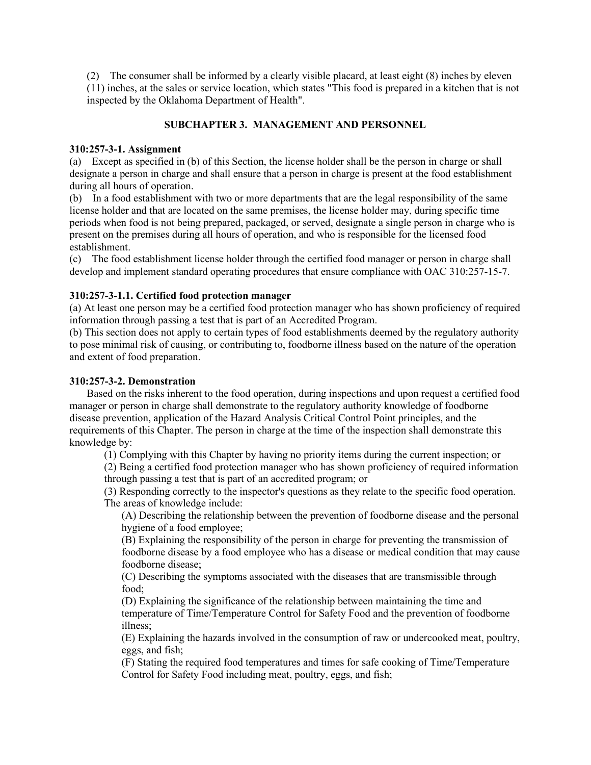(2) The consumer shall be informed by a clearly visible placard, at least eight (8) inches by eleven (11) inches, at the sales or service location, which states "This food is prepared in a kitchen that is not inspected by the Oklahoma Department of Health".

## SUBCHAPTER 3. MANAGEMENT AND PERSONNEL

**310:257-3-1. Assignment**

(a) Except as specified in (b) of this Section, the license holder shall be the person in charge or shall designate a person in charge and shall ensure that a person in charge is present at the food establishment during all hours of operation.

(b) In a food establishment with two or more departments that are the legal responsibility of the same license holder and that are located on the same premises, the license holder may, during specific time periods when food is not being prepared, packaged, or served, designate a single person in charge who is present on the premises during all hours of operation, and who is responsible for the licensed food establishment.

(c) The food establishment license holder through the certified food manager or person in charge shall develop and implement standard operating procedures that ensure compliance with OAC 310:257-15-7.

**310:257-3-1.1. Certified food protection manager**

(a) At least one person may be a certified food protection manager who has shown proficiency of required information through passing a test that is part of an Accredited Program.

(b) This section does not apply to certain types of food establishments deemed by the regulatory authority to pose minimal risk of causing, or contributing to, foodborne illness based on the nature of the operation and extent of food preparation.

**310:257-3-2. Demonstration**

Based on the risks inherent to the food operation, during inspections and upon request a certified food manager or person in charge shall demonstrate to the regulatory authority knowledge of foodborne disease prevention, application of the Hazard Analysis Critical Control Point principles, and the requirements of this Chapter. The person in charge at the time of the inspection shall demonstrate this knowledge by:

(1) Complying with this Chapter by having no priority items during the current inspection; or

(2) Being a certified food protection manager who has shown proficiency of required information through passing a test that is part of an accredited program; or

(3) Responding correctly to the inspector's questions as they relate to the specific food operation. The areas of knowledge include:

(A) Describing the relationship between the prevention of foodborne disease and the personal hygiene of a food employee;

(B) Explaining the responsibility of the person in charge for preventing the transmission of foodborne disease by a food employee who has a disease or medical condition that may cause foodborne disease;

(C) Describing the symptoms associated with the diseases that are transmissible through food;

(D) Explaining the significance of the relationship between maintaining the time and temperature of Time/Temperature Control for Safety Food and the prevention of foodborne illness;

(E) Explaining the hazards involved in the consumption of raw or undercooked meat, poultry, eggs, and fish;

(F) Stating the required food temperatures and times for safe cooking of Time/Temperature Control for Safety Food including meat, poultry, eggs, and fish;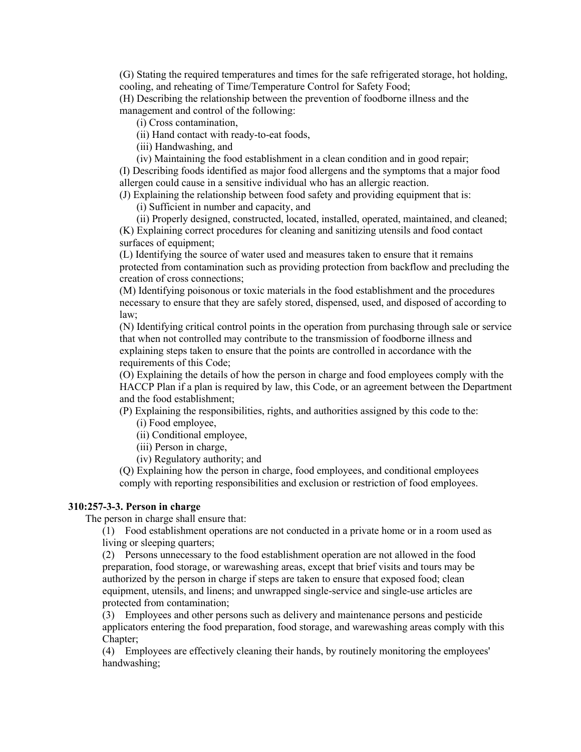(G) Stating the required temperatures and times for the safe refrigerated storage, hot holding, cooling, and reheating of Time/Temperature Control for Safety Food;

(H) Describing the relationship between the prevention of foodborne illness and the management and control of the following:

(i) Cross contamination,

(ii) Hand contact with ready-to-eat foods,

(iii) Handwashing, and

(iv) Maintaining the food establishment in a clean condition and in good repair;

(I) Describing foods identified as major food allergens and the symptoms that a major food allergen could cause in a sensitive individual who has an allergic reaction.

(J) Explaining the relationship between food safety and providing equipment that is:

(i) Sufficient in number and capacity, and

(ii) Properly designed, constructed, located, installed, operated, maintained, and cleaned;

(K) Explaining correct procedures for cleaning and sanitizing utensils and food contact surfaces of equipment;

(L) Identifying the source of water used and measures taken to ensure that it remains protected from contamination such as providing protection from backflow and precluding the creation of cross connections;

(M) Identifying poisonous or toxic materials in the food establishment and the procedures necessary to ensure that they are safely stored, dispensed, used, and disposed of according to law;

(N) Identifying critical control points in the operation from purchasing through sale or service that when not controlled may contribute to the transmission of foodborne illness and explaining steps taken to ensure that the points are controlled in accordance with the requirements of this Code;

(O) Explaining the details of how the person in charge and food employees comply with the HACCP Plan if a plan is required by law, this Code, or an agreement between the Department and the food establishment;

(P) Explaining the responsibilities, rights, and authorities assigned by this code to the:

(i) Food employee,

(ii) Conditional employee,

(iii) Person in charge,

(iv) Regulatory authority; and

(Q) Explaining how the person in charge, food employees, and conditional employees comply with reporting responsibilities and exclusion or restriction of food employees.

**310:257-3-3. Person in charge**

The person in charge shall ensure that:

(1) Food establishment operations are not conducted in a private home or in a room used as living or sleeping quarters;

(2) Persons unnecessary to the food establishment operation are not allowed in the food preparation, food storage, or warewashing areas, except that brief visits and tours may be authorized by the person in charge if steps are taken to ensure that exposed food; clean equipment, utensils, and linens; and unwrapped single-service and single-use articles are protected from contamination;

(3) Employees and other persons such as delivery and maintenance persons and pesticide applicators entering the food preparation, food storage, and warewashing areas comply with this Chapter;

(4) Employees are effectively cleaning their hands, by routinely monitoring the employees' handwashing;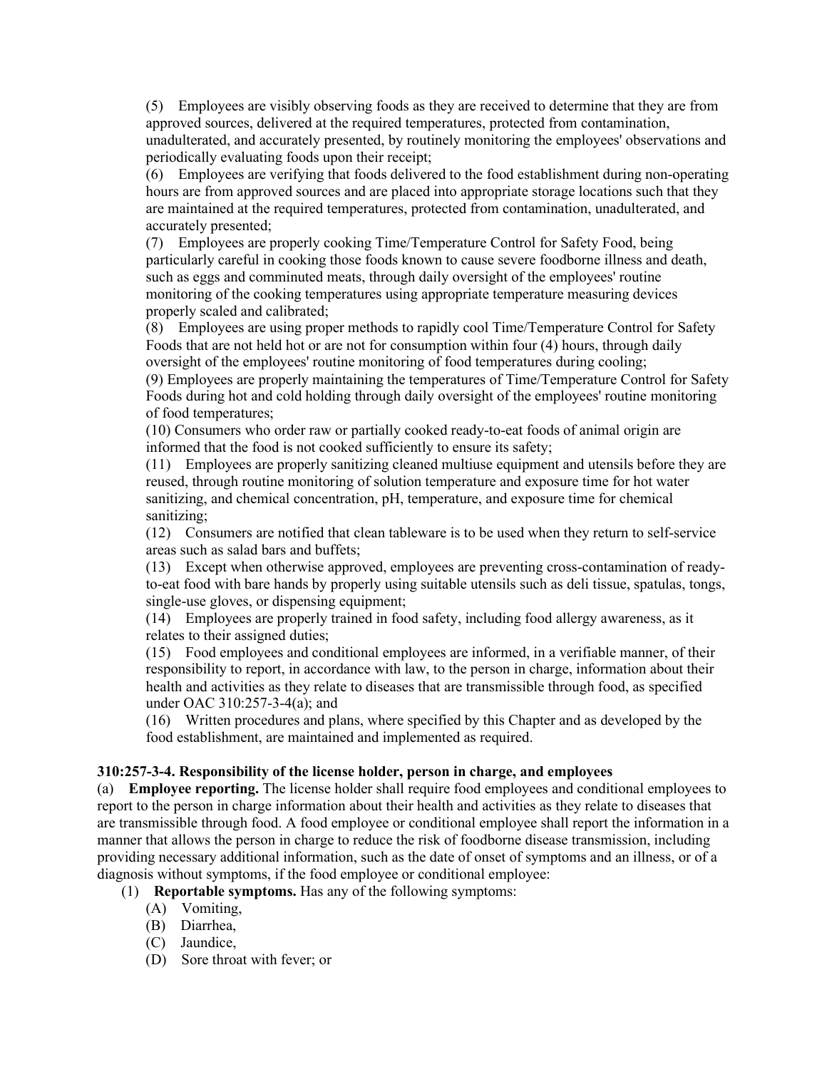(5) Employees are visibly observing foods as they are received to determine that they are from approved sources, delivered at the required temperatures, protected from contamination, unadulterated, and accurately presented, by routinely monitoring the employees' observations and periodically evaluating foods upon their receipt;

(6) Employees are verifying that foods delivered to the food establishment during non-operating hours are from approved sources and are placed into appropriate storage locations such that they are maintained at the required temperatures, protected from contamination, unadulterated, and accurately presented;

(7) Employees are properly cooking Time/Temperature Control for Safety Food, being particularly careful in cooking those foods known to cause severe foodborne illness and death, such as eggs and comminuted meats, through daily oversight of the employees' routine monitoring of the cooking temperatures using appropriate temperature measuring devices properly scaled and calibrated;

(8) Employees are using proper methods to rapidly cool Time/Temperature Control for Safety Foods that are not held hot or are not for consumption within four (4) hours, through daily oversight of the employees' routine monitoring of food temperatures during cooling;

(9) Employees are properly maintaining the temperatures of Time/Temperature Control for Safety Foods during hot and cold holding through daily oversight of the employees' routine monitoring of food temperatures;

(10) Consumers who order raw or partially cooked ready-to-eat foods of animal origin are informed that the food is not cooked sufficiently to ensure its safety;

(11) Employees are properly sanitizing cleaned multiuse equipment and utensils before they are reused, through routine monitoring of solution temperature and exposure time for hot water sanitizing, and chemical concentration, pH, temperature, and exposure time for chemical sanitizing;

(12) Consumers are notified that clean tableware is to be used when they return to self-service areas such as salad bars and buffets;

(13) Except when otherwise approved, employees are preventing cross-contamination of ready-to-eat food with bare hands by properly using suitable utensils such as deli tissue, spatulas, tongs, single-use gloves, or dispensing equipment;

(14) Employees are properly trained in food safety, including food allergy awareness, as it relates to their assigned duties;

(15) Food employees and conditional employees are informed, in a verifiable manner, of their responsibility to report, in accordance with law, to the person in charge, information about their health and activities as they relate to diseases that are transmissible through food, as specified under OAC 310:257-3-4(a); and

(16) Written procedures and plans, where specified by this Chapter and as developed by the food establishment, are maintained and implemented as required.

**310:257-3-4. Responsibility of the license holder, person in charge, and employees**

(a) **Employee reporting.** The license holder shall require food employees and conditional employees to report to the person in charge information about their health and activities as they relate to diseases that are transmissible through food. A food employee or conditional employee shall report the information in a manner that allows the person in charge to reduce the risk of foodborne disease transmission, including providing necessary additional information, such as the date of onset of symptoms and an illness, or of a diagnosis without symptoms, if the food employee or conditional employee:

- (1) **Reportable symptoms.** Has any of the following symptoms:
  - (A) Vomiting,
  - (B) Diarrhea,
  - (C) Jaundice,
  - (D) Sore throat with fever; or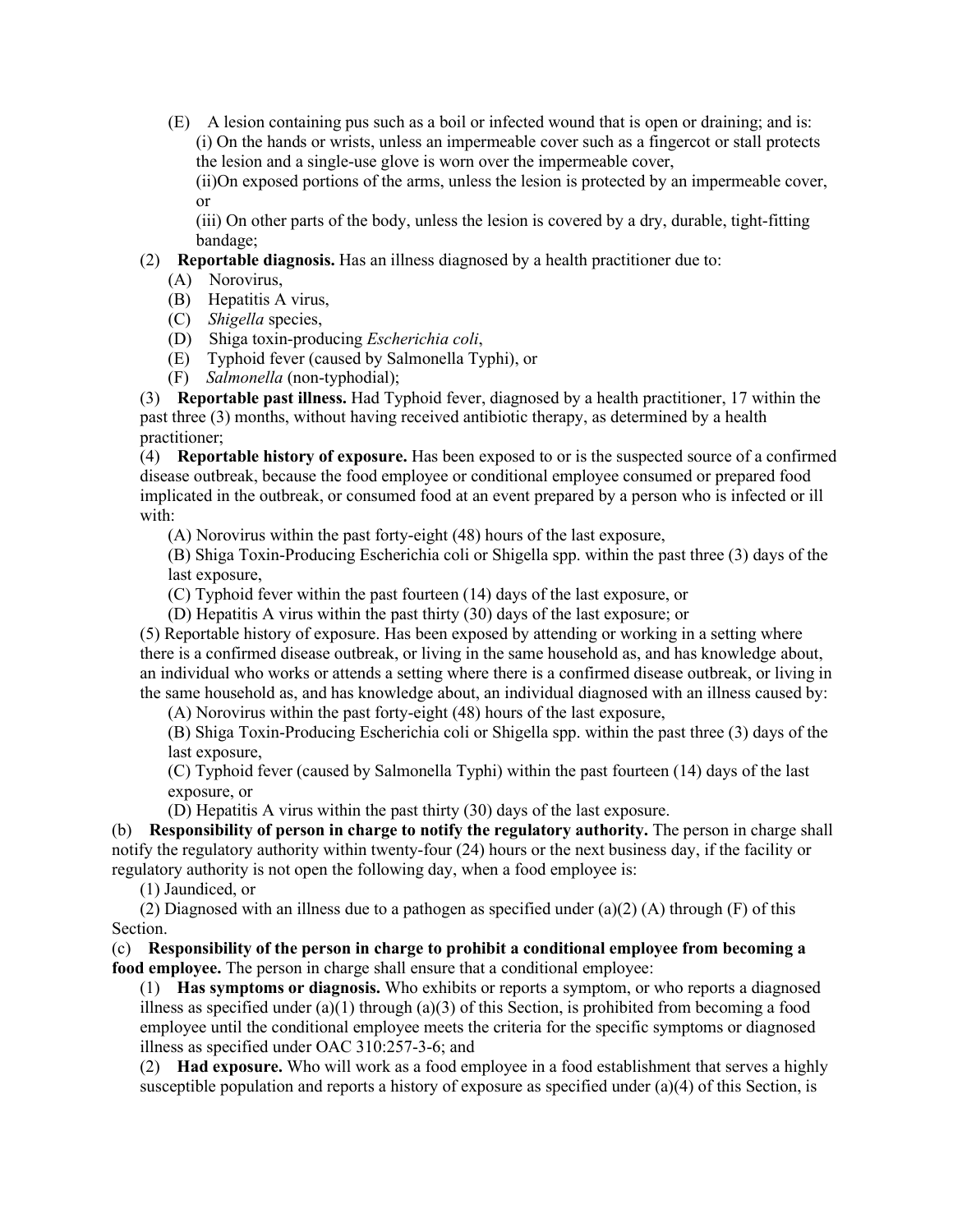(E) A lesion containing pus such as a boil or infected wound that is open or draining; and is:
   (i) On the hands or wrists, unless an impermeable cover such as a fingercot or stall protects the lesion and a single-use glove is worn over the impermeable cover,
   (ii)On exposed portions of the arms, unless the lesion is protected by an impermeable cover, or
   (iii) On other parts of the body, unless the lesion is covered by a dry, durable, tight-fitting bandage;

(2) **Reportable diagnosis.** Has an illness diagnosed by a health practitioner due to:
   (A) Norovirus,
   (B) Hepatitis A virus,
   (C) *Shigella* species,
   (D) Shiga toxin-producing *Escherichia coli*,
   (E) Typhoid fever (caused by Salmonella Typhi), or
   (F) *Salmonella* (non-typhodial);

(3) **Reportable past illness.** Had Typhoid fever, diagnosed by a health practitioner, 17 within the past three (3) months, without having received antibiotic therapy, as determined by a health practitioner;

(4) **Reportable history of exposure.** Has been exposed to or is the suspected source of a confirmed disease outbreak, because the food employee or conditional employee consumed or prepared food implicated in the outbreak, or consumed food at an event prepared by a person who is infected or ill with:
   (A) Norovirus within the past forty-eight (48) hours of the last exposure,
   (B) Shiga Toxin-Producing Escherichia coli or Shigella spp. within the past three (3) days of the last exposure,
   (C) Typhoid fever within the past fourteen (14) days of the last exposure, or
   (D) Hepatitis A virus within the past thirty (30) days of the last exposure; or

(5) Reportable history of exposure. Has been exposed by attending or working in a setting where there is a confirmed disease outbreak, or living in the same household as, and has knowledge about, an individual who works or attends a setting where there is a confirmed disease outbreak, or living in the same household as, and has knowledge about, an individual diagnosed with an illness caused by:
   (A) Norovirus within the past forty-eight (48) hours of the last exposure,
   (B) Shiga Toxin-Producing Escherichia coli or Shigella spp. within the past three (3) days of the last exposure,
   (C) Typhoid fever (caused by Salmonella Typhi) within the past fourteen (14) days of the last exposure, or
   (D) Hepatitis A virus within the past thirty (30) days of the last exposure.

(b) **Responsibility of person in charge to notify the regulatory authority.** The person in charge shall notify the regulatory authority within twenty-four (24) hours or the next business day, if the facility or regulatory authority is not open the following day, when a food employee is:
   (1) Jaundiced, or
   (2) Diagnosed with an illness due to a pathogen as specified under (a)(2) (A) through (F) of this Section.

(c) **Responsibility of the person in charge to prohibit a conditional employee from becoming a food employee.** The person in charge shall ensure that a conditional employee:
   (1) **Has symptoms or diagnosis.** Who exhibits or reports a symptom, or who reports a diagnosed illness as specified under (a)(1) through (a)(3) of this Section, is prohibited from becoming a food employee until the conditional employee meets the criteria for the specific symptoms or diagnosed illness as specified under OAC 310:257-3-6; and
   (2) **Had exposure.** Who will work as a food employee in a food establishment that serves a highly susceptible population and reports a history of exposure as specified under (a)(4) of this Section, is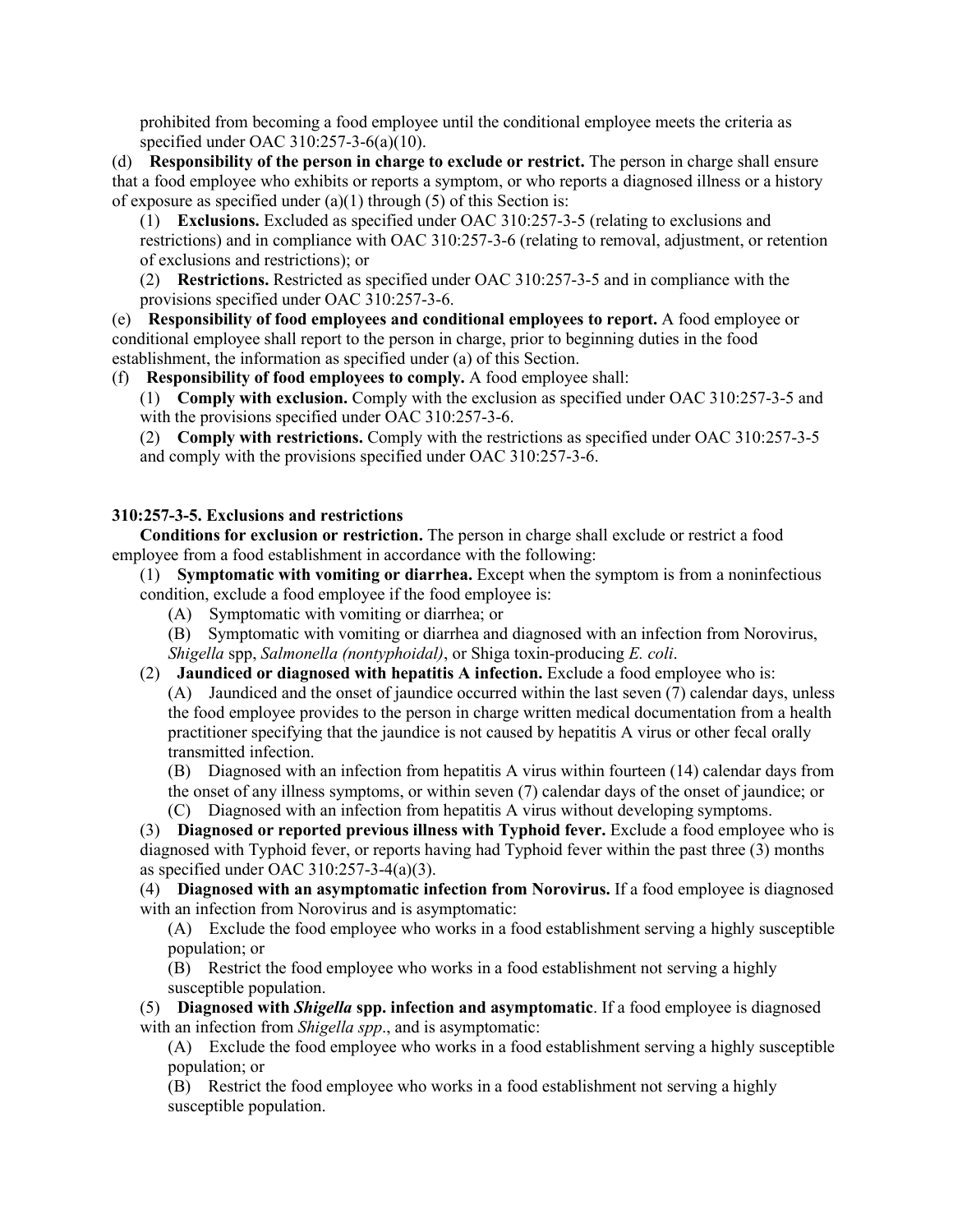prohibited from becoming a food employee until the conditional employee meets the criteria as specified under OAC 310:257-3-6(a)(10).

(d) **Responsibility of the person in charge to exclude or restrict.** The person in charge shall ensure that a food employee who exhibits or reports a symptom, or who reports a diagnosed illness or a history of exposure as specified under (a)(1) through (5) of this Section is:

(1) **Exclusions.** Excluded as specified under OAC 310:257-3-5 (relating to exclusions and restrictions) and in compliance with OAC 310:257-3-6 (relating to removal, adjustment, or retention of exclusions and restrictions); or

(2) **Restrictions.** Restricted as specified under OAC 310:257-3-5 and in compliance with the provisions specified under OAC 310:257-3-6.

(e) **Responsibility of food employees and conditional employees to report.** A food employee or conditional employee shall report to the person in charge, prior to beginning duties in the food establishment, the information as specified under (a) of this Section.

(f) **Responsibility of food employees to comply.** A food employee shall:

(1) **Comply with exclusion.** Comply with the exclusion as specified under OAC 310:257-3-5 and with the provisions specified under OAC 310:257-3-6.

(2) **Comply with restrictions.** Comply with the restrictions as specified under OAC 310:257-3-5 and comply with the provisions specified under OAC 310:257-3-6.

### 310:257-3-5. Exclusions and restrictions

**Conditions for exclusion or restriction.** The person in charge shall exclude or restrict a food employee from a food establishment in accordance with the following:

(1) **Symptomatic with vomiting or diarrhea.** Except when the symptom is from a noninfectious condition, exclude a food employee if the food employee is:

(A) Symptomatic with vomiting or diarrhea; or

(B) Symptomatic with vomiting or diarrhea and diagnosed with an infection from Norovirus, *Shigella* spp, *Salmonella (nontyphoidal)*, or Shiga toxin-producing *E. coli*.

(2) **Jaundiced or diagnosed with hepatitis A infection.** Exclude a food employee who is:

(A) Jaundiced and the onset of jaundice occurred within the last seven (7) calendar days, unless the food employee provides to the person in charge written medical documentation from a health practitioner specifying that the jaundice is not caused by hepatitis A virus or other fecal orally transmitted infection.

(B) Diagnosed with an infection from hepatitis A virus within fourteen (14) calendar days from the onset of any illness symptoms, or within seven (7) calendar days of the onset of jaundice; or

(C) Diagnosed with an infection from hepatitis A virus without developing symptoms.

(3) **Diagnosed or reported previous illness with Typhoid fever.** Exclude a food employee who is diagnosed with Typhoid fever, or reports having had Typhoid fever within the past three (3) months as specified under OAC 310:257-3-4(a)(3).

(4) **Diagnosed with an asymptomatic infection from Norovirus.** If a food employee is diagnosed with an infection from Norovirus and is asymptomatic:

(A) Exclude the food employee who works in a food establishment serving a highly susceptible population; or

(B) Restrict the food employee who works in a food establishment not serving a highly susceptible population.

(5) **Diagnosed with *Shigella* spp. infection and asymptomatic**. If a food employee is diagnosed with an infection from *Shigella spp*., and is asymptomatic:

(A) Exclude the food employee who works in a food establishment serving a highly susceptible population; or

(B) Restrict the food employee who works in a food establishment not serving a highly susceptible population.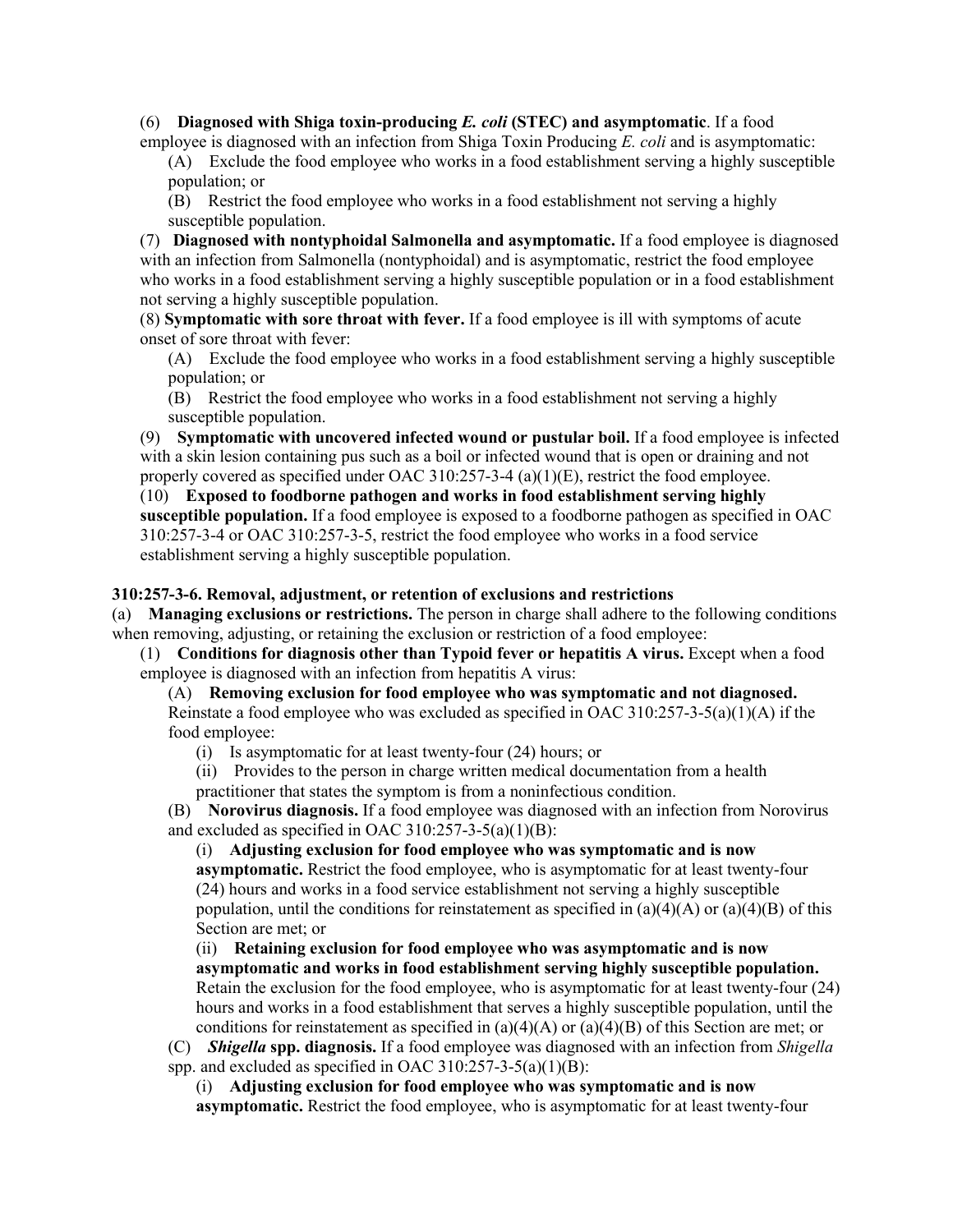(6) **Diagnosed with Shiga toxin-producing *E. coli* (STEC) and asymptomatic**. If a food employee is diagnosed with an infection from Shiga Toxin Producing *E. coli* and is asymptomatic:

(A) Exclude the food employee who works in a food establishment serving a highly susceptible population; or

(B) Restrict the food employee who works in a food establishment not serving a highly susceptible population.

(7) **Diagnosed with nontyphoidal Salmonella and asymptomatic.** If a food employee is diagnosed with an infection from Salmonella (nontyphoidal) and is asymptomatic, restrict the food employee who works in a food establishment serving a highly susceptible population or in a food establishment not serving a highly susceptible population.

(8) **Symptomatic with sore throat with fever.** If a food employee is ill with symptoms of acute onset of sore throat with fever:

(A) Exclude the food employee who works in a food establishment serving a highly susceptible population; or

(B) Restrict the food employee who works in a food establishment not serving a highly susceptible population.

(9) **Symptomatic with uncovered infected wound or pustular boil.** If a food employee is infected with a skin lesion containing pus such as a boil or infected wound that is open or draining and not properly covered as specified under OAC 310:257-3-4 (a)(1)(E), restrict the food employee.

(10) **Exposed to foodborne pathogen and works in food establishment serving highly susceptible population.** If a food employee is exposed to a foodborne pathogen as specified in OAC 310:257-3-4 or OAC 310:257-3-5, restrict the food employee who works in a food service establishment serving a highly susceptible population.

**310:257-3-6. Removal, adjustment, or retention of exclusions and restrictions**

(a) **Managing exclusions or restrictions.** The person in charge shall adhere to the following conditions when removing, adjusting, or retaining the exclusion or restriction of a food employee:

(1) **Conditions for diagnosis other than Typoid fever or hepatitis A virus.** Except when a food employee is diagnosed with an infection from hepatitis A virus:

(A) **Removing exclusion for food employee who was symptomatic and not diagnosed.** Reinstate a food employee who was excluded as specified in OAC 310:257-3-5(a)(1)(A) if the food employee:

(i) Is asymptomatic for at least twenty-four (24) hours; or

(ii) Provides to the person in charge written medical documentation from a health practitioner that states the symptom is from a noninfectious condition.

(B) **Norovirus diagnosis.** If a food employee was diagnosed with an infection from Norovirus and excluded as specified in OAC 310:257-3-5(a)(1)(B):

(i) **Adjusting exclusion for food employee who was symptomatic and is now asymptomatic.** Restrict the food employee, who is asymptomatic for at least twenty-four (24) hours and works in a food service establishment not serving a highly susceptible population, until the conditions for reinstatement as specified in (a)(4)(A) or (a)(4)(B) of this Section are met; or

(ii) **Retaining exclusion for food employee who was asymptomatic and is now asymptomatic and works in food establishment serving highly susceptible population.** Retain the exclusion for the food employee, who is asymptomatic for at least twenty-four (24) hours and works in a food establishment that serves a highly susceptible population, until the conditions for reinstatement as specified in (a)(4)(A) or (a)(4)(B) of this Section are met; or

(C) ***Shigella* spp. diagnosis.** If a food employee was diagnosed with an infection from *Shigella* spp. and excluded as specified in OAC 310:257-3-5(a)(1)(B):

(i) **Adjusting exclusion for food employee who was symptomatic and is now asymptomatic.** Restrict the food employee, who is asymptomatic for at least twenty-four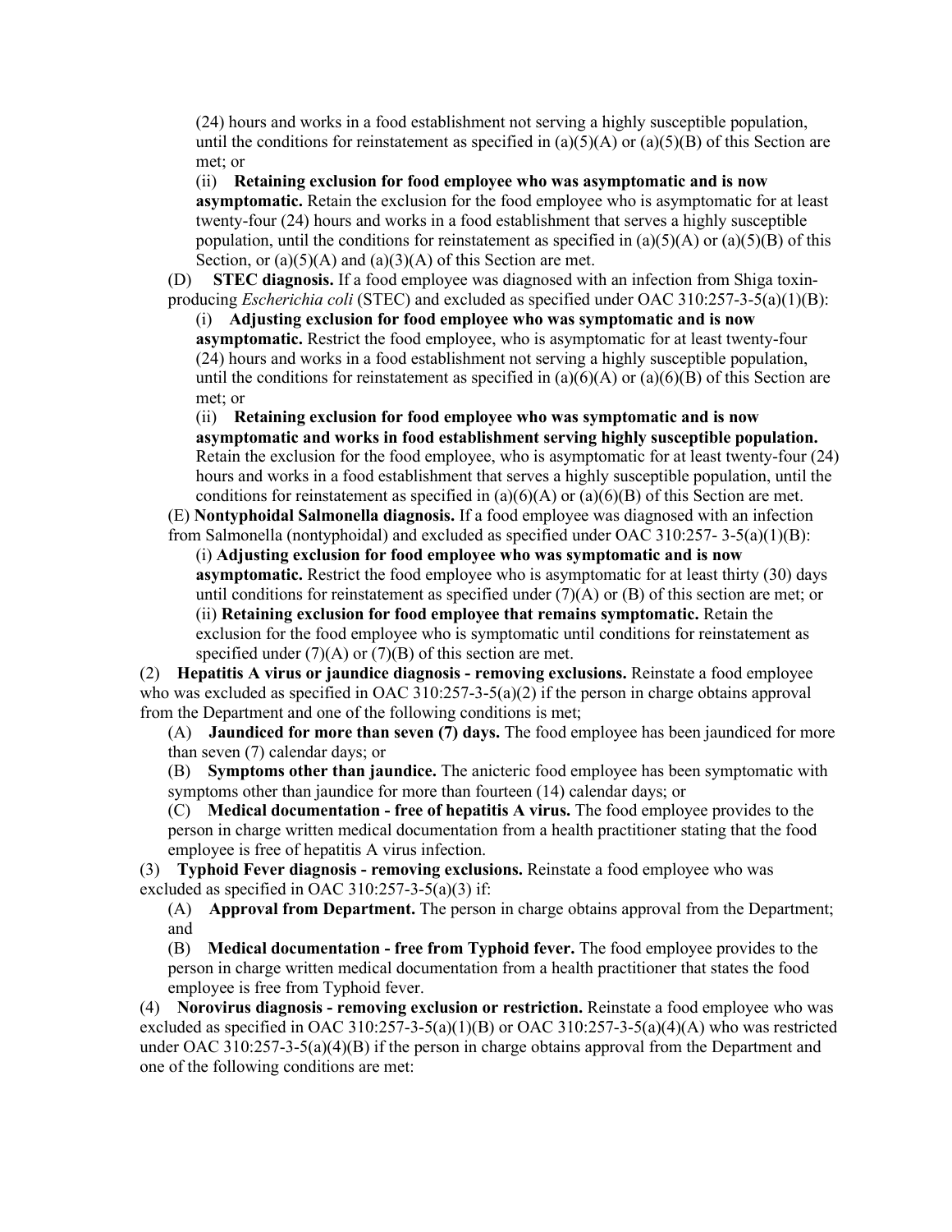(24) hours and works in a food establishment not serving a highly susceptible population, until the conditions for reinstatement as specified in (a)(5)(A) or (a)(5)(B) of this Section are met; or

(ii) **Retaining exclusion for food employee who was asymptomatic and is now asymptomatic.** Retain the exclusion for the food employee who is asymptomatic for at least twenty-four (24) hours and works in a food establishment that serves a highly susceptible population, until the conditions for reinstatement as specified in (a)(5)(A) or (a)(5)(B) of this Section, or (a)(5)(A) and (a)(3)(A) of this Section are met.

(D) **STEC diagnosis.** If a food employee was diagnosed with an infection from Shiga toxin-producing *Escherichia coli* (STEC) and excluded as specified under OAC 310:257-3-5(a)(1)(B):

(i) **Adjusting exclusion for food employee who was symptomatic and is now asymptomatic.** Restrict the food employee, who is asymptomatic for at least twenty-four (24) hours and works in a food establishment not serving a highly susceptible population, until the conditions for reinstatement as specified in (a)(6)(A) or (a)(6)(B) of this Section are met; or

(ii) **Retaining exclusion for food employee who was symptomatic and is now asymptomatic and works in food establishment serving highly susceptible population.** Retain the exclusion for the food employee, who is asymptomatic for at least twenty-four (24) hours and works in a food establishment that serves a highly susceptible population, until the conditions for reinstatement as specified in (a)(6)(A) or (a)(6)(B) of this Section are met.

(E) **Nontyphoidal Salmonella diagnosis.** If a food employee was diagnosed with an infection from Salmonella (nontyphoidal) and excluded as specified under OAC 310:257- 3-5(a)(1)(B):

(i) **Adjusting exclusion for food employee who was symptomatic and is now asymptomatic.** Restrict the food employee who is asymptomatic for at least thirty (30) days until conditions for reinstatement as specified under (7)(A) or (B) of this section are met; or

(ii) **Retaining exclusion for food employee that remains symptomatic.** Retain the exclusion for the food employee who is symptomatic until conditions for reinstatement as specified under (7)(A) or (7)(B) of this section are met.

(2) **Hepatitis A virus or jaundice diagnosis - removing exclusions.** Reinstate a food employee who was excluded as specified in OAC 310:257-3-5(a)(2) if the person in charge obtains approval from the Department and one of the following conditions is met;

(A) **Jaundiced for more than seven (7) days.** The food employee has been jaundiced for more than seven (7) calendar days; or

(B) **Symptoms other than jaundice.** The anicteric food employee has been symptomatic with symptoms other than jaundice for more than fourteen (14) calendar days; or

(C) **Medical documentation - free of hepatitis A virus.** The food employee provides to the person in charge written medical documentation from a health practitioner stating that the food employee is free of hepatitis A virus infection.

(3) **Typhoid Fever diagnosis - removing exclusions.** Reinstate a food employee who was excluded as specified in OAC 310:257-3-5(a)(3) if:

(A) **Approval from Department.** The person in charge obtains approval from the Department; and

(B) **Medical documentation - free from Typhoid fever.** The food employee provides to the person in charge written medical documentation from a health practitioner that states the food employee is free from Typhoid fever.

(4) **Norovirus diagnosis - removing exclusion or restriction.** Reinstate a food employee who was excluded as specified in OAC 310:257-3-5(a)(1)(B) or OAC 310:257-3-5(a)(4)(A) who was restricted under OAC 310:257-3-5(a)(4)(B) if the person in charge obtains approval from the Department and one of the following conditions are met: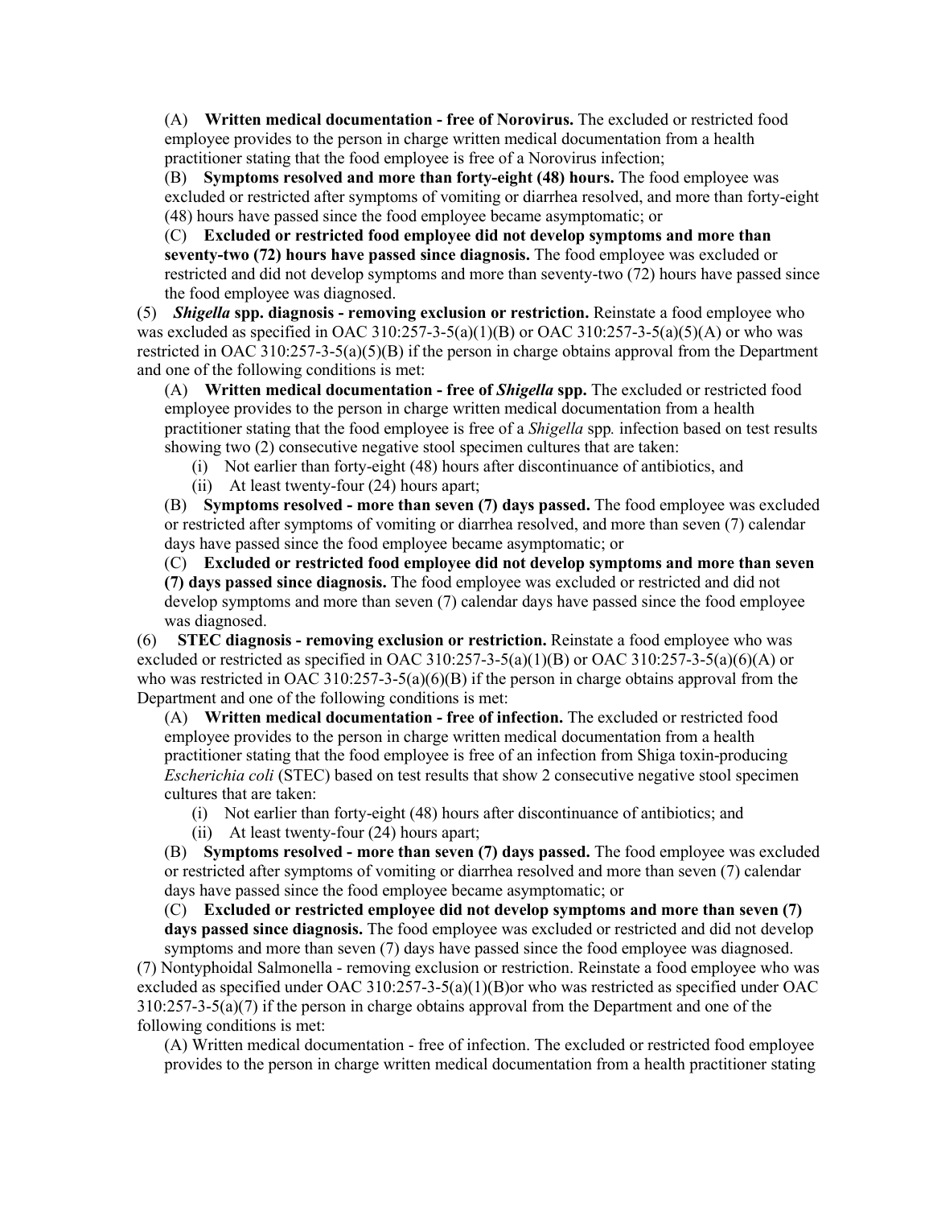(A) **Written medical documentation - free of Norovirus.** The excluded or restricted food employee provides to the person in charge written medical documentation from a health practitioner stating that the food employee is free of a Norovirus infection;

(B) **Symptoms resolved and more than forty-eight (48) hours.** The food employee was excluded or restricted after symptoms of vomiting or diarrhea resolved, and more than forty-eight (48) hours have passed since the food employee became asymptomatic; or

(C) **Excluded or restricted food employee did not develop symptoms and more than seventy-two (72) hours have passed since diagnosis.** The food employee was excluded or restricted and did not develop symptoms and more than seventy-two (72) hours have passed since the food employee was diagnosed.

(5) ***Shigella* spp. diagnosis - removing exclusion or restriction.** Reinstate a food employee who was excluded as specified in OAC 310:257-3-5(a)(1)(B) or OAC 310:257-3-5(a)(5)(A) or who was restricted in OAC 310:257-3-5(a)(5)(B) if the person in charge obtains approval from the Department and one of the following conditions is met:

(A) **Written medical documentation - free of *Shigella* spp.** The excluded or restricted food employee provides to the person in charge written medical documentation from a health practitioner stating that the food employee is free of a *Shigella* spp*.* infection based on test results showing two (2) consecutive negative stool specimen cultures that are taken:

(i) Not earlier than forty-eight (48) hours after discontinuance of antibiotics, and

(ii) At least twenty-four (24) hours apart;

(B) **Symptoms resolved - more than seven (7) days passed.** The food employee was excluded or restricted after symptoms of vomiting or diarrhea resolved, and more than seven (7) calendar days have passed since the food employee became asymptomatic; or

(C) **Excluded or restricted food employee did not develop symptoms and more than seven (7) days passed since diagnosis.** The food employee was excluded or restricted and did not develop symptoms and more than seven (7) calendar days have passed since the food employee was diagnosed.

(6) **STEC diagnosis - removing exclusion or restriction.** Reinstate a food employee who was excluded or restricted as specified in OAC 310:257-3-5(a)(1)(B) or OAC 310:257-3-5(a)(6)(A) or who was restricted in OAC 310:257-3-5(a)(6)(B) if the person in charge obtains approval from the Department and one of the following conditions is met:

(A) **Written medical documentation - free of infection.** The excluded or restricted food employee provides to the person in charge written medical documentation from a health practitioner stating that the food employee is free of an infection from Shiga toxin-producing *Escherichia coli* (STEC) based on test results that show 2 consecutive negative stool specimen cultures that are taken:

(i) Not earlier than forty-eight (48) hours after discontinuance of antibiotics; and

(ii) At least twenty-four (24) hours apart;

(B) **Symptoms resolved - more than seven (7) days passed.** The food employee was excluded or restricted after symptoms of vomiting or diarrhea resolved and more than seven (7) calendar days have passed since the food employee became asymptomatic; or

(C) **Excluded or restricted employee did not develop symptoms and more than seven (7) days passed since diagnosis.** The food employee was excluded or restricted and did not develop symptoms and more than seven (7) days have passed since the food employee was diagnosed.

(7) Nontyphoidal Salmonella - removing exclusion or restriction. Reinstate a food employee who was excluded as specified under OAC 310:257-3-5(a)(1)(B)or who was restricted as specified under OAC 310:257-3-5(a)(7) if the person in charge obtains approval from the Department and one of the following conditions is met:

(A) Written medical documentation - free of infection. The excluded or restricted food employee provides to the person in charge written medical documentation from a health practitioner stating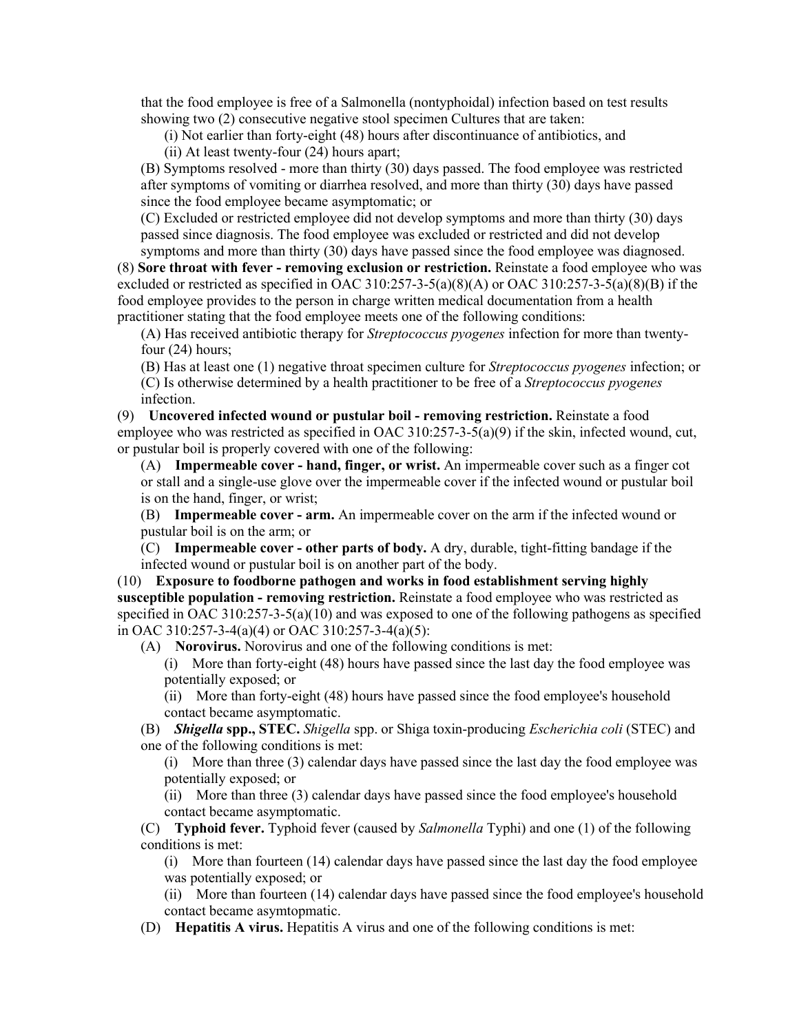that the food employee is free of a Salmonella (nontyphoidal) infection based on test results showing two (2) consecutive negative stool specimen Cultures that are taken:

(i) Not earlier than forty-eight (48) hours after discontinuance of antibiotics, and

(ii) At least twenty-four (24) hours apart;

(B) Symptoms resolved - more than thirty (30) days passed. The food employee was restricted after symptoms of vomiting or diarrhea resolved, and more than thirty (30) days have passed since the food employee became asymptomatic; or

(C) Excluded or restricted employee did not develop symptoms and more than thirty (30) days passed since diagnosis. The food employee was excluded or restricted and did not develop symptoms and more than thirty (30) days have passed since the food employee was diagnosed.

(8) **Sore throat with fever - removing exclusion or restriction.** Reinstate a food employee who was excluded or restricted as specified in OAC 310:257-3-5(a)(8)(A) or OAC 310:257-3-5(a)(8)(B) if the food employee provides to the person in charge written medical documentation from a health practitioner stating that the food employee meets one of the following conditions:

(A) Has received antibiotic therapy for *Streptococcus pyogenes* infection for more than twenty-four (24) hours;

(B) Has at least one (1) negative throat specimen culture for *Streptococcus pyogenes* infection; or

(C) Is otherwise determined by a health practitioner to be free of a *Streptococcus pyogenes* infection.

(9) **Uncovered infected wound or pustular boil - removing restriction.** Reinstate a food employee who was restricted as specified in OAC 310:257-3-5(a)(9) if the skin, infected wound, cut, or pustular boil is properly covered with one of the following:

(A) **Impermeable cover - hand, finger, or wrist.** An impermeable cover such as a finger cot or stall and a single-use glove over the impermeable cover if the infected wound or pustular boil is on the hand, finger, or wrist;

(B) **Impermeable cover - arm.** An impermeable cover on the arm if the infected wound or pustular boil is on the arm; or

(C) **Impermeable cover - other parts of body.** A dry, durable, tight-fitting bandage if the infected wound or pustular boil is on another part of the body.

(10) **Exposure to foodborne pathogen and works in food establishment serving highly susceptible population - removing restriction.** Reinstate a food employee who was restricted as specified in OAC 310:257-3-5(a)(10) and was exposed to one of the following pathogens as specified in OAC 310:257-3-4(a)(4) or OAC 310:257-3-4(a)(5):

(A) **Norovirus.** Norovirus and one of the following conditions is met:

(i) More than forty-eight (48) hours have passed since the last day the food employee was potentially exposed; or

(ii) More than forty-eight (48) hours have passed since the food employee's household contact became asymptomatic.

(B) ***Shigella* spp., STEC.** *Shigella* spp. or Shiga toxin-producing *Escherichia coli* (STEC) and one of the following conditions is met:

(i) More than three (3) calendar days have passed since the last day the food employee was potentially exposed; or

(ii) More than three (3) calendar days have passed since the food employee's household contact became asymptomatic.

(C) **Typhoid fever.** Typhoid fever (caused by *Salmonella* Typhi) and one (1) of the following conditions is met:

(i) More than fourteen (14) calendar days have passed since the last day the food employee was potentially exposed; or

(ii) More than fourteen (14) calendar days have passed since the food employee's household contact became asymtopmatic.

(D) **Hepatitis A virus.** Hepatitis A virus and one of the following conditions is met: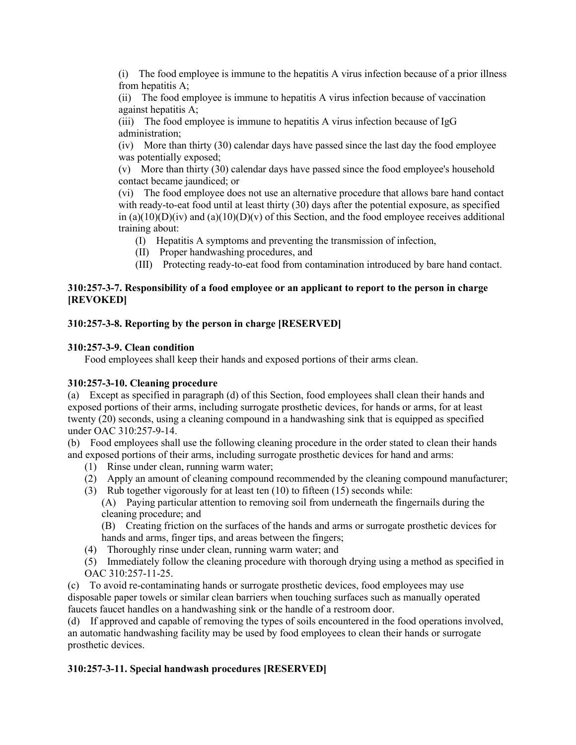(i) The food employee is immune to the hepatitis A virus infection because of a prior illness from hepatitis A;

(ii) The food employee is immune to hepatitis A virus infection because of vaccination against hepatitis A;

(iii) The food employee is immune to hepatitis A virus infection because of IgG administration;

(iv) More than thirty (30) calendar days have passed since the last day the food employee was potentially exposed;

(v) More than thirty (30) calendar days have passed since the food employee's household contact became jaundiced; or

(vi) The food employee does not use an alternative procedure that allows bare hand contact with ready-to-eat food until at least thirty (30) days after the potential exposure, as specified in (a)(10)(D)(iv) and (a)(10)(D)(v) of this Section, and the food employee receives additional training about:

- (I) Hepatitis A symptoms and preventing the transmission of infection,
- (II) Proper handwashing procedures, and
- (III) Protecting ready-to-eat food from contamination introduced by bare hand contact.

**310:257-3-7. Responsibility of a food employee or an applicant to report to the person in charge [REVOKED]**

**310:257-3-8. Reporting by the person in charge [RESERVED]**

**310:257-3-9. Clean condition**

Food employees shall keep their hands and exposed portions of their arms clean.

**310:257-3-10. Cleaning procedure**

(a) Except as specified in paragraph (d) of this Section, food employees shall clean their hands and exposed portions of their arms, including surrogate prosthetic devices, for hands or arms, for at least twenty (20) seconds, using a cleaning compound in a handwashing sink that is equipped as specified under OAC 310:257-9-14.

(b) Food employees shall use the following cleaning procedure in the order stated to clean their hands and exposed portions of their arms, including surrogate prosthetic devices for hand and arms:

- (1) Rinse under clean, running warm water;
- (2) Apply an amount of cleaning compound recommended by the cleaning compound manufacturer;
- (3) Rub together vigorously for at least ten (10) to fifteen (15) seconds while:
  - (A) Paying particular attention to removing soil from underneath the fingernails during the cleaning procedure; and
  - (B) Creating friction on the surfaces of the hands and arms or surrogate prosthetic devices for hands and arms, finger tips, and areas between the fingers;
- (4) Thoroughly rinse under clean, running warm water; and
- (5) Immediately follow the cleaning procedure with thorough drying using a method as specified in OAC 310:257-11-25.

(c) To avoid re-contaminating hands or surrogate prosthetic devices, food employees may use disposable paper towels or similar clean barriers when touching surfaces such as manually operated faucets faucet handles on a handwashing sink or the handle of a restroom door.

(d) If approved and capable of removing the types of soils encountered in the food operations involved, an automatic handwashing facility may be used by food employees to clean their hands or surrogate prosthetic devices.

**310:257-3-11. Special handwash procedures [RESERVED]**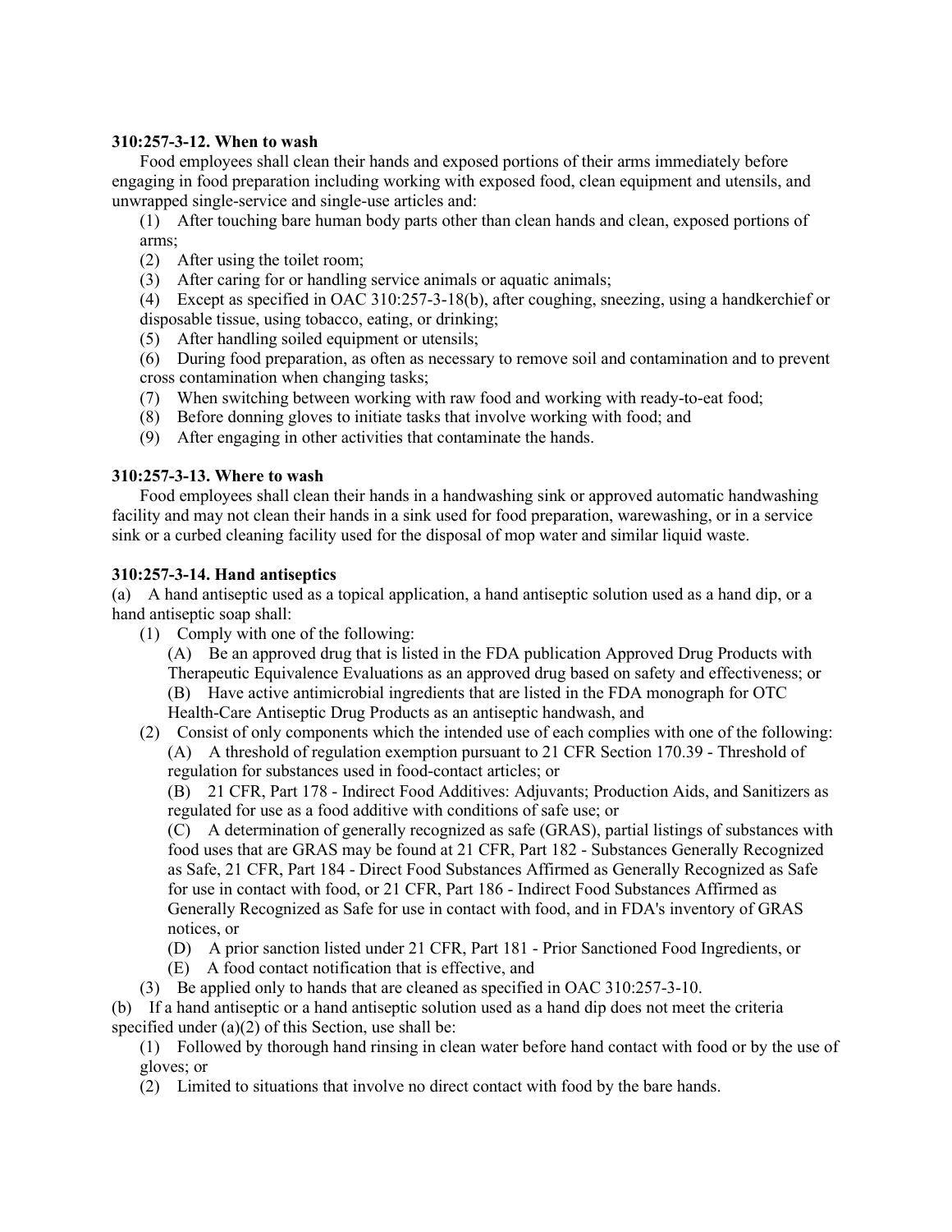**310:257-3-12. When to wash**

Food employees shall clean their hands and exposed portions of their arms immediately before engaging in food preparation including working with exposed food, clean equipment and utensils, and unwrapped single-service and single-use articles and:

(1) After touching bare human body parts other than clean hands and clean, exposed portions of arms;

(2) After using the toilet room;

(3) After caring for or handling service animals or aquatic animals;

(4) Except as specified in OAC 310:257-3-18(b), after coughing, sneezing, using a handkerchief or disposable tissue, using tobacco, eating, or drinking;

(5) After handling soiled equipment or utensils;

(6) During food preparation, as often as necessary to remove soil and contamination and to prevent cross contamination when changing tasks;

(7) When switching between working with raw food and working with ready-to-eat food;

(8) Before donning gloves to initiate tasks that involve working with food; and

(9) After engaging in other activities that contaminate the hands.

**310:257-3-13. Where to wash**

Food employees shall clean their hands in a handwashing sink or approved automatic handwashing facility and may not clean their hands in a sink used for food preparation, warewashing, or in a service sink or a curbed cleaning facility used for the disposal of mop water and similar liquid waste.

**310:257-3-14. Hand antiseptics**

(a) A hand antiseptic used as a topical application, a hand antiseptic solution used as a hand dip, or a hand antiseptic soap shall:

(1) Comply with one of the following:

(A) Be an approved drug that is listed in the FDA publication Approved Drug Products with Therapeutic Equivalence Evaluations as an approved drug based on safety and effectiveness; or

(B) Have active antimicrobial ingredients that are listed in the FDA monograph for OTC Health-Care Antiseptic Drug Products as an antiseptic handwash, and

(2) Consist of only components which the intended use of each complies with one of the following:

(A) A threshold of regulation exemption pursuant to 21 CFR Section 170.39 - Threshold of regulation for substances used in food-contact articles; or

(B) 21 CFR, Part 178 - Indirect Food Additives: Adjuvants; Production Aids, and Sanitizers as regulated for use as a food additive with conditions of safe use; or

(C) A determination of generally recognized as safe (GRAS), partial listings of substances with food uses that are GRAS may be found at 21 CFR, Part 182 - Substances Generally Recognized as Safe, 21 CFR, Part 184 - Direct Food Substances Affirmed as Generally Recognized as Safe for use in contact with food, or 21 CFR, Part 186 - Indirect Food Substances Affirmed as Generally Recognized as Safe for use in contact with food, and in FDA's inventory of GRAS notices, or

(D) A prior sanction listed under 21 CFR, Part 181 - Prior Sanctioned Food Ingredients, or

(E) A food contact notification that is effective, and

(3) Be applied only to hands that are cleaned as specified in OAC 310:257-3-10.

(b) If a hand antiseptic or a hand antiseptic solution used as a hand dip does not meet the criteria specified under (a)(2) of this Section, use shall be:

(1) Followed by thorough hand rinsing in clean water before hand contact with food or by the use of gloves; or

(2) Limited to situations that involve no direct contact with food by the bare hands.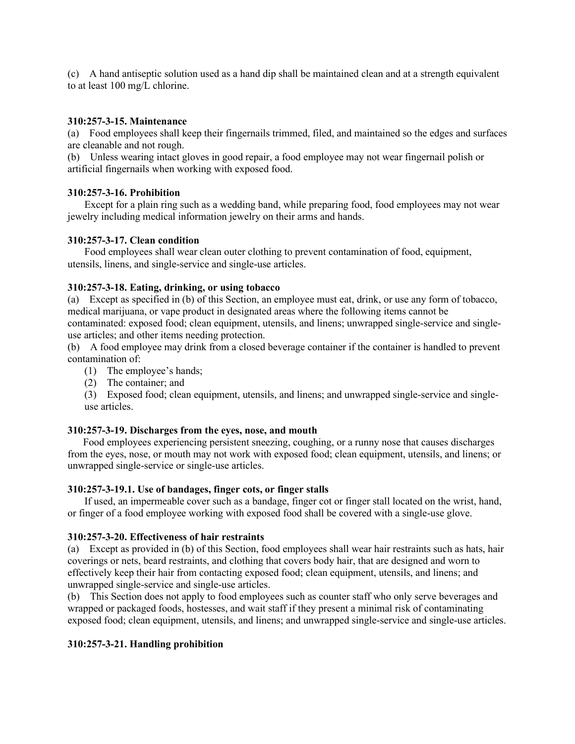(c) A hand antiseptic solution used as a hand dip shall be maintained clean and at a strength equivalent to at least 100 mg/L chlorine.

**310:257-3-15. Maintenance**

(a) Food employees shall keep their fingernails trimmed, filed, and maintained so the edges and surfaces are cleanable and not rough.

(b) Unless wearing intact gloves in good repair, a food employee may not wear fingernail polish or artificial fingernails when working with exposed food.

**310:257-3-16. Prohibition**

Except for a plain ring such as a wedding band, while preparing food, food employees may not wear jewelry including medical information jewelry on their arms and hands.

**310:257-3-17. Clean condition**

Food employees shall wear clean outer clothing to prevent contamination of food, equipment, utensils, linens, and single-service and single-use articles.

**310:257-3-18. Eating, drinking, or using tobacco**

(a) Except as specified in (b) of this Section, an employee must eat, drink, or use any form of tobacco, medical marijuana, or vape product in designated areas where the following items cannot be contaminated: exposed food; clean equipment, utensils, and linens; unwrapped single-service and single-use articles; and other items needing protection.

(b) A food employee may drink from a closed beverage container if the container is handled to prevent contamination of:

(1) The employee's hands;

(2) The container; and

(3) Exposed food; clean equipment, utensils, and linens; and unwrapped single-service and single-use articles.

**310:257-3-19. Discharges from the eyes, nose, and mouth**

Food employees experiencing persistent sneezing, coughing, or a runny nose that causes discharges from the eyes, nose, or mouth may not work with exposed food; clean equipment, utensils, and linens; or unwrapped single-service or single-use articles.

**310:257-3-19.1. Use of bandages, finger cots, or finger stalls**

If used, an impermeable cover such as a bandage, finger cot or finger stall located on the wrist, hand, or finger of a food employee working with exposed food shall be covered with a single-use glove.

**310:257-3-20. Effectiveness of hair restraints**

(a) Except as provided in (b) of this Section, food employees shall wear hair restraints such as hats, hair coverings or nets, beard restraints, and clothing that covers body hair, that are designed and worn to effectively keep their hair from contacting exposed food; clean equipment, utensils, and linens; and unwrapped single-service and single-use articles.

(b) This Section does not apply to food employees such as counter staff who only serve beverages and wrapped or packaged foods, hostesses, and wait staff if they present a minimal risk of contaminating exposed food; clean equipment, utensils, and linens; and unwrapped single-service and single-use articles.

**310:257-3-21. Handling prohibition**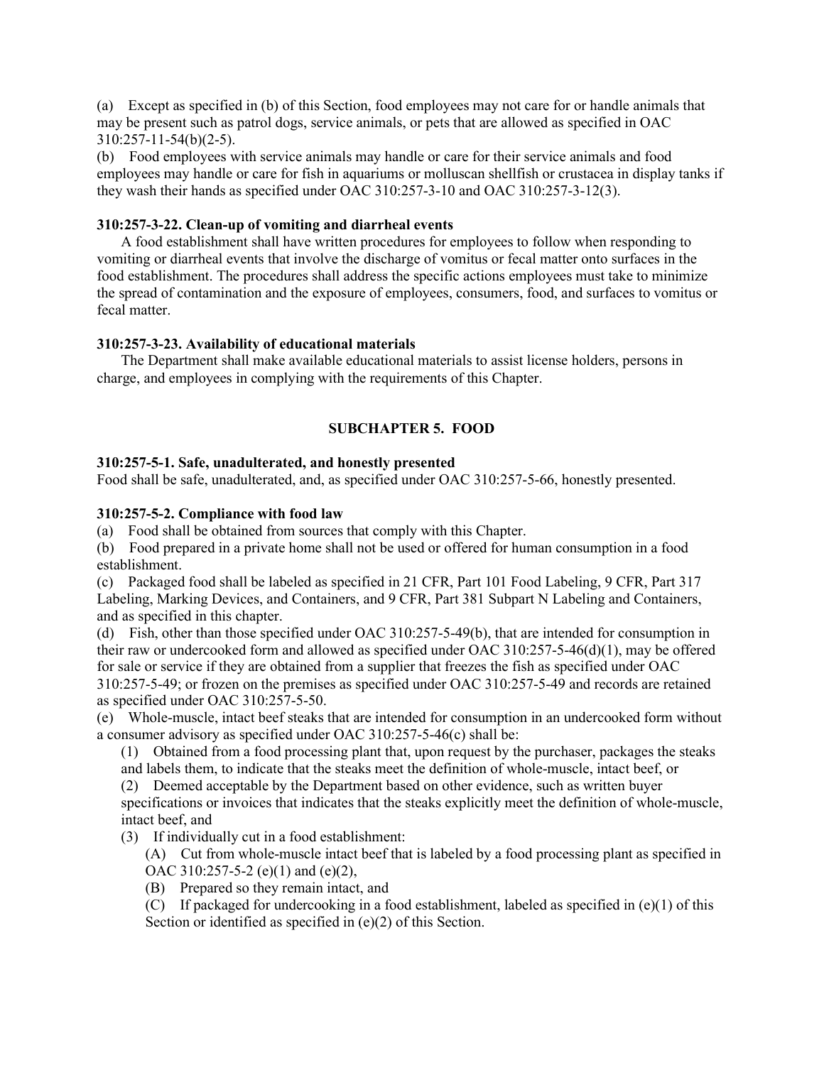(a) Except as specified in (b) of this Section, food employees may not care for or handle animals that may be present such as patrol dogs, service animals, or pets that are allowed as specified in OAC 310:257-11-54(b)(2-5).

(b) Food employees with service animals may handle or care for their service animals and food employees may handle or care for fish in aquariums or molluscan shellfish or crustacea in display tanks if they wash their hands as specified under OAC 310:257-3-10 and OAC 310:257-3-12(3).

**310:257-3-22. Clean-up of vomiting and diarrheal events**

A food establishment shall have written procedures for employees to follow when responding to vomiting or diarrheal events that involve the discharge of vomitus or fecal matter onto surfaces in the food establishment. The procedures shall address the specific actions employees must take to minimize the spread of contamination and the exposure of employees, consumers, food, and surfaces to vomitus or fecal matter.

**310:257-3-23. Availability of educational materials**

The Department shall make available educational materials to assist license holders, persons in charge, and employees in complying with the requirements of this Chapter.

## SUBCHAPTER 5. FOOD

**310:257-5-1. Safe, unadulterated, and honestly presented**

Food shall be safe, unadulterated, and, as specified under OAC 310:257-5-66, honestly presented.

**310:257-5-2. Compliance with food law**

(a) Food shall be obtained from sources that comply with this Chapter.

(b) Food prepared in a private home shall not be used or offered for human consumption in a food establishment.

(c) Packaged food shall be labeled as specified in 21 CFR, Part 101 Food Labeling, 9 CFR, Part 317 Labeling, Marking Devices, and Containers, and 9 CFR, Part 381 Subpart N Labeling and Containers, and as specified in this chapter.

(d) Fish, other than those specified under OAC 310:257-5-49(b), that are intended for consumption in their raw or undercooked form and allowed as specified under OAC 310:257-5-46(d)(1), may be offered for sale or service if they are obtained from a supplier that freezes the fish as specified under OAC 310:257-5-49; or frozen on the premises as specified under OAC 310:257-5-49 and records are retained as specified under OAC 310:257-5-50.

(e) Whole-muscle, intact beef steaks that are intended for consumption in an undercooked form without a consumer advisory as specified under OAC 310:257-5-46(c) shall be:

(1) Obtained from a food processing plant that, upon request by the purchaser, packages the steaks and labels them, to indicate that the steaks meet the definition of whole-muscle, intact beef, or

(2) Deemed acceptable by the Department based on other evidence, such as written buyer specifications or invoices that indicates that the steaks explicitly meet the definition of whole-muscle, intact beef, and

(3) If individually cut in a food establishment:

(A) Cut from whole-muscle intact beef that is labeled by a food processing plant as specified in OAC 310:257-5-2 (e)(1) and (e)(2),

(B) Prepared so they remain intact, and

(C) If packaged for undercooking in a food establishment, labeled as specified in (e)(1) of this Section or identified as specified in (e)(2) of this Section.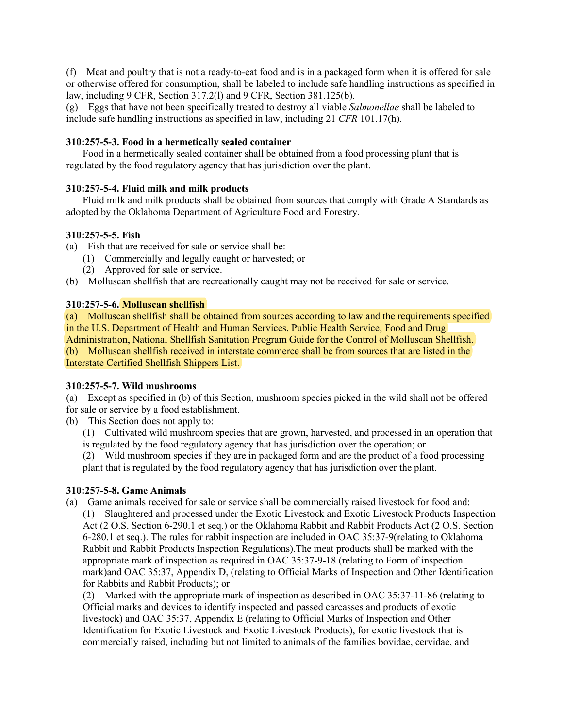(f) Meat and poultry that is not a ready-to-eat food and is in a packaged form when it is offered for sale or otherwise offered for consumption, shall be labeled to include safe handling instructions as specified in law, including 9 CFR, Section 317.2(l) and 9 CFR, Section 381.125(b).

(g) Eggs that have not been specifically treated to destroy all viable *Salmonellae* shall be labeled to include safe handling instructions as specified in law, including 21 *CFR* 101.17(h).

**310:257-5-3. Food in a hermetically sealed container**

Food in a hermetically sealed container shall be obtained from a food processing plant that is regulated by the food regulatory agency that has jurisdiction over the plant.

**310:257-5-4. Fluid milk and milk products**

Fluid milk and milk products shall be obtained from sources that comply with Grade A Standards as adopted by the Oklahoma Department of Agriculture Food and Forestry.

**310:257-5-5. Fish**

(a) Fish that are received for sale or service shall be:

   (1) Commercially and legally caught or harvested; or

   (2) Approved for sale or service.

(b) Molluscan shellfish that are recreationally caught may not be received for sale or service.

**310:257-5-6. Molluscan shellfish**

(a) Molluscan shellfish shall be obtained from sources according to law and the requirements specified in the U.S. Department of Health and Human Services, Public Health Service, Food and Drug Administration, National Shellfish Sanitation Program Guide for the Control of Molluscan Shellfish.

(b) Molluscan shellfish received in interstate commerce shall be from sources that are listed in the Interstate Certified Shellfish Shippers List.

**310:257-5-7. Wild mushrooms**

(a) Except as specified in (b) of this Section, mushroom species picked in the wild shall not be offered for sale or service by a food establishment.

(b) This Section does not apply to:

   (1) Cultivated wild mushroom species that are grown, harvested, and processed in an operation that is regulated by the food regulatory agency that has jurisdiction over the operation; or

   (2) Wild mushroom species if they are in packaged form and are the product of a food processing plant that is regulated by the food regulatory agency that has jurisdiction over the plant.

**310:257-5-8. Game Animals**

(a) Game animals received for sale or service shall be commercially raised livestock for food and:

   (1) Slaughtered and processed under the Exotic Livestock and Exotic Livestock Products Inspection Act (2 O.S. Section 6-290.1 et seq.) or the Oklahoma Rabbit and Rabbit Products Act (2 O.S. Section 6-280.1 et seq.). The rules for rabbit inspection are included in OAC 35:37-9(relating to Oklahoma Rabbit and Rabbit Products Inspection Regulations).The meat products shall be marked with the appropriate mark of inspection as required in OAC 35:37-9-18 (relating to Form of inspection mark)and OAC 35:37, Appendix D, (relating to Official Marks of Inspection and Other Identification for Rabbits and Rabbit Products); or

   (2) Marked with the appropriate mark of inspection as described in OAC 35:37-11-86 (relating to Official marks and devices to identify inspected and passed carcasses and products of exotic livestock) and OAC 35:37, Appendix E (relating to Official Marks of Inspection and Other Identification for Exotic Livestock and Exotic Livestock Products), for exotic livestock that is commercially raised, including but not limited to animals of the families bovidae, cervidae, and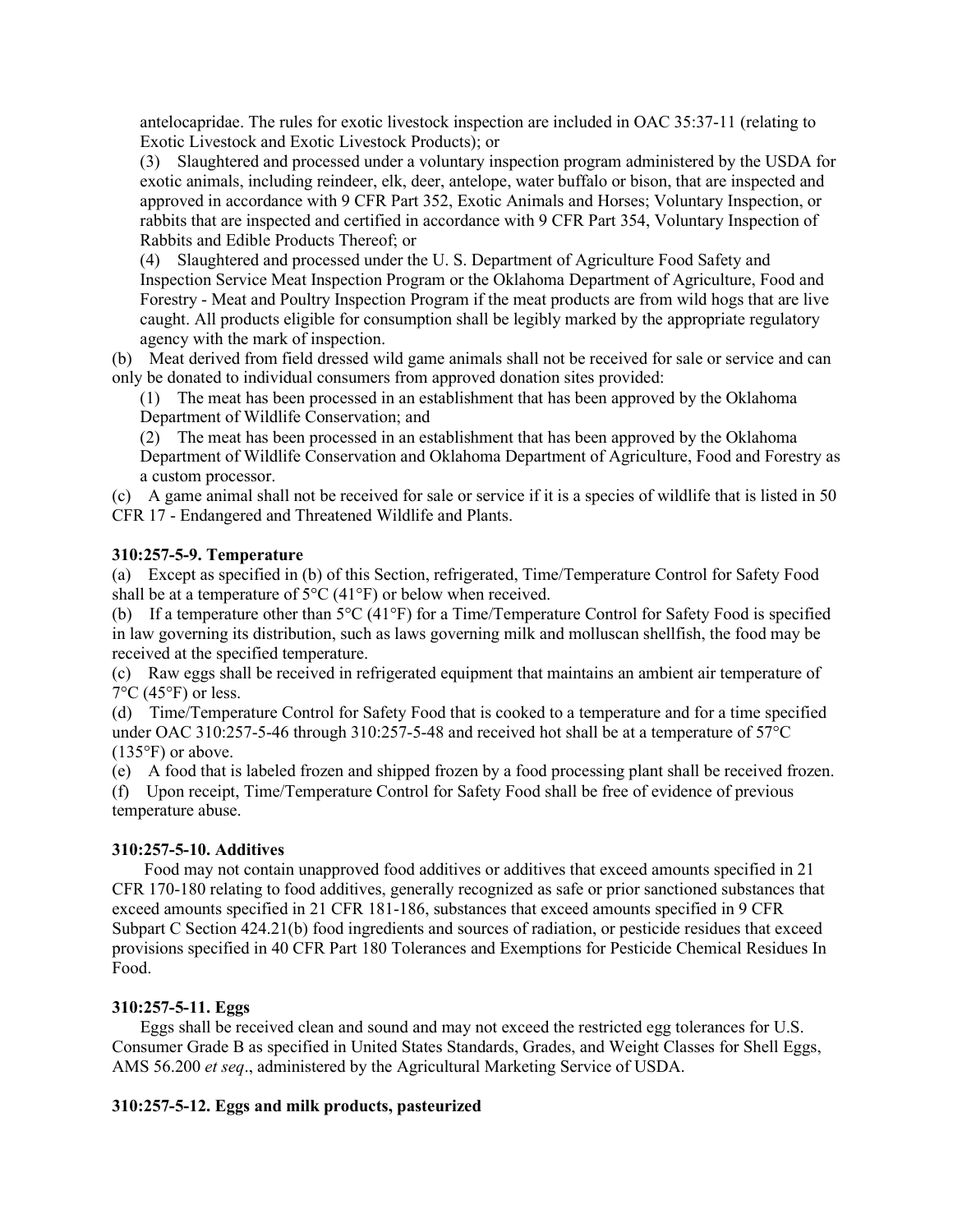antelocapridae. The rules for exotic livestock inspection are included in OAC 35:37-11 (relating to Exotic Livestock and Exotic Livestock Products); or

(3) Slaughtered and processed under a voluntary inspection program administered by the USDA for exotic animals, including reindeer, elk, deer, antelope, water buffalo or bison, that are inspected and approved in accordance with 9 CFR Part 352, Exotic Animals and Horses; Voluntary Inspection, or rabbits that are inspected and certified in accordance with 9 CFR Part 354, Voluntary Inspection of Rabbits and Edible Products Thereof; or

(4) Slaughtered and processed under the U. S. Department of Agriculture Food Safety and Inspection Service Meat Inspection Program or the Oklahoma Department of Agriculture, Food and Forestry - Meat and Poultry Inspection Program if the meat products are from wild hogs that are live caught. All products eligible for consumption shall be legibly marked by the appropriate regulatory agency with the mark of inspection.

(b) Meat derived from field dressed wild game animals shall not be received for sale or service and can only be donated to individual consumers from approved donation sites provided:

(1) The meat has been processed in an establishment that has been approved by the Oklahoma Department of Wildlife Conservation; and

(2) The meat has been processed in an establishment that has been approved by the Oklahoma Department of Wildlife Conservation and Oklahoma Department of Agriculture, Food and Forestry as a custom processor.

(c) A game animal shall not be received for sale or service if it is a species of wildlife that is listed in 50 CFR 17 - Endangered and Threatened Wildlife and Plants.

**310:257-5-9. Temperature**

(a) Except as specified in (b) of this Section, refrigerated, Time/Temperature Control for Safety Food shall be at a temperature of 5°C (41°F) or below when received.

(b) If a temperature other than 5°C (41°F) for a Time/Temperature Control for Safety Food is specified in law governing its distribution, such as laws governing milk and molluscan shellfish, the food may be received at the specified temperature.

(c) Raw eggs shall be received in refrigerated equipment that maintains an ambient air temperature of 7°C (45°F) or less.

(d) Time/Temperature Control for Safety Food that is cooked to a temperature and for a time specified under OAC 310:257-5-46 through 310:257-5-48 and received hot shall be at a temperature of 57°C (135°F) or above.

(e) A food that is labeled frozen and shipped frozen by a food processing plant shall be received frozen.

(f) Upon receipt, Time/Temperature Control for Safety Food shall be free of evidence of previous temperature abuse.

**310:257-5-10. Additives**

Food may not contain unapproved food additives or additives that exceed amounts specified in 21 CFR 170-180 relating to food additives, generally recognized as safe or prior sanctioned substances that exceed amounts specified in 21 CFR 181-186, substances that exceed amounts specified in 9 CFR Subpart C Section 424.21(b) food ingredients and sources of radiation, or pesticide residues that exceed provisions specified in 40 CFR Part 180 Tolerances and Exemptions for Pesticide Chemical Residues In Food.

**310:257-5-11. Eggs**

Eggs shall be received clean and sound and may not exceed the restricted egg tolerances for U.S. Consumer Grade B as specified in United States Standards, Grades, and Weight Classes for Shell Eggs, AMS 56.200 *et seq*., administered by the Agricultural Marketing Service of USDA.

**310:257-5-12. Eggs and milk products, pasteurized**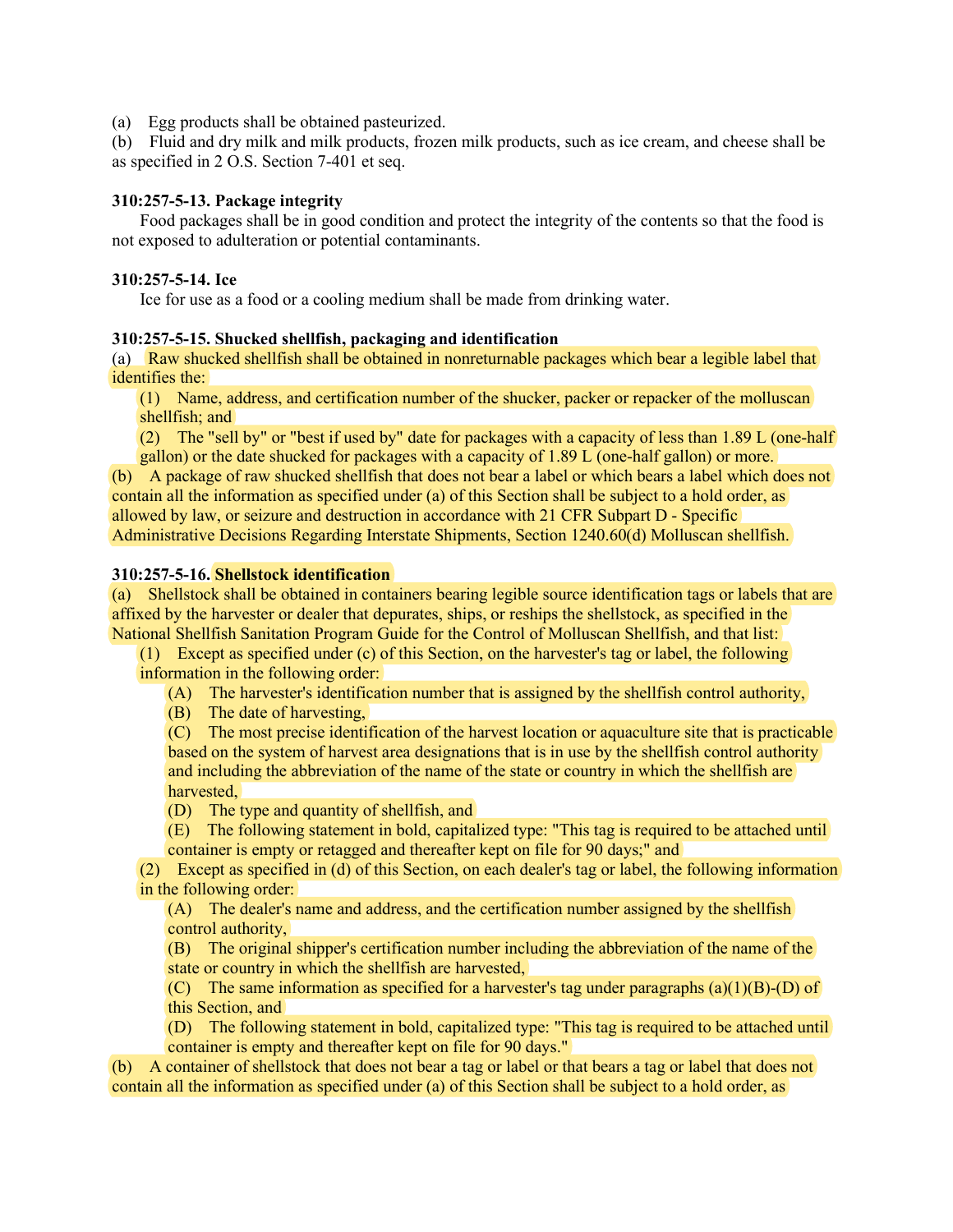(a) Egg products shall be obtained pasteurized.
(b) Fluid and dry milk and milk products, frozen milk products, such as ice cream, and cheese shall be as specified in 2 O.S. Section 7-401 et seq.

**310:257-5-13. Package integrity**

Food packages shall be in good condition and protect the integrity of the contents so that the food is not exposed to adulteration or potential contaminants.

**310:257-5-14. Ice**

Ice for use as a food or a cooling medium shall be made from drinking water.

**310:257-5-15. Shucked shellfish, packaging and identification**

(a) Raw shucked shellfish shall be obtained in nonreturnable packages which bear a legible label that identifies the:

(1) Name, address, and certification number of the shucker, packer or repacker of the molluscan shellfish; and

(2) The "sell by" or "best if used by" date for packages with a capacity of less than 1.89 L (one-half gallon) or the date shucked for packages with a capacity of 1.89 L (one-half gallon) or more.

(b) A package of raw shucked shellfish that does not bear a label or which bears a label which does not contain all the information as specified under (a) of this Section shall be subject to a hold order, as allowed by law, or seizure and destruction in accordance with 21 CFR Subpart D - Specific Administrative Decisions Regarding Interstate Shipments, Section 1240.60(d) Molluscan shellfish.

**310:257-5-16. Shellstock identification**

(a) Shellstock shall be obtained in containers bearing legible source identification tags or labels that are affixed by the harvester or dealer that depurates, ships, or reships the shellstock, as specified in the National Shellfish Sanitation Program Guide for the Control of Molluscan Shellfish, and that list:

(1) Except as specified under (c) of this Section, on the harvester's tag or label, the following information in the following order:

(A) The harvester's identification number that is assigned by the shellfish control authority,

(B) The date of harvesting,

(C) The most precise identification of the harvest location or aquaculture site that is practicable based on the system of harvest area designations that is in use by the shellfish control authority and including the abbreviation of the name of the state or country in which the shellfish are harvested,

(D) The type and quantity of shellfish, and

(E) The following statement in bold, capitalized type: "This tag is required to be attached until container is empty or retagged and thereafter kept on file for 90 days;" and

(2) Except as specified in (d) of this Section, on each dealer's tag or label, the following information in the following order:

(A) The dealer's name and address, and the certification number assigned by the shellfish control authority,

(B) The original shipper's certification number including the abbreviation of the name of the state or country in which the shellfish are harvested,

(C) The same information as specified for a harvester's tag under paragraphs (a)(1)(B)-(D) of this Section, and

(D) The following statement in bold, capitalized type: "This tag is required to be attached until container is empty and thereafter kept on file for 90 days."

(b) A container of shellstock that does not bear a tag or label or that bears a tag or label that does not contain all the information as specified under (a) of this Section shall be subject to a hold order, as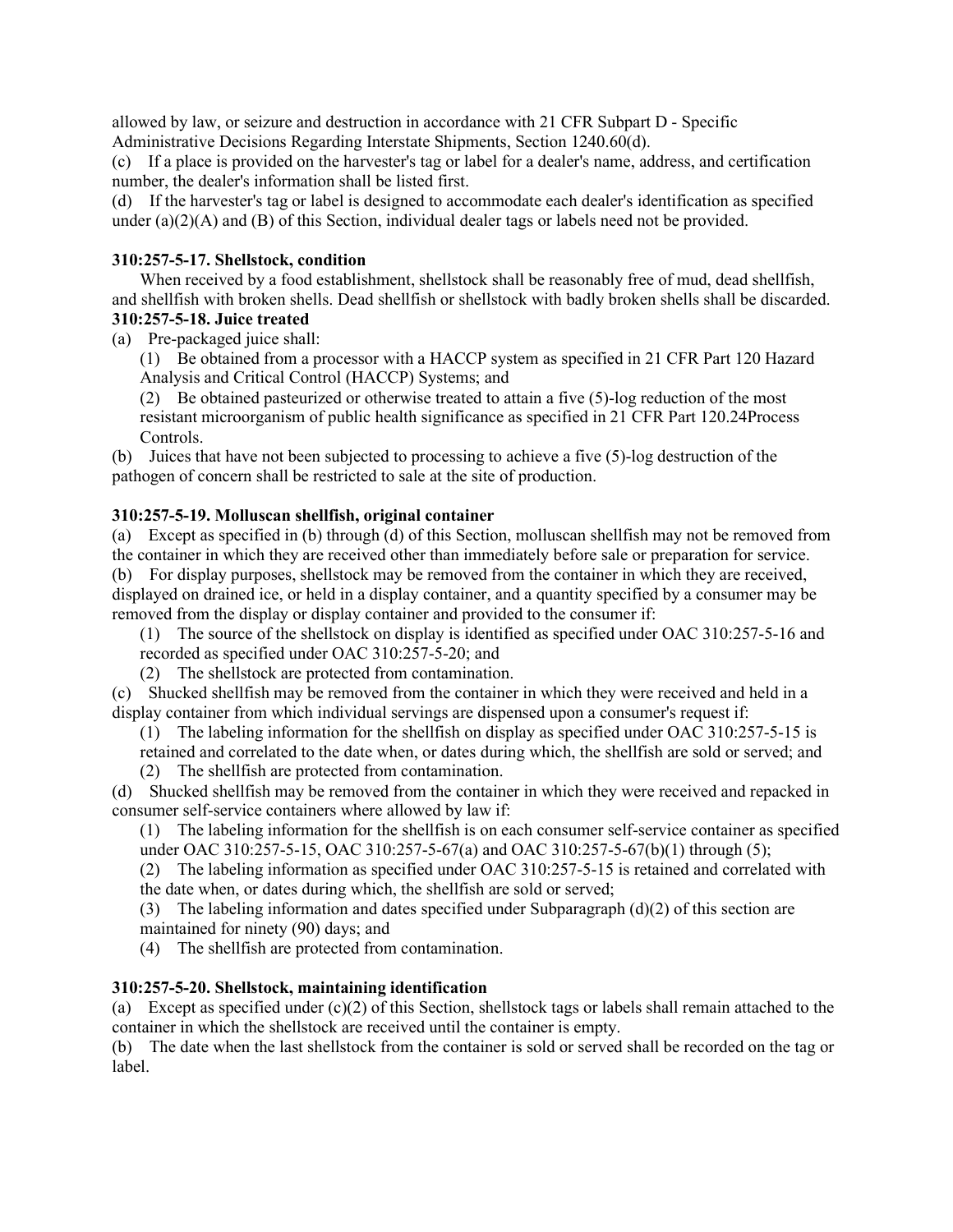allowed by law, or seizure and destruction in accordance with 21 CFR Subpart D - Specific Administrative Decisions Regarding Interstate Shipments, Section 1240.60(d).

(c) If a place is provided on the harvester's tag or label for a dealer's name, address, and certification number, the dealer's information shall be listed first.

(d) If the harvester's tag or label is designed to accommodate each dealer's identification as specified under (a)(2)(A) and (B) of this Section, individual dealer tags or labels need not be provided.

**310:257-5-17. Shellstock, condition**

When received by a food establishment, shellstock shall be reasonably free of mud, dead shellfish, and shellfish with broken shells. Dead shellfish or shellstock with badly broken shells shall be discarded.

**310:257-5-18. Juice treated**

(a) Pre-packaged juice shall:

(1) Be obtained from a processor with a HACCP system as specified in 21 CFR Part 120 Hazard Analysis and Critical Control (HACCP) Systems; and

(2) Be obtained pasteurized or otherwise treated to attain a five (5)-log reduction of the most resistant microorganism of public health significance as specified in 21 CFR Part 120.24Process Controls.

(b) Juices that have not been subjected to processing to achieve a five (5)-log destruction of the pathogen of concern shall be restricted to sale at the site of production.

**310:257-5-19. Molluscan shellfish, original container**

(a) Except as specified in (b) through (d) of this Section, molluscan shellfish may not be removed from the container in which they are received other than immediately before sale or preparation for service.

(b) For display purposes, shellstock may be removed from the container in which they are received, displayed on drained ice, or held in a display container, and a quantity specified by a consumer may be removed from the display or display container and provided to the consumer if:

(1) The source of the shellstock on display is identified as specified under OAC 310:257-5-16 and recorded as specified under OAC 310:257-5-20; and

(2) The shellstock are protected from contamination.

(c) Shucked shellfish may be removed from the container in which they were received and held in a display container from which individual servings are dispensed upon a consumer's request if:

(1) The labeling information for the shellfish on display as specified under OAC 310:257-5-15 is retained and correlated to the date when, or dates during which, the shellfish are sold or served; and

(2) The shellfish are protected from contamination.

(d) Shucked shellfish may be removed from the container in which they were received and repacked in consumer self-service containers where allowed by law if:

(1) The labeling information for the shellfish is on each consumer self-service container as specified under OAC 310:257-5-15, OAC 310:257-5-67(a) and OAC 310:257-5-67(b)(1) through (5);

(2) The labeling information as specified under OAC 310:257-5-15 is retained and correlated with the date when, or dates during which, the shellfish are sold or served;

(3) The labeling information and dates specified under Subparagraph (d)(2) of this section are maintained for ninety (90) days; and

(4) The shellfish are protected from contamination.

**310:257-5-20. Shellstock, maintaining identification**

(a) Except as specified under (c)(2) of this Section, shellstock tags or labels shall remain attached to the container in which the shellstock are received until the container is empty.

(b) The date when the last shellstock from the container is sold or served shall be recorded on the tag or label.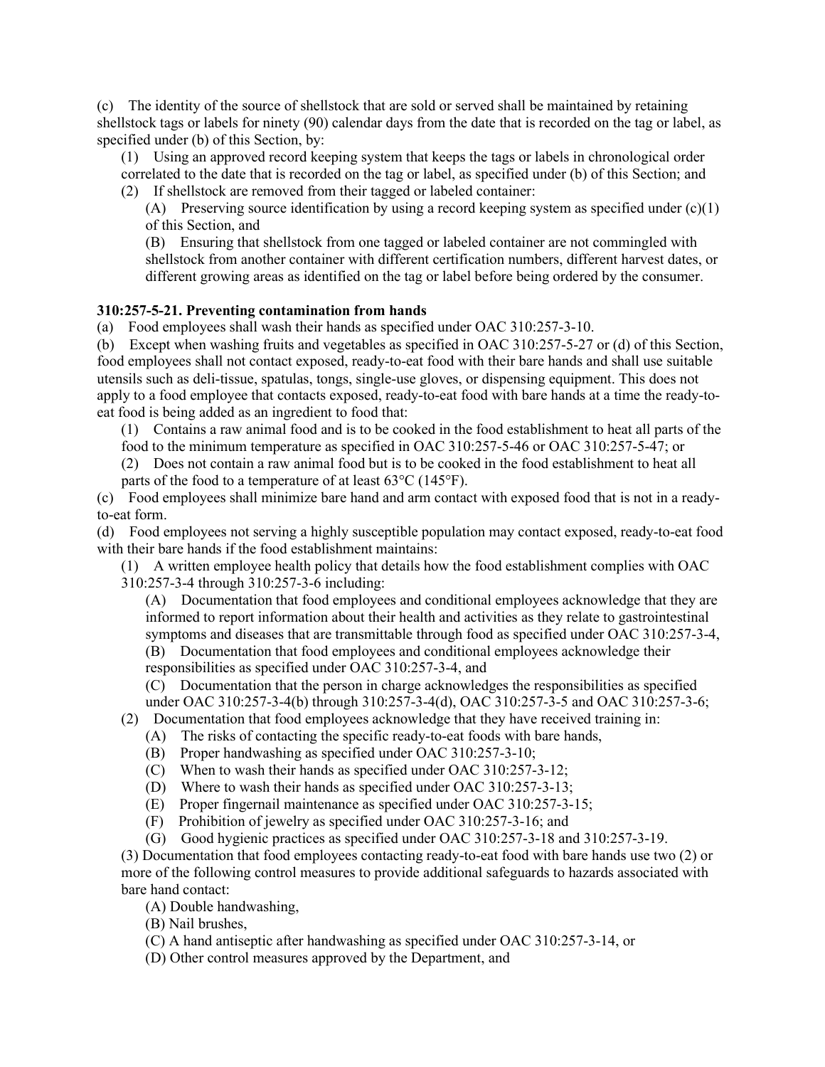(c) The identity of the source of shellstock that are sold or served shall be maintained by retaining shellstock tags or labels for ninety (90) calendar days from the date that is recorded on the tag or label, as specified under (b) of this Section, by:

(1) Using an approved record keeping system that keeps the tags or labels in chronological order correlated to the date that is recorded on the tag or label, as specified under (b) of this Section; and

(2) If shellstock are removed from their tagged or labeled container:

(A) Preserving source identification by using a record keeping system as specified under (c)(1) of this Section, and

(B) Ensuring that shellstock from one tagged or labeled container are not commingled with shellstock from another container with different certification numbers, different harvest dates, or different growing areas as identified on the tag or label before being ordered by the consumer.

**310:257-5-21. Preventing contamination from hands**

(a) Food employees shall wash their hands as specified under OAC 310:257-3-10.

(b) Except when washing fruits and vegetables as specified in OAC 310:257-5-27 or (d) of this Section, food employees shall not contact exposed, ready-to-eat food with their bare hands and shall use suitable utensils such as deli-tissue, spatulas, tongs, single-use gloves, or dispensing equipment. This does not apply to a food employee that contacts exposed, ready-to-eat food with bare hands at a time the ready-to-eat food is being added as an ingredient to food that:

(1) Contains a raw animal food and is to be cooked in the food establishment to heat all parts of the food to the minimum temperature as specified in OAC 310:257-5-46 or OAC 310:257-5-47; or

(2) Does not contain a raw animal food but is to be cooked in the food establishment to heat all parts of the food to a temperature of at least 63°C (145°F).

(c) Food employees shall minimize bare hand and arm contact with exposed food that is not in a ready-to-eat form.

(d) Food employees not serving a highly susceptible population may contact exposed, ready-to-eat food with their bare hands if the food establishment maintains:

(1) A written employee health policy that details how the food establishment complies with OAC 310:257-3-4 through 310:257-3-6 including:

(A) Documentation that food employees and conditional employees acknowledge that they are informed to report information about their health and activities as they relate to gastrointestinal symptoms and diseases that are transmittable through food as specified under OAC 310:257-3-4,

(B) Documentation that food employees and conditional employees acknowledge their responsibilities as specified under OAC 310:257-3-4, and

(C) Documentation that the person in charge acknowledges the responsibilities as specified under OAC 310:257-3-4(b) through 310:257-3-4(d), OAC 310:257-3-5 and OAC 310:257-3-6;

(2) Documentation that food employees acknowledge that they have received training in:

(A) The risks of contacting the specific ready-to-eat foods with bare hands,

(B) Proper handwashing as specified under OAC 310:257-3-10;

(C) When to wash their hands as specified under OAC 310:257-3-12;

(D) Where to wash their hands as specified under OAC 310:257-3-13;

(E) Proper fingernail maintenance as specified under OAC 310:257-3-15;

(F) Prohibition of jewelry as specified under OAC 310:257-3-16; and

(G) Good hygienic practices as specified under OAC 310:257-3-18 and 310:257-3-19.

(3) Documentation that food employees contacting ready-to-eat food with bare hands use two (2) or more of the following control measures to provide additional safeguards to hazards associated with bare hand contact:

(A) Double handwashing,

(B) Nail brushes,

(C) A hand antiseptic after handwashing as specified under OAC 310:257-3-14, or

(D) Other control measures approved by the Department, and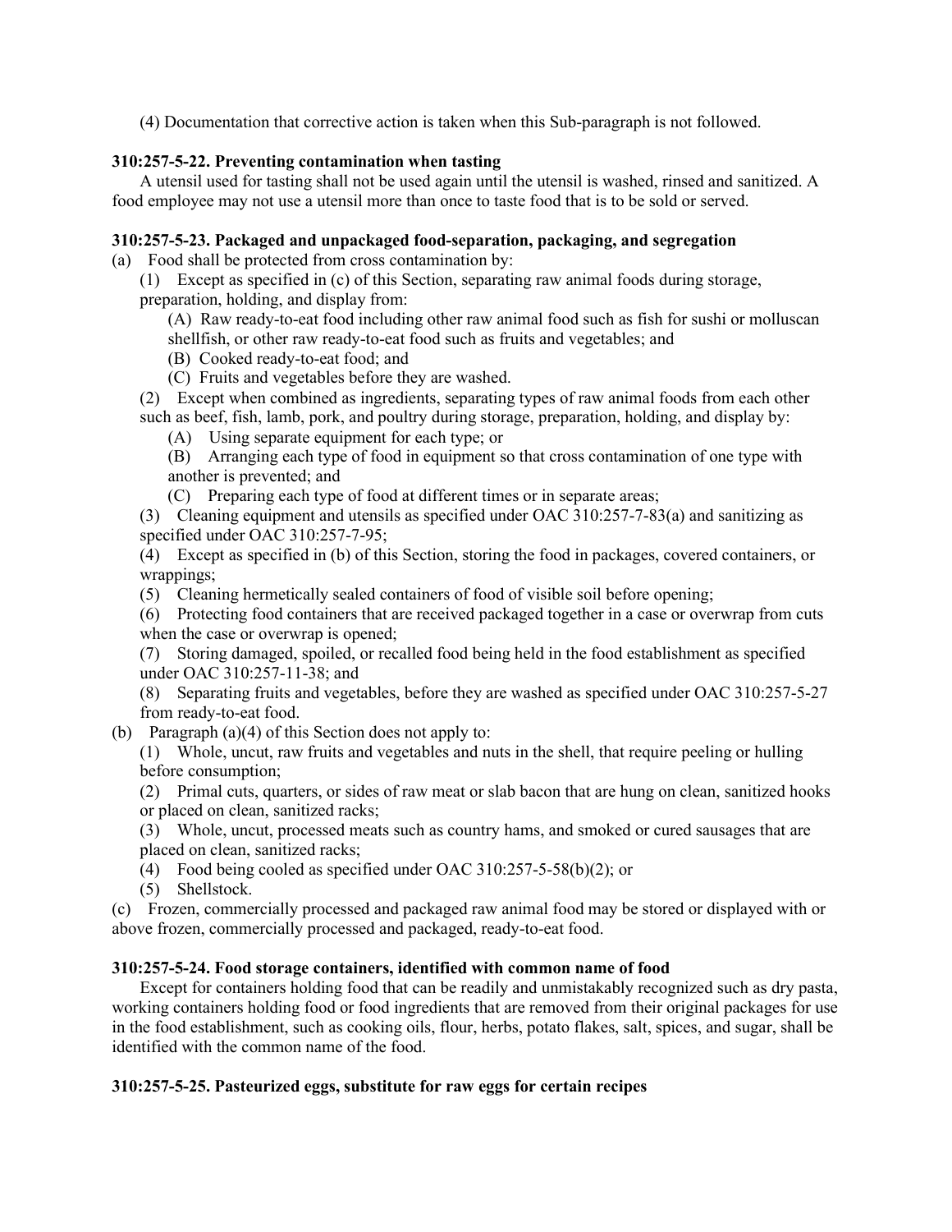(4) Documentation that corrective action is taken when this Sub-paragraph is not followed.

**310:257-5-22. Preventing contamination when tasting**

A utensil used for tasting shall not be used again until the utensil is washed, rinsed and sanitized. A food employee may not use a utensil more than once to taste food that is to be sold or served.

**310:257-5-23. Packaged and unpackaged food-separation, packaging, and segregation**

(a) Food shall be protected from cross contamination by:

(1) Except as specified in (c) of this Section, separating raw animal foods during storage, preparation, holding, and display from:

(A) Raw ready-to-eat food including other raw animal food such as fish for sushi or molluscan shellfish, or other raw ready-to-eat food such as fruits and vegetables; and

(B) Cooked ready-to-eat food; and

(C) Fruits and vegetables before they are washed.

(2) Except when combined as ingredients, separating types of raw animal foods from each other such as beef, fish, lamb, pork, and poultry during storage, preparation, holding, and display by:

(A) Using separate equipment for each type; or

(B) Arranging each type of food in equipment so that cross contamination of one type with another is prevented; and

(C) Preparing each type of food at different times or in separate areas;

(3) Cleaning equipment and utensils as specified under OAC 310:257-7-83(a) and sanitizing as specified under OAC 310:257-7-95;

(4) Except as specified in (b) of this Section, storing the food in packages, covered containers, or wrappings;

(5) Cleaning hermetically sealed containers of food of visible soil before opening;

(6) Protecting food containers that are received packaged together in a case or overwrap from cuts when the case or overwrap is opened;

(7) Storing damaged, spoiled, or recalled food being held in the food establishment as specified under OAC 310:257-11-38; and

(8) Separating fruits and vegetables, before they are washed as specified under OAC 310:257-5-27 from ready-to-eat food.

(b) Paragraph (a)(4) of this Section does not apply to:

(1) Whole, uncut, raw fruits and vegetables and nuts in the shell, that require peeling or hulling before consumption;

(2) Primal cuts, quarters, or sides of raw meat or slab bacon that are hung on clean, sanitized hooks or placed on clean, sanitized racks;

(3) Whole, uncut, processed meats such as country hams, and smoked or cured sausages that are placed on clean, sanitized racks;

(4) Food being cooled as specified under OAC 310:257-5-58(b)(2); or

(5) Shellstock.

(c) Frozen, commercially processed and packaged raw animal food may be stored or displayed with or above frozen, commercially processed and packaged, ready-to-eat food.

**310:257-5-24. Food storage containers, identified with common name of food**

Except for containers holding food that can be readily and unmistakably recognized such as dry pasta, working containers holding food or food ingredients that are removed from their original packages for use in the food establishment, such as cooking oils, flour, herbs, potato flakes, salt, spices, and sugar, shall be identified with the common name of the food.

**310:257-5-25. Pasteurized eggs, substitute for raw eggs for certain recipes**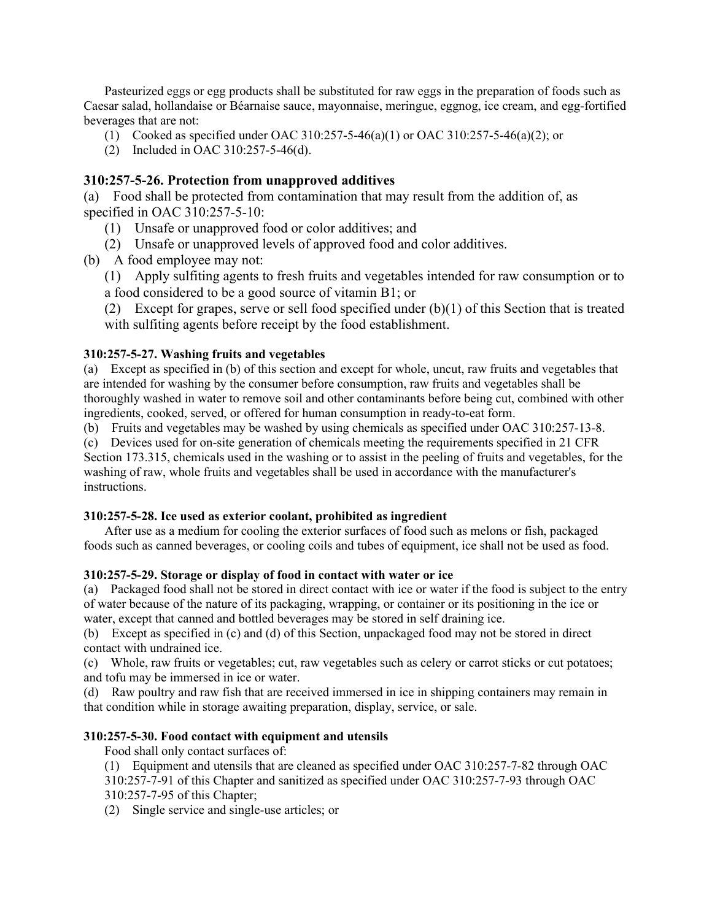Pasteurized eggs or egg products shall be substituted for raw eggs in the preparation of foods such as Caesar salad, hollandaise or Béarnaise sauce, mayonnaise, meringue, eggnog, ice cream, and egg-fortified beverages that are not:

(1) Cooked as specified under OAC 310:257-5-46(a)(1) or OAC 310:257-5-46(a)(2); or

(2) Included in OAC 310:257-5-46(d).

### 310:257-5-26. Protection from unapproved additives

(a) Food shall be protected from contamination that may result from the addition of, as specified in OAC 310:257-5-10:

(1) Unsafe or unapproved food or color additives; and

(2) Unsafe or unapproved levels of approved food and color additives.

(b) A food employee may not:

(1) Apply sulfiting agents to fresh fruits and vegetables intended for raw consumption or to a food considered to be a good source of vitamin B1; or

(2) Except for grapes, serve or sell food specified under (b)(1) of this Section that is treated with sulfiting agents before receipt by the food establishment.

**310:257-5-27. Washing fruits and vegetables**

(a) Except as specified in (b) of this section and except for whole, uncut, raw fruits and vegetables that are intended for washing by the consumer before consumption, raw fruits and vegetables shall be thoroughly washed in water to remove soil and other contaminants before being cut, combined with other ingredients, cooked, served, or offered for human consumption in ready-to-eat form.

(b) Fruits and vegetables may be washed by using chemicals as specified under OAC 310:257-13-8.

(c) Devices used for on-site generation of chemicals meeting the requirements specified in 21 CFR Section 173.315, chemicals used in the washing or to assist in the peeling of fruits and vegetables, for the washing of raw, whole fruits and vegetables shall be used in accordance with the manufacturer's instructions.

**310:257-5-28. Ice used as exterior coolant, prohibited as ingredient**

After use as a medium for cooling the exterior surfaces of food such as melons or fish, packaged foods such as canned beverages, or cooling coils and tubes of equipment, ice shall not be used as food.

**310:257-5-29. Storage or display of food in contact with water or ice**

(a) Packaged food shall not be stored in direct contact with ice or water if the food is subject to the entry of water because of the nature of its packaging, wrapping, or container or its positioning in the ice or water, except that canned and bottled beverages may be stored in self draining ice.

(b) Except as specified in (c) and (d) of this Section, unpackaged food may not be stored in direct contact with undrained ice.

(c) Whole, raw fruits or vegetables; cut, raw vegetables such as celery or carrot sticks or cut potatoes; and tofu may be immersed in ice or water.

(d) Raw poultry and raw fish that are received immersed in ice in shipping containers may remain in that condition while in storage awaiting preparation, display, service, or sale.

**310:257-5-30. Food contact with equipment and utensils**

Food shall only contact surfaces of:

(1) Equipment and utensils that are cleaned as specified under OAC 310:257-7-82 through OAC 310:257-7-91 of this Chapter and sanitized as specified under OAC 310:257-7-93 through OAC 310:257-7-95 of this Chapter;

(2) Single service and single-use articles; or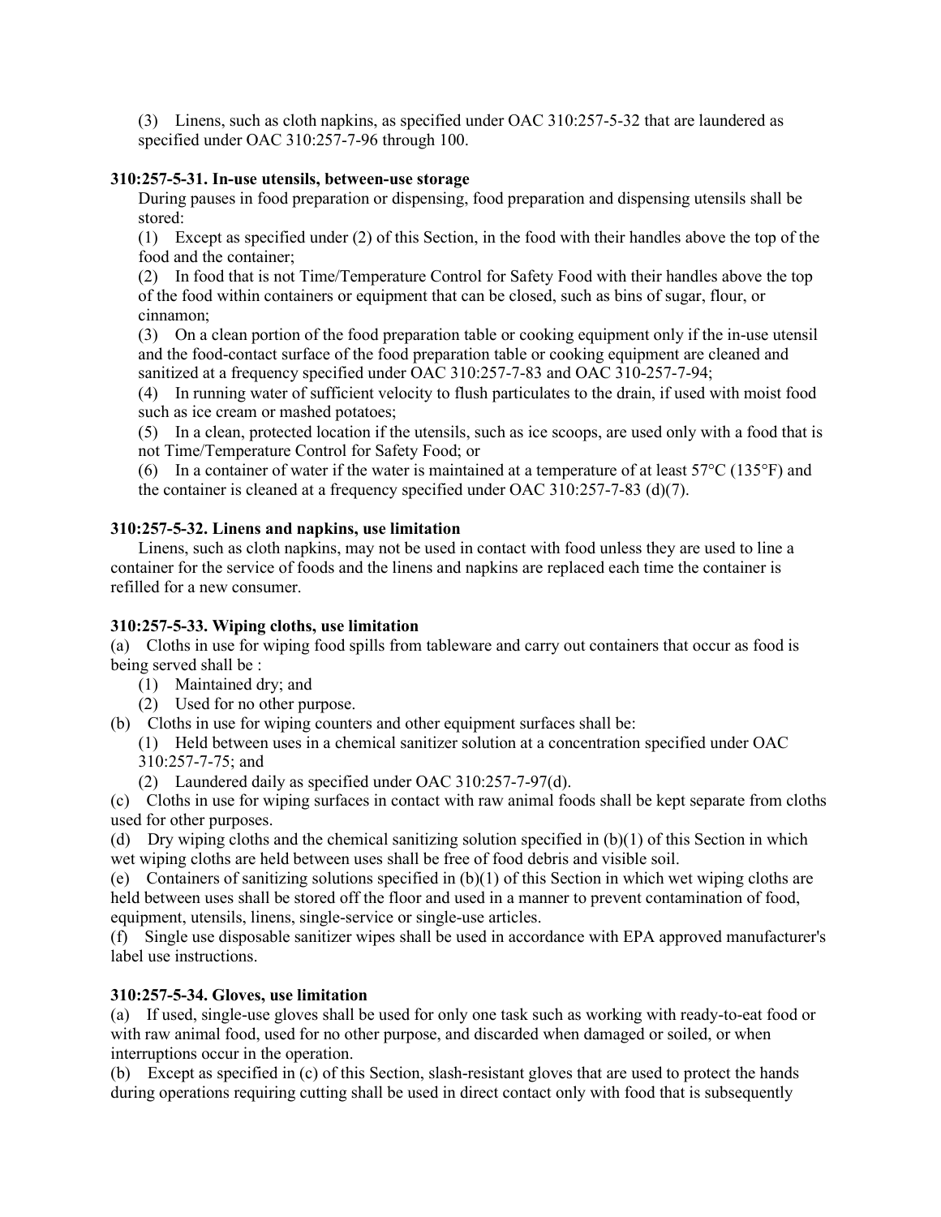(3) Linens, such as cloth napkins, as specified under OAC 310:257-5-32 that are laundered as specified under OAC 310:257-7-96 through 100.

**310:257-5-31. In-use utensils, between-use storage**

During pauses in food preparation or dispensing, food preparation and dispensing utensils shall be stored:

(1) Except as specified under (2) of this Section, in the food with their handles above the top of the food and the container;

(2) In food that is not Time/Temperature Control for Safety Food with their handles above the top of the food within containers or equipment that can be closed, such as bins of sugar, flour, or cinnamon;

(3) On a clean portion of the food preparation table or cooking equipment only if the in-use utensil and the food-contact surface of the food preparation table or cooking equipment are cleaned and sanitized at a frequency specified under OAC 310:257-7-83 and OAC 310-257-7-94;

(4) In running water of sufficient velocity to flush particulates to the drain, if used with moist food such as ice cream or mashed potatoes;

(5) In a clean, protected location if the utensils, such as ice scoops, are used only with a food that is not Time/Temperature Control for Safety Food; or

(6) In a container of water if the water is maintained at a temperature of at least 57°C (135°F) and the container is cleaned at a frequency specified under OAC 310:257-7-83 (d)(7).

**310:257-5-32. Linens and napkins, use limitation**

Linens, such as cloth napkins, may not be used in contact with food unless they are used to line a container for the service of foods and the linens and napkins are replaced each time the container is refilled for a new consumer.

**310:257-5-33. Wiping cloths, use limitation**

(a) Cloths in use for wiping food spills from tableware and carry out containers that occur as food is being served shall be :

  (1) Maintained dry; and

  (2) Used for no other purpose.

(b) Cloths in use for wiping counters and other equipment surfaces shall be:

  (1) Held between uses in a chemical sanitizer solution at a concentration specified under OAC 310:257-7-75; and

  (2) Laundered daily as specified under OAC 310:257-7-97(d).

(c) Cloths in use for wiping surfaces in contact with raw animal foods shall be kept separate from cloths used for other purposes.

(d) Dry wiping cloths and the chemical sanitizing solution specified in (b)(1) of this Section in which wet wiping cloths are held between uses shall be free of food debris and visible soil.

(e) Containers of sanitizing solutions specified in (b)(1) of this Section in which wet wiping cloths are held between uses shall be stored off the floor and used in a manner to prevent contamination of food, equipment, utensils, linens, single-service or single-use articles.

(f) Single use disposable sanitizer wipes shall be used in accordance with EPA approved manufacturer's label use instructions.

**310:257-5-34. Gloves, use limitation**

(a) If used, single-use gloves shall be used for only one task such as working with ready-to-eat food or with raw animal food, used for no other purpose, and discarded when damaged or soiled, or when interruptions occur in the operation.

(b) Except as specified in (c) of this Section, slash-resistant gloves that are used to protect the hands during operations requiring cutting shall be used in direct contact only with food that is subsequently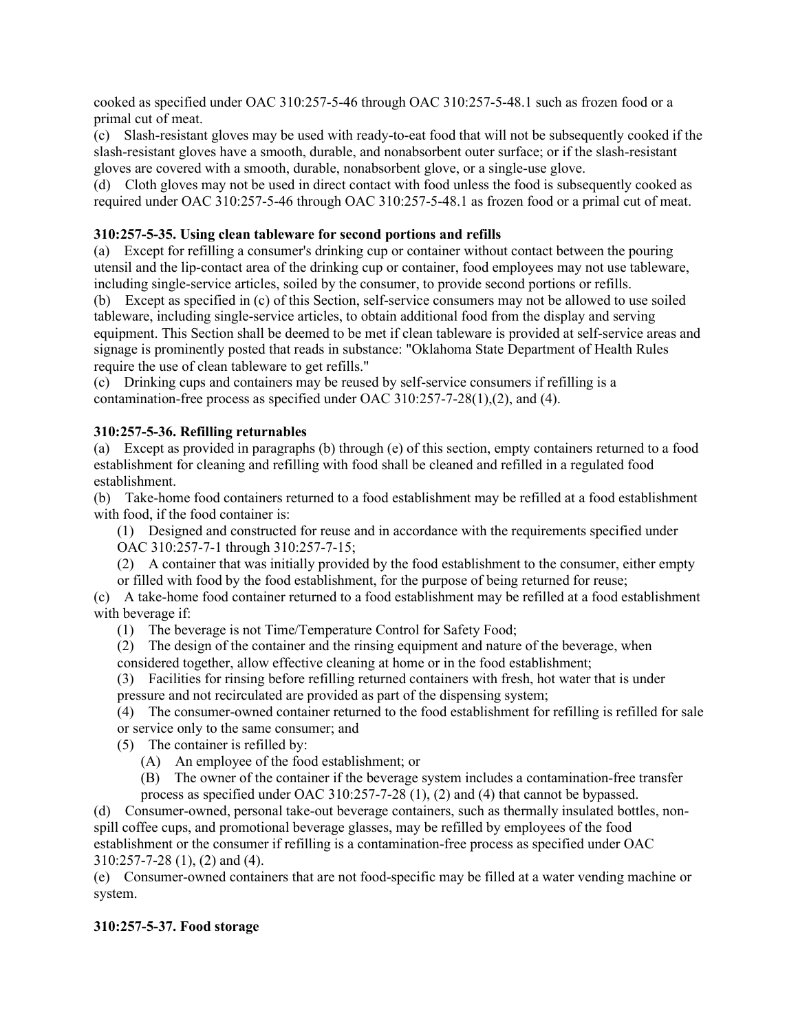cooked as specified under OAC 310:257-5-46 through OAC 310:257-5-48.1 such as frozen food or a primal cut of meat.

(c) Slash-resistant gloves may be used with ready-to-eat food that will not be subsequently cooked if the slash-resistant gloves have a smooth, durable, and nonabsorbent outer surface; or if the slash-resistant gloves are covered with a smooth, durable, nonabsorbent glove, or a single-use glove.

(d) Cloth gloves may not be used in direct contact with food unless the food is subsequently cooked as required under OAC 310:257-5-46 through OAC 310:257-5-48.1 as frozen food or a primal cut of meat.

**310:257-5-35. Using clean tableware for second portions and refills**

(a) Except for refilling a consumer's drinking cup or container without contact between the pouring utensil and the lip-contact area of the drinking cup or container, food employees may not use tableware, including single-service articles, soiled by the consumer, to provide second portions or refills.

(b) Except as specified in (c) of this Section, self-service consumers may not be allowed to use soiled tableware, including single-service articles, to obtain additional food from the display and serving equipment. This Section shall be deemed to be met if clean tableware is provided at self-service areas and signage is prominently posted that reads in substance: "Oklahoma State Department of Health Rules require the use of clean tableware to get refills."

(c) Drinking cups and containers may be reused by self-service consumers if refilling is a contamination-free process as specified under OAC 310:257-7-28(1),(2), and (4).

**310:257-5-36. Refilling returnables**

(a) Except as provided in paragraphs (b) through (e) of this section, empty containers returned to a food establishment for cleaning and refilling with food shall be cleaned and refilled in a regulated food establishment.

(b) Take-home food containers returned to a food establishment may be refilled at a food establishment with food, if the food container is:

- (1) Designed and constructed for reuse and in accordance with the requirements specified under OAC 310:257-7-1 through 310:257-7-15;
- (2) A container that was initially provided by the food establishment to the consumer, either empty or filled with food by the food establishment, for the purpose of being returned for reuse;

(c) A take-home food container returned to a food establishment may be refilled at a food establishment with beverage if:

- (1) The beverage is not Time/Temperature Control for Safety Food;
- (2) The design of the container and the rinsing equipment and nature of the beverage, when considered together, allow effective cleaning at home or in the food establishment;
- (3) Facilities for rinsing before refilling returned containers with fresh, hot water that is under pressure and not recirculated are provided as part of the dispensing system;
- (4) The consumer-owned container returned to the food establishment for refilling is refilled for sale or service only to the same consumer; and
- (5) The container is refilled by:
  - (A) An employee of the food establishment; or
  - (B) The owner of the container if the beverage system includes a contamination-free transfer process as specified under OAC 310:257-7-28 (1), (2) and (4) that cannot be bypassed.

(d) Consumer-owned, personal take-out beverage containers, such as thermally insulated bottles, non-spill coffee cups, and promotional beverage glasses, may be refilled by employees of the food establishment or the consumer if refilling is a contamination-free process as specified under OAC 310:257-7-28 (1), (2) and (4).

(e) Consumer-owned containers that are not food-specific may be filled at a water vending machine or system.

**310:257-5-37. Food storage**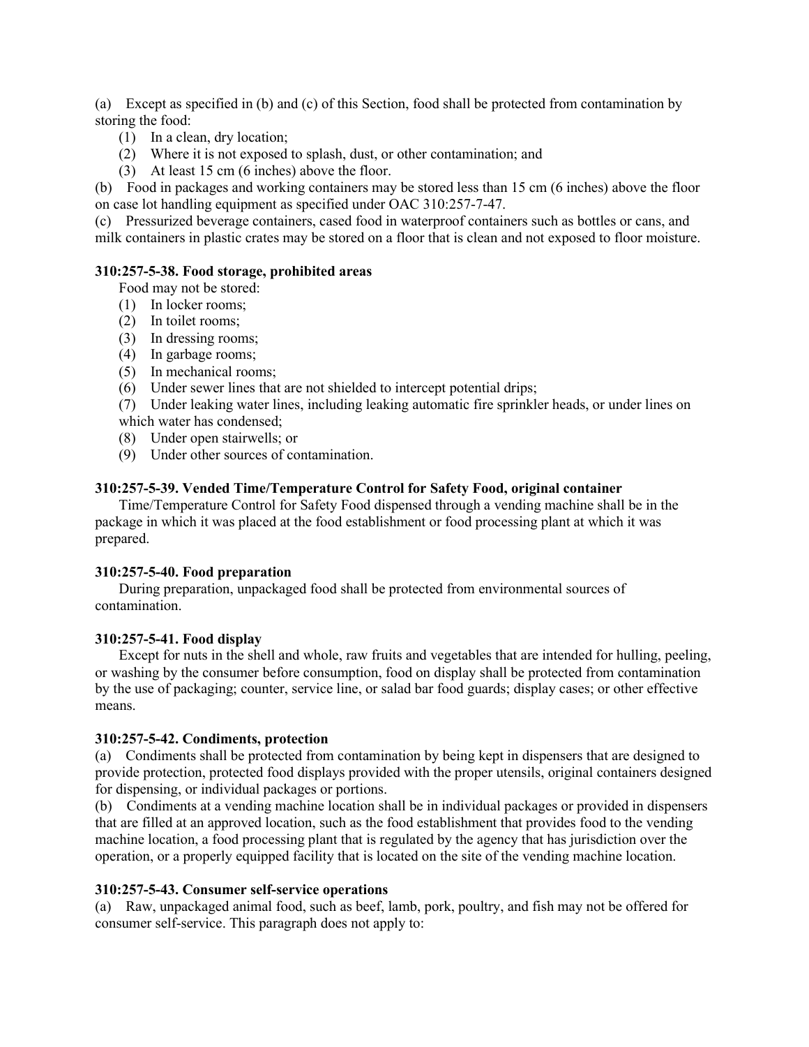(a) Except as specified in (b) and (c) of this Section, food shall be protected from contamination by storing the food:

(1) In a clean, dry location;

(2) Where it is not exposed to splash, dust, or other contamination; and

(3) At least 15 cm (6 inches) above the floor.

(b) Food in packages and working containers may be stored less than 15 cm (6 inches) above the floor on case lot handling equipment as specified under OAC 310:257-7-47.

(c) Pressurized beverage containers, cased food in waterproof containers such as bottles or cans, and milk containers in plastic crates may be stored on a floor that is clean and not exposed to floor moisture.

**310:257-5-38. Food storage, prohibited areas**

Food may not be stored:

(1) In locker rooms;

(2) In toilet rooms;

(3) In dressing rooms;

(4) In garbage rooms;

(5) In mechanical rooms;

(6) Under sewer lines that are not shielded to intercept potential drips;

(7) Under leaking water lines, including leaking automatic fire sprinkler heads, or under lines on which water has condensed;

(8) Under open stairwells; or

(9) Under other sources of contamination.

**310:257-5-39. Vended Time/Temperature Control for Safety Food, original container**

Time/Temperature Control for Safety Food dispensed through a vending machine shall be in the package in which it was placed at the food establishment or food processing plant at which it was prepared.

**310:257-5-40. Food preparation**

During preparation, unpackaged food shall be protected from environmental sources of contamination.

**310:257-5-41. Food display**

Except for nuts in the shell and whole, raw fruits and vegetables that are intended for hulling, peeling, or washing by the consumer before consumption, food on display shall be protected from contamination by the use of packaging; counter, service line, or salad bar food guards; display cases; or other effective means.

**310:257-5-42. Condiments, protection**

(a) Condiments shall be protected from contamination by being kept in dispensers that are designed to provide protection, protected food displays provided with the proper utensils, original containers designed for dispensing, or individual packages or portions.

(b) Condiments at a vending machine location shall be in individual packages or provided in dispensers that are filled at an approved location, such as the food establishment that provides food to the vending machine location, a food processing plant that is regulated by the agency that has jurisdiction over the operation, or a properly equipped facility that is located on the site of the vending machine location.

**310:257-5-43. Consumer self-service operations**

(a) Raw, unpackaged animal food, such as beef, lamb, pork, poultry, and fish may not be offered for consumer self-service. This paragraph does not apply to: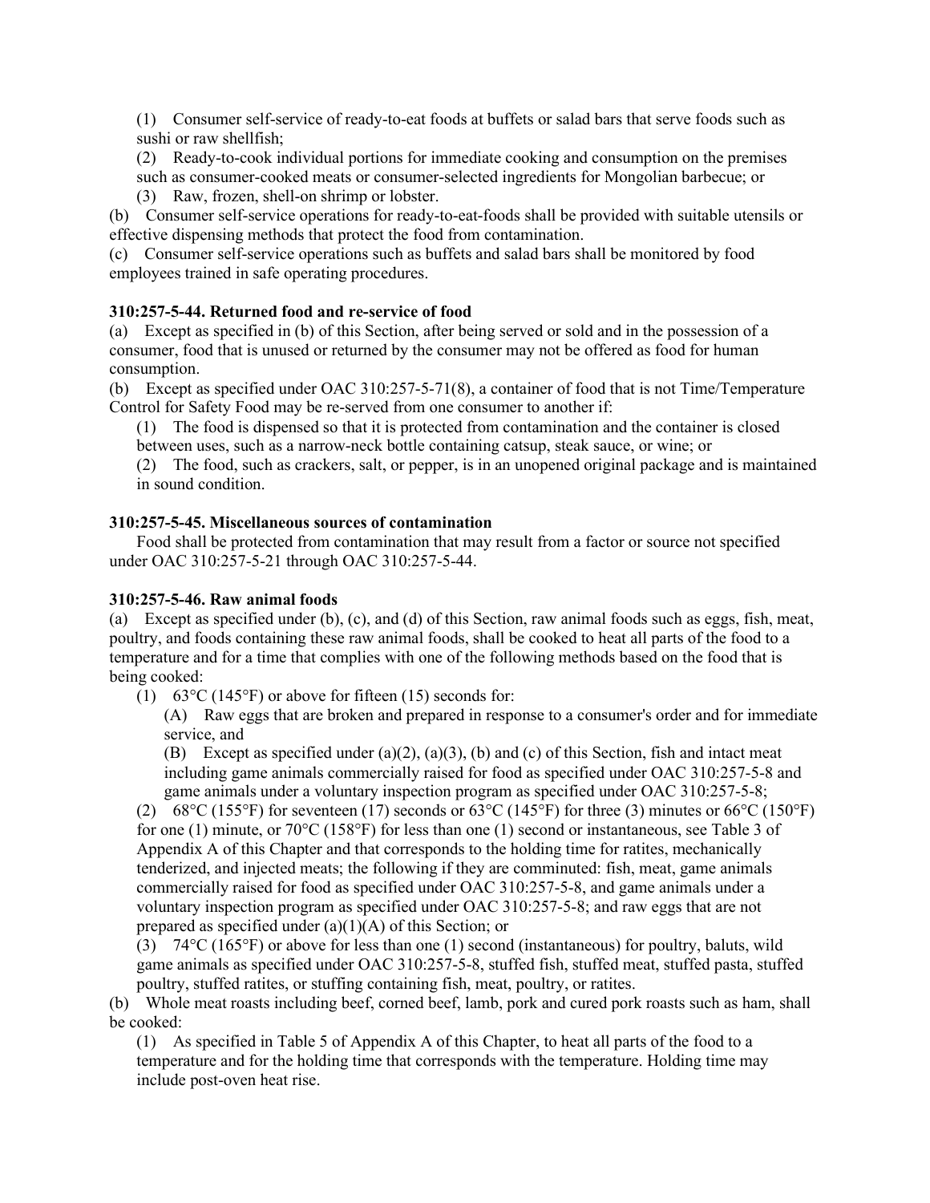(1) Consumer self-service of ready-to-eat foods at buffets or salad bars that serve foods such as sushi or raw shellfish;

(2) Ready-to-cook individual portions for immediate cooking and consumption on the premises such as consumer-cooked meats or consumer-selected ingredients for Mongolian barbecue; or

(3) Raw, frozen, shell-on shrimp or lobster.

(b) Consumer self-service operations for ready-to-eat-foods shall be provided with suitable utensils or effective dispensing methods that protect the food from contamination.

(c) Consumer self-service operations such as buffets and salad bars shall be monitored by food employees trained in safe operating procedures.

**310:257-5-44. Returned food and re-service of food**

(a) Except as specified in (b) of this Section, after being served or sold and in the possession of a consumer, food that is unused or returned by the consumer may not be offered as food for human consumption.

(b) Except as specified under OAC 310:257-5-71(8), a container of food that is not Time/Temperature Control for Safety Food may be re-served from one consumer to another if:

(1) The food is dispensed so that it is protected from contamination and the container is closed between uses, such as a narrow-neck bottle containing catsup, steak sauce, or wine; or

(2) The food, such as crackers, salt, or pepper, is in an unopened original package and is maintained in sound condition.

**310:257-5-45. Miscellaneous sources of contamination**

Food shall be protected from contamination that may result from a factor or source not specified under OAC 310:257-5-21 through OAC 310:257-5-44.

**310:257-5-46. Raw animal foods**

(a) Except as specified under (b), (c), and (d) of this Section, raw animal foods such as eggs, fish, meat, poultry, and foods containing these raw animal foods, shall be cooked to heat all parts of the food to a temperature and for a time that complies with one of the following methods based on the food that is being cooked:

(1) 63°C (145°F) or above for fifteen (15) seconds for:

(A) Raw eggs that are broken and prepared in response to a consumer's order and for immediate service, and

(B) Except as specified under (a)(2), (a)(3), (b) and (c) of this Section, fish and intact meat including game animals commercially raised for food as specified under OAC 310:257-5-8 and game animals under a voluntary inspection program as specified under OAC 310:257-5-8;

(2) 68°C (155°F) for seventeen (17) seconds or 63°C (145°F) for three (3) minutes or 66°C (150°F) for one (1) minute, or 70°C (158°F) for less than one (1) second or instantaneous, see Table 3 of Appendix A of this Chapter and that corresponds to the holding time for ratites, mechanically tenderized, and injected meats; the following if they are comminuted: fish, meat, game animals commercially raised for food as specified under OAC 310:257-5-8, and game animals under a voluntary inspection program as specified under OAC 310:257-5-8; and raw eggs that are not prepared as specified under (a)(1)(A) of this Section; or

(3) 74°C (165°F) or above for less than one (1) second (instantaneous) for poultry, baluts, wild game animals as specified under OAC 310:257-5-8, stuffed fish, stuffed meat, stuffed pasta, stuffed poultry, stuffed ratites, or stuffing containing fish, meat, poultry, or ratites.

(b) Whole meat roasts including beef, corned beef, lamb, pork and cured pork roasts such as ham, shall be cooked:

(1) As specified in Table 5 of Appendix A of this Chapter, to heat all parts of the food to a temperature and for the holding time that corresponds with the temperature. Holding time may include post-oven heat rise.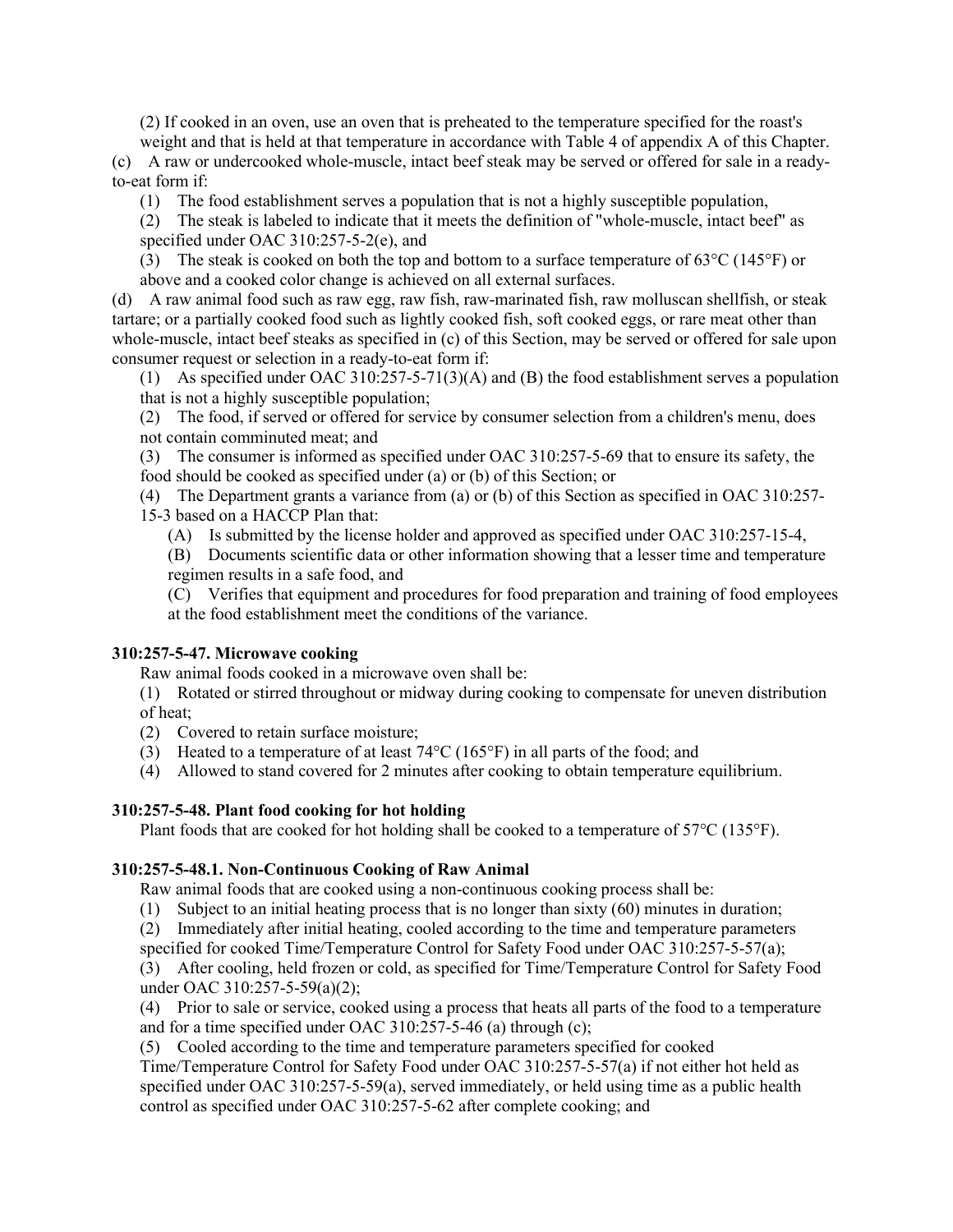(2) If cooked in an oven, use an oven that is preheated to the temperature specified for the roast's weight and that is held at that temperature in accordance with Table 4 of appendix A of this Chapter.

(c) A raw or undercooked whole-muscle, intact beef steak may be served or offered for sale in a ready-to-eat form if:

(1) The food establishment serves a population that is not a highly susceptible population,

(2) The steak is labeled to indicate that it meets the definition of "whole-muscle, intact beef" as specified under OAC 310:257-5-2(e), and

(3) The steak is cooked on both the top and bottom to a surface temperature of 63°C (145°F) or above and a cooked color change is achieved on all external surfaces.

(d) A raw animal food such as raw egg, raw fish, raw-marinated fish, raw molluscan shellfish, or steak tartare; or a partially cooked food such as lightly cooked fish, soft cooked eggs, or rare meat other than whole-muscle, intact beef steaks as specified in (c) of this Section, may be served or offered for sale upon consumer request or selection in a ready-to-eat form if:

(1) As specified under OAC 310:257-5-71(3)(A) and (B) the food establishment serves a population that is not a highly susceptible population;

(2) The food, if served or offered for service by consumer selection from a children's menu, does not contain comminuted meat; and

(3) The consumer is informed as specified under OAC 310:257-5-69 that to ensure its safety, the food should be cooked as specified under (a) or (b) of this Section; or

(4) The Department grants a variance from (a) or (b) of this Section as specified in OAC 310:257-15-3 based on a HACCP Plan that:

(A) Is submitted by the license holder and approved as specified under OAC 310:257-15-4,

(B) Documents scientific data or other information showing that a lesser time and temperature regimen results in a safe food, and

(C) Verifies that equipment and procedures for food preparation and training of food employees at the food establishment meet the conditions of the variance.

### 310:257-5-47. Microwave cooking

Raw animal foods cooked in a microwave oven shall be:

(1) Rotated or stirred throughout or midway during cooking to compensate for uneven distribution of heat;

(2) Covered to retain surface moisture;

(3) Heated to a temperature of at least 74°C (165°F) in all parts of the food; and

(4) Allowed to stand covered for 2 minutes after cooking to obtain temperature equilibrium.

### 310:257-5-48. Plant food cooking for hot holding

Plant foods that are cooked for hot holding shall be cooked to a temperature of 57°C (135°F).

### 310:257-5-48.1. Non-Continuous Cooking of Raw Animal

Raw animal foods that are cooked using a non-continuous cooking process shall be:

(1) Subject to an initial heating process that is no longer than sixty (60) minutes in duration;

(2) Immediately after initial heating, cooled according to the time and temperature parameters specified for cooked Time/Temperature Control for Safety Food under OAC 310:257-5-57(a);

(3) After cooling, held frozen or cold, as specified for Time/Temperature Control for Safety Food under OAC 310:257-5-59(a)(2);

(4) Prior to sale or service, cooked using a process that heats all parts of the food to a temperature and for a time specified under OAC 310:257-5-46 (a) through (c);

(5) Cooled according to the time and temperature parameters specified for cooked Time/Temperature Control for Safety Food under OAC 310:257-5-57(a) if not either hot held as specified under OAC 310:257-5-59(a), served immediately, or held using time as a public health control as specified under OAC 310:257-5-62 after complete cooking; and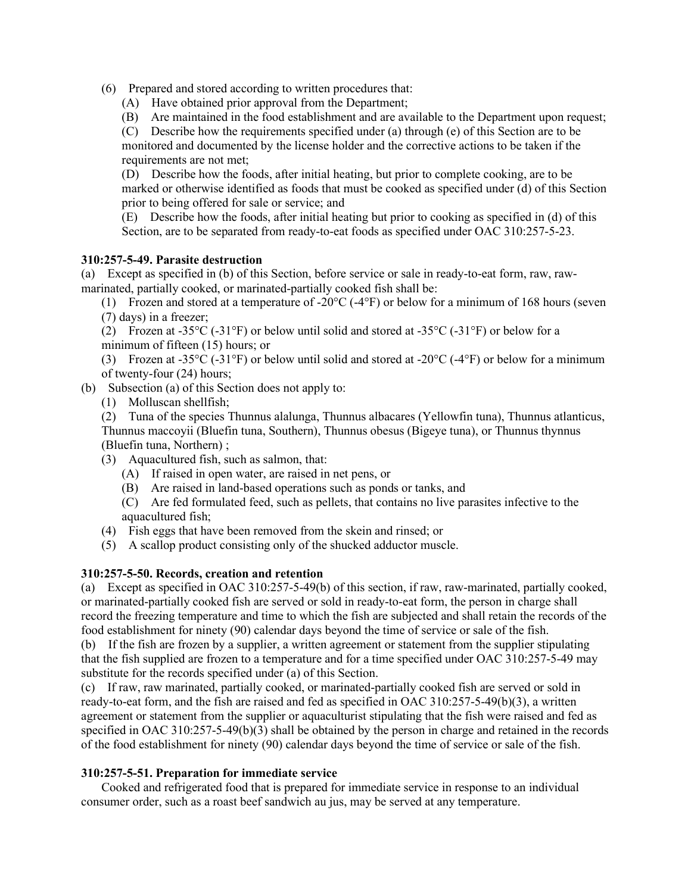(6) Prepared and stored according to written procedures that:

(A) Have obtained prior approval from the Department;

(B) Are maintained in the food establishment and are available to the Department upon request;

(C) Describe how the requirements specified under (a) through (e) of this Section are to be monitored and documented by the license holder and the corrective actions to be taken if the requirements are not met;

(D) Describe how the foods, after initial heating, but prior to complete cooking, are to be marked or otherwise identified as foods that must be cooked as specified under (d) of this Section prior to being offered for sale or service; and

(E) Describe how the foods, after initial heating but prior to cooking as specified in (d) of this Section, are to be separated from ready-to-eat foods as specified under OAC 310:257-5-23.

**310:257-5-49. Parasite destruction**

(a) Except as specified in (b) of this Section, before service or sale in ready-to-eat form, raw, raw-marinated, partially cooked, or marinated-partially cooked fish shall be:

(1) Frozen and stored at a temperature of -20°C (-4°F) or below for a minimum of 168 hours (seven (7) days) in a freezer;

(2) Frozen at -35°C (-31°F) or below until solid and stored at -35°C (-31°F) or below for a minimum of fifteen (15) hours; or

(3) Frozen at -35°C (-31°F) or below until solid and stored at -20°C (-4°F) or below for a minimum of twenty-four (24) hours;

(b) Subsection (a) of this Section does not apply to:

(1) Molluscan shellfish;

(2) Tuna of the species Thunnus alalunga, Thunnus albacares (Yellowfin tuna), Thunnus atlanticus, Thunnus maccoyii (Bluefin tuna, Southern), Thunnus obesus (Bigeye tuna), or Thunnus thynnus (Bluefin tuna, Northern) ;

(3) Aquacultured fish, such as salmon, that:

(A) If raised in open water, are raised in net pens, or

(B) Are raised in land-based operations such as ponds or tanks, and

(C) Are fed formulated feed, such as pellets, that contains no live parasites infective to the aquacultured fish;

(4) Fish eggs that have been removed from the skein and rinsed; or

(5) A scallop product consisting only of the shucked adductor muscle.

**310:257-5-50. Records, creation and retention**

(a) Except as specified in OAC 310:257-5-49(b) of this section, if raw, raw-marinated, partially cooked, or marinated-partially cooked fish are served or sold in ready-to-eat form, the person in charge shall record the freezing temperature and time to which the fish are subjected and shall retain the records of the food establishment for ninety (90) calendar days beyond the time of service or sale of the fish.

(b) If the fish are frozen by a supplier, a written agreement or statement from the supplier stipulating that the fish supplied are frozen to a temperature and for a time specified under OAC 310:257-5-49 may substitute for the records specified under (a) of this Section.

(c) If raw, raw marinated, partially cooked, or marinated-partially cooked fish are served or sold in ready-to-eat form, and the fish are raised and fed as specified in OAC 310:257-5-49(b)(3), a written agreement or statement from the supplier or aquaculturist stipulating that the fish were raised and fed as specified in OAC 310:257-5-49(b)(3) shall be obtained by the person in charge and retained in the records of the food establishment for ninety (90) calendar days beyond the time of service or sale of the fish.

**310:257-5-51. Preparation for immediate service**

Cooked and refrigerated food that is prepared for immediate service in response to an individual consumer order, such as a roast beef sandwich au jus, may be served at any temperature.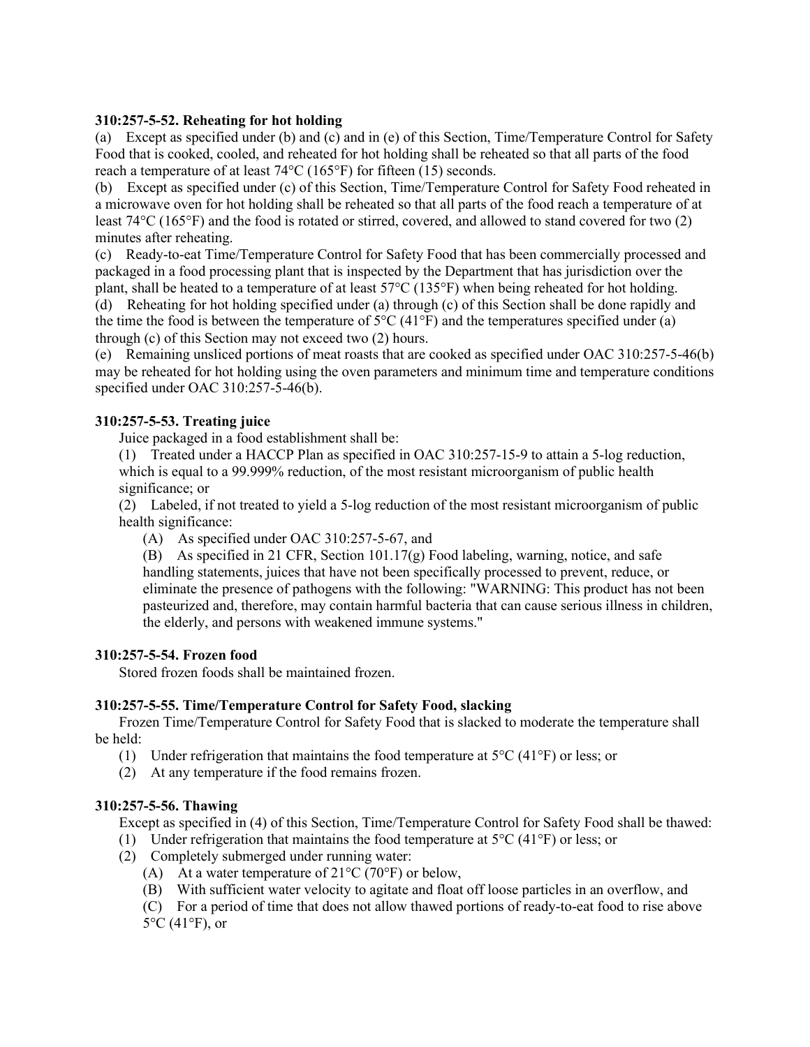**310:257-5-52. Reheating for hot holding**

(a) Except as specified under (b) and (c) and in (e) of this Section, Time/Temperature Control for Safety Food that is cooked, cooled, and reheated for hot holding shall be reheated so that all parts of the food reach a temperature of at least 74°C (165°F) for fifteen (15) seconds.

(b) Except as specified under (c) of this Section, Time/Temperature Control for Safety Food reheated in a microwave oven for hot holding shall be reheated so that all parts of the food reach a temperature of at least 74°C (165°F) and the food is rotated or stirred, covered, and allowed to stand covered for two (2) minutes after reheating.

(c) Ready-to-eat Time/Temperature Control for Safety Food that has been commercially processed and packaged in a food processing plant that is inspected by the Department that has jurisdiction over the plant, shall be heated to a temperature of at least 57°C (135°F) when being reheated for hot holding.

(d) Reheating for hot holding specified under (a) through (c) of this Section shall be done rapidly and the time the food is between the temperature of 5°C (41°F) and the temperatures specified under (a) through (c) of this Section may not exceed two (2) hours.

(e) Remaining unsliced portions of meat roasts that are cooked as specified under OAC 310:257-5-46(b) may be reheated for hot holding using the oven parameters and minimum time and temperature conditions specified under OAC 310:257-5-46(b).

**310:257-5-53. Treating juice**

Juice packaged in a food establishment shall be:

(1) Treated under a HACCP Plan as specified in OAC 310:257-15-9 to attain a 5-log reduction, which is equal to a 99.999% reduction, of the most resistant microorganism of public health significance; or

(2) Labeled, if not treated to yield a 5-log reduction of the most resistant microorganism of public health significance:

(A) As specified under OAC 310:257-5-67, and

(B) As specified in 21 CFR, Section 101.17(g) Food labeling, warning, notice, and safe handling statements, juices that have not been specifically processed to prevent, reduce, or eliminate the presence of pathogens with the following: "WARNING: This product has not been pasteurized and, therefore, may contain harmful bacteria that can cause serious illness in children, the elderly, and persons with weakened immune systems."

**310:257-5-54. Frozen food**

Stored frozen foods shall be maintained frozen.

**310:257-5-55. Time/Temperature Control for Safety Food, slacking**

Frozen Time/Temperature Control for Safety Food that is slacked to moderate the temperature shall be held:

(1) Under refrigeration that maintains the food temperature at 5°C (41°F) or less; or

(2) At any temperature if the food remains frozen.

**310:257-5-56. Thawing**

Except as specified in (4) of this Section, Time/Temperature Control for Safety Food shall be thawed:

(1) Under refrigeration that maintains the food temperature at 5°C (41°F) or less; or

(2) Completely submerged under running water:

(A) At a water temperature of 21°C (70°F) or below,

(B) With sufficient water velocity to agitate and float off loose particles in an overflow, and

(C) For a period of time that does not allow thawed portions of ready-to-eat food to rise above 5°C (41°F), or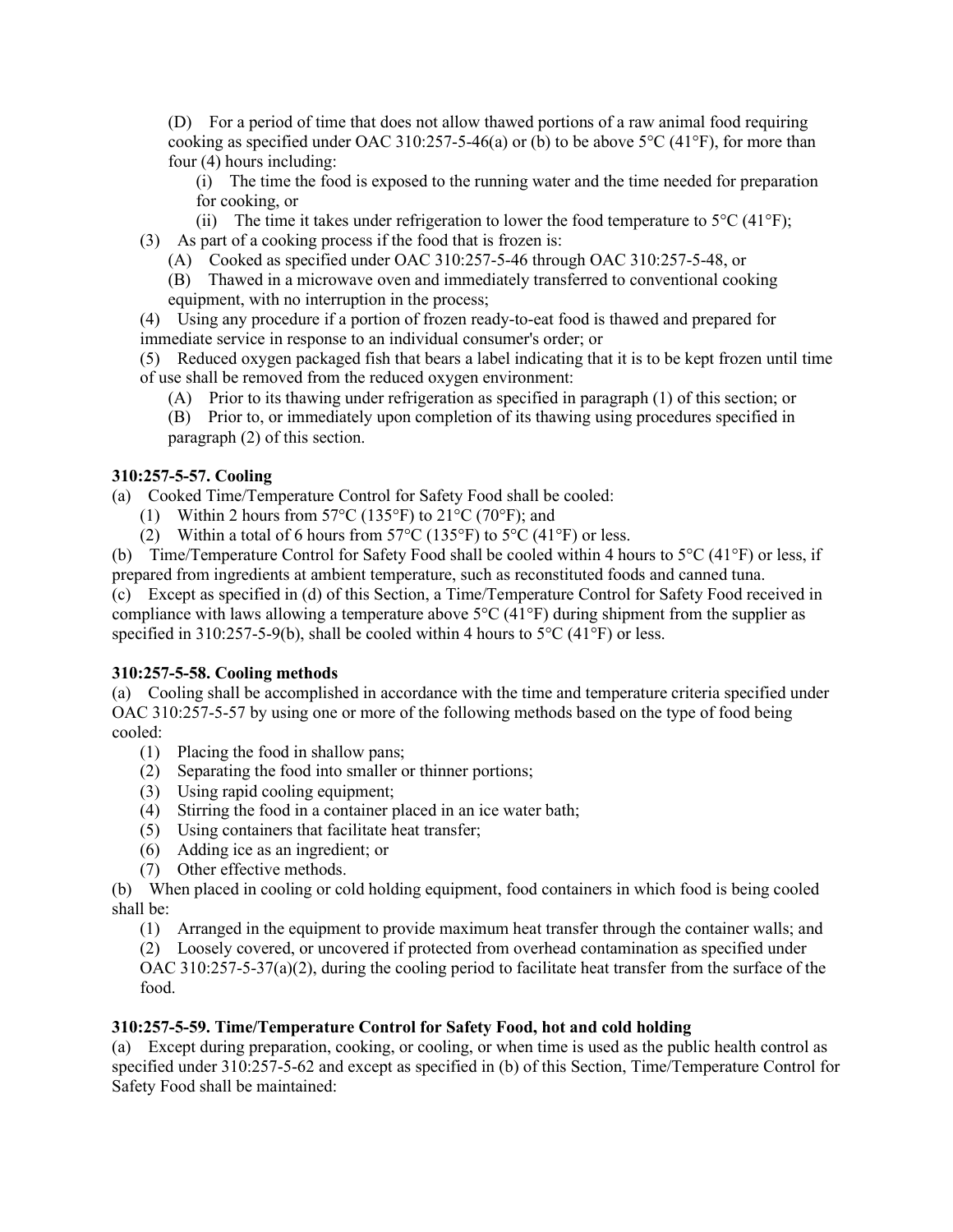(D) For a period of time that does not allow thawed portions of a raw animal food requiring cooking as specified under OAC 310:257-5-46(a) or (b) to be above 5°C (41°F), for more than four (4) hours including:

(i) The time the food is exposed to the running water and the time needed for preparation for cooking, or

(ii) The time it takes under refrigeration to lower the food temperature to 5°C (41°F);

(3) As part of a cooking process if the food that is frozen is:

(A) Cooked as specified under OAC 310:257-5-46 through OAC 310:257-5-48, or

(B) Thawed in a microwave oven and immediately transferred to conventional cooking equipment, with no interruption in the process;

(4) Using any procedure if a portion of frozen ready-to-eat food is thawed and prepared for immediate service in response to an individual consumer's order; or

(5) Reduced oxygen packaged fish that bears a label indicating that it is to be kept frozen until time of use shall be removed from the reduced oxygen environment:

(A) Prior to its thawing under refrigeration as specified in paragraph (1) of this section; or

(B) Prior to, or immediately upon completion of its thawing using procedures specified in paragraph (2) of this section.

**310:257-5-57. Cooling**

(a) Cooked Time/Temperature Control for Safety Food shall be cooled:

(1) Within 2 hours from 57°C (135°F) to 21°C (70°F); and

(2) Within a total of 6 hours from 57°C (135°F) to 5°C (41°F) or less.

(b) Time/Temperature Control for Safety Food shall be cooled within 4 hours to 5°C (41°F) or less, if prepared from ingredients at ambient temperature, such as reconstituted foods and canned tuna.

(c) Except as specified in (d) of this Section, a Time/Temperature Control for Safety Food received in compliance with laws allowing a temperature above 5°C (41°F) during shipment from the supplier as specified in 310:257-5-9(b), shall be cooled within 4 hours to 5°C (41°F) or less.

**310:257-5-58. Cooling methods**

(a) Cooling shall be accomplished in accordance with the time and temperature criteria specified under OAC 310:257-5-57 by using one or more of the following methods based on the type of food being cooled:

(1) Placing the food in shallow pans;

(2) Separating the food into smaller or thinner portions;

(3) Using rapid cooling equipment;

(4) Stirring the food in a container placed in an ice water bath;

(5) Using containers that facilitate heat transfer;

(6) Adding ice as an ingredient; or

(7) Other effective methods.

(b) When placed in cooling or cold holding equipment, food containers in which food is being cooled shall be:

(1) Arranged in the equipment to provide maximum heat transfer through the container walls; and

(2) Loosely covered, or uncovered if protected from overhead contamination as specified under OAC 310:257-5-37(a)(2), during the cooling period to facilitate heat transfer from the surface of the food.

**310:257-5-59. Time/Temperature Control for Safety Food, hot and cold holding**

(a) Except during preparation, cooking, or cooling, or when time is used as the public health control as specified under 310:257-5-62 and except as specified in (b) of this Section, Time/Temperature Control for Safety Food shall be maintained: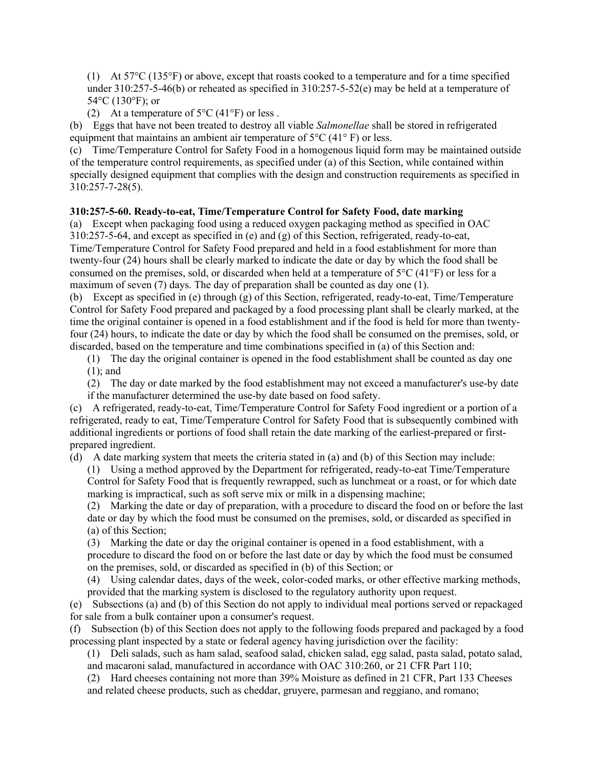(1) At 57°C (135°F) or above, except that roasts cooked to a temperature and for a time specified under 310:257-5-46(b) or reheated as specified in 310:257-5-52(e) may be held at a temperature of 54°C (130°F); or

(2) At a temperature of 5°C (41°F) or less .

(b) Eggs that have not been treated to destroy all viable *Salmonellae* shall be stored in refrigerated equipment that maintains an ambient air temperature of 5°C (41° F) or less.

(c) Time/Temperature Control for Safety Food in a homogenous liquid form may be maintained outside of the temperature control requirements, as specified under (a) of this Section, while contained within specially designed equipment that complies with the design and construction requirements as specified in 310:257-7-28(5).

**310:257-5-60. Ready-to-eat, Time/Temperature Control for Safety Food, date marking**

(a) Except when packaging food using a reduced oxygen packaging method as specified in OAC 310:257-5-64, and except as specified in (e) and (g) of this Section, refrigerated, ready-to-eat, Time/Temperature Control for Safety Food prepared and held in a food establishment for more than twenty-four (24) hours shall be clearly marked to indicate the date or day by which the food shall be consumed on the premises, sold, or discarded when held at a temperature of 5°C (41°F) or less for a maximum of seven (7) days. The day of preparation shall be counted as day one (1).

(b) Except as specified in (e) through (g) of this Section, refrigerated, ready-to-eat, Time/Temperature Control for Safety Food prepared and packaged by a food processing plant shall be clearly marked, at the time the original container is opened in a food establishment and if the food is held for more than twenty-four (24) hours, to indicate the date or day by which the food shall be consumed on the premises, sold, or discarded, based on the temperature and time combinations specified in (a) of this Section and:

(1) The day the original container is opened in the food establishment shall be counted as day one (1); and

(2) The day or date marked by the food establishment may not exceed a manufacturer's use-by date if the manufacturer determined the use-by date based on food safety.

(c) A refrigerated, ready-to-eat, Time/Temperature Control for Safety Food ingredient or a portion of a refrigerated, ready to eat, Time/Temperature Control for Safety Food that is subsequently combined with additional ingredients or portions of food shall retain the date marking of the earliest-prepared or first-prepared ingredient.

(d) A date marking system that meets the criteria stated in (a) and (b) of this Section may include:

(1) Using a method approved by the Department for refrigerated, ready-to-eat Time/Temperature Control for Safety Food that is frequently rewrapped, such as lunchmeat or a roast, or for which date marking is impractical, such as soft serve mix or milk in a dispensing machine;

(2) Marking the date or day of preparation, with a procedure to discard the food on or before the last date or day by which the food must be consumed on the premises, sold, or discarded as specified in (a) of this Section;

(3) Marking the date or day the original container is opened in a food establishment, with a procedure to discard the food on or before the last date or day by which the food must be consumed on the premises, sold, or discarded as specified in (b) of this Section; or

(4) Using calendar dates, days of the week, color-coded marks, or other effective marking methods, provided that the marking system is disclosed to the regulatory authority upon request.

(e) Subsections (a) and (b) of this Section do not apply to individual meal portions served or repackaged for sale from a bulk container upon a consumer's request.

(f) Subsection (b) of this Section does not apply to the following foods prepared and packaged by a food processing plant inspected by a state or federal agency having jurisdiction over the facility:

(1) Deli salads, such as ham salad, seafood salad, chicken salad, egg salad, pasta salad, potato salad, and macaroni salad, manufactured in accordance with OAC 310:260, or 21 CFR Part 110;

(2) Hard cheeses containing not more than 39% Moisture as defined in 21 CFR, Part 133 Cheeses and related cheese products, such as cheddar, gruyere, parmesan and reggiano, and romano;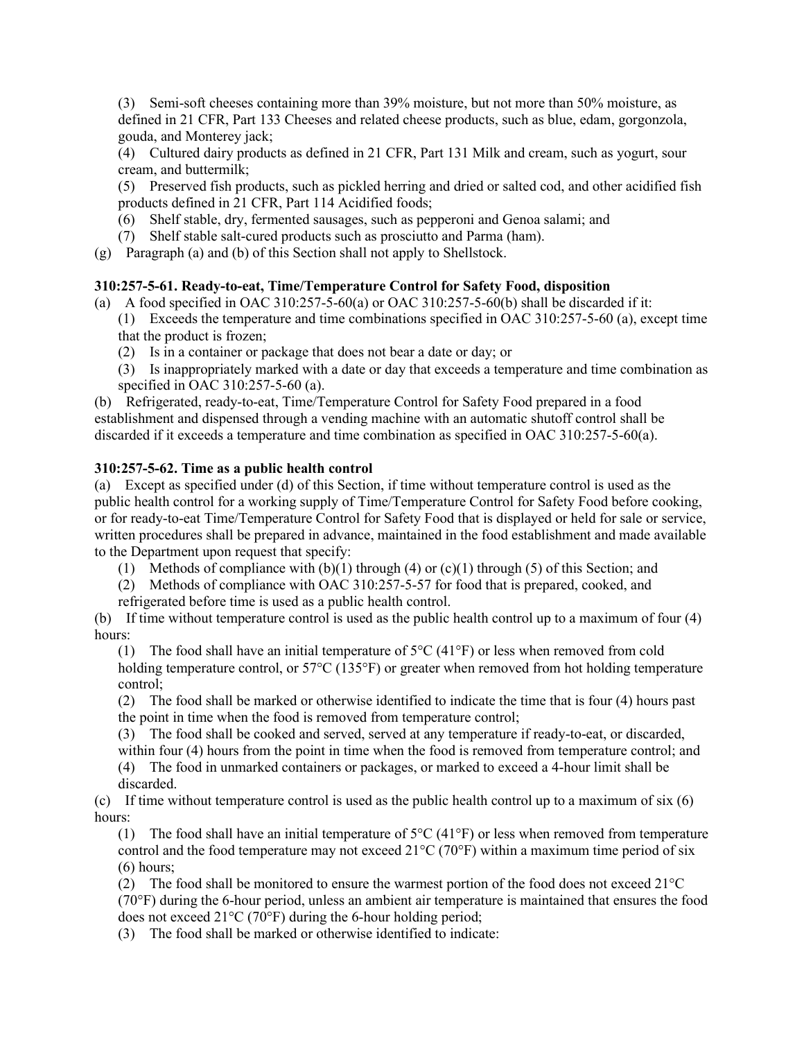(3) Semi-soft cheeses containing more than 39% moisture, but not more than 50% moisture, as defined in 21 CFR, Part 133 Cheeses and related cheese products, such as blue, edam, gorgonzola, gouda, and Monterey jack;

(4) Cultured dairy products as defined in 21 CFR, Part 131 Milk and cream, such as yogurt, sour cream, and buttermilk;

(5) Preserved fish products, such as pickled herring and dried or salted cod, and other acidified fish products defined in 21 CFR, Part 114 Acidified foods;

(6) Shelf stable, dry, fermented sausages, such as pepperoni and Genoa salami; and

(7) Shelf stable salt-cured products such as prosciutto and Parma (ham).

(g) Paragraph (a) and (b) of this Section shall not apply to Shellstock.

**310:257-5-61. Ready-to-eat, Time/Temperature Control for Safety Food, disposition**

(a) A food specified in OAC 310:257-5-60(a) or OAC 310:257-5-60(b) shall be discarded if it:

(1) Exceeds the temperature and time combinations specified in OAC 310:257-5-60 (a), except time that the product is frozen;

(2) Is in a container or package that does not bear a date or day; or

(3) Is inappropriately marked with a date or day that exceeds a temperature and time combination as specified in OAC 310:257-5-60 (a).

(b) Refrigerated, ready-to-eat, Time/Temperature Control for Safety Food prepared in a food establishment and dispensed through a vending machine with an automatic shutoff control shall be discarded if it exceeds a temperature and time combination as specified in OAC 310:257-5-60(a).

**310:257-5-62. Time as a public health control**

(a) Except as specified under (d) of this Section, if time without temperature control is used as the public health control for a working supply of Time/Temperature Control for Safety Food before cooking, or for ready-to-eat Time/Temperature Control for Safety Food that is displayed or held for sale or service, written procedures shall be prepared in advance, maintained in the food establishment and made available to the Department upon request that specify:

(1) Methods of compliance with (b)(1) through (4) or (c)(1) through (5) of this Section; and

(2) Methods of compliance with OAC 310:257-5-57 for food that is prepared, cooked, and refrigerated before time is used as a public health control.

(b) If time without temperature control is used as the public health control up to a maximum of four (4) hours:

(1) The food shall have an initial temperature of 5°C (41°F) or less when removed from cold holding temperature control, or 57°C (135°F) or greater when removed from hot holding temperature control;

(2) The food shall be marked or otherwise identified to indicate the time that is four (4) hours past the point in time when the food is removed from temperature control;

(3) The food shall be cooked and served, served at any temperature if ready-to-eat, or discarded, within four (4) hours from the point in time when the food is removed from temperature control; and

(4) The food in unmarked containers or packages, or marked to exceed a 4-hour limit shall be discarded.

(c) If time without temperature control is used as the public health control up to a maximum of six (6) hours:

(1) The food shall have an initial temperature of 5°C (41°F) or less when removed from temperature control and the food temperature may not exceed 21°C (70°F) within a maximum time period of six (6) hours;

(2) The food shall be monitored to ensure the warmest portion of the food does not exceed 21°C (70°F) during the 6-hour period, unless an ambient air temperature is maintained that ensures the food does not exceed 21°C (70°F) during the 6-hour holding period;

(3) The food shall be marked or otherwise identified to indicate: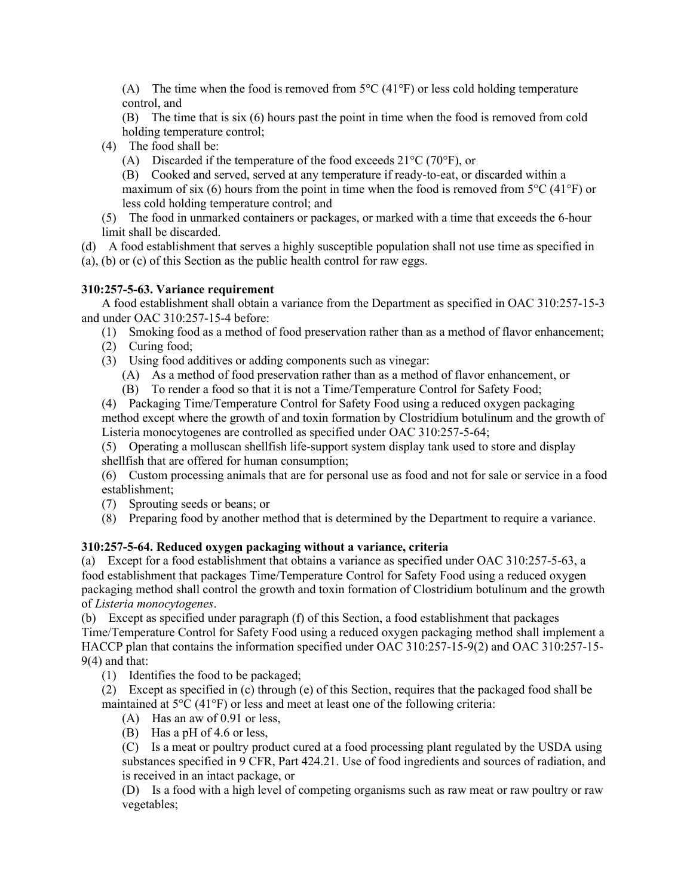(A) The time when the food is removed from 5°C (41°F) or less cold holding temperature control, and

(B) The time that is six (6) hours past the point in time when the food is removed from cold holding temperature control;

(4) The food shall be:

(A) Discarded if the temperature of the food exceeds 21°C (70°F), or

(B) Cooked and served, served at any temperature if ready-to-eat, or discarded within a maximum of six (6) hours from the point in time when the food is removed from 5°C (41°F) or less cold holding temperature control; and

(5) The food in unmarked containers or packages, or marked with a time that exceeds the 6-hour limit shall be discarded.

(d) A food establishment that serves a highly susceptible population shall not use time as specified in (a), (b) or (c) of this Section as the public health control for raw eggs.

**310:257-5-63. Variance requirement**

A food establishment shall obtain a variance from the Department as specified in OAC 310:257-15-3 and under OAC 310:257-15-4 before:

(1) Smoking food as a method of food preservation rather than as a method of flavor enhancement;

(2) Curing food;

(3) Using food additives or adding components such as vinegar:

(A) As a method of food preservation rather than as a method of flavor enhancement, or

(B) To render a food so that it is not a Time/Temperature Control for Safety Food;

(4) Packaging Time/Temperature Control for Safety Food using a reduced oxygen packaging method except where the growth of and toxin formation by Clostridium botulinum and the growth of Listeria monocytogenes are controlled as specified under OAC 310:257-5-64;

(5) Operating a molluscan shellfish life-support system display tank used to store and display shellfish that are offered for human consumption;

(6) Custom processing animals that are for personal use as food and not for sale or service in a food establishment;

(7) Sprouting seeds or beans; or

(8) Preparing food by another method that is determined by the Department to require a variance.

**310:257-5-64. Reduced oxygen packaging without a variance, criteria**

(a) Except for a food establishment that obtains a variance as specified under OAC 310:257-5-63, a food establishment that packages Time/Temperature Control for Safety Food using a reduced oxygen packaging method shall control the growth and toxin formation of Clostridium botulinum and the growth of *Listeria monocytogenes*.

(b) Except as specified under paragraph (f) of this Section, a food establishment that packages Time/Temperature Control for Safety Food using a reduced oxygen packaging method shall implement a HACCP plan that contains the information specified under OAC 310:257-15-9(2) and OAC 310:257-15-9(4) and that:

(1) Identifies the food to be packaged;

(2) Except as specified in (c) through (e) of this Section, requires that the packaged food shall be maintained at 5°C (41°F) or less and meet at least one of the following criteria:

(A) Has an aw of 0.91 or less,

(B) Has a pH of 4.6 or less,

(C) Is a meat or poultry product cured at a food processing plant regulated by the USDA using substances specified in 9 CFR, Part 424.21. Use of food ingredients and sources of radiation, and is received in an intact package, or

(D) Is a food with a high level of competing organisms such as raw meat or raw poultry or raw vegetables;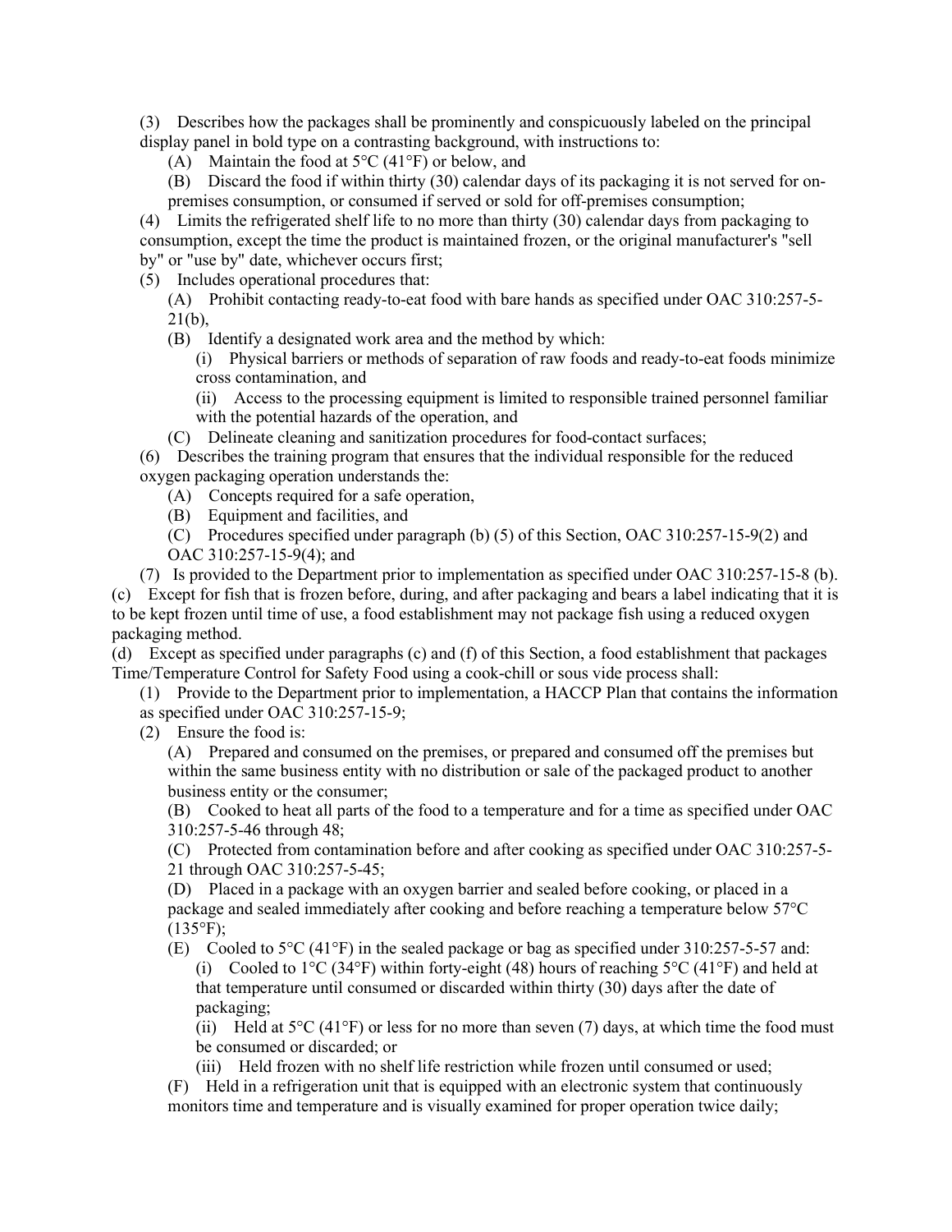(3) Describes how the packages shall be prominently and conspicuously labeled on the principal display panel in bold type on a contrasting background, with instructions to:

(A) Maintain the food at 5°C (41°F) or below, and

(B) Discard the food if within thirty (30) calendar days of its packaging it is not served for on-premises consumption, or consumed if served or sold for off-premises consumption;

(4) Limits the refrigerated shelf life to no more than thirty (30) calendar days from packaging to consumption, except the time the product is maintained frozen, or the original manufacturer's "sell by" or "use by" date, whichever occurs first;

(5) Includes operational procedures that:

(A) Prohibit contacting ready-to-eat food with bare hands as specified under OAC 310:257-5-21(b),

(B) Identify a designated work area and the method by which:

(i) Physical barriers or methods of separation of raw foods and ready-to-eat foods minimize cross contamination, and

(ii) Access to the processing equipment is limited to responsible trained personnel familiar with the potential hazards of the operation, and

(C) Delineate cleaning and sanitization procedures for food-contact surfaces;

(6) Describes the training program that ensures that the individual responsible for the reduced oxygen packaging operation understands the:

(A) Concepts required for a safe operation,

(B) Equipment and facilities, and

(C) Procedures specified under paragraph (b) (5) of this Section, OAC 310:257-15-9(2) and OAC 310:257-15-9(4); and

(7) Is provided to the Department prior to implementation as specified under OAC 310:257-15-8 (b).

(c) Except for fish that is frozen before, during, and after packaging and bears a label indicating that it is to be kept frozen until time of use, a food establishment may not package fish using a reduced oxygen packaging method.

(d) Except as specified under paragraphs (c) and (f) of this Section, a food establishment that packages Time/Temperature Control for Safety Food using a cook-chill or sous vide process shall:

(1) Provide to the Department prior to implementation, a HACCP Plan that contains the information as specified under OAC 310:257-15-9;

(2) Ensure the food is:

(A) Prepared and consumed on the premises, or prepared and consumed off the premises but within the same business entity with no distribution or sale of the packaged product to another business entity or the consumer;

(B) Cooked to heat all parts of the food to a temperature and for a time as specified under OAC 310:257-5-46 through 48;

(C) Protected from contamination before and after cooking as specified under OAC 310:257-5-21 through OAC 310:257-5-45;

(D) Placed in a package with an oxygen barrier and sealed before cooking, or placed in a package and sealed immediately after cooking and before reaching a temperature below 57°C (135°F);

(E) Cooled to 5°C (41°F) in the sealed package or bag as specified under 310:257-5-57 and:

(i) Cooled to 1°C (34°F) within forty-eight (48) hours of reaching 5°C (41°F) and held at that temperature until consumed or discarded within thirty (30) days after the date of packaging;

(ii) Held at 5°C (41°F) or less for no more than seven (7) days, at which time the food must be consumed or discarded; or

(iii) Held frozen with no shelf life restriction while frozen until consumed or used;

(F) Held in a refrigeration unit that is equipped with an electronic system that continuously monitors time and temperature and is visually examined for proper operation twice daily;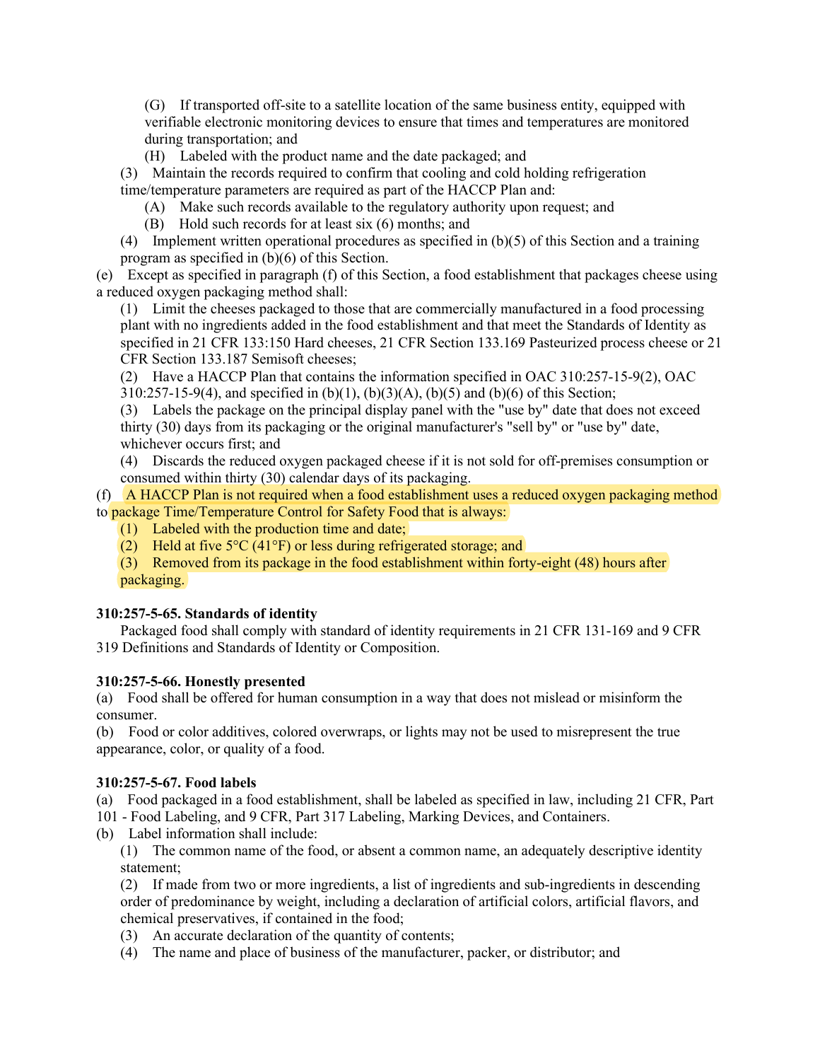(G) If transported off-site to a satellite location of the same business entity, equipped with verifiable electronic monitoring devices to ensure that times and temperatures are monitored during transportation; and

(H) Labeled with the product name and the date packaged; and

(3) Maintain the records required to confirm that cooling and cold holding refrigeration time/temperature parameters are required as part of the HACCP Plan and:

(A) Make such records available to the regulatory authority upon request; and

(B) Hold such records for at least six (6) months; and

(4) Implement written operational procedures as specified in (b)(5) of this Section and a training program as specified in (b)(6) of this Section.

(e) Except as specified in paragraph (f) of this Section, a food establishment that packages cheese using a reduced oxygen packaging method shall:

(1) Limit the cheeses packaged to those that are commercially manufactured in a food processing plant with no ingredients added in the food establishment and that meet the Standards of Identity as specified in 21 CFR 133:150 Hard cheeses, 21 CFR Section 133.169 Pasteurized process cheese or 21 CFR Section 133.187 Semisoft cheeses;

(2) Have a HACCP Plan that contains the information specified in OAC 310:257-15-9(2), OAC 310:257-15-9(4), and specified in (b)(1), (b)(3)(A), (b)(5) and (b)(6) of this Section;

(3) Labels the package on the principal display panel with the "use by" date that does not exceed thirty (30) days from its packaging or the original manufacturer's "sell by" or "use by" date, whichever occurs first; and

(4) Discards the reduced oxygen packaged cheese if it is not sold for off-premises consumption or consumed within thirty (30) calendar days of its packaging.

(f) A HACCP Plan is not required when a food establishment uses a reduced oxygen packaging method to package Time/Temperature Control for Safety Food that is always:

(1) Labeled with the production time and date;

(2) Held at five 5°C (41°F) or less during refrigerated storage; and

(3) Removed from its package in the food establishment within forty-eight (48) hours after packaging.

**310:257-5-65. Standards of identity**

Packaged food shall comply with standard of identity requirements in 21 CFR 131-169 and 9 CFR 319 Definitions and Standards of Identity or Composition.

**310:257-5-66. Honestly presented**

(a) Food shall be offered for human consumption in a way that does not mislead or misinform the consumer.

(b) Food or color additives, colored overwraps, or lights may not be used to misrepresent the true appearance, color, or quality of a food.

**310:257-5-67. Food labels**

(a) Food packaged in a food establishment, shall be labeled as specified in law, including 21 CFR, Part 101 - Food Labeling, and 9 CFR, Part 317 Labeling, Marking Devices, and Containers.

(b) Label information shall include:

(1) The common name of the food, or absent a common name, an adequately descriptive identity statement;

(2) If made from two or more ingredients, a list of ingredients and sub-ingredients in descending order of predominance by weight, including a declaration of artificial colors, artificial flavors, and chemical preservatives, if contained in the food;

(3) An accurate declaration of the quantity of contents;

(4) The name and place of business of the manufacturer, packer, or distributor; and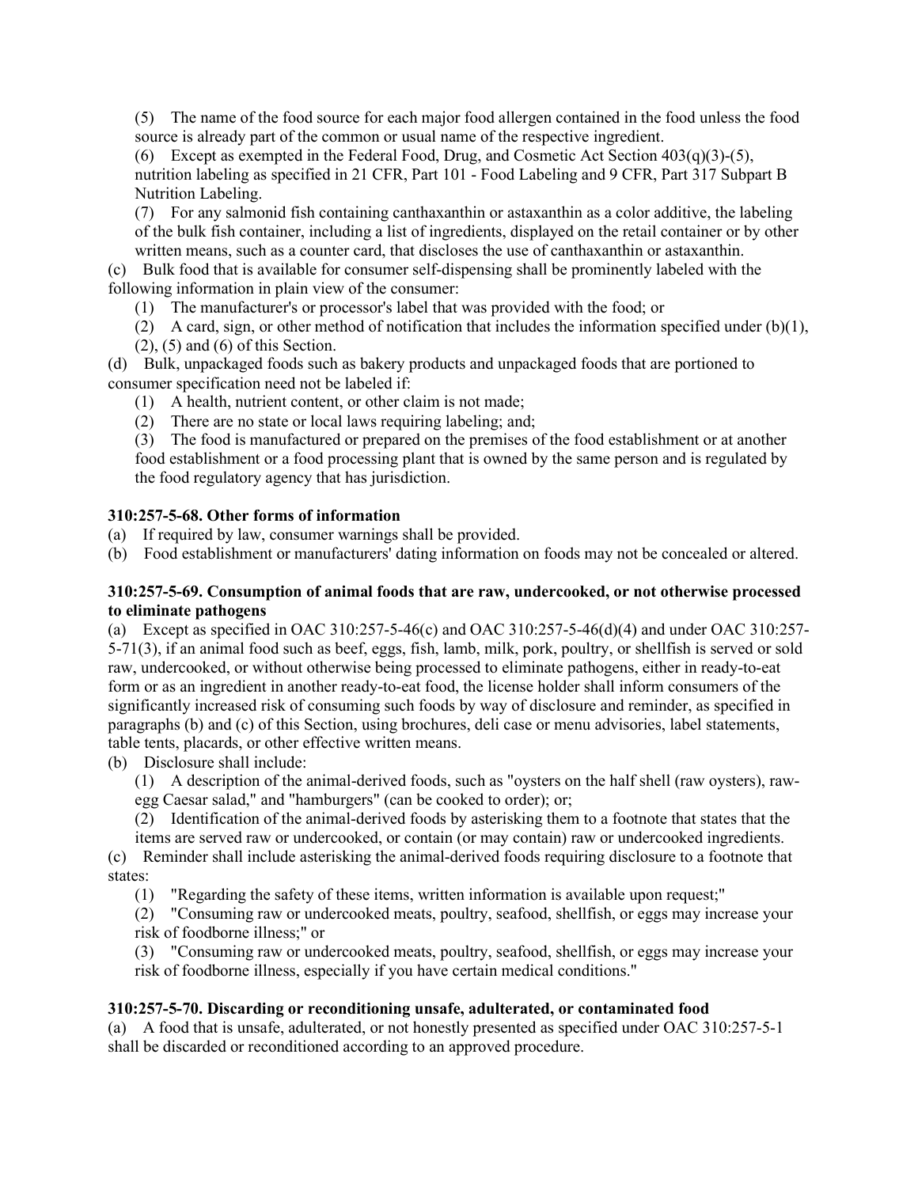(5) The name of the food source for each major food allergen contained in the food unless the food source is already part of the common or usual name of the respective ingredient.

(6) Except as exempted in the Federal Food, Drug, and Cosmetic Act Section 403(q)(3)-(5), nutrition labeling as specified in 21 CFR, Part 101 - Food Labeling and 9 CFR, Part 317 Subpart B Nutrition Labeling.

(7) For any salmonid fish containing canthaxanthin or astaxanthin as a color additive, the labeling of the bulk fish container, including a list of ingredients, displayed on the retail container or by other written means, such as a counter card, that discloses the use of canthaxanthin or astaxanthin.

(c) Bulk food that is available for consumer self-dispensing shall be prominently labeled with the following information in plain view of the consumer:

(1) The manufacturer's or processor's label that was provided with the food; or

(2) A card, sign, or other method of notification that includes the information specified under (b)(1), (2), (5) and (6) of this Section.

(d) Bulk, unpackaged foods such as bakery products and unpackaged foods that are portioned to consumer specification need not be labeled if:

(1) A health, nutrient content, or other claim is not made;

(2) There are no state or local laws requiring labeling; and;

(3) The food is manufactured or prepared on the premises of the food establishment or at another food establishment or a food processing plant that is owned by the same person and is regulated by the food regulatory agency that has jurisdiction.

**310:257-5-68. Other forms of information**

(a) If required by law, consumer warnings shall be provided.

(b) Food establishment or manufacturers' dating information on foods may not be concealed or altered.

**310:257-5-69. Consumption of animal foods that are raw, undercooked, or not otherwise processed to eliminate pathogens**

(a) Except as specified in OAC 310:257-5-46(c) and OAC 310:257-5-46(d)(4) and under OAC 310:257-5-71(3), if an animal food such as beef, eggs, fish, lamb, milk, pork, poultry, or shellfish is served or sold raw, undercooked, or without otherwise being processed to eliminate pathogens, either in ready-to-eat form or as an ingredient in another ready-to-eat food, the license holder shall inform consumers of the significantly increased risk of consuming such foods by way of disclosure and reminder, as specified in paragraphs (b) and (c) of this Section, using brochures, deli case or menu advisories, label statements, table tents, placards, or other effective written means.

(b) Disclosure shall include:

(1) A description of the animal-derived foods, such as "oysters on the half shell (raw oysters), raw-egg Caesar salad," and "hamburgers" (can be cooked to order); or;

(2) Identification of the animal-derived foods by asterisking them to a footnote that states that the items are served raw or undercooked, or contain (or may contain) raw or undercooked ingredients.

(c) Reminder shall include asterisking the animal-derived foods requiring disclosure to a footnote that states:

(1) "Regarding the safety of these items, written information is available upon request;"

(2) "Consuming raw or undercooked meats, poultry, seafood, shellfish, or eggs may increase your risk of foodborne illness;" or

(3) "Consuming raw or undercooked meats, poultry, seafood, shellfish, or eggs may increase your risk of foodborne illness, especially if you have certain medical conditions."

**310:257-5-70. Discarding or reconditioning unsafe, adulterated, or contaminated food**

(a) A food that is unsafe, adulterated, or not honestly presented as specified under OAC 310:257-5-1 shall be discarded or reconditioned according to an approved procedure.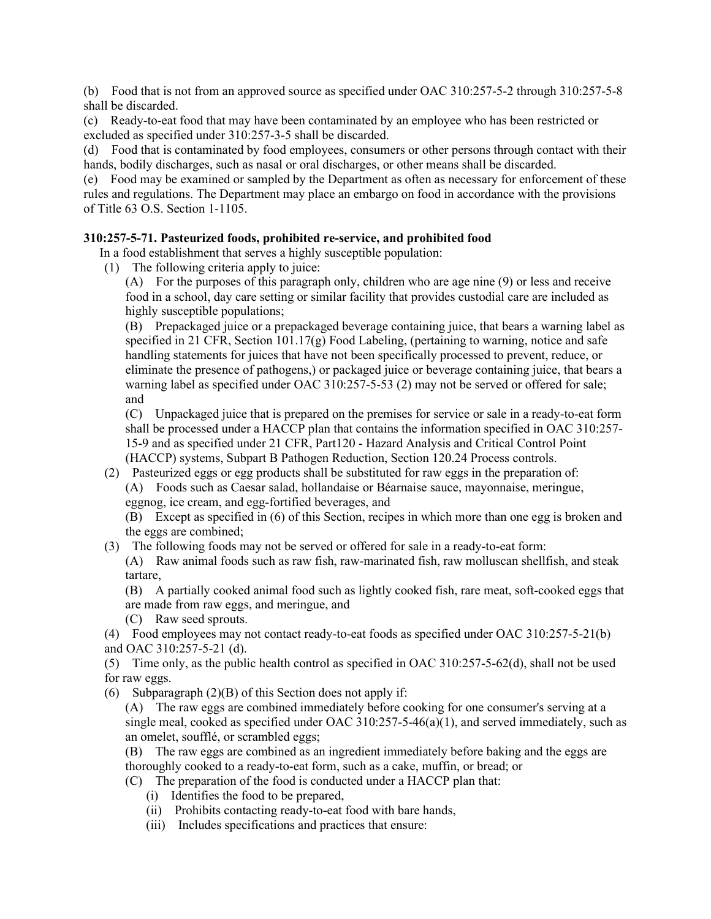(b) Food that is not from an approved source as specified under OAC 310:257-5-2 through 310:257-5-8 shall be discarded.

(c) Ready-to-eat food that may have been contaminated by an employee who has been restricted or excluded as specified under 310:257-3-5 shall be discarded.

(d) Food that is contaminated by food employees, consumers or other persons through contact with their hands, bodily discharges, such as nasal or oral discharges, or other means shall be discarded.

(e) Food may be examined or sampled by the Department as often as necessary for enforcement of these rules and regulations. The Department may place an embargo on food in accordance with the provisions of Title 63 O.S. Section 1-1105.

**310:257-5-71. Pasteurized foods, prohibited re-service, and prohibited food**

In a food establishment that serves a highly susceptible population:

(1) The following criteria apply to juice:

(A) For the purposes of this paragraph only, children who are age nine (9) or less and receive food in a school, day care setting or similar facility that provides custodial care are included as highly susceptible populations;

(B) Prepackaged juice or a prepackaged beverage containing juice, that bears a warning label as specified in 21 CFR, Section 101.17(g) Food Labeling, (pertaining to warning, notice and safe handling statements for juices that have not been specifically processed to prevent, reduce, or eliminate the presence of pathogens,) or packaged juice or beverage containing juice, that bears a warning label as specified under OAC 310:257-5-53 (2) may not be served or offered for sale; and

(C) Unpackaged juice that is prepared on the premises for service or sale in a ready-to-eat form shall be processed under a HACCP plan that contains the information specified in OAC 310:257-15-9 and as specified under 21 CFR, Part120 - Hazard Analysis and Critical Control Point (HACCP) systems, Subpart B Pathogen Reduction, Section 120.24 Process controls.

(2) Pasteurized eggs or egg products shall be substituted for raw eggs in the preparation of:

(A) Foods such as Caesar salad, hollandaise or Béarnaise sauce, mayonnaise, meringue, eggnog, ice cream, and egg-fortified beverages, and

(B) Except as specified in (6) of this Section, recipes in which more than one egg is broken and the eggs are combined;

(3) The following foods may not be served or offered for sale in a ready-to-eat form:

(A) Raw animal foods such as raw fish, raw-marinated fish, raw molluscan shellfish, and steak tartare,

(B) A partially cooked animal food such as lightly cooked fish, rare meat, soft-cooked eggs that are made from raw eggs, and meringue, and

(C) Raw seed sprouts.

(4) Food employees may not contact ready-to-eat foods as specified under OAC 310:257-5-21(b) and OAC 310:257-5-21 (d).

(5) Time only, as the public health control as specified in OAC 310:257-5-62(d), shall not be used for raw eggs.

(6) Subparagraph (2)(B) of this Section does not apply if:

(A) The raw eggs are combined immediately before cooking for one consumer's serving at a single meal, cooked as specified under OAC 310:257-5-46(a)(1), and served immediately, such as an omelet, soufflé, or scrambled eggs;

(B) The raw eggs are combined as an ingredient immediately before baking and the eggs are thoroughly cooked to a ready-to-eat form, such as a cake, muffin, or bread; or

(C) The preparation of the food is conducted under a HACCP plan that:

(i) Identifies the food to be prepared,

(ii) Prohibits contacting ready-to-eat food with bare hands,

(iii) Includes specifications and practices that ensure: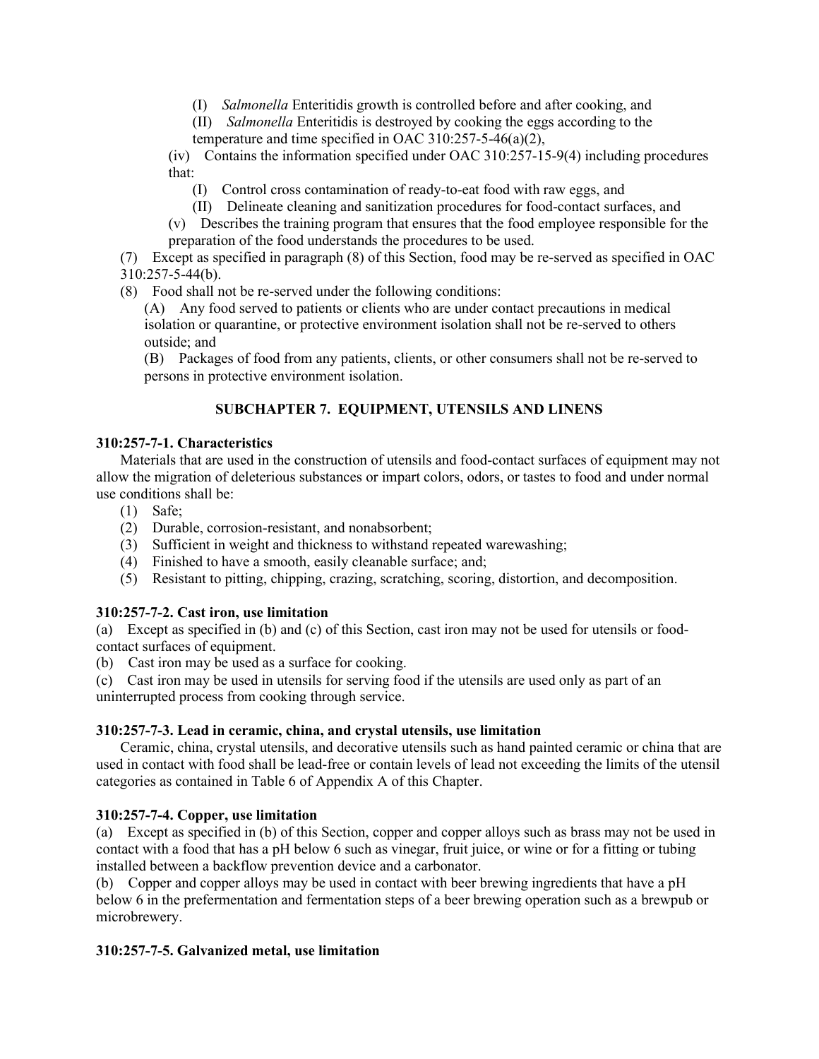(I) *Salmonella* Enteritidis growth is controlled before and after cooking, and

(II) *Salmonella* Enteritidis is destroyed by cooking the eggs according to the temperature and time specified in OAC 310:257-5-46(a)(2),

(iv) Contains the information specified under OAC 310:257-15-9(4) including procedures that:

(I) Control cross contamination of ready-to-eat food with raw eggs, and

(II) Delineate cleaning and sanitization procedures for food-contact surfaces, and

(v) Describes the training program that ensures that the food employee responsible for the preparation of the food understands the procedures to be used.

(7) Except as specified in paragraph (8) of this Section, food may be re-served as specified in OAC 310:257-5-44(b).

(8) Food shall not be re-served under the following conditions:

(A) Any food served to patients or clients who are under contact precautions in medical isolation or quarantine, or protective environment isolation shall not be re-served to others outside; and

(B) Packages of food from any patients, clients, or other consumers shall not be re-served to persons in protective environment isolation.

## SUBCHAPTER 7. EQUIPMENT, UTENSILS AND LINENS

**310:257-7-1. Characteristics**

Materials that are used in the construction of utensils and food-contact surfaces of equipment may not allow the migration of deleterious substances or impart colors, odors, or tastes to food and under normal use conditions shall be:

(1) Safe;

(2) Durable, corrosion-resistant, and nonabsorbent;

(3) Sufficient in weight and thickness to withstand repeated warewashing;

(4) Finished to have a smooth, easily cleanable surface; and;

(5) Resistant to pitting, chipping, crazing, scratching, scoring, distortion, and decomposition.

**310:257-7-2. Cast iron, use limitation**

(a) Except as specified in (b) and (c) of this Section, cast iron may not be used for utensils or food-contact surfaces of equipment.

(b) Cast iron may be used as a surface for cooking.

(c) Cast iron may be used in utensils for serving food if the utensils are used only as part of an uninterrupted process from cooking through service.

**310:257-7-3. Lead in ceramic, china, and crystal utensils, use limitation**

Ceramic, china, crystal utensils, and decorative utensils such as hand painted ceramic or china that are used in contact with food shall be lead-free or contain levels of lead not exceeding the limits of the utensil categories as contained in Table 6 of Appendix A of this Chapter.

**310:257-7-4. Copper, use limitation**

(a) Except as specified in (b) of this Section, copper and copper alloys such as brass may not be used in contact with a food that has a pH below 6 such as vinegar, fruit juice, or wine or for a fitting or tubing installed between a backflow prevention device and a carbonator.

(b) Copper and copper alloys may be used in contact with beer brewing ingredients that have a pH below 6 in the prefermentation and fermentation steps of a beer brewing operation such as a brewpub or microbrewery.

**310:257-7-5. Galvanized metal, use limitation**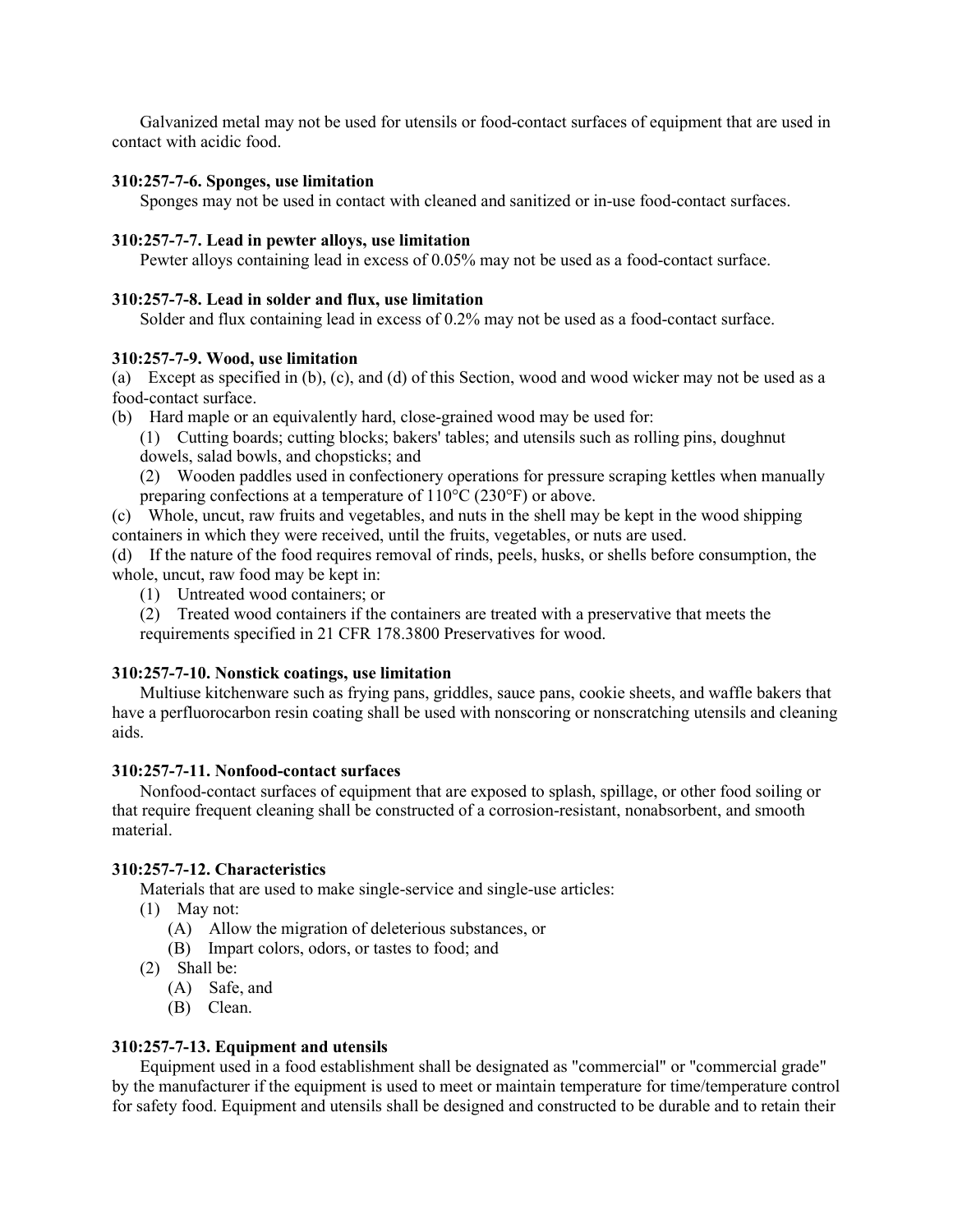Galvanized metal may not be used for utensils or food-contact surfaces of equipment that are used in contact with acidic food.

**310:257-7-6. Sponges, use limitation**

Sponges may not be used in contact with cleaned and sanitized or in-use food-contact surfaces.

**310:257-7-7. Lead in pewter alloys, use limitation**

Pewter alloys containing lead in excess of 0.05% may not be used as a food-contact surface.

**310:257-7-8. Lead in solder and flux, use limitation**

Solder and flux containing lead in excess of 0.2% may not be used as a food-contact surface.

**310:257-7-9. Wood, use limitation**

(a) Except as specified in (b), (c), and (d) of this Section, wood and wood wicker may not be used as a food-contact surface.

(b) Hard maple or an equivalently hard, close-grained wood may be used for:

- (1) Cutting boards; cutting blocks; bakers' tables; and utensils such as rolling pins, doughnut dowels, salad bowls, and chopsticks; and
- (2) Wooden paddles used in confectionery operations for pressure scraping kettles when manually preparing confections at a temperature of 110°C (230°F) or above.

(c) Whole, uncut, raw fruits and vegetables, and nuts in the shell may be kept in the wood shipping containers in which they were received, until the fruits, vegetables, or nuts are used.

(d) If the nature of the food requires removal of rinds, peels, husks, or shells before consumption, the whole, uncut, raw food may be kept in:

- (1) Untreated wood containers; or
- (2) Treated wood containers if the containers are treated with a preservative that meets the requirements specified in 21 CFR 178.3800 Preservatives for wood.

**310:257-7-10. Nonstick coatings, use limitation**

Multiuse kitchenware such as frying pans, griddles, sauce pans, cookie sheets, and waffle bakers that have a perfluorocarbon resin coating shall be used with nonscoring or nonscratching utensils and cleaning aids.

**310:257-7-11. Nonfood-contact surfaces**

Nonfood-contact surfaces of equipment that are exposed to splash, spillage, or other food soiling or that require frequent cleaning shall be constructed of a corrosion-resistant, nonabsorbent, and smooth material.

**310:257-7-12. Characteristics**

Materials that are used to make single-service and single-use articles:

- (1) May not:
  - (A) Allow the migration of deleterious substances, or
  - (B) Impart colors, odors, or tastes to food; and
- (2) Shall be:
  - (A) Safe, and
  - (B) Clean.

**310:257-7-13. Equipment and utensils**

Equipment used in a food establishment shall be designated as "commercial" or "commercial grade" by the manufacturer if the equipment is used to meet or maintain temperature for time/temperature control for safety food. Equipment and utensils shall be designed and constructed to be durable and to retain their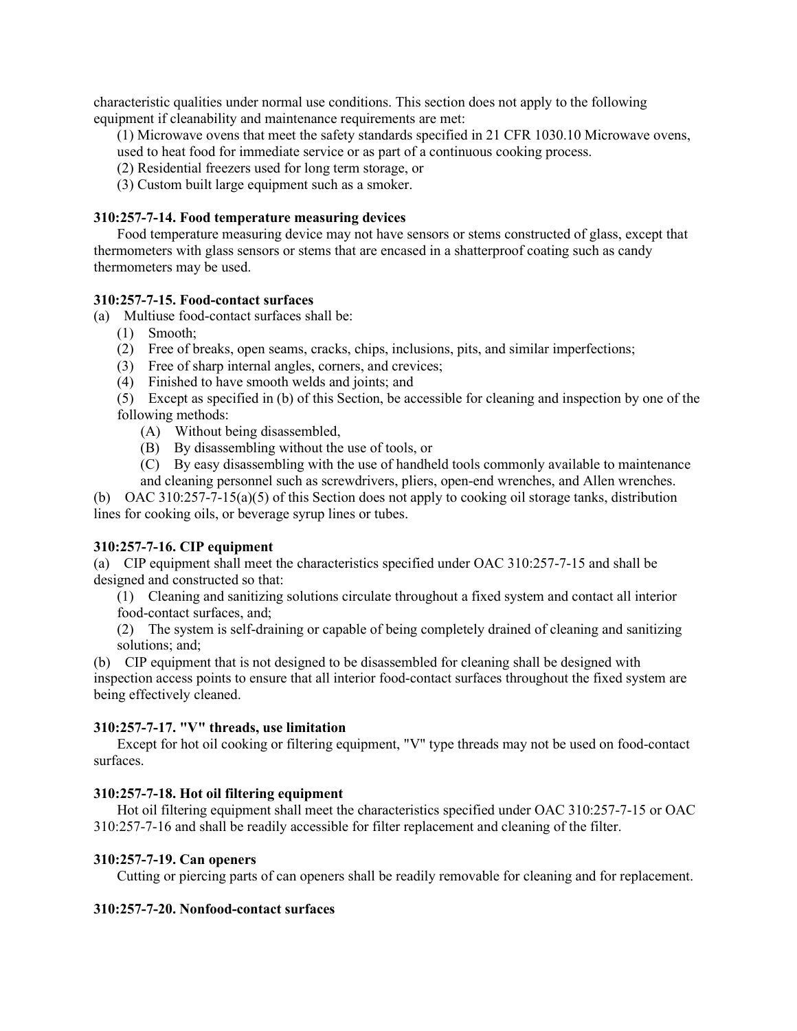characteristic qualities under normal use conditions. This section does not apply to the following equipment if cleanability and maintenance requirements are met:

(1) Microwave ovens that meet the safety standards specified in 21 CFR 1030.10 Microwave ovens, used to heat food for immediate service or as part of a continuous cooking process.

(2) Residential freezers used for long term storage, or

(3) Custom built large equipment such as a smoker.

**310:257-7-14. Food temperature measuring devices**

Food temperature measuring device may not have sensors or stems constructed of glass, except that thermometers with glass sensors or stems that are encased in a shatterproof coating such as candy thermometers may be used.

**310:257-7-15. Food-contact surfaces**

(a) Multiuse food-contact surfaces shall be:

(1) Smooth;

(2) Free of breaks, open seams, cracks, chips, inclusions, pits, and similar imperfections;

(3) Free of sharp internal angles, corners, and crevices;

(4) Finished to have smooth welds and joints; and

(5) Except as specified in (b) of this Section, be accessible for cleaning and inspection by one of the following methods:

(A) Without being disassembled,

(B) By disassembling without the use of tools, or

(C) By easy disassembling with the use of handheld tools commonly available to maintenance and cleaning personnel such as screwdrivers, pliers, open-end wrenches, and Allen wrenches.

(b) OAC 310:257-7-15(a)(5) of this Section does not apply to cooking oil storage tanks, distribution lines for cooking oils, or beverage syrup lines or tubes.

**310:257-7-16. CIP equipment**

(a) CIP equipment shall meet the characteristics specified under OAC 310:257-7-15 and shall be designed and constructed so that:

(1) Cleaning and sanitizing solutions circulate throughout a fixed system and contact all interior food-contact surfaces, and;

(2) The system is self-draining or capable of being completely drained of cleaning and sanitizing solutions; and;

(b) CIP equipment that is not designed to be disassembled for cleaning shall be designed with inspection access points to ensure that all interior food-contact surfaces throughout the fixed system are being effectively cleaned.

**310:257-7-17. "V" threads, use limitation**

Except for hot oil cooking or filtering equipment, "V" type threads may not be used on food-contact surfaces.

**310:257-7-18. Hot oil filtering equipment**

Hot oil filtering equipment shall meet the characteristics specified under OAC 310:257-7-15 or OAC 310:257-7-16 and shall be readily accessible for filter replacement and cleaning of the filter.

**310:257-7-19. Can openers**

Cutting or piercing parts of can openers shall be readily removable for cleaning and for replacement.

**310:257-7-20. Nonfood-contact surfaces**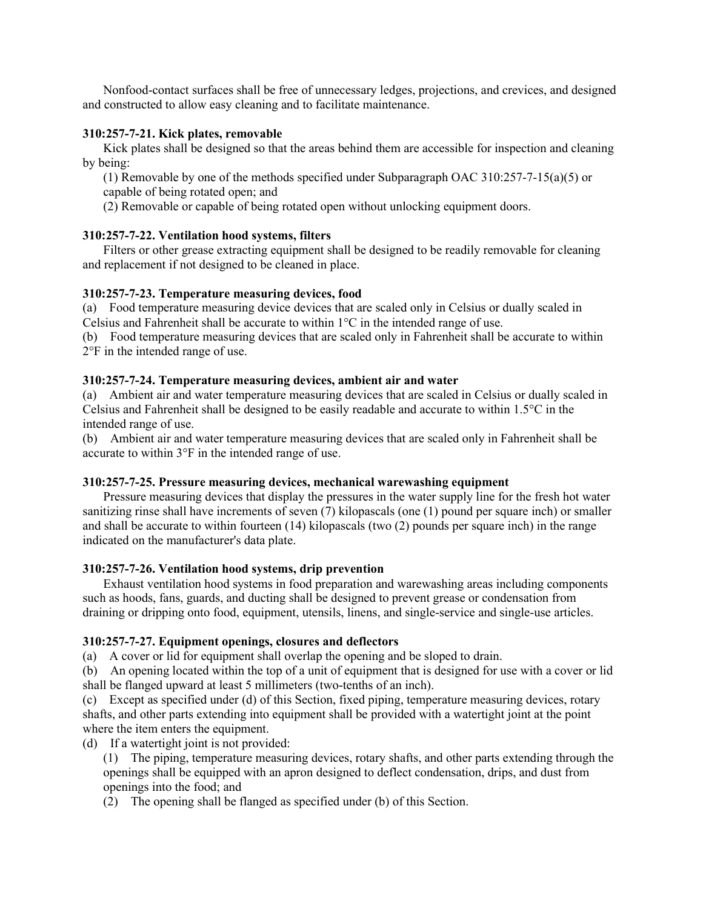Nonfood-contact surfaces shall be free of unnecessary ledges, projections, and crevices, and designed and constructed to allow easy cleaning and to facilitate maintenance.

**310:257-7-21. Kick plates, removable**

Kick plates shall be designed so that the areas behind them are accessible for inspection and cleaning by being:

(1) Removable by one of the methods specified under Subparagraph OAC 310:257-7-15(a)(5) or capable of being rotated open; and

(2) Removable or capable of being rotated open without unlocking equipment doors.

**310:257-7-22. Ventilation hood systems, filters**

Filters or other grease extracting equipment shall be designed to be readily removable for cleaning and replacement if not designed to be cleaned in place.

**310:257-7-23. Temperature measuring devices, food**

(a) Food temperature measuring device devices that are scaled only in Celsius or dually scaled in Celsius and Fahrenheit shall be accurate to within 1°C in the intended range of use.

(b) Food temperature measuring devices that are scaled only in Fahrenheit shall be accurate to within 2°F in the intended range of use.

**310:257-7-24. Temperature measuring devices, ambient air and water**

(a) Ambient air and water temperature measuring devices that are scaled in Celsius or dually scaled in Celsius and Fahrenheit shall be designed to be easily readable and accurate to within 1.5°C in the intended range of use.

(b) Ambient air and water temperature measuring devices that are scaled only in Fahrenheit shall be accurate to within 3°F in the intended range of use.

**310:257-7-25. Pressure measuring devices, mechanical warewashing equipment**

Pressure measuring devices that display the pressures in the water supply line for the fresh hot water sanitizing rinse shall have increments of seven (7) kilopascals (one (1) pound per square inch) or smaller and shall be accurate to within fourteen (14) kilopascals (two (2) pounds per square inch) in the range indicated on the manufacturer's data plate.

**310:257-7-26. Ventilation hood systems, drip prevention**

Exhaust ventilation hood systems in food preparation and warewashing areas including components such as hoods, fans, guards, and ducting shall be designed to prevent grease or condensation from draining or dripping onto food, equipment, utensils, linens, and single-service and single-use articles.

**310:257-7-27. Equipment openings, closures and deflectors**

(a) A cover or lid for equipment shall overlap the opening and be sloped to drain.

(b) An opening located within the top of a unit of equipment that is designed for use with a cover or lid shall be flanged upward at least 5 millimeters (two-tenths of an inch).

(c) Except as specified under (d) of this Section, fixed piping, temperature measuring devices, rotary shafts, and other parts extending into equipment shall be provided with a watertight joint at the point where the item enters the equipment.

(d) If a watertight joint is not provided:

(1) The piping, temperature measuring devices, rotary shafts, and other parts extending through the openings shall be equipped with an apron designed to deflect condensation, drips, and dust from openings into the food; and

(2) The opening shall be flanged as specified under (b) of this Section.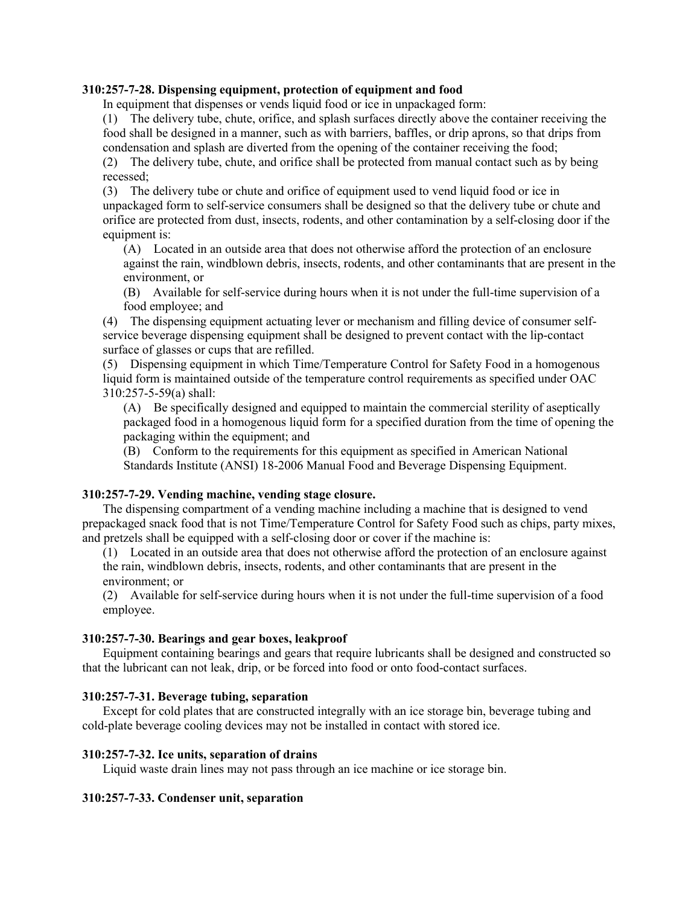**310:257-7-28. Dispensing equipment, protection of equipment and food**

In equipment that dispenses or vends liquid food or ice in unpackaged form:

(1) The delivery tube, chute, orifice, and splash surfaces directly above the container receiving the food shall be designed in a manner, such as with barriers, baffles, or drip aprons, so that drips from condensation and splash are diverted from the opening of the container receiving the food;

(2) The delivery tube, chute, and orifice shall be protected from manual contact such as by being recessed;

(3) The delivery tube or chute and orifice of equipment used to vend liquid food or ice in unpackaged form to self-service consumers shall be designed so that the delivery tube or chute and orifice are protected from dust, insects, rodents, and other contamination by a self-closing door if the equipment is:

(A) Located in an outside area that does not otherwise afford the protection of an enclosure against the rain, windblown debris, insects, rodents, and other contaminants that are present in the environment, or

(B) Available for self-service during hours when it is not under the full-time supervision of a food employee; and

(4) The dispensing equipment actuating lever or mechanism and filling device of consumer self-service beverage dispensing equipment shall be designed to prevent contact with the lip-contact surface of glasses or cups that are refilled.

(5) Dispensing equipment in which Time/Temperature Control for Safety Food in a homogenous liquid form is maintained outside of the temperature control requirements as specified under OAC 310:257-5-59(a) shall:

(A) Be specifically designed and equipped to maintain the commercial sterility of aseptically packaged food in a homogenous liquid form for a specified duration from the time of opening the packaging within the equipment; and

(B) Conform to the requirements for this equipment as specified in American National Standards Institute (ANSI) 18-2006 Manual Food and Beverage Dispensing Equipment.

**310:257-7-29. Vending machine, vending stage closure.**

The dispensing compartment of a vending machine including a machine that is designed to vend prepackaged snack food that is not Time/Temperature Control for Safety Food such as chips, party mixes, and pretzels shall be equipped with a self-closing door or cover if the machine is:

(1) Located in an outside area that does not otherwise afford the protection of an enclosure against the rain, windblown debris, insects, rodents, and other contaminants that are present in the environment; or

(2) Available for self-service during hours when it is not under the full-time supervision of a food employee.

**310:257-7-30. Bearings and gear boxes, leakproof**

Equipment containing bearings and gears that require lubricants shall be designed and constructed so that the lubricant can not leak, drip, or be forced into food or onto food-contact surfaces.

**310:257-7-31. Beverage tubing, separation**

Except for cold plates that are constructed integrally with an ice storage bin, beverage tubing and cold-plate beverage cooling devices may not be installed in contact with stored ice.

**310:257-7-32. Ice units, separation of drains**

Liquid waste drain lines may not pass through an ice machine or ice storage bin.

**310:257-7-33. Condenser unit, separation**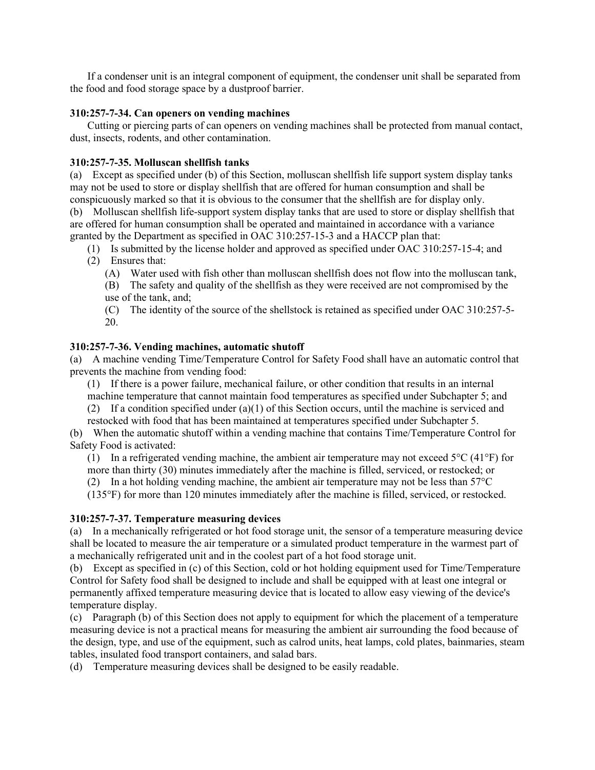If a condenser unit is an integral component of equipment, the condenser unit shall be separated from the food and food storage space by a dustproof barrier.

**310:257-7-34. Can openers on vending machines**

Cutting or piercing parts of can openers on vending machines shall be protected from manual contact, dust, insects, rodents, and other contamination.

**310:257-7-35. Molluscan shellfish tanks**

(a) Except as specified under (b) of this Section, molluscan shellfish life support system display tanks may not be used to store or display shellfish that are offered for human consumption and shall be conspicuously marked so that it is obvious to the consumer that the shellfish are for display only.

(b) Molluscan shellfish life-support system display tanks that are used to store or display shellfish that are offered for human consumption shall be operated and maintained in accordance with a variance granted by the Department as specified in OAC 310:257-15-3 and a HACCP plan that:

- (1) Is submitted by the license holder and approved as specified under OAC 310:257-15-4; and
- (2) Ensures that:
  - (A) Water used with fish other than molluscan shellfish does not flow into the molluscan tank,
  - (B) The safety and quality of the shellfish as they were received are not compromised by the use of the tank, and;
  - (C) The identity of the source of the shellstock is retained as specified under OAC 310:257-5-20.

**310:257-7-36. Vending machines, automatic shutoff**

(a) A machine vending Time/Temperature Control for Safety Food shall have an automatic control that prevents the machine from vending food:

- (1) If there is a power failure, mechanical failure, or other condition that results in an internal machine temperature that cannot maintain food temperatures as specified under Subchapter 5; and
- (2) If a condition specified under (a)(1) of this Section occurs, until the machine is serviced and restocked with food that has been maintained at temperatures specified under Subchapter 5.

(b) When the automatic shutoff within a vending machine that contains Time/Temperature Control for Safety Food is activated:

- (1) In a refrigerated vending machine, the ambient air temperature may not exceed 5°C (41°F) for more than thirty (30) minutes immediately after the machine is filled, serviced, or restocked; or
- (2) In a hot holding vending machine, the ambient air temperature may not be less than 57°C (135°F) for more than 120 minutes immediately after the machine is filled, serviced, or restocked.

**310:257-7-37. Temperature measuring devices**

(a) In a mechanically refrigerated or hot food storage unit, the sensor of a temperature measuring device shall be located to measure the air temperature or a simulated product temperature in the warmest part of a mechanically refrigerated unit and in the coolest part of a hot food storage unit.

(b) Except as specified in (c) of this Section, cold or hot holding equipment used for Time/Temperature Control for Safety food shall be designed to include and shall be equipped with at least one integral or permanently affixed temperature measuring device that is located to allow easy viewing of the device's temperature display.

(c) Paragraph (b) of this Section does not apply to equipment for which the placement of a temperature measuring device is not a practical means for measuring the ambient air surrounding the food because of the design, type, and use of the equipment, such as calrod units, heat lamps, cold plates, bainmaries, steam tables, insulated food transport containers, and salad bars.

(d) Temperature measuring devices shall be designed to be easily readable.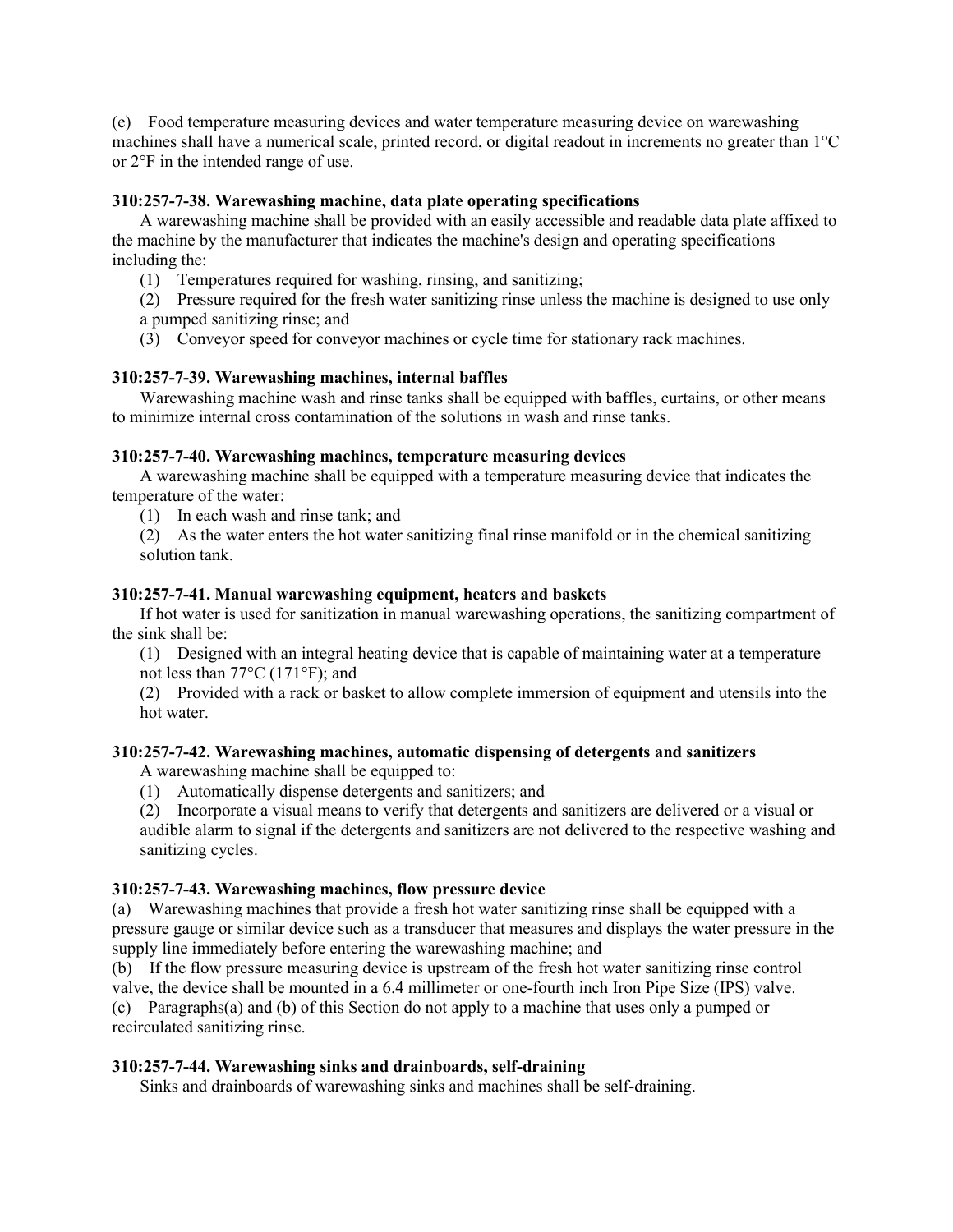(e) Food temperature measuring devices and water temperature measuring device on warewashing machines shall have a numerical scale, printed record, or digital readout in increments no greater than 1°C or 2°F in the intended range of use.

**310:257-7-38. Warewashing machine, data plate operating specifications**

A warewashing machine shall be provided with an easily accessible and readable data plate affixed to the machine by the manufacturer that indicates the machine's design and operating specifications including the:

(1) Temperatures required for washing, rinsing, and sanitizing;

(2) Pressure required for the fresh water sanitizing rinse unless the machine is designed to use only a pumped sanitizing rinse; and

(3) Conveyor speed for conveyor machines or cycle time for stationary rack machines.

**310:257-7-39. Warewashing machines, internal baffles**

Warewashing machine wash and rinse tanks shall be equipped with baffles, curtains, or other means to minimize internal cross contamination of the solutions in wash and rinse tanks.

**310:257-7-40. Warewashing machines, temperature measuring devices**

A warewashing machine shall be equipped with a temperature measuring device that indicates the temperature of the water:

(1) In each wash and rinse tank; and

(2) As the water enters the hot water sanitizing final rinse manifold or in the chemical sanitizing solution tank.

**310:257-7-41. Manual warewashing equipment, heaters and baskets**

If hot water is used for sanitization in manual warewashing operations, the sanitizing compartment of the sink shall be:

(1) Designed with an integral heating device that is capable of maintaining water at a temperature not less than 77°C (171°F); and

(2) Provided with a rack or basket to allow complete immersion of equipment and utensils into the hot water.

**310:257-7-42. Warewashing machines, automatic dispensing of detergents and sanitizers**

A warewashing machine shall be equipped to:

(1) Automatically dispense detergents and sanitizers; and

(2) Incorporate a visual means to verify that detergents and sanitizers are delivered or a visual or audible alarm to signal if the detergents and sanitizers are not delivered to the respective washing and sanitizing cycles.

**310:257-7-43. Warewashing machines, flow pressure device**

(a) Warewashing machines that provide a fresh hot water sanitizing rinse shall be equipped with a pressure gauge or similar device such as a transducer that measures and displays the water pressure in the supply line immediately before entering the warewashing machine; and

(b) If the flow pressure measuring device is upstream of the fresh hot water sanitizing rinse control valve, the device shall be mounted in a 6.4 millimeter or one-fourth inch Iron Pipe Size (IPS) valve.

(c) Paragraphs(a) and (b) of this Section do not apply to a machine that uses only a pumped or recirculated sanitizing rinse.

**310:257-7-44. Warewashing sinks and drainboards, self-draining**

Sinks and drainboards of warewashing sinks and machines shall be self-draining.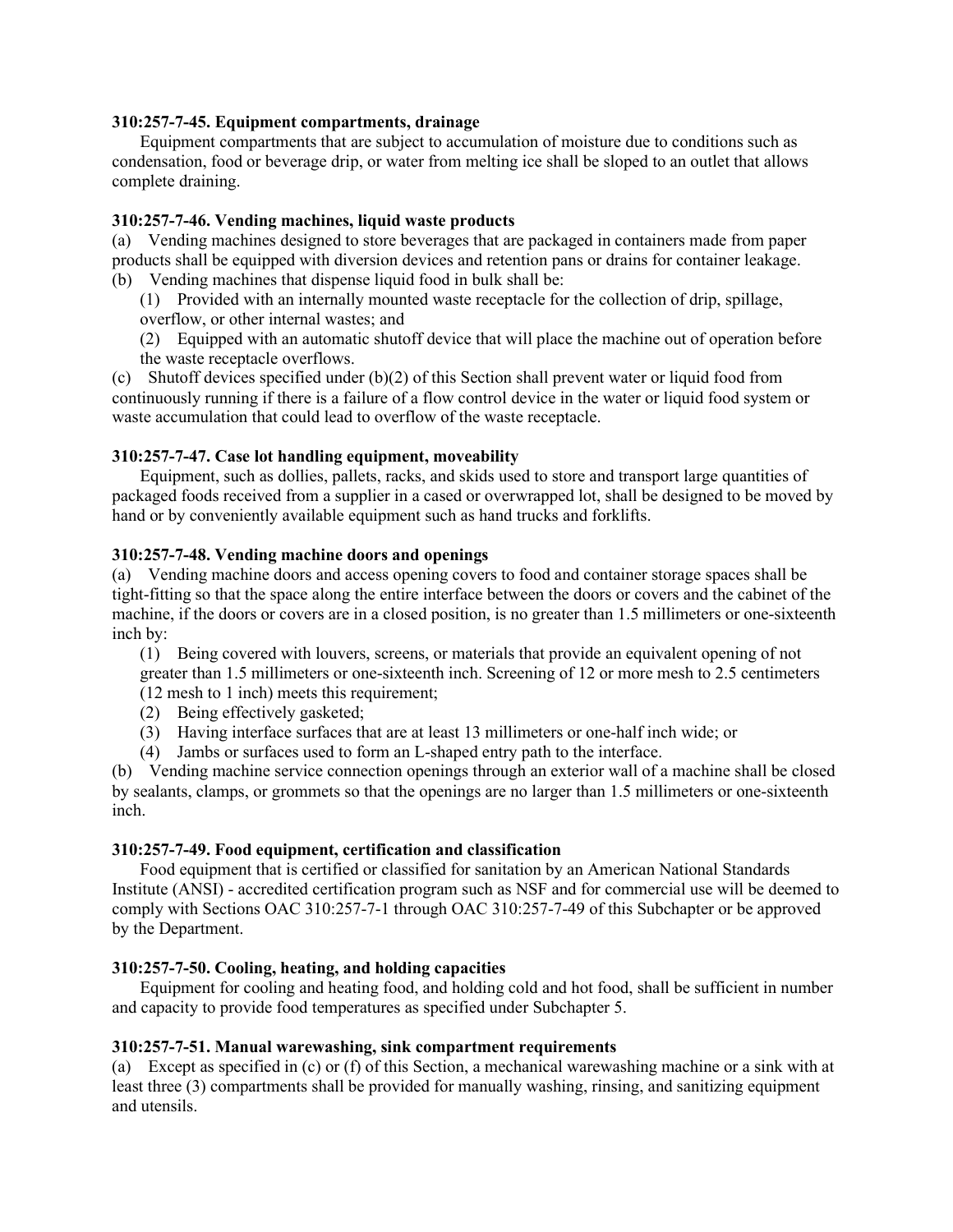**310:257-7-45. Equipment compartments, drainage**

Equipment compartments that are subject to accumulation of moisture due to conditions such as condensation, food or beverage drip, or water from melting ice shall be sloped to an outlet that allows complete draining.

**310:257-7-46. Vending machines, liquid waste products**

(a) Vending machines designed to store beverages that are packaged in containers made from paper products shall be equipped with diversion devices and retention pans or drains for container leakage.

(b) Vending machines that dispense liquid food in bulk shall be:

(1) Provided with an internally mounted waste receptacle for the collection of drip, spillage, overflow, or other internal wastes; and

(2) Equipped with an automatic shutoff device that will place the machine out of operation before the waste receptacle overflows.

(c) Shutoff devices specified under (b)(2) of this Section shall prevent water or liquid food from continuously running if there is a failure of a flow control device in the water or liquid food system or waste accumulation that could lead to overflow of the waste receptacle.

**310:257-7-47. Case lot handling equipment, moveability**

Equipment, such as dollies, pallets, racks, and skids used to store and transport large quantities of packaged foods received from a supplier in a cased or overwrapped lot, shall be designed to be moved by hand or by conveniently available equipment such as hand trucks and forklifts.

**310:257-7-48. Vending machine doors and openings**

(a) Vending machine doors and access opening covers to food and container storage spaces shall be tight-fitting so that the space along the entire interface between the doors or covers and the cabinet of the machine, if the doors or covers are in a closed position, is no greater than 1.5 millimeters or one-sixteenth inch by:

(1) Being covered with louvers, screens, or materials that provide an equivalent opening of not greater than 1.5 millimeters or one-sixteenth inch. Screening of 12 or more mesh to 2.5 centimeters (12 mesh to 1 inch) meets this requirement;

(2) Being effectively gasketed;

(3) Having interface surfaces that are at least 13 millimeters or one-half inch wide; or

(4) Jambs or surfaces used to form an L-shaped entry path to the interface.

(b) Vending machine service connection openings through an exterior wall of a machine shall be closed by sealants, clamps, or grommets so that the openings are no larger than 1.5 millimeters or one-sixteenth inch.

**310:257-7-49. Food equipment, certification and classification**

Food equipment that is certified or classified for sanitation by an American National Standards Institute (ANSI) - accredited certification program such as NSF and for commercial use will be deemed to comply with Sections OAC 310:257-7-1 through OAC 310:257-7-49 of this Subchapter or be approved by the Department.

**310:257-7-50. Cooling, heating, and holding capacities**

Equipment for cooling and heating food, and holding cold and hot food, shall be sufficient in number and capacity to provide food temperatures as specified under Subchapter 5.

**310:257-7-51. Manual warewashing, sink compartment requirements**

(a) Except as specified in (c) or (f) of this Section, a mechanical warewashing machine or a sink with at least three (3) compartments shall be provided for manually washing, rinsing, and sanitizing equipment and utensils.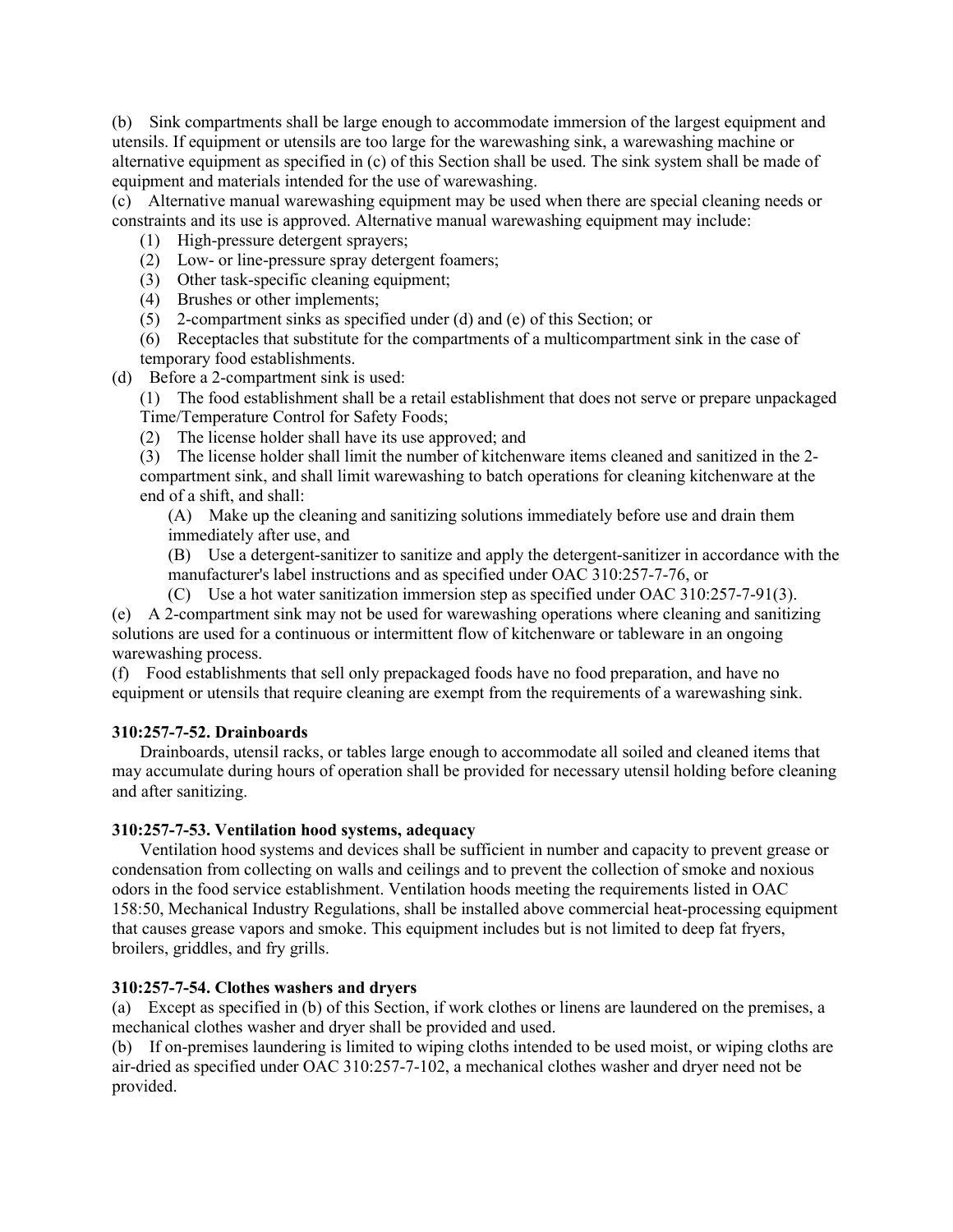(b) Sink compartments shall be large enough to accommodate immersion of the largest equipment and utensils. If equipment or utensils are too large for the warewashing sink, a warewashing machine or alternative equipment as specified in (c) of this Section shall be used. The sink system shall be made of equipment and materials intended for the use of warewashing.

(c) Alternative manual warewashing equipment may be used when there are special cleaning needs or constraints and its use is approved. Alternative manual warewashing equipment may include:

(1) High-pressure detergent sprayers;

(2) Low- or line-pressure spray detergent foamers;

(3) Other task-specific cleaning equipment;

(4) Brushes or other implements;

(5) 2-compartment sinks as specified under (d) and (e) of this Section; or

(6) Receptacles that substitute for the compartments of a multicompartment sink in the case of temporary food establishments.

(d) Before a 2-compartment sink is used:

(1) The food establishment shall be a retail establishment that does not serve or prepare unpackaged Time/Temperature Control for Safety Foods;

(2) The license holder shall have its use approved; and

(3) The license holder shall limit the number of kitchenware items cleaned and sanitized in the 2-compartment sink, and shall limit warewashing to batch operations for cleaning kitchenware at the end of a shift, and shall:

(A) Make up the cleaning and sanitizing solutions immediately before use and drain them immediately after use, and

(B) Use a detergent-sanitizer to sanitize and apply the detergent-sanitizer in accordance with the manufacturer's label instructions and as specified under OAC 310:257-7-76, or

(C) Use a hot water sanitization immersion step as specified under OAC 310:257-7-91(3).

(e) A 2-compartment sink may not be used for warewashing operations where cleaning and sanitizing solutions are used for a continuous or intermittent flow of kitchenware or tableware in an ongoing warewashing process.

(f) Food establishments that sell only prepackaged foods have no food preparation, and have no equipment or utensils that require cleaning are exempt from the requirements of a warewashing sink.

**310:257-7-52. Drainboards**

Drainboards, utensil racks, or tables large enough to accommodate all soiled and cleaned items that may accumulate during hours of operation shall be provided for necessary utensil holding before cleaning and after sanitizing.

**310:257-7-53. Ventilation hood systems, adequacy**

Ventilation hood systems and devices shall be sufficient in number and capacity to prevent grease or condensation from collecting on walls and ceilings and to prevent the collection of smoke and noxious odors in the food service establishment. Ventilation hoods meeting the requirements listed in OAC 158:50, Mechanical Industry Regulations, shall be installed above commercial heat-processing equipment that causes grease vapors and smoke. This equipment includes but is not limited to deep fat fryers, broilers, griddles, and fry grills.

**310:257-7-54. Clothes washers and dryers**

(a) Except as specified in (b) of this Section, if work clothes or linens are laundered on the premises, a mechanical clothes washer and dryer shall be provided and used.

(b) If on-premises laundering is limited to wiping cloths intended to be used moist, or wiping cloths are air-dried as specified under OAC 310:257-7-102, a mechanical clothes washer and dryer need not be provided.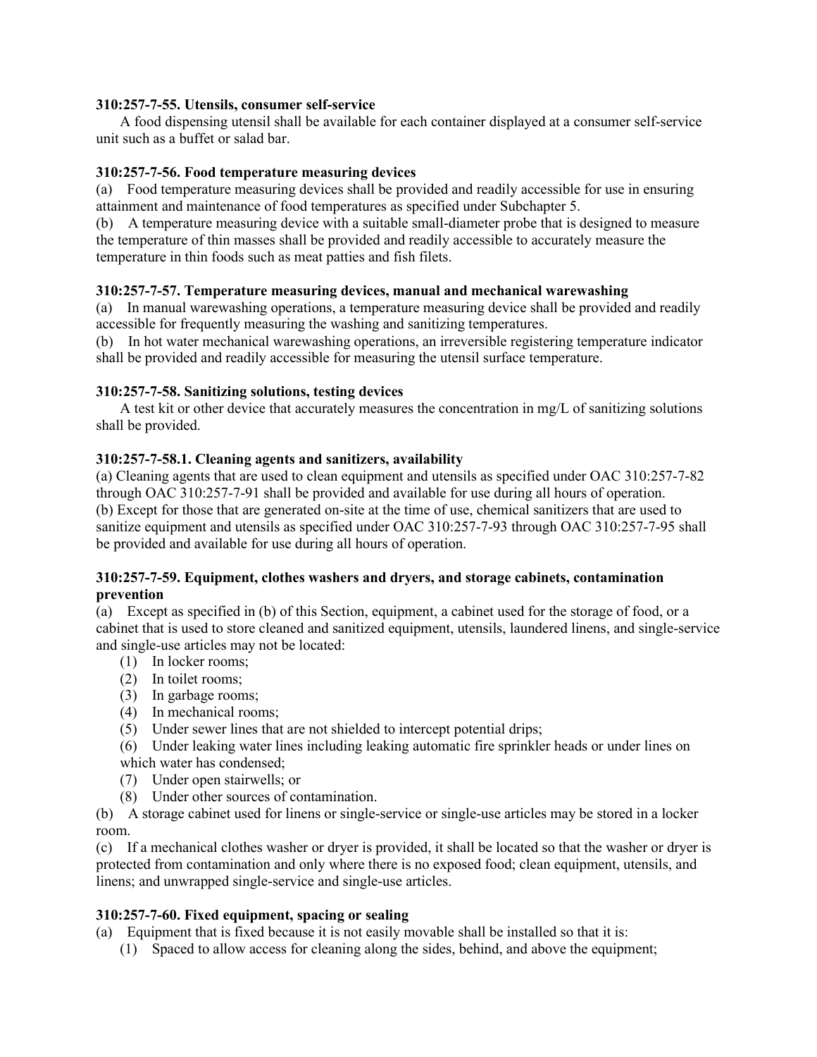**310:257-7-55. Utensils, consumer self-service**

A food dispensing utensil shall be available for each container displayed at a consumer self-service unit such as a buffet or salad bar.

**310:257-7-56. Food temperature measuring devices**

(a) Food temperature measuring devices shall be provided and readily accessible for use in ensuring attainment and maintenance of food temperatures as specified under Subchapter 5.

(b) A temperature measuring device with a suitable small-diameter probe that is designed to measure the temperature of thin masses shall be provided and readily accessible to accurately measure the temperature in thin foods such as meat patties and fish filets.

**310:257-7-57. Temperature measuring devices, manual and mechanical warewashing**

(a) In manual warewashing operations, a temperature measuring device shall be provided and readily accessible for frequently measuring the washing and sanitizing temperatures.

(b) In hot water mechanical warewashing operations, an irreversible registering temperature indicator shall be provided and readily accessible for measuring the utensil surface temperature.

**310:257-7-58. Sanitizing solutions, testing devices**

A test kit or other device that accurately measures the concentration in mg/L of sanitizing solutions shall be provided.

**310:257-7-58.1. Cleaning agents and sanitizers, availability**

(a) Cleaning agents that are used to clean equipment and utensils as specified under OAC 310:257-7-82 through OAC 310:257-7-91 shall be provided and available for use during all hours of operation.

(b) Except for those that are generated on-site at the time of use, chemical sanitizers that are used to sanitize equipment and utensils as specified under OAC 310:257-7-93 through OAC 310:257-7-95 shall be provided and available for use during all hours of operation.

**310:257-7-59. Equipment, clothes washers and dryers, and storage cabinets, contamination prevention**

(a) Except as specified in (b) of this Section, equipment, a cabinet used for the storage of food, or a cabinet that is used to store cleaned and sanitized equipment, utensils, laundered linens, and single-service and single-use articles may not be located:

(1) In locker rooms;

(2) In toilet rooms;

(3) In garbage rooms;

(4) In mechanical rooms;

(5) Under sewer lines that are not shielded to intercept potential drips;

(6) Under leaking water lines including leaking automatic fire sprinkler heads or under lines on which water has condensed;

(7) Under open stairwells; or

(8) Under other sources of contamination.

(b) A storage cabinet used for linens or single-service or single-use articles may be stored in a locker room.

(c) If a mechanical clothes washer or dryer is provided, it shall be located so that the washer or dryer is protected from contamination and only where there is no exposed food; clean equipment, utensils, and linens; and unwrapped single-service and single-use articles.

**310:257-7-60. Fixed equipment, spacing or sealing**

(a) Equipment that is fixed because it is not easily movable shall be installed so that it is:

(1) Spaced to allow access for cleaning along the sides, behind, and above the equipment;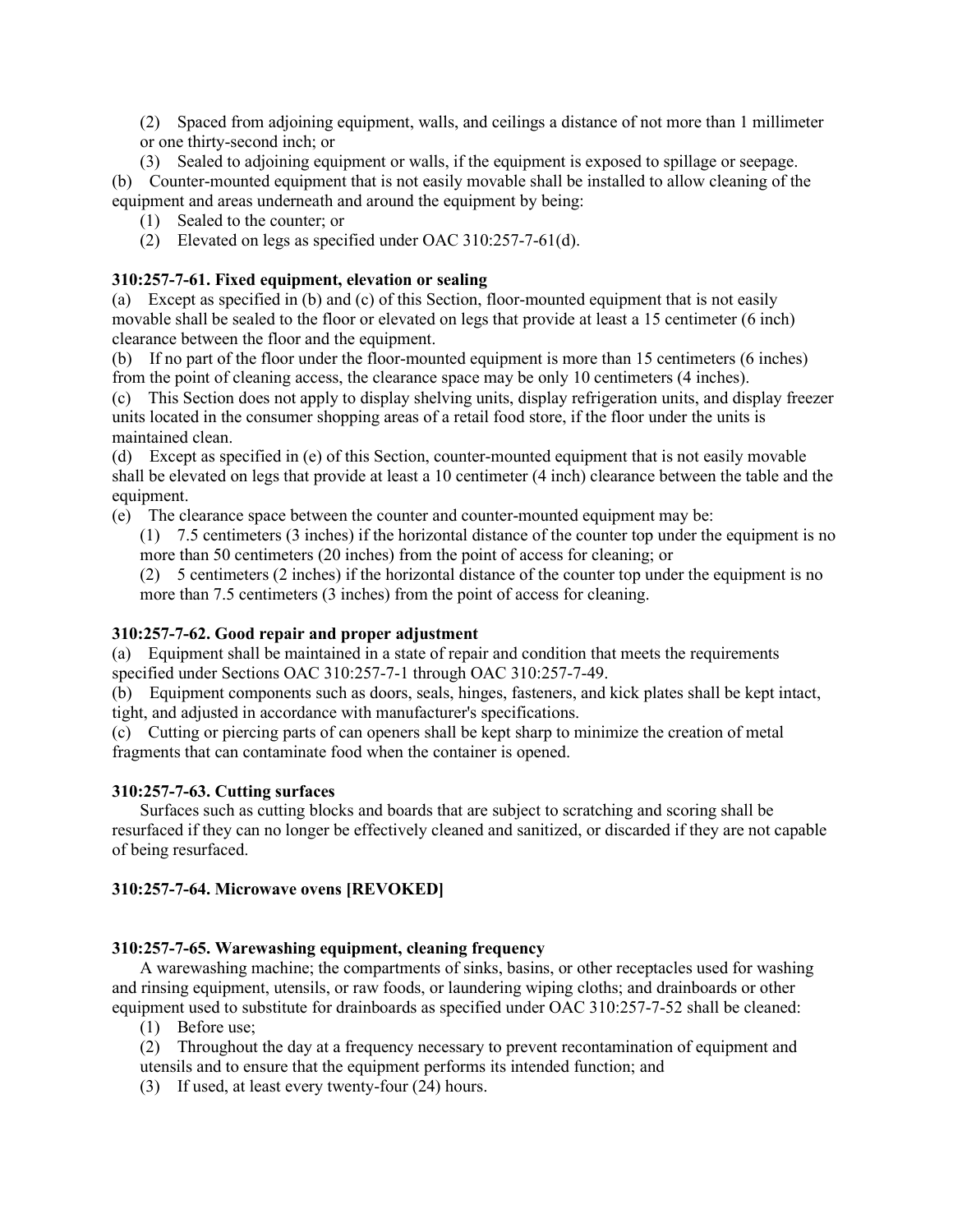(2) Spaced from adjoining equipment, walls, and ceilings a distance of not more than 1 millimeter or one thirty-second inch; or

(3) Sealed to adjoining equipment or walls, if the equipment is exposed to spillage or seepage.

(b) Counter-mounted equipment that is not easily movable shall be installed to allow cleaning of the equipment and areas underneath and around the equipment by being:

(1) Sealed to the counter; or

(2) Elevated on legs as specified under OAC 310:257-7-61(d).

**310:257-7-61. Fixed equipment, elevation or sealing**

(a) Except as specified in (b) and (c) of this Section, floor-mounted equipment that is not easily movable shall be sealed to the floor or elevated on legs that provide at least a 15 centimeter (6 inch) clearance between the floor and the equipment.

(b) If no part of the floor under the floor-mounted equipment is more than 15 centimeters (6 inches) from the point of cleaning access, the clearance space may be only 10 centimeters (4 inches).

(c) This Section does not apply to display shelving units, display refrigeration units, and display freezer units located in the consumer shopping areas of a retail food store, if the floor under the units is maintained clean.

(d) Except as specified in (e) of this Section, counter-mounted equipment that is not easily movable shall be elevated on legs that provide at least a 10 centimeter (4 inch) clearance between the table and the equipment.

(e) The clearance space between the counter and counter-mounted equipment may be:

(1) 7.5 centimeters (3 inches) if the horizontal distance of the counter top under the equipment is no more than 50 centimeters (20 inches) from the point of access for cleaning; or

(2) 5 centimeters (2 inches) if the horizontal distance of the counter top under the equipment is no more than 7.5 centimeters (3 inches) from the point of access for cleaning.

**310:257-7-62. Good repair and proper adjustment**

(a) Equipment shall be maintained in a state of repair and condition that meets the requirements specified under Sections OAC 310:257-7-1 through OAC 310:257-7-49.

(b) Equipment components such as doors, seals, hinges, fasteners, and kick plates shall be kept intact, tight, and adjusted in accordance with manufacturer's specifications.

(c) Cutting or piercing parts of can openers shall be kept sharp to minimize the creation of metal fragments that can contaminate food when the container is opened.

**310:257-7-63. Cutting surfaces**

Surfaces such as cutting blocks and boards that are subject to scratching and scoring shall be resurfaced if they can no longer be effectively cleaned and sanitized, or discarded if they are not capable of being resurfaced.

**310:257-7-64. Microwave ovens [REVOKED]**

**310:257-7-65. Warewashing equipment, cleaning frequency**

A warewashing machine; the compartments of sinks, basins, or other receptacles used for washing and rinsing equipment, utensils, or raw foods, or laundering wiping cloths; and drainboards or other equipment used to substitute for drainboards as specified under OAC 310:257-7-52 shall be cleaned:

(1) Before use;

(2) Throughout the day at a frequency necessary to prevent recontamination of equipment and utensils and to ensure that the equipment performs its intended function; and

(3) If used, at least every twenty-four (24) hours.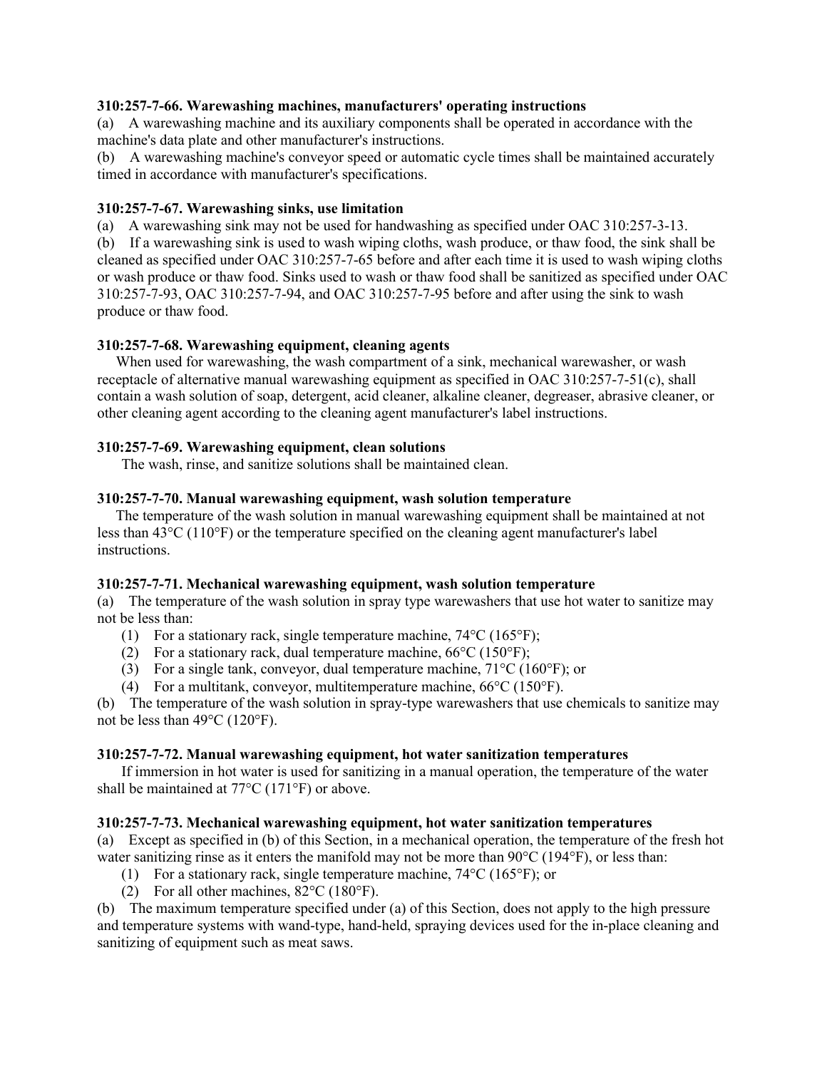**310:257-7-66. Warewashing machines, manufacturers' operating instructions**

(a) A warewashing machine and its auxiliary components shall be operated in accordance with the machine's data plate and other manufacturer's instructions.

(b) A warewashing machine's conveyor speed or automatic cycle times shall be maintained accurately timed in accordance with manufacturer's specifications.

**310:257-7-67. Warewashing sinks, use limitation**

(a) A warewashing sink may not be used for handwashing as specified under OAC 310:257-3-13.

(b) If a warewashing sink is used to wash wiping cloths, wash produce, or thaw food, the sink shall be cleaned as specified under OAC 310:257-7-65 before and after each time it is used to wash wiping cloths or wash produce or thaw food. Sinks used to wash or thaw food shall be sanitized as specified under OAC 310:257-7-93, OAC 310:257-7-94, and OAC 310:257-7-95 before and after using the sink to wash produce or thaw food.

**310:257-7-68. Warewashing equipment, cleaning agents**

When used for warewashing, the wash compartment of a sink, mechanical warewasher, or wash receptacle of alternative manual warewashing equipment as specified in OAC 310:257-7-51(c), shall contain a wash solution of soap, detergent, acid cleaner, alkaline cleaner, degreaser, abrasive cleaner, or other cleaning agent according to the cleaning agent manufacturer's label instructions.

**310:257-7-69. Warewashing equipment, clean solutions**

The wash, rinse, and sanitize solutions shall be maintained clean.

**310:257-7-70. Manual warewashing equipment, wash solution temperature**

The temperature of the wash solution in manual warewashing equipment shall be maintained at not less than 43°C (110°F) or the temperature specified on the cleaning agent manufacturer's label instructions.

**310:257-7-71. Mechanical warewashing equipment, wash solution temperature**

(a) The temperature of the wash solution in spray type warewashers that use hot water to sanitize may not be less than:

(1) For a stationary rack, single temperature machine, 74°C (165°F);

(2) For a stationary rack, dual temperature machine, 66°C (150°F);

(3) For a single tank, conveyor, dual temperature machine, 71°C (160°F); or

(4) For a multitank, conveyor, multitemperature machine, 66°C (150°F).

(b) The temperature of the wash solution in spray-type warewashers that use chemicals to sanitize may not be less than 49°C (120°F).

**310:257-7-72. Manual warewashing equipment, hot water sanitization temperatures**

If immersion in hot water is used for sanitizing in a manual operation, the temperature of the water shall be maintained at 77°C (171°F) or above.

**310:257-7-73. Mechanical warewashing equipment, hot water sanitization temperatures**

(a) Except as specified in (b) of this Section, in a mechanical operation, the temperature of the fresh hot water sanitizing rinse as it enters the manifold may not be more than 90°C (194°F), or less than:

(1) For a stationary rack, single temperature machine, 74°C (165°F); or

(2) For all other machines, 82°C (180°F).

(b) The maximum temperature specified under (a) of this Section, does not apply to the high pressure and temperature systems with wand-type, hand-held, spraying devices used for the in-place cleaning and sanitizing of equipment such as meat saws.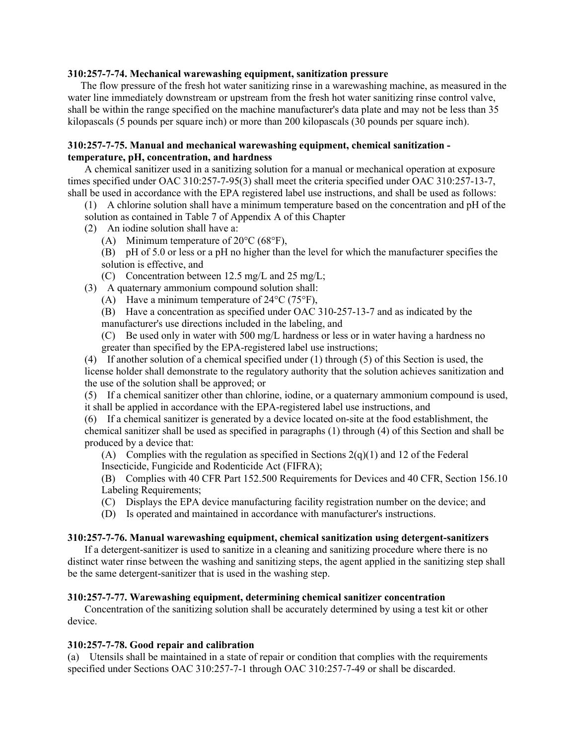**310:257-7-74. Mechanical warewashing equipment, sanitization pressure**

The flow pressure of the fresh hot water sanitizing rinse in a warewashing machine, as measured in the water line immediately downstream or upstream from the fresh hot water sanitizing rinse control valve, shall be within the range specified on the machine manufacturer's data plate and may not be less than 35 kilopascals (5 pounds per square inch) or more than 200 kilopascals (30 pounds per square inch).

**310:257-7-75. Manual and mechanical warewashing equipment, chemical sanitization - temperature, pH, concentration, and hardness**

A chemical sanitizer used in a sanitizing solution for a manual or mechanical operation at exposure times specified under OAC 310:257-7-95(3) shall meet the criteria specified under OAC 310:257-13-7, shall be used in accordance with the EPA registered label use instructions, and shall be used as follows:

(1) A chlorine solution shall have a minimum temperature based on the concentration and pH of the solution as contained in Table 7 of Appendix A of this Chapter

(2) An iodine solution shall have a:

(A) Minimum temperature of 20°C (68°F),

(B) pH of 5.0 or less or a pH no higher than the level for which the manufacturer specifies the solution is effective, and

(C) Concentration between 12.5 mg/L and 25 mg/L;

(3) A quaternary ammonium compound solution shall:

(A) Have a minimum temperature of 24°C (75°F),

(B) Have a concentration as specified under OAC 310-257-13-7 and as indicated by the manufacturer's use directions included in the labeling, and

(C) Be used only in water with 500 mg/L hardness or less or in water having a hardness no greater than specified by the EPA-registered label use instructions;

(4) If another solution of a chemical specified under (1) through (5) of this Section is used, the license holder shall demonstrate to the regulatory authority that the solution achieves sanitization and the use of the solution shall be approved; or

(5) If a chemical sanitizer other than chlorine, iodine, or a quaternary ammonium compound is used, it shall be applied in accordance with the EPA-registered label use instructions, and

(6) If a chemical sanitizer is generated by a device located on-site at the food establishment, the chemical sanitizer shall be used as specified in paragraphs (1) through (4) of this Section and shall be produced by a device that:

(A) Complies with the regulation as specified in Sections 2(q)(1) and 12 of the Federal Insecticide, Fungicide and Rodenticide Act (FIFRA);

(B) Complies with 40 CFR Part 152.500 Requirements for Devices and 40 CFR, Section 156.10 Labeling Requirements;

(C) Displays the EPA device manufacturing facility registration number on the device; and

(D) Is operated and maintained in accordance with manufacturer's instructions.

**310:257-7-76. Manual warewashing equipment, chemical sanitization using detergent-sanitizers**

If a detergent-sanitizer is used to sanitize in a cleaning and sanitizing procedure where there is no distinct water rinse between the washing and sanitizing steps, the agent applied in the sanitizing step shall be the same detergent-sanitizer that is used in the washing step.

**310:257-7-77. Warewashing equipment, determining chemical sanitizer concentration**

Concentration of the sanitizing solution shall be accurately determined by using a test kit or other device.

**310:257-7-78. Good repair and calibration**

(a) Utensils shall be maintained in a state of repair or condition that complies with the requirements specified under Sections OAC 310:257-7-1 through OAC 310:257-7-49 or shall be discarded.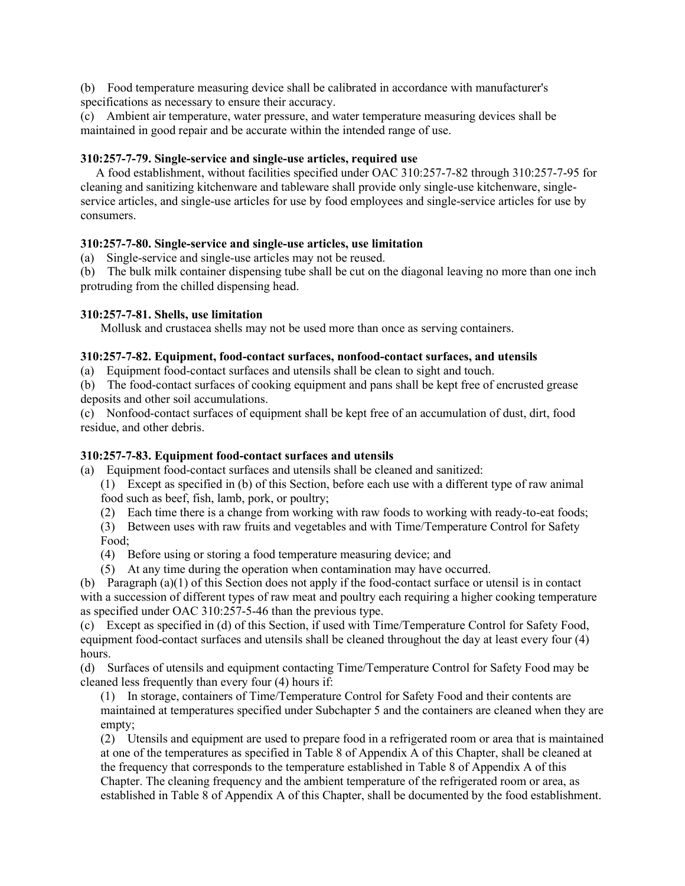(b) Food temperature measuring device shall be calibrated in accordance with manufacturer's specifications as necessary to ensure their accuracy.
(c) Ambient air temperature, water pressure, and water temperature measuring devices shall be maintained in good repair and be accurate within the intended range of use.

**310:257-7-79. Single-service and single-use articles, required use**

A food establishment, without facilities specified under OAC 310:257-7-82 through 310:257-7-95 for cleaning and sanitizing kitchenware and tableware shall provide only single-use kitchenware, single-service articles, and single-use articles for use by food employees and single-service articles for use by consumers.

**310:257-7-80. Single-service and single-use articles, use limitation**

(a) Single-service and single-use articles may not be reused.
(b) The bulk milk container dispensing tube shall be cut on the diagonal leaving no more than one inch protruding from the chilled dispensing head.

**310:257-7-81. Shells, use limitation**

Mollusk and crustacea shells may not be used more than once as serving containers.

**310:257-7-82. Equipment, food-contact surfaces, nonfood-contact surfaces, and utensils**

(a) Equipment food-contact surfaces and utensils shall be clean to sight and touch.
(b) The food-contact surfaces of cooking equipment and pans shall be kept free of encrusted grease deposits and other soil accumulations.
(c) Nonfood-contact surfaces of equipment shall be kept free of an accumulation of dust, dirt, food residue, and other debris.

**310:257-7-83. Equipment food-contact surfaces and utensils**

(a) Equipment food-contact surfaces and utensils shall be cleaned and sanitized:
  (1) Except as specified in (b) of this Section, before each use with a different type of raw animal food such as beef, fish, lamb, pork, or poultry;
  (2) Each time there is a change from working with raw foods to working with ready-to-eat foods;
  (3) Between uses with raw fruits and vegetables and with Time/Temperature Control for Safety Food;
  (4) Before using or storing a food temperature measuring device; and
  (5) At any time during the operation when contamination may have occurred.

(b) Paragraph (a)(1) of this Section does not apply if the food-contact surface or utensil is in contact with a succession of different types of raw meat and poultry each requiring a higher cooking temperature as specified under OAC 310:257-5-46 than the previous type.
(c) Except as specified in (d) of this Section, if used with Time/Temperature Control for Safety Food, equipment food-contact surfaces and utensils shall be cleaned throughout the day at least every four (4) hours.
(d) Surfaces of utensils and equipment contacting Time/Temperature Control for Safety Food may be cleaned less frequently than every four (4) hours if:
  (1) In storage, containers of Time/Temperature Control for Safety Food and their contents are maintained at temperatures specified under Subchapter 5 and the containers are cleaned when they are empty;
  (2) Utensils and equipment are used to prepare food in a refrigerated room or area that is maintained at one of the temperatures as specified in Table 8 of Appendix A of this Chapter, shall be cleaned at the frequency that corresponds to the temperature established in Table 8 of Appendix A of this Chapter. The cleaning frequency and the ambient temperature of the refrigerated room or area, as established in Table 8 of Appendix A of this Chapter, shall be documented by the food establishment.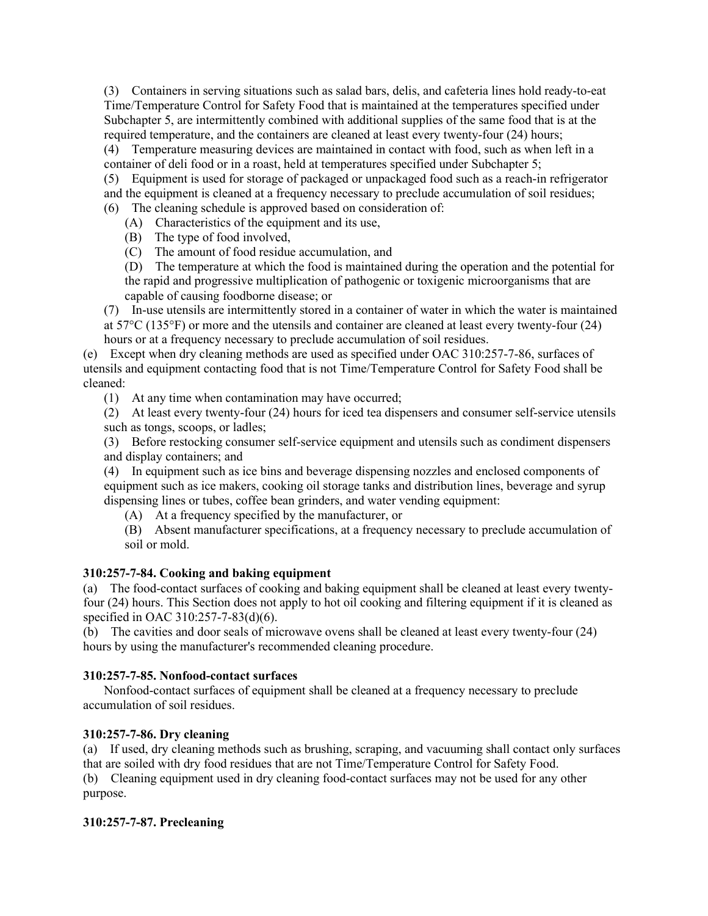(3) Containers in serving situations such as salad bars, delis, and cafeteria lines hold ready-to-eat Time/Temperature Control for Safety Food that is maintained at the temperatures specified under Subchapter 5, are intermittently combined with additional supplies of the same food that is at the required temperature, and the containers are cleaned at least every twenty-four (24) hours;

(4) Temperature measuring devices are maintained in contact with food, such as when left in a container of deli food or in a roast, held at temperatures specified under Subchapter 5;

(5) Equipment is used for storage of packaged or unpackaged food such as a reach-in refrigerator and the equipment is cleaned at a frequency necessary to preclude accumulation of soil residues;

(6) The cleaning schedule is approved based on consideration of:

(A) Characteristics of the equipment and its use,

(B) The type of food involved,

(C) The amount of food residue accumulation, and

(D) The temperature at which the food is maintained during the operation and the potential for the rapid and progressive multiplication of pathogenic or toxigenic microorganisms that are capable of causing foodborne disease; or

(7) In-use utensils are intermittently stored in a container of water in which the water is maintained at 57°C (135°F) or more and the utensils and container are cleaned at least every twenty-four (24) hours or at a frequency necessary to preclude accumulation of soil residues.

(e) Except when dry cleaning methods are used as specified under OAC 310:257-7-86, surfaces of utensils and equipment contacting food that is not Time/Temperature Control for Safety Food shall be cleaned:

(1) At any time when contamination may have occurred;

(2) At least every twenty-four (24) hours for iced tea dispensers and consumer self-service utensils such as tongs, scoops, or ladles;

(3) Before restocking consumer self-service equipment and utensils such as condiment dispensers and display containers; and

(4) In equipment such as ice bins and beverage dispensing nozzles and enclosed components of equipment such as ice makers, cooking oil storage tanks and distribution lines, beverage and syrup dispensing lines or tubes, coffee bean grinders, and water vending equipment:

(A) At a frequency specified by the manufacturer, or

(B) Absent manufacturer specifications, at a frequency necessary to preclude accumulation of soil or mold.

**310:257-7-84. Cooking and baking equipment**

(a) The food-contact surfaces of cooking and baking equipment shall be cleaned at least every twenty-four (24) hours. This Section does not apply to hot oil cooking and filtering equipment if it is cleaned as specified in OAC 310:257-7-83(d)(6).

(b) The cavities and door seals of microwave ovens shall be cleaned at least every twenty-four (24) hours by using the manufacturer's recommended cleaning procedure.

**310:257-7-85. Nonfood-contact surfaces**

Nonfood-contact surfaces of equipment shall be cleaned at a frequency necessary to preclude accumulation of soil residues.

**310:257-7-86. Dry cleaning**

(a) If used, dry cleaning methods such as brushing, scraping, and vacuuming shall contact only surfaces that are soiled with dry food residues that are not Time/Temperature Control for Safety Food.

(b) Cleaning equipment used in dry cleaning food-contact surfaces may not be used for any other purpose.

**310:257-7-87. Precleaning**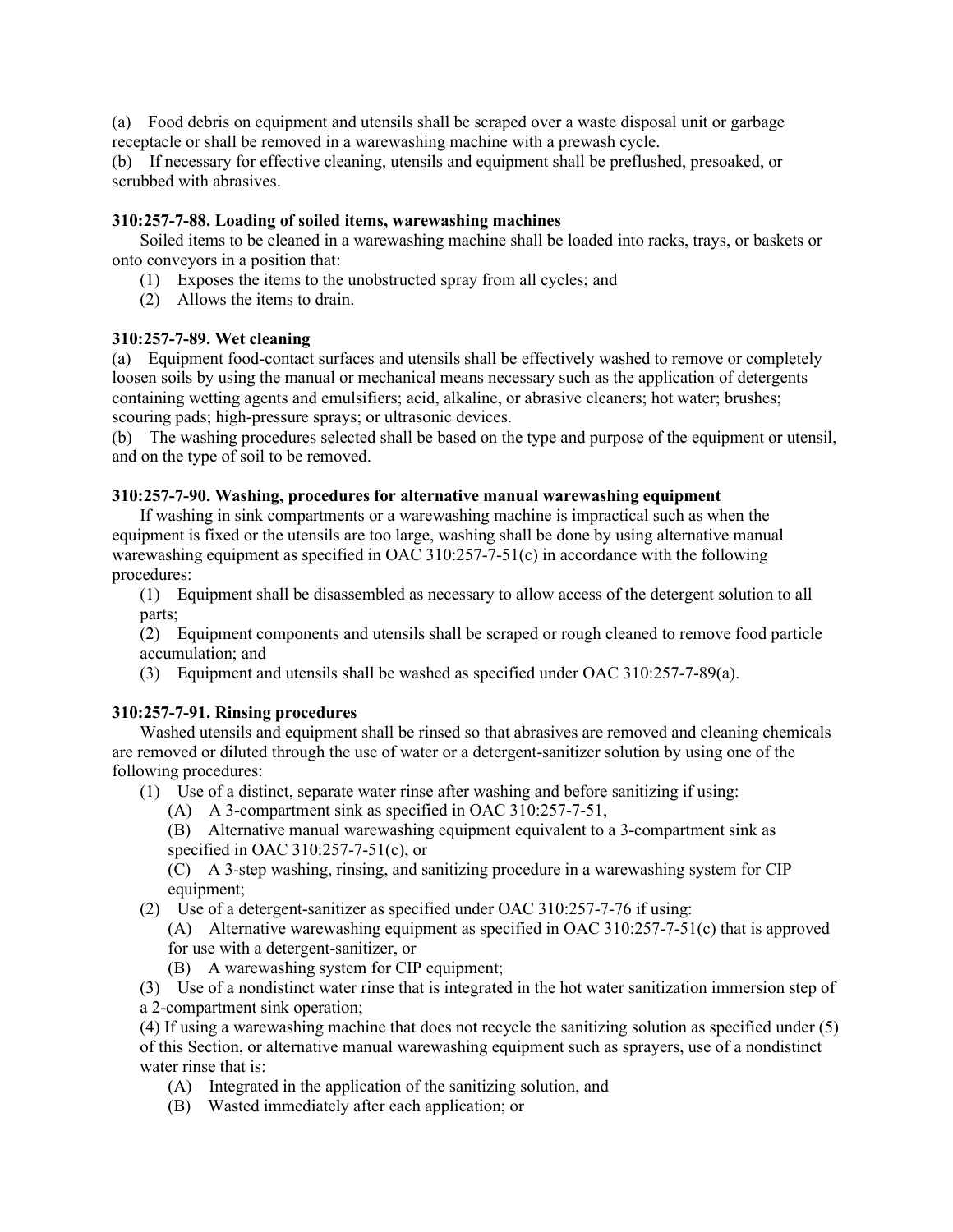(a) Food debris on equipment and utensils shall be scraped over a waste disposal unit or garbage receptacle or shall be removed in a warewashing machine with a prewash cycle.
(b) If necessary for effective cleaning, utensils and equipment shall be preflushed, presoaked, or scrubbed with abrasives.

**310:257-7-88. Loading of soiled items, warewashing machines**

Soiled items to be cleaned in a warewashing machine shall be loaded into racks, trays, or baskets or onto conveyors in a position that:

(1) Exposes the items to the unobstructed spray from all cycles; and
(2) Allows the items to drain.

**310:257-7-89. Wet cleaning**

(a) Equipment food-contact surfaces and utensils shall be effectively washed to remove or completely loosen soils by using the manual or mechanical means necessary such as the application of detergents containing wetting agents and emulsifiers; acid, alkaline, or abrasive cleaners; hot water; brushes; scouring pads; high-pressure sprays; or ultrasonic devices.
(b) The washing procedures selected shall be based on the type and purpose of the equipment or utensil, and on the type of soil to be removed.

**310:257-7-90. Washing, procedures for alternative manual warewashing equipment**

If washing in sink compartments or a warewashing machine is impractical such as when the equipment is fixed or the utensils are too large, washing shall be done by using alternative manual warewashing equipment as specified in OAC 310:257-7-51(c) in accordance with the following procedures:

(1) Equipment shall be disassembled as necessary to allow access of the detergent solution to all parts;
(2) Equipment components and utensils shall be scraped or rough cleaned to remove food particle accumulation; and
(3) Equipment and utensils shall be washed as specified under OAC 310:257-7-89(a).

**310:257-7-91. Rinsing procedures**

Washed utensils and equipment shall be rinsed so that abrasives are removed and cleaning chemicals are removed or diluted through the use of water or a detergent-sanitizer solution by using one of the following procedures:

(1) Use of a distinct, separate water rinse after washing and before sanitizing if using:
  (A) A 3-compartment sink as specified in OAC 310:257-7-51,
  (B) Alternative manual warewashing equipment equivalent to a 3-compartment sink as specified in OAC 310:257-7-51(c), or
  (C) A 3-step washing, rinsing, and sanitizing procedure in a warewashing system for CIP equipment;
(2) Use of a detergent-sanitizer as specified under OAC 310:257-7-76 if using:
  (A) Alternative warewashing equipment as specified in OAC 310:257-7-51(c) that is approved for use with a detergent-sanitizer, or
  (B) A warewashing system for CIP equipment;
(3) Use of a nondistinct water rinse that is integrated in the hot water sanitization immersion step of a 2-compartment sink operation;
(4) If using a warewashing machine that does not recycle the sanitizing solution as specified under (5) of this Section, or alternative manual warewashing equipment such as sprayers, use of a nondistinct water rinse that is:
  (A) Integrated in the application of the sanitizing solution, and
  (B) Wasted immediately after each application; or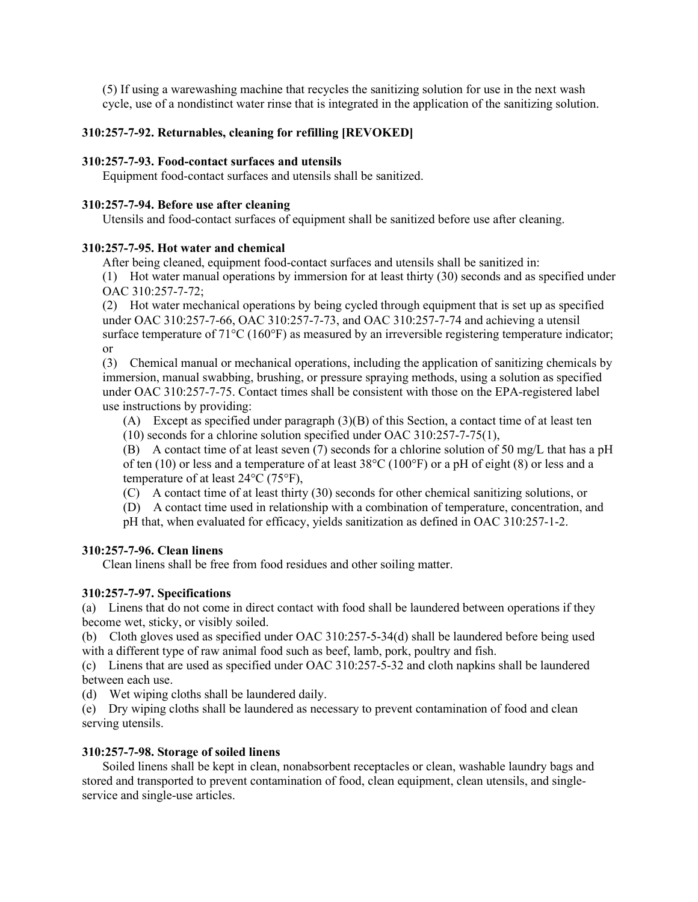(5) If using a warewashing machine that recycles the sanitizing solution for use in the next wash cycle, use of a nondistinct water rinse that is integrated in the application of the sanitizing solution.

**310:257-7-92. Returnables, cleaning for refilling [REVOKED]**

**310:257-7-93. Food-contact surfaces and utensils**

Equipment food-contact surfaces and utensils shall be sanitized.

**310:257-7-94. Before use after cleaning**

Utensils and food-contact surfaces of equipment shall be sanitized before use after cleaning.

**310:257-7-95. Hot water and chemical**

After being cleaned, equipment food-contact surfaces and utensils shall be sanitized in:

(1) Hot water manual operations by immersion for at least thirty (30) seconds and as specified under OAC 310:257-7-72;

(2) Hot water mechanical operations by being cycled through equipment that is set up as specified under OAC 310:257-7-66, OAC 310:257-7-73, and OAC 310:257-7-74 and achieving a utensil surface temperature of 71°C (160°F) as measured by an irreversible registering temperature indicator; or

(3) Chemical manual or mechanical operations, including the application of sanitizing chemicals by immersion, manual swabbing, brushing, or pressure spraying methods, using a solution as specified under OAC 310:257-7-75. Contact times shall be consistent with those on the EPA-registered label use instructions by providing:

(A) Except as specified under paragraph (3)(B) of this Section, a contact time of at least ten (10) seconds for a chlorine solution specified under OAC 310:257-7-75(1),

(B) A contact time of at least seven (7) seconds for a chlorine solution of 50 mg/L that has a pH of ten (10) or less and a temperature of at least 38°C (100°F) or a pH of eight (8) or less and a temperature of at least 24°C (75°F),

(C) A contact time of at least thirty (30) seconds for other chemical sanitizing solutions, or

(D) A contact time used in relationship with a combination of temperature, concentration, and pH that, when evaluated for efficacy, yields sanitization as defined in OAC 310:257-1-2.

**310:257-7-96. Clean linens**

Clean linens shall be free from food residues and other soiling matter.

**310:257-7-97. Specifications**

(a) Linens that do not come in direct contact with food shall be laundered between operations if they become wet, sticky, or visibly soiled.

(b) Cloth gloves used as specified under OAC 310:257-5-34(d) shall be laundered before being used with a different type of raw animal food such as beef, lamb, pork, poultry and fish.

(c) Linens that are used as specified under OAC 310:257-5-32 and cloth napkins shall be laundered between each use.

(d) Wet wiping cloths shall be laundered daily.

(e) Dry wiping cloths shall be laundered as necessary to prevent contamination of food and clean serving utensils.

**310:257-7-98. Storage of soiled linens**

Soiled linens shall be kept in clean, nonabsorbent receptacles or clean, washable laundry bags and stored and transported to prevent contamination of food, clean equipment, clean utensils, and single-service and single-use articles.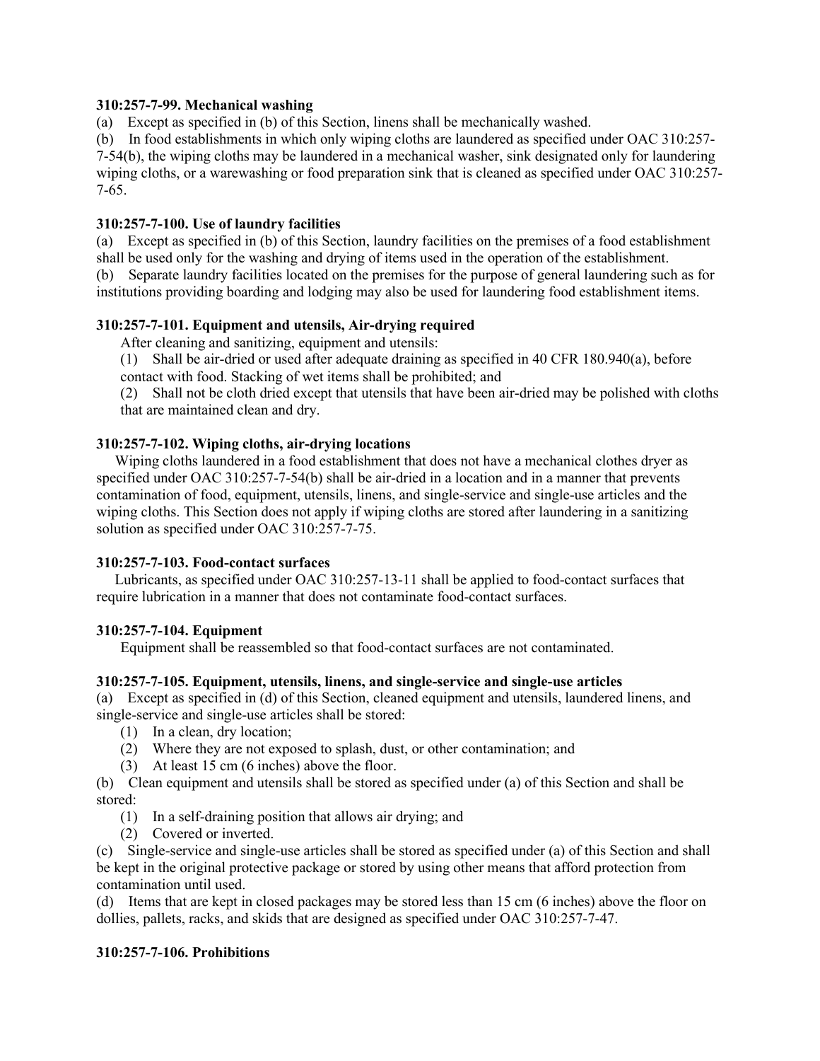**310:257-7-99. Mechanical washing**

(a) Except as specified in (b) of this Section, linens shall be mechanically washed.

(b) In food establishments in which only wiping cloths are laundered as specified under OAC 310:257-7-54(b), the wiping cloths may be laundered in a mechanical washer, sink designated only for laundering wiping cloths, or a warewashing or food preparation sink that is cleaned as specified under OAC 310:257-7-65.

**310:257-7-100. Use of laundry facilities**

(a) Except as specified in (b) of this Section, laundry facilities on the premises of a food establishment shall be used only for the washing and drying of items used in the operation of the establishment.

(b) Separate laundry facilities located on the premises for the purpose of general laundering such as for institutions providing boarding and lodging may also be used for laundering food establishment items.

**310:257-7-101. Equipment and utensils, Air-drying required**

After cleaning and sanitizing, equipment and utensils:

(1) Shall be air-dried or used after adequate draining as specified in 40 CFR 180.940(a), before contact with food. Stacking of wet items shall be prohibited; and

(2) Shall not be cloth dried except that utensils that have been air-dried may be polished with cloths that are maintained clean and dry.

**310:257-7-102. Wiping cloths, air-drying locations**

Wiping cloths laundered in a food establishment that does not have a mechanical clothes dryer as specified under OAC 310:257-7-54(b) shall be air-dried in a location and in a manner that prevents contamination of food, equipment, utensils, linens, and single-service and single-use articles and the wiping cloths. This Section does not apply if wiping cloths are stored after laundering in a sanitizing solution as specified under OAC 310:257-7-75.

**310:257-7-103. Food-contact surfaces**

Lubricants, as specified under OAC 310:257-13-11 shall be applied to food-contact surfaces that require lubrication in a manner that does not contaminate food-contact surfaces.

**310:257-7-104. Equipment**

Equipment shall be reassembled so that food-contact surfaces are not contaminated.

**310:257-7-105. Equipment, utensils, linens, and single-service and single-use articles**

(a) Except as specified in (d) of this Section, cleaned equipment and utensils, laundered linens, and single-service and single-use articles shall be stored:

(1) In a clean, dry location;

(2) Where they are not exposed to splash, dust, or other contamination; and

(3) At least 15 cm (6 inches) above the floor.

(b) Clean equipment and utensils shall be stored as specified under (a) of this Section and shall be stored:

(1) In a self-draining position that allows air drying; and

(2) Covered or inverted.

(c) Single-service and single-use articles shall be stored as specified under (a) of this Section and shall be kept in the original protective package or stored by using other means that afford protection from contamination until used.

(d) Items that are kept in closed packages may be stored less than 15 cm (6 inches) above the floor on dollies, pallets, racks, and skids that are designed as specified under OAC 310:257-7-47.

**310:257-7-106. Prohibitions**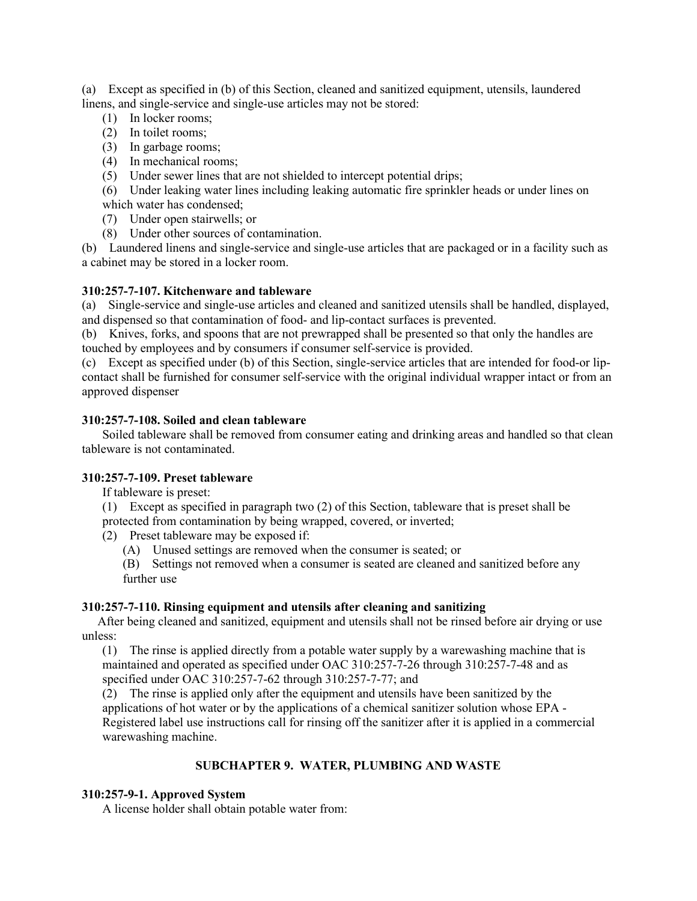(a) Except as specified in (b) of this Section, cleaned and sanitized equipment, utensils, laundered linens, and single-service and single-use articles may not be stored:

(1) In locker rooms;

(2) In toilet rooms;

(3) In garbage rooms;

(4) In mechanical rooms;

(5) Under sewer lines that are not shielded to intercept potential drips;

(6) Under leaking water lines including leaking automatic fire sprinkler heads or under lines on which water has condensed;

(7) Under open stairwells; or

(8) Under other sources of contamination.

(b) Laundered linens and single-service and single-use articles that are packaged or in a facility such as a cabinet may be stored in a locker room.

**310:257-7-107. Kitchenware and tableware**

(a) Single-service and single-use articles and cleaned and sanitized utensils shall be handled, displayed, and dispensed so that contamination of food- and lip-contact surfaces is prevented.

(b) Knives, forks, and spoons that are not prewrapped shall be presented so that only the handles are touched by employees and by consumers if consumer self-service is provided.

(c) Except as specified under (b) of this Section, single-service articles that are intended for food-or lip-contact shall be furnished for consumer self-service with the original individual wrapper intact or from an approved dispenser

**310:257-7-108. Soiled and clean tableware**

Soiled tableware shall be removed from consumer eating and drinking areas and handled so that clean tableware is not contaminated.

**310:257-7-109. Preset tableware**

If tableware is preset:

(1) Except as specified in paragraph two (2) of this Section, tableware that is preset shall be protected from contamination by being wrapped, covered, or inverted;

(2) Preset tableware may be exposed if:

(A) Unused settings are removed when the consumer is seated; or

(B) Settings not removed when a consumer is seated are cleaned and sanitized before any further use

**310:257-7-110. Rinsing equipment and utensils after cleaning and sanitizing**

After being cleaned and sanitized, equipment and utensils shall not be rinsed before air drying or use unless:

(1) The rinse is applied directly from a potable water supply by a warewashing machine that is maintained and operated as specified under OAC 310:257-7-26 through 310:257-7-48 and as specified under OAC 310:257-7-62 through 310:257-7-77; and

(2) The rinse is applied only after the equipment and utensils have been sanitized by the applications of hot water or by the applications of a chemical sanitizer solution whose EPA - Registered label use instructions call for rinsing off the sanitizer after it is applied in a commercial warewashing machine.

## SUBCHAPTER 9. WATER, PLUMBING AND WASTE

**310:257-9-1. Approved System**

A license holder shall obtain potable water from: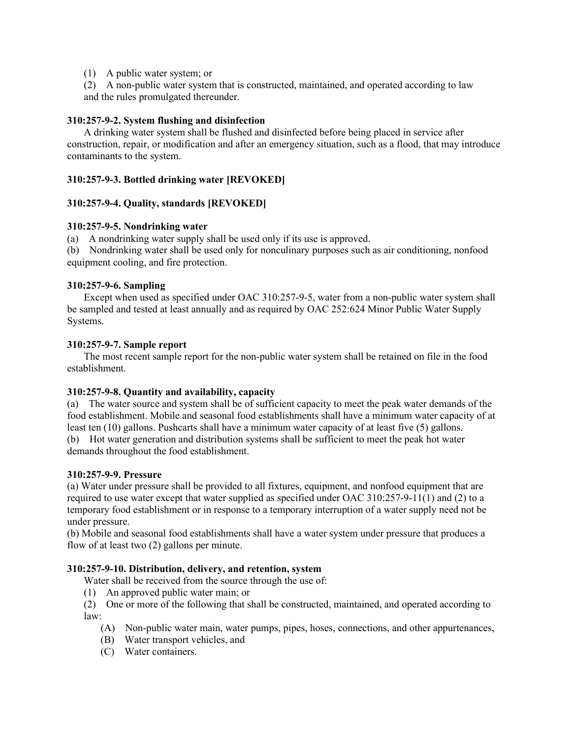(1) A public water system; or

(2) A non-public water system that is constructed, maintained, and operated according to law and the rules promulgated thereunder.

**310:257-9-2. System flushing and disinfection**

A drinking water system shall be flushed and disinfected before being placed in service after construction, repair, or modification and after an emergency situation, such as a flood, that may introduce contaminants to the system.

**310:257-9-3. Bottled drinking water [REVOKED]**

**310:257-9-4. Quality, standards [REVOKED]**

**310:257-9-5. Nondrinking water**

(a) A nondrinking water supply shall be used only if its use is approved.

(b) Nondrinking water shall be used only for nonculinary purposes such as air conditioning, nonfood equipment cooling, and fire protection.

**310:257-9-6. Sampling**

Except when used as specified under OAC 310:257-9-5, water from a non-public water system shall be sampled and tested at least annually and as required by OAC 252:624 Minor Public Water Supply Systems.

**310:257-9-7. Sample report**

The most recent sample report for the non-public water system shall be retained on file in the food establishment.

**310:257-9-8. Quantity and availability, capacity**

(a) The water source and system shall be of sufficient capacity to meet the peak water demands of the food establishment. Mobile and seasonal food establishments shall have a minimum water capacity of at least ten (10) gallons. Pushcarts shall have a minimum water capacity of at least five (5) gallons.

(b) Hot water generation and distribution systems shall be sufficient to meet the peak hot water demands throughout the food establishment.

**310:257-9-9. Pressure**

(a) Water under pressure shall be provided to all fixtures, equipment, and nonfood equipment that are required to use water except that water supplied as specified under OAC 310:257-9-11(1) and (2) to a temporary food establishment or in response to a temporary interruption of a water supply need not be under pressure.

(b) Mobile and seasonal food establishments shall have a water system under pressure that produces a flow of at least two (2) gallons per minute.

**310:257-9-10. Distribution, delivery, and retention, system**

Water shall be received from the source through the use of:

(1) An approved public water main; or

(2) One or more of the following that shall be constructed, maintained, and operated according to law:

(A) Non-public water main, water pumps, pipes, hoses, connections, and other appurtenances,

(B) Water transport vehicles, and

(C) Water containers.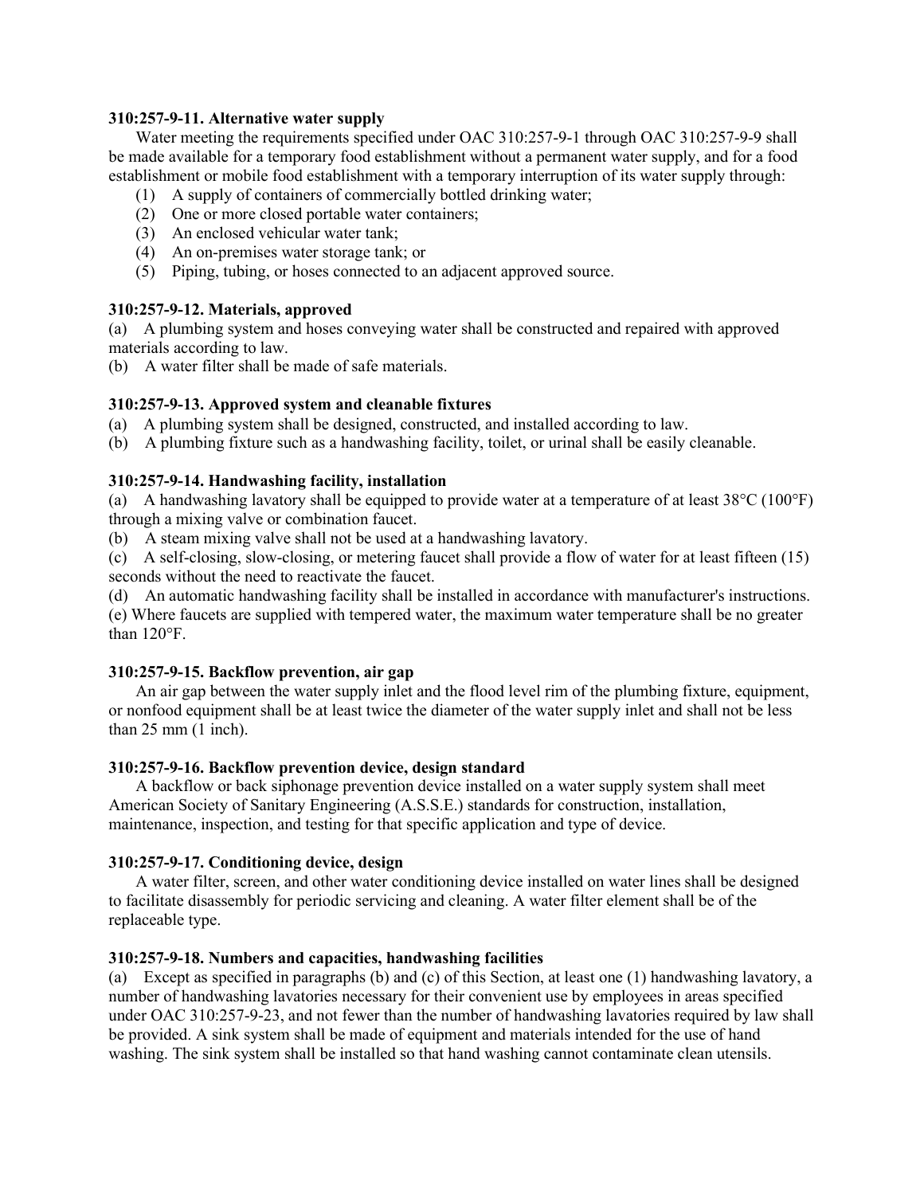**310:257-9-11. Alternative water supply**

Water meeting the requirements specified under OAC 310:257-9-1 through OAC 310:257-9-9 shall be made available for a temporary food establishment without a permanent water supply, and for a food establishment or mobile food establishment with a temporary interruption of its water supply through:

(1) A supply of containers of commercially bottled drinking water;
(2) One or more closed portable water containers;
(3) An enclosed vehicular water tank;
(4) An on-premises water storage tank; or
(5) Piping, tubing, or hoses connected to an adjacent approved source.

**310:257-9-12. Materials, approved**

(a) A plumbing system and hoses conveying water shall be constructed and repaired with approved materials according to law.
(b) A water filter shall be made of safe materials.

**310:257-9-13. Approved system and cleanable fixtures**

(a) A plumbing system shall be designed, constructed, and installed according to law.
(b) A plumbing fixture such as a handwashing facility, toilet, or urinal shall be easily cleanable.

**310:257-9-14. Handwashing facility, installation**

(a) A handwashing lavatory shall be equipped to provide water at a temperature of at least 38°C (100°F) through a mixing valve or combination faucet.
(b) A steam mixing valve shall not be used at a handwashing lavatory.
(c) A self-closing, slow-closing, or metering faucet shall provide a flow of water for at least fifteen (15) seconds without the need to reactivate the faucet.
(d) An automatic handwashing facility shall be installed in accordance with manufacturer's instructions.
(e) Where faucets are supplied with tempered water, the maximum water temperature shall be no greater than 120°F.

**310:257-9-15. Backflow prevention, air gap**

An air gap between the water supply inlet and the flood level rim of the plumbing fixture, equipment, or nonfood equipment shall be at least twice the diameter of the water supply inlet and shall not be less than 25 mm (1 inch).

**310:257-9-16. Backflow prevention device, design standard**

A backflow or back siphonage prevention device installed on a water supply system shall meet American Society of Sanitary Engineering (A.S.S.E.) standards for construction, installation, maintenance, inspection, and testing for that specific application and type of device.

**310:257-9-17. Conditioning device, design**

A water filter, screen, and other water conditioning device installed on water lines shall be designed to facilitate disassembly for periodic servicing and cleaning. A water filter element shall be of the replaceable type.

**310:257-9-18. Numbers and capacities, handwashing facilities**

(a) Except as specified in paragraphs (b) and (c) of this Section, at least one (1) handwashing lavatory, a number of handwashing lavatories necessary for their convenient use by employees in areas specified under OAC 310:257-9-23, and not fewer than the number of handwashing lavatories required by law shall be provided. A sink system shall be made of equipment and materials intended for the use of hand washing. The sink system shall be installed so that hand washing cannot contaminate clean utensils.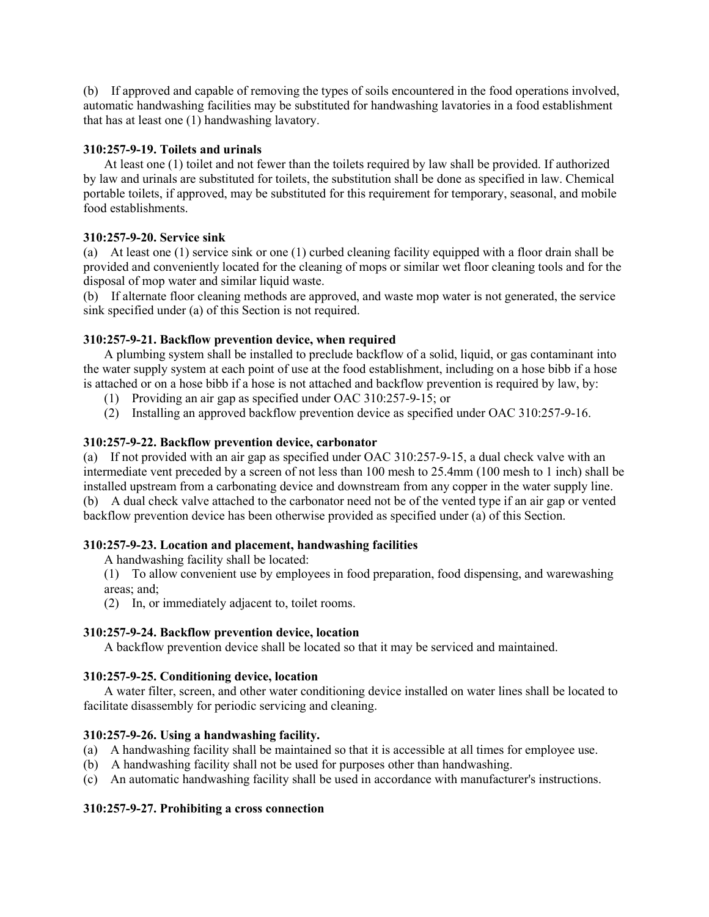(b) If approved and capable of removing the types of soils encountered in the food operations involved, automatic handwashing facilities may be substituted for handwashing lavatories in a food establishment that has at least one (1) handwashing lavatory.

**310:257-9-19. Toilets and urinals**

At least one (1) toilet and not fewer than the toilets required by law shall be provided. If authorized by law and urinals are substituted for toilets, the substitution shall be done as specified in law. Chemical portable toilets, if approved, may be substituted for this requirement for temporary, seasonal, and mobile food establishments.

**310:257-9-20. Service sink**

(a) At least one (1) service sink or one (1) curbed cleaning facility equipped with a floor drain shall be provided and conveniently located for the cleaning of mops or similar wet floor cleaning tools and for the disposal of mop water and similar liquid waste.

(b) If alternate floor cleaning methods are approved, and waste mop water is not generated, the service sink specified under (a) of this Section is not required.

**310:257-9-21. Backflow prevention device, when required**

A plumbing system shall be installed to preclude backflow of a solid, liquid, or gas contaminant into the water supply system at each point of use at the food establishment, including on a hose bibb if a hose is attached or on a hose bibb if a hose is not attached and backflow prevention is required by law, by:

(1) Providing an air gap as specified under OAC 310:257-9-15; or

(2) Installing an approved backflow prevention device as specified under OAC 310:257-9-16.

**310:257-9-22. Backflow prevention device, carbonator**

(a) If not provided with an air gap as specified under OAC 310:257-9-15, a dual check valve with an intermediate vent preceded by a screen of not less than 100 mesh to 25.4mm (100 mesh to 1 inch) shall be installed upstream from a carbonating device and downstream from any copper in the water supply line.

(b) A dual check valve attached to the carbonator need not be of the vented type if an air gap or vented backflow prevention device has been otherwise provided as specified under (a) of this Section.

**310:257-9-23. Location and placement, handwashing facilities**

A handwashing facility shall be located:

(1) To allow convenient use by employees in food preparation, food dispensing, and warewashing areas; and;

(2) In, or immediately adjacent to, toilet rooms.

**310:257-9-24. Backflow prevention device, location**

A backflow prevention device shall be located so that it may be serviced and maintained.

**310:257-9-25. Conditioning device, location**

A water filter, screen, and other water conditioning device installed on water lines shall be located to facilitate disassembly for periodic servicing and cleaning.

**310:257-9-26. Using a handwashing facility.**

(a) A handwashing facility shall be maintained so that it is accessible at all times for employee use.

(b) A handwashing facility shall not be used for purposes other than handwashing.

(c) An automatic handwashing facility shall be used in accordance with manufacturer's instructions.

**310:257-9-27. Prohibiting a cross connection**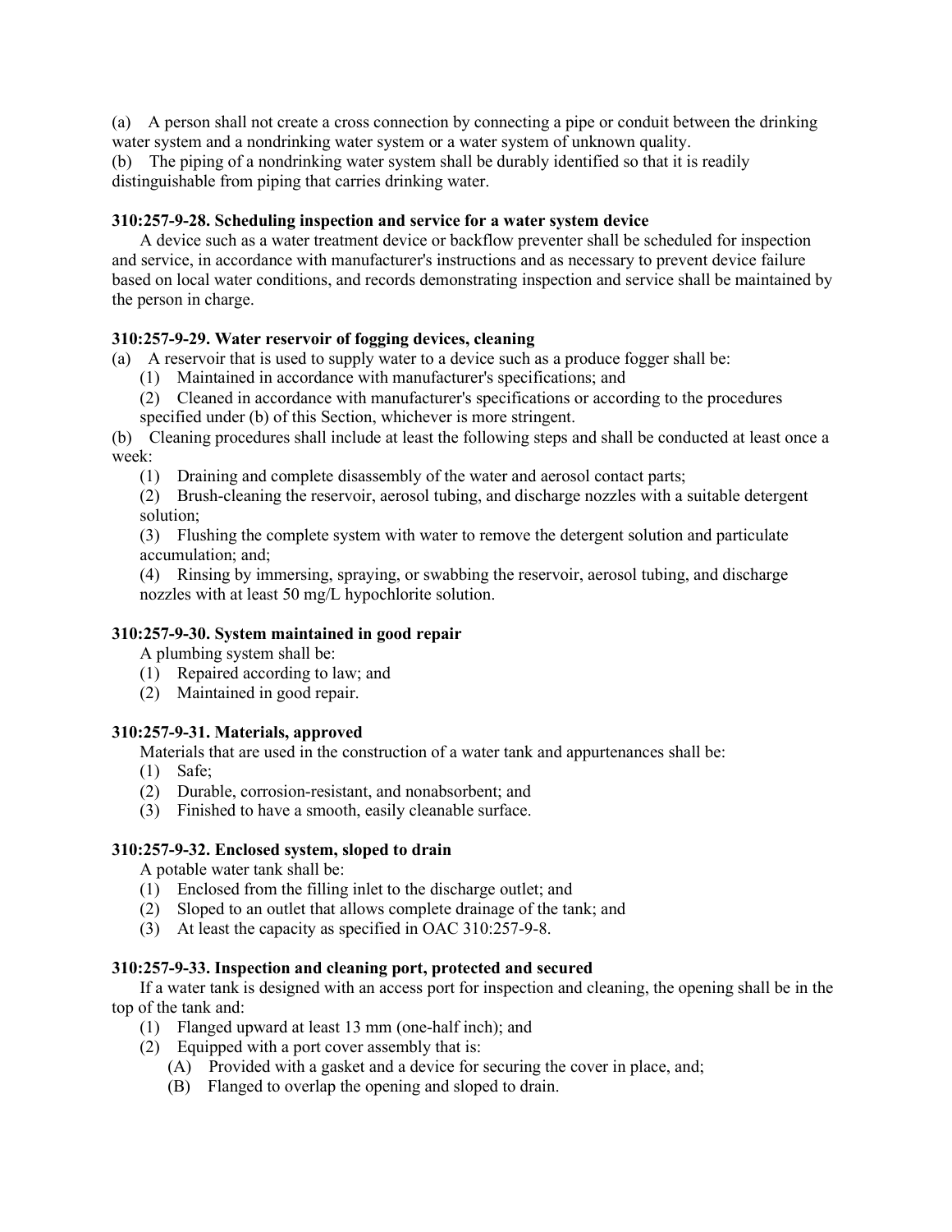(a) A person shall not create a cross connection by connecting a pipe or conduit between the drinking water system and a nondrinking water system or a water system of unknown quality.
(b) The piping of a nondrinking water system shall be durably identified so that it is readily distinguishable from piping that carries drinking water.

**310:257-9-28. Scheduling inspection and service for a water system device**

A device such as a water treatment device or backflow preventer shall be scheduled for inspection and service, in accordance with manufacturer's instructions and as necessary to prevent device failure based on local water conditions, and records demonstrating inspection and service shall be maintained by the person in charge.

**310:257-9-29. Water reservoir of fogging devices, cleaning**

(a) A reservoir that is used to supply water to a device such as a produce fogger shall be:
  (1) Maintained in accordance with manufacturer's specifications; and
  (2) Cleaned in accordance with manufacturer's specifications or according to the procedures specified under (b) of this Section, whichever is more stringent.

(b) Cleaning procedures shall include at least the following steps and shall be conducted at least once a week:
  (1) Draining and complete disassembly of the water and aerosol contact parts;
  (2) Brush-cleaning the reservoir, aerosol tubing, and discharge nozzles with a suitable detergent solution;
  (3) Flushing the complete system with water to remove the detergent solution and particulate accumulation; and;
  (4) Rinsing by immersing, spraying, or swabbing the reservoir, aerosol tubing, and discharge nozzles with at least 50 mg/L hypochlorite solution.

**310:257-9-30. System maintained in good repair**

A plumbing system shall be:
  (1) Repaired according to law; and
  (2) Maintained in good repair.

**310:257-9-31. Materials, approved**

Materials that are used in the construction of a water tank and appurtenances shall be:
  (1) Safe;
  (2) Durable, corrosion-resistant, and nonabsorbent; and
  (3) Finished to have a smooth, easily cleanable surface.

**310:257-9-32. Enclosed system, sloped to drain**

A potable water tank shall be:
  (1) Enclosed from the filling inlet to the discharge outlet; and
  (2) Sloped to an outlet that allows complete drainage of the tank; and
  (3) At least the capacity as specified in OAC 310:257-9-8.

**310:257-9-33. Inspection and cleaning port, protected and secured**

If a water tank is designed with an access port for inspection and cleaning, the opening shall be in the top of the tank and:
  (1) Flanged upward at least 13 mm (one-half inch); and
  (2) Equipped with a port cover assembly that is:
    (A) Provided with a gasket and a device for securing the cover in place, and;
    (B) Flanged to overlap the opening and sloped to drain.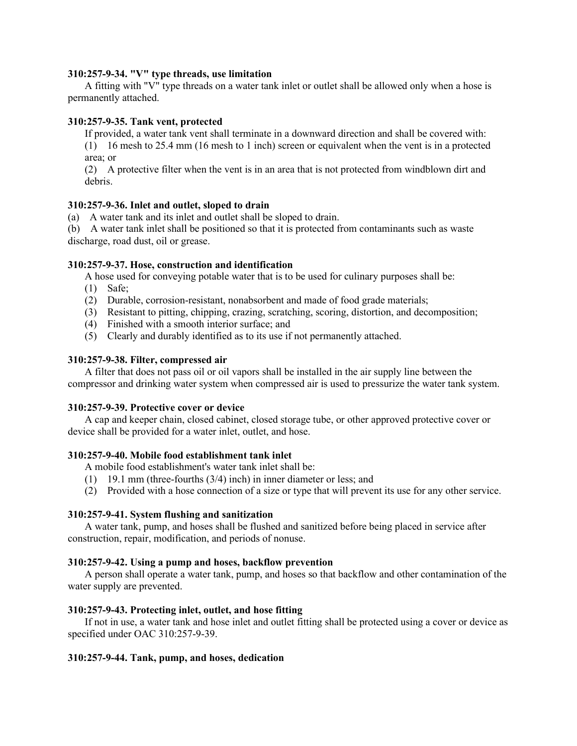**310:257-9-34. "V" type threads, use limitation**

A fitting with "V" type threads on a water tank inlet or outlet shall be allowed only when a hose is permanently attached.

**310:257-9-35. Tank vent, protected**

If provided, a water tank vent shall terminate in a downward direction and shall be covered with:

(1) 16 mesh to 25.4 mm (16 mesh to 1 inch) screen or equivalent when the vent is in a protected area; or

(2) A protective filter when the vent is in an area that is not protected from windblown dirt and debris.

**310:257-9-36. Inlet and outlet, sloped to drain**

(a) A water tank and its inlet and outlet shall be sloped to drain.

(b) A water tank inlet shall be positioned so that it is protected from contaminants such as waste discharge, road dust, oil or grease.

**310:257-9-37. Hose, construction and identification**

A hose used for conveying potable water that is to be used for culinary purposes shall be:

(1) Safe;

(2) Durable, corrosion-resistant, nonabsorbent and made of food grade materials;

(3) Resistant to pitting, chipping, crazing, scratching, scoring, distortion, and decomposition;

(4) Finished with a smooth interior surface; and

(5) Clearly and durably identified as to its use if not permanently attached.

**310:257-9-38. Filter, compressed air**

A filter that does not pass oil or oil vapors shall be installed in the air supply line between the compressor and drinking water system when compressed air is used to pressurize the water tank system.

**310:257-9-39. Protective cover or device**

A cap and keeper chain, closed cabinet, closed storage tube, or other approved protective cover or device shall be provided for a water inlet, outlet, and hose.

**310:257-9-40. Mobile food establishment tank inlet**

A mobile food establishment's water tank inlet shall be:

(1) 19.1 mm (three-fourths (3/4) inch) in inner diameter or less; and

(2) Provided with a hose connection of a size or type that will prevent its use for any other service.

**310:257-9-41. System flushing and sanitization**

A water tank, pump, and hoses shall be flushed and sanitized before being placed in service after construction, repair, modification, and periods of nonuse.

**310:257-9-42. Using a pump and hoses, backflow prevention**

A person shall operate a water tank, pump, and hoses so that backflow and other contamination of the water supply are prevented.

**310:257-9-43. Protecting inlet, outlet, and hose fitting**

If not in use, a water tank and hose inlet and outlet fitting shall be protected using a cover or device as specified under OAC 310:257-9-39.

**310:257-9-44. Tank, pump, and hoses, dedication**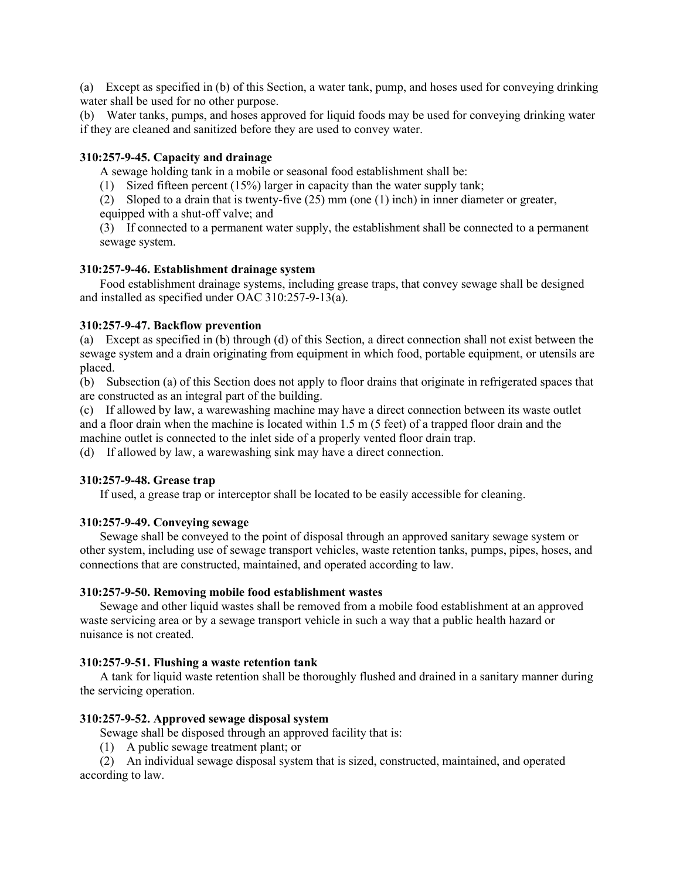(a) Except as specified in (b) of this Section, a water tank, pump, and hoses used for conveying drinking water shall be used for no other purpose.

(b) Water tanks, pumps, and hoses approved for liquid foods may be used for conveying drinking water if they are cleaned and sanitized before they are used to convey water.

**310:257-9-45. Capacity and drainage**

A sewage holding tank in a mobile or seasonal food establishment shall be:

(1) Sized fifteen percent (15%) larger in capacity than the water supply tank;

(2) Sloped to a drain that is twenty-five (25) mm (one (1) inch) in inner diameter or greater, equipped with a shut-off valve; and

(3) If connected to a permanent water supply, the establishment shall be connected to a permanent sewage system.

**310:257-9-46. Establishment drainage system**

Food establishment drainage systems, including grease traps, that convey sewage shall be designed and installed as specified under OAC 310:257-9-13(a).

**310:257-9-47. Backflow prevention**

(a) Except as specified in (b) through (d) of this Section, a direct connection shall not exist between the sewage system and a drain originating from equipment in which food, portable equipment, or utensils are placed.

(b) Subsection (a) of this Section does not apply to floor drains that originate in refrigerated spaces that are constructed as an integral part of the building.

(c) If allowed by law, a warewashing machine may have a direct connection between its waste outlet and a floor drain when the machine is located within 1.5 m (5 feet) of a trapped floor drain and the machine outlet is connected to the inlet side of a properly vented floor drain trap.

(d) If allowed by law, a warewashing sink may have a direct connection.

**310:257-9-48. Grease trap**

If used, a grease trap or interceptor shall be located to be easily accessible for cleaning.

**310:257-9-49. Conveying sewage**

Sewage shall be conveyed to the point of disposal through an approved sanitary sewage system or other system, including use of sewage transport vehicles, waste retention tanks, pumps, pipes, hoses, and connections that are constructed, maintained, and operated according to law.

**310:257-9-50. Removing mobile food establishment wastes**

Sewage and other liquid wastes shall be removed from a mobile food establishment at an approved waste servicing area or by a sewage transport vehicle in such a way that a public health hazard or nuisance is not created.

**310:257-9-51. Flushing a waste retention tank**

A tank for liquid waste retention shall be thoroughly flushed and drained in a sanitary manner during the servicing operation.

**310:257-9-52. Approved sewage disposal system**

Sewage shall be disposed through an approved facility that is:

(1) A public sewage treatment plant; or

(2) An individual sewage disposal system that is sized, constructed, maintained, and operated according to law.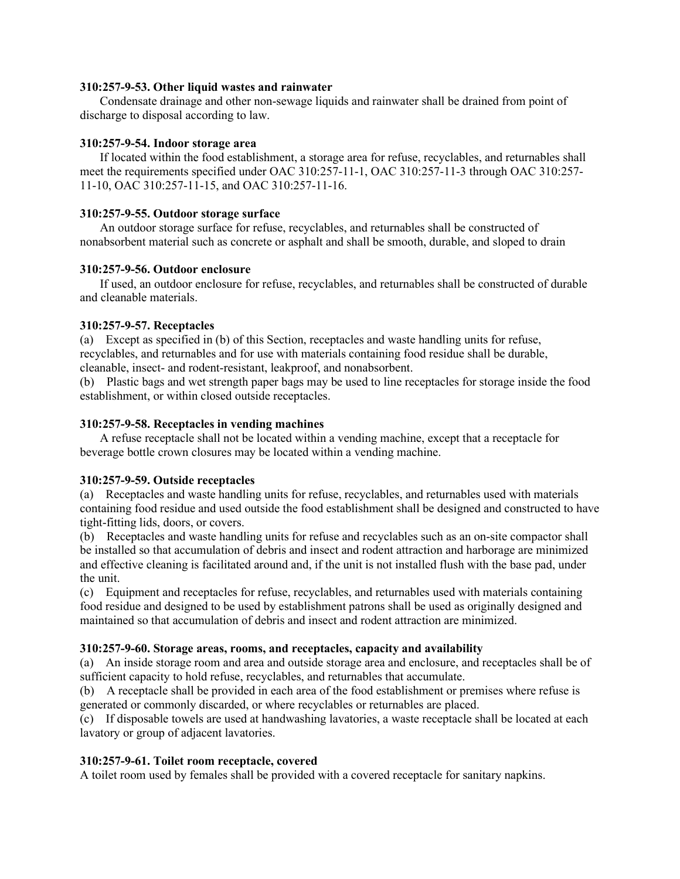**310:257-9-53. Other liquid wastes and rainwater**

Condensate drainage and other non-sewage liquids and rainwater shall be drained from point of discharge to disposal according to law.

**310:257-9-54. Indoor storage area**

If located within the food establishment, a storage area for refuse, recyclables, and returnables shall meet the requirements specified under OAC 310:257-11-1, OAC 310:257-11-3 through OAC 310:257-11-10, OAC 310:257-11-15, and OAC 310:257-11-16.

**310:257-9-55. Outdoor storage surface**

An outdoor storage surface for refuse, recyclables, and returnables shall be constructed of nonabsorbent material such as concrete or asphalt and shall be smooth, durable, and sloped to drain

**310:257-9-56. Outdoor enclosure**

If used, an outdoor enclosure for refuse, recyclables, and returnables shall be constructed of durable and cleanable materials.

**310:257-9-57. Receptacles**

(a) Except as specified in (b) of this Section, receptacles and waste handling units for refuse, recyclables, and returnables and for use with materials containing food residue shall be durable, cleanable, insect- and rodent-resistant, leakproof, and nonabsorbent.

(b) Plastic bags and wet strength paper bags may be used to line receptacles for storage inside the food establishment, or within closed outside receptacles.

**310:257-9-58. Receptacles in vending machines**

A refuse receptacle shall not be located within a vending machine, except that a receptacle for beverage bottle crown closures may be located within a vending machine.

**310:257-9-59. Outside receptacles**

(a) Receptacles and waste handling units for refuse, recyclables, and returnables used with materials containing food residue and used outside the food establishment shall be designed and constructed to have tight-fitting lids, doors, or covers.

(b) Receptacles and waste handling units for refuse and recyclables such as an on-site compactor shall be installed so that accumulation of debris and insect and rodent attraction and harborage are minimized and effective cleaning is facilitated around and, if the unit is not installed flush with the base pad, under the unit.

(c) Equipment and receptacles for refuse, recyclables, and returnables used with materials containing food residue and designed to be used by establishment patrons shall be used as originally designed and maintained so that accumulation of debris and insect and rodent attraction are minimized.

**310:257-9-60. Storage areas, rooms, and receptacles, capacity and availability**

(a) An inside storage room and area and outside storage area and enclosure, and receptacles shall be of sufficient capacity to hold refuse, recyclables, and returnables that accumulate.

(b) A receptacle shall be provided in each area of the food establishment or premises where refuse is generated or commonly discarded, or where recyclables or returnables are placed.

(c) If disposable towels are used at handwashing lavatories, a waste receptacle shall be located at each lavatory or group of adjacent lavatories.

**310:257-9-61. Toilet room receptacle, covered**

A toilet room used by females shall be provided with a covered receptacle for sanitary napkins.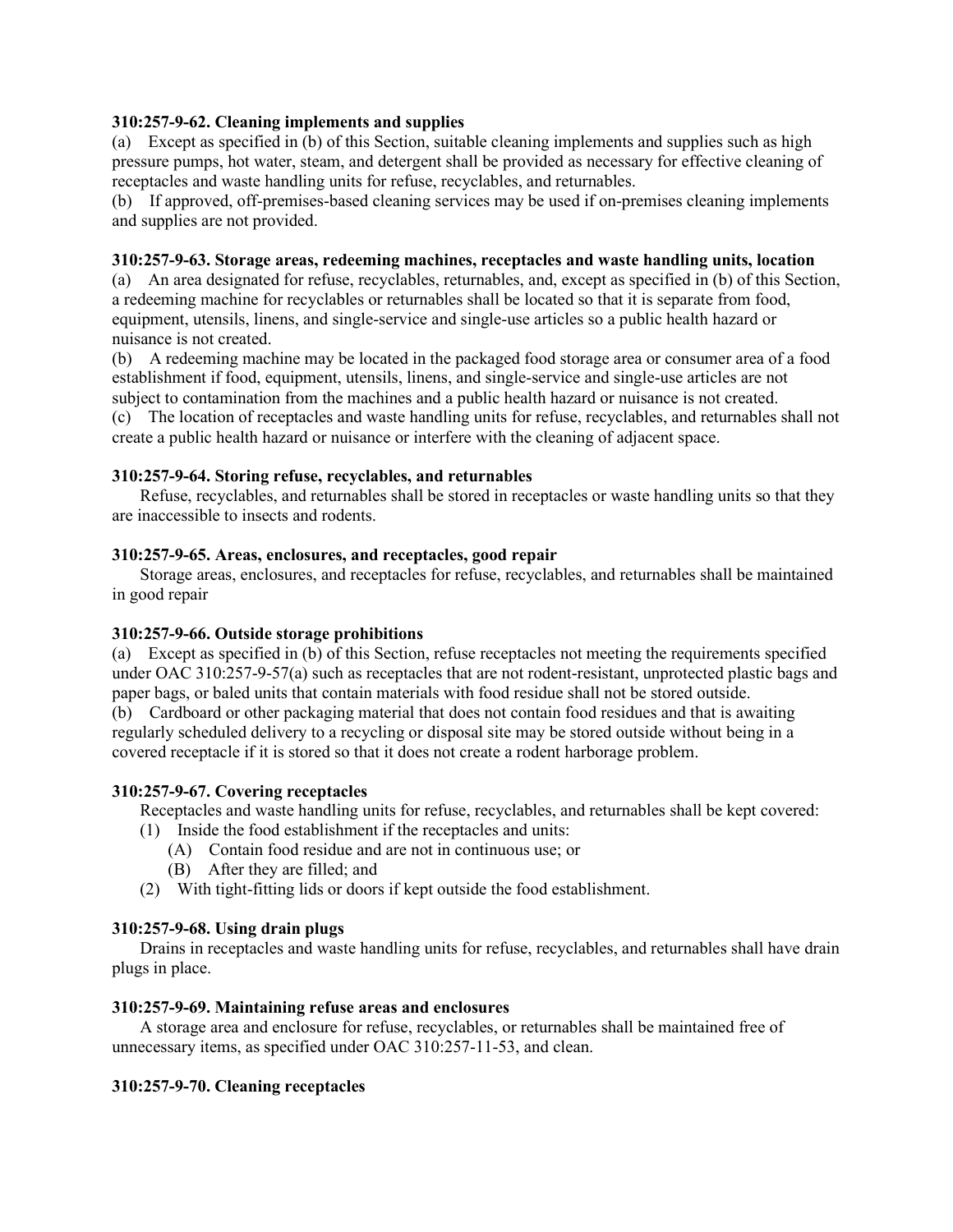**310:257-9-62. Cleaning implements and supplies**

(a) Except as specified in (b) of this Section, suitable cleaning implements and supplies such as high pressure pumps, hot water, steam, and detergent shall be provided as necessary for effective cleaning of receptacles and waste handling units for refuse, recyclables, and returnables.

(b) If approved, off-premises-based cleaning services may be used if on-premises cleaning implements and supplies are not provided.

**310:257-9-63. Storage areas, redeeming machines, receptacles and waste handling units, location**

(a) An area designated for refuse, recyclables, returnables, and, except as specified in (b) of this Section, a redeeming machine for recyclables or returnables shall be located so that it is separate from food, equipment, utensils, linens, and single-service and single-use articles so a public health hazard or nuisance is not created.

(b) A redeeming machine may be located in the packaged food storage area or consumer area of a food establishment if food, equipment, utensils, linens, and single-service and single-use articles are not subject to contamination from the machines and a public health hazard or nuisance is not created.

(c) The location of receptacles and waste handling units for refuse, recyclables, and returnables shall not create a public health hazard or nuisance or interfere with the cleaning of adjacent space.

**310:257-9-64. Storing refuse, recyclables, and returnables**

Refuse, recyclables, and returnables shall be stored in receptacles or waste handling units so that they are inaccessible to insects and rodents.

**310:257-9-65. Areas, enclosures, and receptacles, good repair**

Storage areas, enclosures, and receptacles for refuse, recyclables, and returnables shall be maintained in good repair

**310:257-9-66. Outside storage prohibitions**

(a) Except as specified in (b) of this Section, refuse receptacles not meeting the requirements specified under OAC 310:257-9-57(a) such as receptacles that are not rodent-resistant, unprotected plastic bags and paper bags, or baled units that contain materials with food residue shall not be stored outside.

(b) Cardboard or other packaging material that does not contain food residues and that is awaiting regularly scheduled delivery to a recycling or disposal site may be stored outside without being in a covered receptacle if it is stored so that it does not create a rodent harborage problem.

**310:257-9-67. Covering receptacles**

Receptacles and waste handling units for refuse, recyclables, and returnables shall be kept covered:

- (1) Inside the food establishment if the receptacles and units:
  - (A) Contain food residue and are not in continuous use; or
  - (B) After they are filled; and
- (2) With tight-fitting lids or doors if kept outside the food establishment.

**310:257-9-68. Using drain plugs**

Drains in receptacles and waste handling units for refuse, recyclables, and returnables shall have drain plugs in place.

**310:257-9-69. Maintaining refuse areas and enclosures**

A storage area and enclosure for refuse, recyclables, or returnables shall be maintained free of unnecessary items, as specified under OAC 310:257-11-53, and clean.

**310:257-9-70. Cleaning receptacles**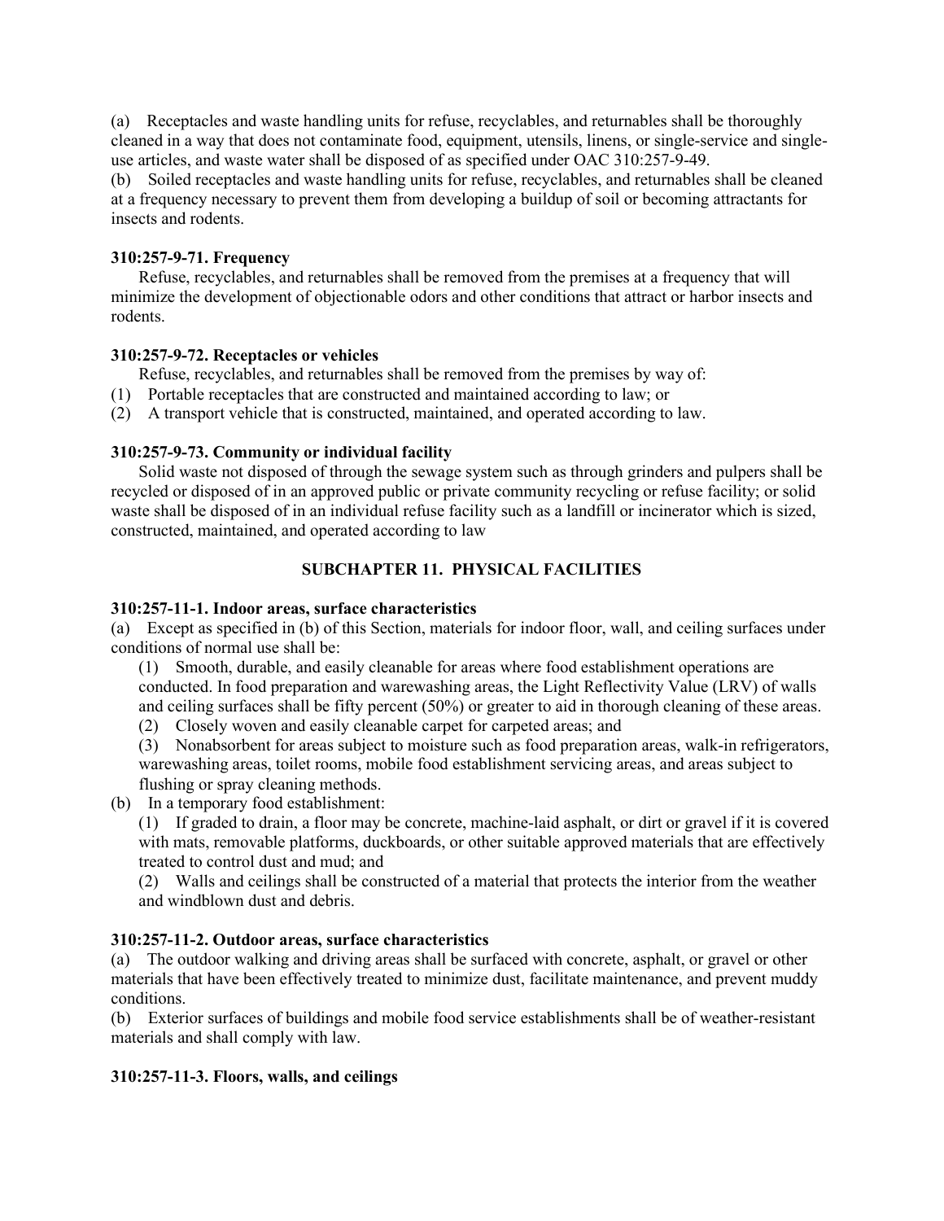(a) Receptacles and waste handling units for refuse, recyclables, and returnables shall be thoroughly cleaned in a way that does not contaminate food, equipment, utensils, linens, or single-service and single-use articles, and waste water shall be disposed of as specified under OAC 310:257-9-49.

(b) Soiled receptacles and waste handling units for refuse, recyclables, and returnables shall be cleaned at a frequency necessary to prevent them from developing a buildup of soil or becoming attractants for insects and rodents.

**310:257-9-71. Frequency**

Refuse, recyclables, and returnables shall be removed from the premises at a frequency that will minimize the development of objectionable odors and other conditions that attract or harbor insects and rodents.

**310:257-9-72. Receptacles or vehicles**

Refuse, recyclables, and returnables shall be removed from the premises by way of:

(1) Portable receptacles that are constructed and maintained according to law; or

(2) A transport vehicle that is constructed, maintained, and operated according to law.

**310:257-9-73. Community or individual facility**

Solid waste not disposed of through the sewage system such as through grinders and pulpers shall be recycled or disposed of in an approved public or private community recycling or refuse facility; or solid waste shall be disposed of in an individual refuse facility such as a landfill or incinerator which is sized, constructed, maintained, and operated according to law

## SUBCHAPTER 11. PHYSICAL FACILITIES

**310:257-11-1. Indoor areas, surface characteristics**

(a) Except as specified in (b) of this Section, materials for indoor floor, wall, and ceiling surfaces under conditions of normal use shall be:

(1) Smooth, durable, and easily cleanable for areas where food establishment operations are conducted. In food preparation and warewashing areas, the Light Reflectivity Value (LRV) of walls and ceiling surfaces shall be fifty percent (50%) or greater to aid in thorough cleaning of these areas.

(2) Closely woven and easily cleanable carpet for carpeted areas; and

(3) Nonabsorbent for areas subject to moisture such as food preparation areas, walk-in refrigerators, warewashing areas, toilet rooms, mobile food establishment servicing areas, and areas subject to flushing or spray cleaning methods.

(b) In a temporary food establishment:

(1) If graded to drain, a floor may be concrete, machine-laid asphalt, or dirt or gravel if it is covered with mats, removable platforms, duckboards, or other suitable approved materials that are effectively treated to control dust and mud; and

(2) Walls and ceilings shall be constructed of a material that protects the interior from the weather and windblown dust and debris.

**310:257-11-2. Outdoor areas, surface characteristics**

(a) The outdoor walking and driving areas shall be surfaced with concrete, asphalt, or gravel or other materials that have been effectively treated to minimize dust, facilitate maintenance, and prevent muddy conditions.

(b) Exterior surfaces of buildings and mobile food service establishments shall be of weather-resistant materials and shall comply with law.

**310:257-11-3. Floors, walls, and ceilings**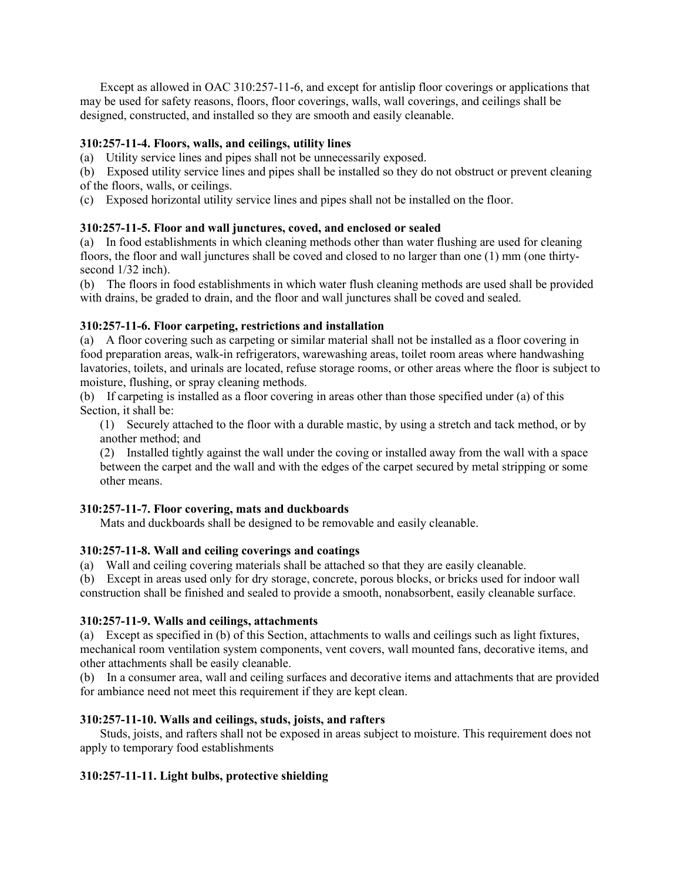Except as allowed in OAC 310:257-11-6, and except for antislip floor coverings or applications that may be used for safety reasons, floors, floor coverings, walls, wall coverings, and ceilings shall be designed, constructed, and installed so they are smooth and easily cleanable.

**310:257-11-4. Floors, walls, and ceilings, utility lines**

(a) Utility service lines and pipes shall not be unnecessarily exposed.

(b) Exposed utility service lines and pipes shall be installed so they do not obstruct or prevent cleaning of the floors, walls, or ceilings.

(c) Exposed horizontal utility service lines and pipes shall not be installed on the floor.

**310:257-11-5. Floor and wall junctures, coved, and enclosed or sealed**

(a) In food establishments in which cleaning methods other than water flushing are used for cleaning floors, the floor and wall junctures shall be coved and closed to no larger than one (1) mm (one thirty-second 1/32 inch).

(b) The floors in food establishments in which water flush cleaning methods are used shall be provided with drains, be graded to drain, and the floor and wall junctures shall be coved and sealed.

**310:257-11-6. Floor carpeting, restrictions and installation**

(a) A floor covering such as carpeting or similar material shall not be installed as a floor covering in food preparation areas, walk-in refrigerators, warewashing areas, toilet room areas where handwashing lavatories, toilets, and urinals are located, refuse storage rooms, or other areas where the floor is subject to moisture, flushing, or spray cleaning methods.

(b) If carpeting is installed as a floor covering in areas other than those specified under (a) of this Section, it shall be:

(1) Securely attached to the floor with a durable mastic, by using a stretch and tack method, or by another method; and

(2) Installed tightly against the wall under the coving or installed away from the wall with a space between the carpet and the wall and with the edges of the carpet secured by metal stripping or some other means.

**310:257-11-7. Floor covering, mats and duckboards**

Mats and duckboards shall be designed to be removable and easily cleanable.

**310:257-11-8. Wall and ceiling coverings and coatings**

(a) Wall and ceiling covering materials shall be attached so that they are easily cleanable.

(b) Except in areas used only for dry storage, concrete, porous blocks, or bricks used for indoor wall construction shall be finished and sealed to provide a smooth, nonabsorbent, easily cleanable surface.

**310:257-11-9. Walls and ceilings, attachments**

(a) Except as specified in (b) of this Section, attachments to walls and ceilings such as light fixtures, mechanical room ventilation system components, vent covers, wall mounted fans, decorative items, and other attachments shall be easily cleanable.

(b) In a consumer area, wall and ceiling surfaces and decorative items and attachments that are provided for ambiance need not meet this requirement if they are kept clean.

**310:257-11-10. Walls and ceilings, studs, joists, and rafters**

Studs, joists, and rafters shall not be exposed in areas subject to moisture. This requirement does not apply to temporary food establishments

**310:257-11-11. Light bulbs, protective shielding**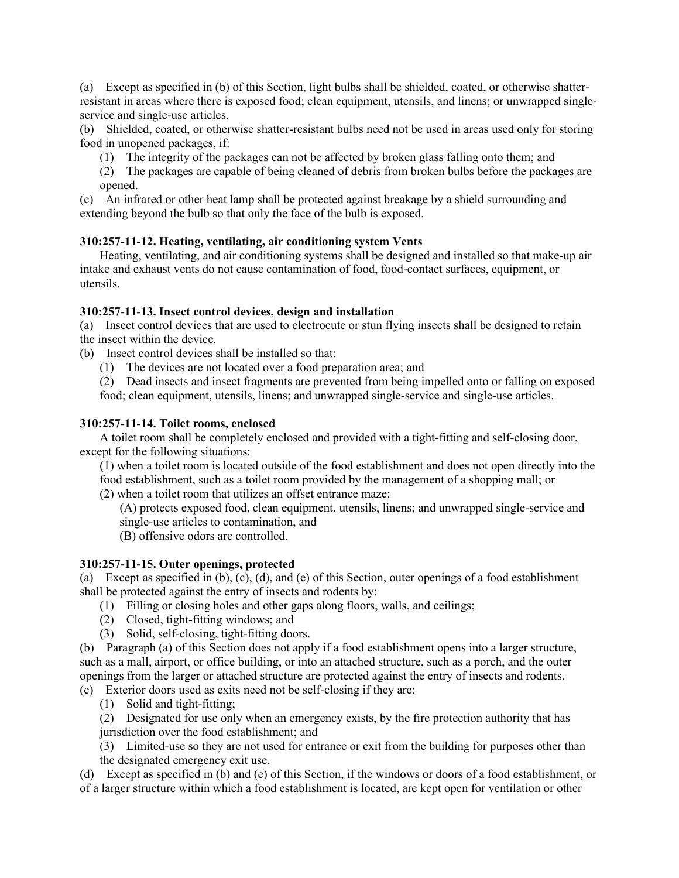(a) Except as specified in (b) of this Section, light bulbs shall be shielded, coated, or otherwise shatter-resistant in areas where there is exposed food; clean equipment, utensils, and linens; or unwrapped single-service and single-use articles.

(b) Shielded, coated, or otherwise shatter-resistant bulbs need not be used in areas used only for storing food in unopened packages, if:

   (1) The integrity of the packages can not be affected by broken glass falling onto them; and

   (2) The packages are capable of being cleaned of debris from broken bulbs before the packages are opened.

(c) An infrared or other heat lamp shall be protected against breakage by a shield surrounding and extending beyond the bulb so that only the face of the bulb is exposed.

**310:257-11-12. Heating, ventilating, air conditioning system Vents**

Heating, ventilating, and air conditioning systems shall be designed and installed so that make-up air intake and exhaust vents do not cause contamination of food, food-contact surfaces, equipment, or utensils.

**310:257-11-13. Insect control devices, design and installation**

(a) Insect control devices that are used to electrocute or stun flying insects shall be designed to retain the insect within the device.

(b) Insect control devices shall be installed so that:

   (1) The devices are not located over a food preparation area; and

   (2) Dead insects and insect fragments are prevented from being impelled onto or falling on exposed food; clean equipment, utensils, linens; and unwrapped single-service and single-use articles.

**310:257-11-14. Toilet rooms, enclosed**

A toilet room shall be completely enclosed and provided with a tight-fitting and self-closing door, except for the following situations:

   (1) when a toilet room is located outside of the food establishment and does not open directly into the food establishment, such as a toilet room provided by the management of a shopping mall; or

   (2) when a toilet room that utilizes an offset entrance maze:

      (A) protects exposed food, clean equipment, utensils, linens; and unwrapped single-service and single-use articles to contamination, and

      (B) offensive odors are controlled.

**310:257-11-15. Outer openings, protected**

(a) Except as specified in (b), (c), (d), and (e) of this Section, outer openings of a food establishment shall be protected against the entry of insects and rodents by:

   (1) Filling or closing holes and other gaps along floors, walls, and ceilings;

   (2) Closed, tight-fitting windows; and

   (3) Solid, self-closing, tight-fitting doors.

(b) Paragraph (a) of this Section does not apply if a food establishment opens into a larger structure, such as a mall, airport, or office building, or into an attached structure, such as a porch, and the outer openings from the larger or attached structure are protected against the entry of insects and rodents.

(c) Exterior doors used as exits need not be self-closing if they are:

   (1) Solid and tight-fitting;

   (2) Designated for use only when an emergency exists, by the fire protection authority that has jurisdiction over the food establishment; and

   (3) Limited-use so they are not used for entrance or exit from the building for purposes other than the designated emergency exit use.

(d) Except as specified in (b) and (e) of this Section, if the windows or doors of a food establishment, or of a larger structure within which a food establishment is located, are kept open for ventilation or other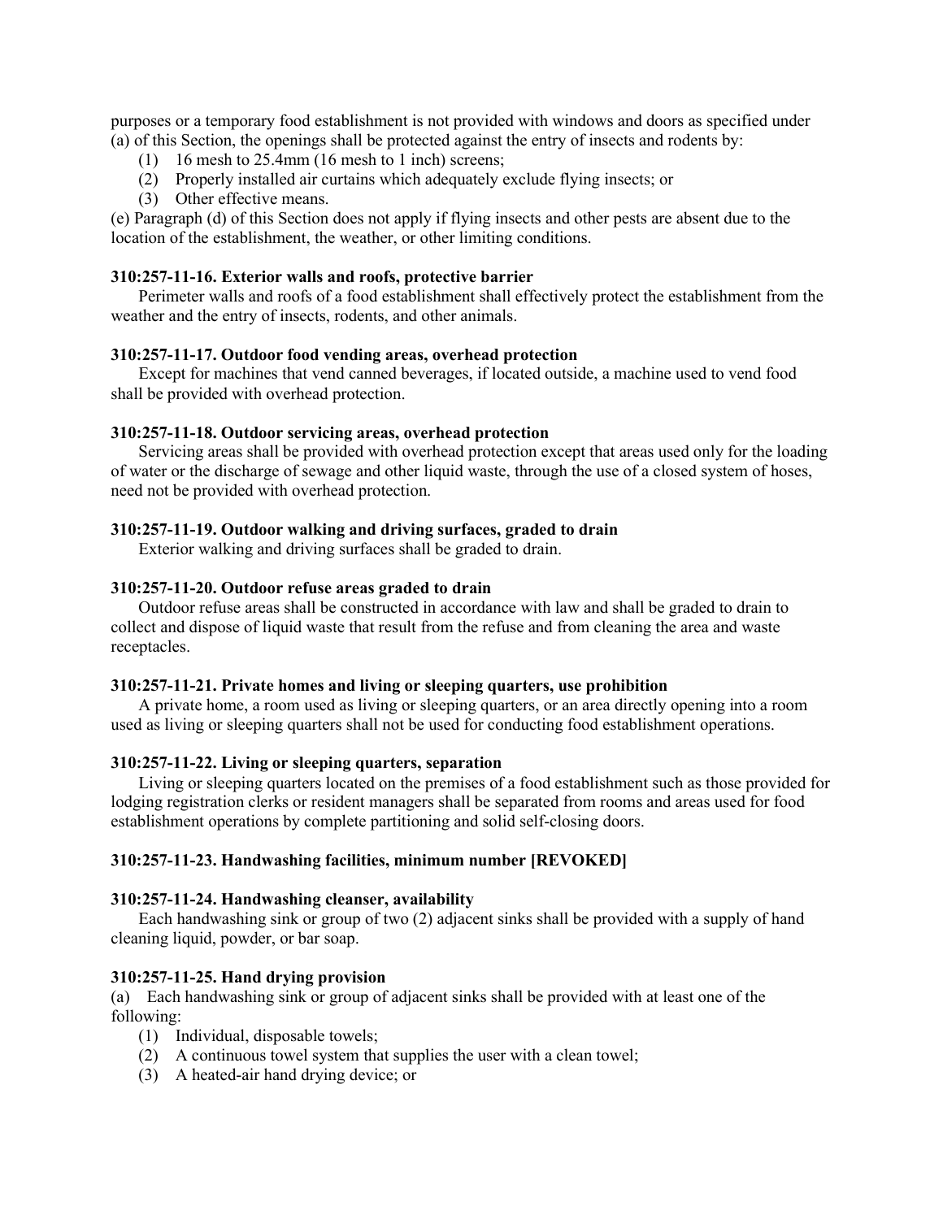purposes or a temporary food establishment is not provided with windows and doors as specified under (a) of this Section, the openings shall be protected against the entry of insects and rodents by:

(1) 16 mesh to 25.4mm (16 mesh to 1 inch) screens;
(2) Properly installed air curtains which adequately exclude flying insects; or
(3) Other effective means.

(e) Paragraph (d) of this Section does not apply if flying insects and other pests are absent due to the location of the establishment, the weather, or other limiting conditions.

**310:257-11-16. Exterior walls and roofs, protective barrier**

Perimeter walls and roofs of a food establishment shall effectively protect the establishment from the weather and the entry of insects, rodents, and other animals.

**310:257-11-17. Outdoor food vending areas, overhead protection**

Except for machines that vend canned beverages, if located outside, a machine used to vend food shall be provided with overhead protection.

**310:257-11-18. Outdoor servicing areas, overhead protection**

Servicing areas shall be provided with overhead protection except that areas used only for the loading of water or the discharge of sewage and other liquid waste, through the use of a closed system of hoses, need not be provided with overhead protection.

**310:257-11-19. Outdoor walking and driving surfaces, graded to drain**

Exterior walking and driving surfaces shall be graded to drain.

**310:257-11-20. Outdoor refuse areas graded to drain**

Outdoor refuse areas shall be constructed in accordance with law and shall be graded to drain to collect and dispose of liquid waste that result from the refuse and from cleaning the area and waste receptacles.

**310:257-11-21. Private homes and living or sleeping quarters, use prohibition**

A private home, a room used as living or sleeping quarters, or an area directly opening into a room used as living or sleeping quarters shall not be used for conducting food establishment operations.

**310:257-11-22. Living or sleeping quarters, separation**

Living or sleeping quarters located on the premises of a food establishment such as those provided for lodging registration clerks or resident managers shall be separated from rooms and areas used for food establishment operations by complete partitioning and solid self-closing doors.

**310:257-11-23. Handwashing facilities, minimum number [REVOKED]**

**310:257-11-24. Handwashing cleanser, availability**

Each handwashing sink or group of two (2) adjacent sinks shall be provided with a supply of hand cleaning liquid, powder, or bar soap.

**310:257-11-25. Hand drying provision**

(a) Each handwashing sink or group of adjacent sinks shall be provided with at least one of the following:

(1) Individual, disposable towels;
(2) A continuous towel system that supplies the user with a clean towel;
(3) A heated-air hand drying device; or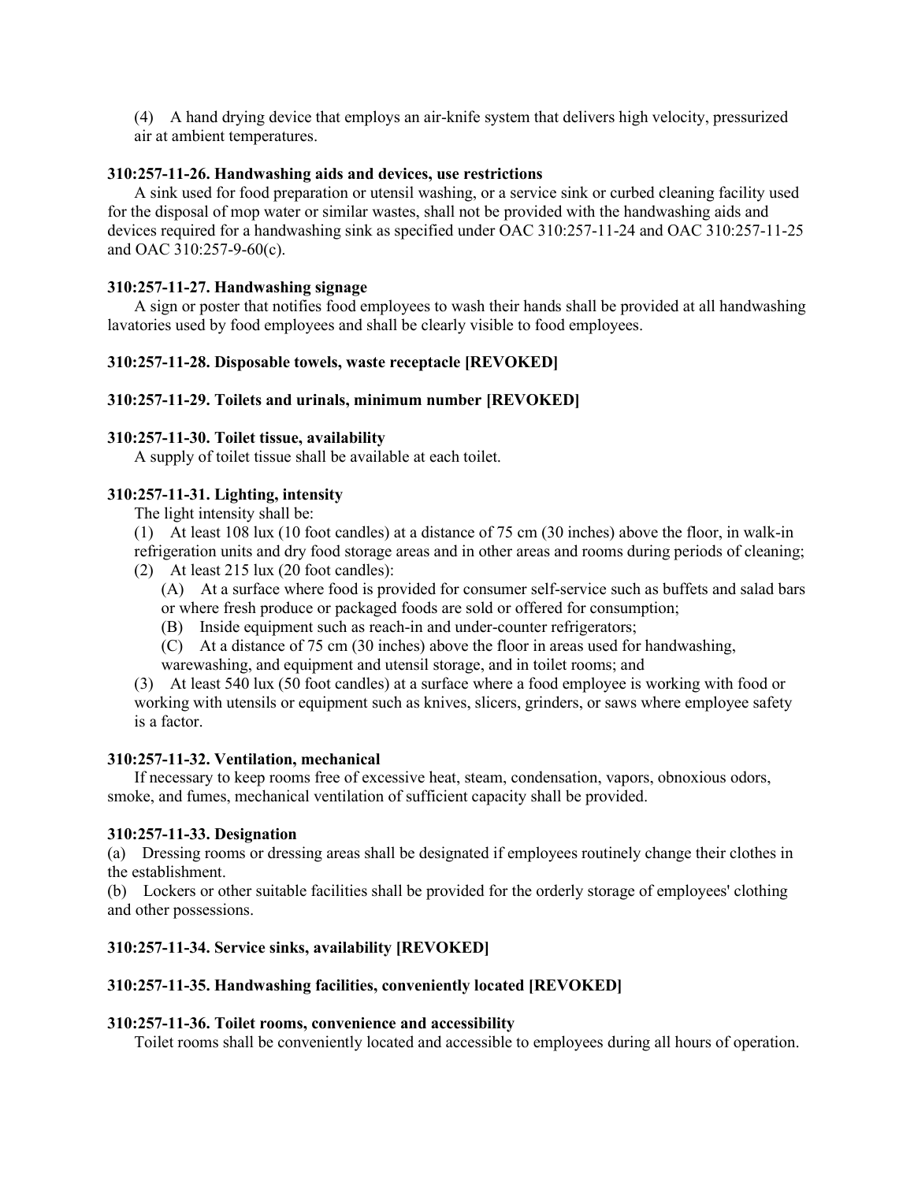(4) A hand drying device that employs an air-knife system that delivers high velocity, pressurized air at ambient temperatures.

**310:257-11-26. Handwashing aids and devices, use restrictions**

A sink used for food preparation or utensil washing, or a service sink or curbed cleaning facility used for the disposal of mop water or similar wastes, shall not be provided with the handwashing aids and devices required for a handwashing sink as specified under OAC 310:257-11-24 and OAC 310:257-11-25 and OAC 310:257-9-60(c).

**310:257-11-27. Handwashing signage**

A sign or poster that notifies food employees to wash their hands shall be provided at all handwashing lavatories used by food employees and shall be clearly visible to food employees.

**310:257-11-28. Disposable towels, waste receptacle [REVOKED]**

**310:257-11-29. Toilets and urinals, minimum number [REVOKED]**

**310:257-11-30. Toilet tissue, availability**

A supply of toilet tissue shall be available at each toilet.

**310:257-11-31. Lighting, intensity**

The light intensity shall be:

(1) At least 108 lux (10 foot candles) at a distance of 75 cm (30 inches) above the floor, in walk-in refrigeration units and dry food storage areas and in other areas and rooms during periods of cleaning;

(2) At least 215 lux (20 foot candles):

(A) At a surface where food is provided for consumer self-service such as buffets and salad bars or where fresh produce or packaged foods are sold or offered for consumption;

(B) Inside equipment such as reach-in and under-counter refrigerators;

(C) At a distance of 75 cm (30 inches) above the floor in areas used for handwashing, warewashing, and equipment and utensil storage, and in toilet rooms; and

(3) At least 540 lux (50 foot candles) at a surface where a food employee is working with food or working with utensils or equipment such as knives, slicers, grinders, or saws where employee safety is a factor.

**310:257-11-32. Ventilation, mechanical**

If necessary to keep rooms free of excessive heat, steam, condensation, vapors, obnoxious odors, smoke, and fumes, mechanical ventilation of sufficient capacity shall be provided.

**310:257-11-33. Designation**

(a) Dressing rooms or dressing areas shall be designated if employees routinely change their clothes in the establishment.

(b) Lockers or other suitable facilities shall be provided for the orderly storage of employees' clothing and other possessions.

**310:257-11-34. Service sinks, availability [REVOKED]**

**310:257-11-35. Handwashing facilities, conveniently located [REVOKED]**

**310:257-11-36. Toilet rooms, convenience and accessibility**

Toilet rooms shall be conveniently located and accessible to employees during all hours of operation.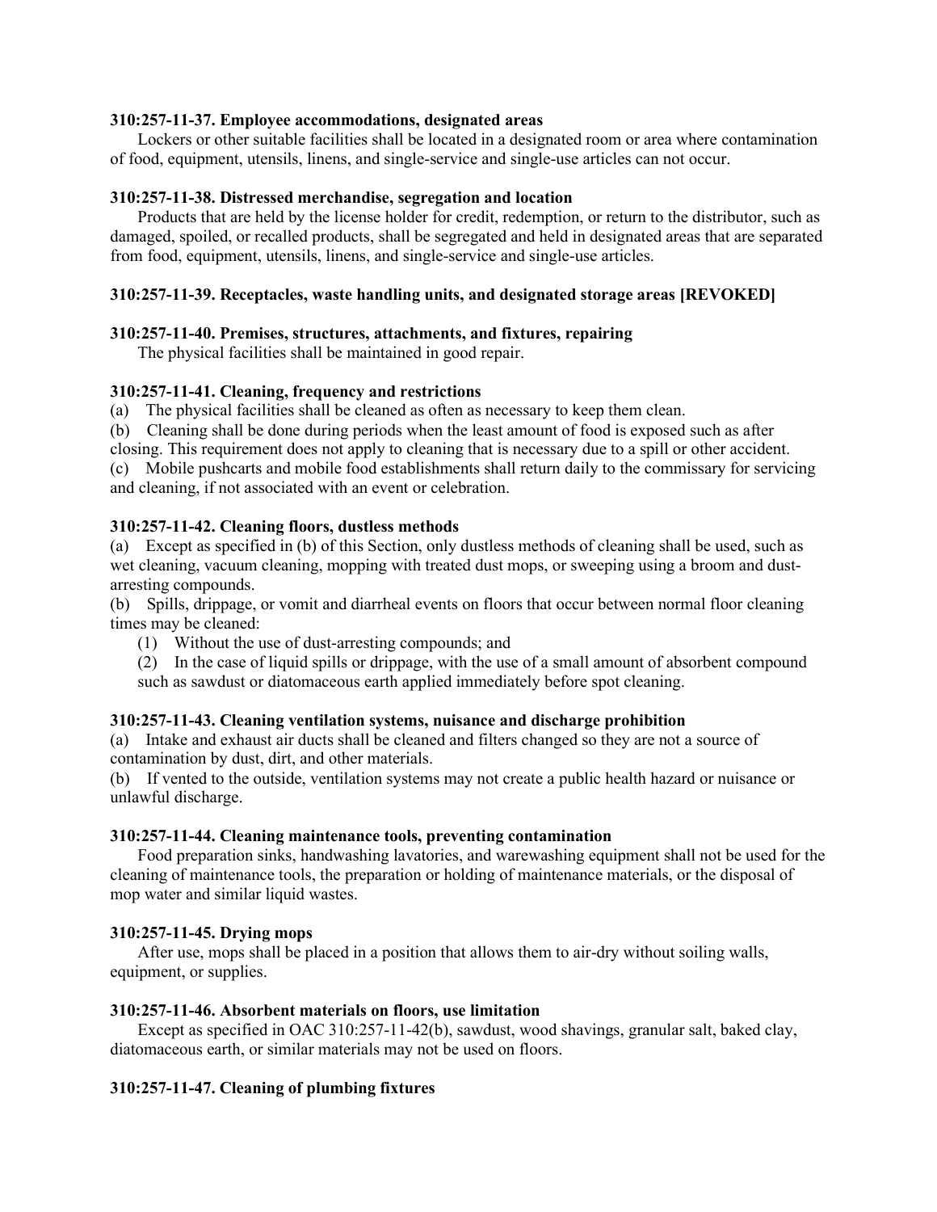**310:257-11-37. Employee accommodations, designated areas**

Lockers or other suitable facilities shall be located in a designated room or area where contamination of food, equipment, utensils, linens, and single-service and single-use articles can not occur.

**310:257-11-38. Distressed merchandise, segregation and location**

Products that are held by the license holder for credit, redemption, or return to the distributor, such as damaged, spoiled, or recalled products, shall be segregated and held in designated areas that are separated from food, equipment, utensils, linens, and single-service and single-use articles.

**310:257-11-39. Receptacles, waste handling units, and designated storage areas [REVOKED]**

**310:257-11-40. Premises, structures, attachments, and fixtures, repairing**

The physical facilities shall be maintained in good repair.

**310:257-11-41. Cleaning, frequency and restrictions**

(a) The physical facilities shall be cleaned as often as necessary to keep them clean.

(b) Cleaning shall be done during periods when the least amount of food is exposed such as after closing. This requirement does not apply to cleaning that is necessary due to a spill or other accident.

(c) Mobile pushcarts and mobile food establishments shall return daily to the commissary for servicing and cleaning, if not associated with an event or celebration.

**310:257-11-42. Cleaning floors, dustless methods**

(a) Except as specified in (b) of this Section, only dustless methods of cleaning shall be used, such as wet cleaning, vacuum cleaning, mopping with treated dust mops, or sweeping using a broom and dust-arresting compounds.

(b) Spills, drippage, or vomit and diarrheal events on floors that occur between normal floor cleaning times may be cleaned:

(1) Without the use of dust-arresting compounds; and

(2) In the case of liquid spills or drippage, with the use of a small amount of absorbent compound such as sawdust or diatomaceous earth applied immediately before spot cleaning.

**310:257-11-43. Cleaning ventilation systems, nuisance and discharge prohibition**

(a) Intake and exhaust air ducts shall be cleaned and filters changed so they are not a source of contamination by dust, dirt, and other materials.

(b) If vented to the outside, ventilation systems may not create a public health hazard or nuisance or unlawful discharge.

**310:257-11-44. Cleaning maintenance tools, preventing contamination**

Food preparation sinks, handwashing lavatories, and warewashing equipment shall not be used for the cleaning of maintenance tools, the preparation or holding of maintenance materials, or the disposal of mop water and similar liquid wastes.

**310:257-11-45. Drying mops**

After use, mops shall be placed in a position that allows them to air-dry without soiling walls, equipment, or supplies.

**310:257-11-46. Absorbent materials on floors, use limitation**

Except as specified in OAC 310:257-11-42(b), sawdust, wood shavings, granular salt, baked clay, diatomaceous earth, or similar materials may not be used on floors.

**310:257-11-47. Cleaning of plumbing fixtures**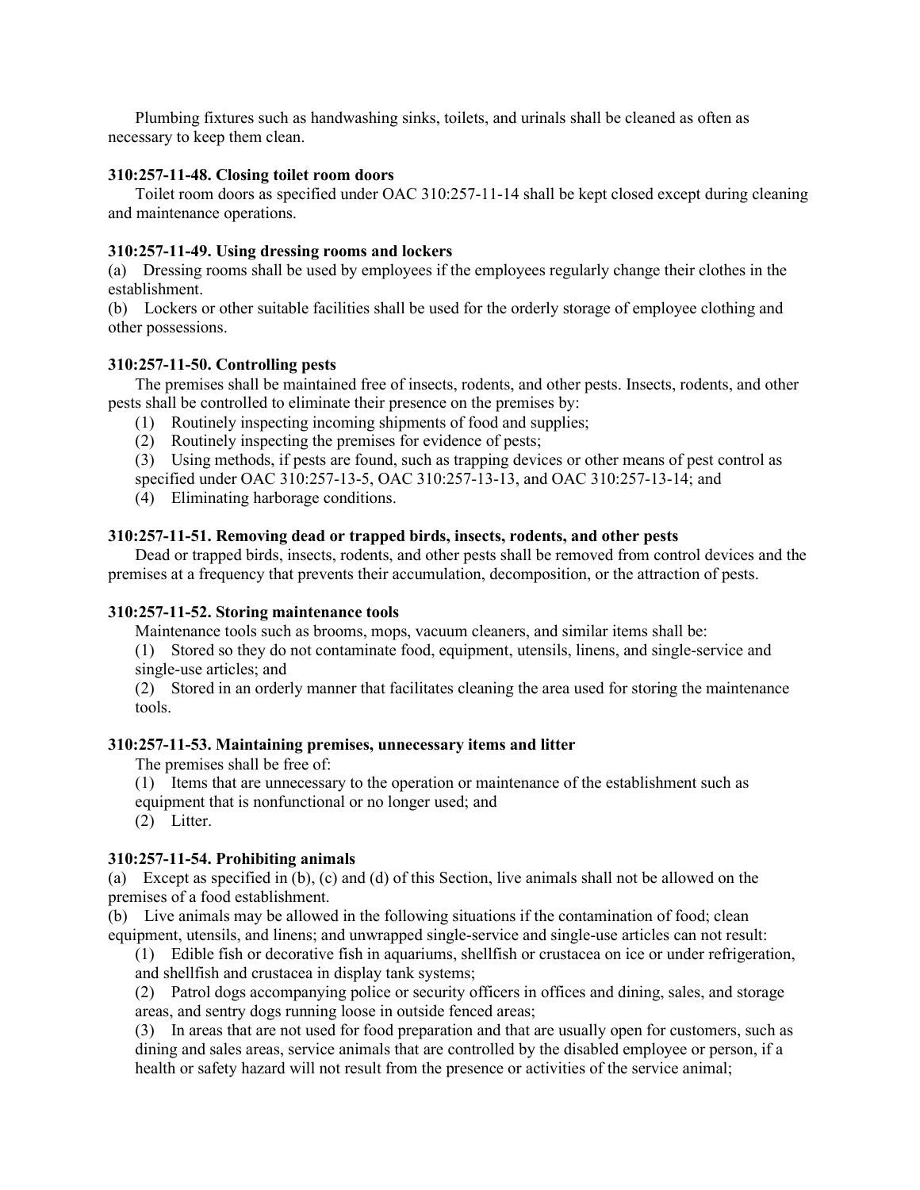Plumbing fixtures such as handwashing sinks, toilets, and urinals shall be cleaned as often as necessary to keep them clean.

**310:257-11-48. Closing toilet room doors**

Toilet room doors as specified under OAC 310:257-11-14 shall be kept closed except during cleaning and maintenance operations.

**310:257-11-49. Using dressing rooms and lockers**

(a) Dressing rooms shall be used by employees if the employees regularly change their clothes in the establishment.

(b) Lockers or other suitable facilities shall be used for the orderly storage of employee clothing and other possessions.

**310:257-11-50. Controlling pests**

The premises shall be maintained free of insects, rodents, and other pests. Insects, rodents, and other pests shall be controlled to eliminate their presence on the premises by:

(1) Routinely inspecting incoming shipments of food and supplies;

(2) Routinely inspecting the premises for evidence of pests;

(3) Using methods, if pests are found, such as trapping devices or other means of pest control as specified under OAC 310:257-13-5, OAC 310:257-13-13, and OAC 310:257-13-14; and

(4) Eliminating harborage conditions.

**310:257-11-51. Removing dead or trapped birds, insects, rodents, and other pests**

Dead or trapped birds, insects, rodents, and other pests shall be removed from control devices and the premises at a frequency that prevents their accumulation, decomposition, or the attraction of pests.

**310:257-11-52. Storing maintenance tools**

Maintenance tools such as brooms, mops, vacuum cleaners, and similar items shall be:

(1) Stored so they do not contaminate food, equipment, utensils, linens, and single-service and single-use articles; and

(2) Stored in an orderly manner that facilitates cleaning the area used for storing the maintenance tools.

**310:257-11-53. Maintaining premises, unnecessary items and litter**

The premises shall be free of:

(1) Items that are unnecessary to the operation or maintenance of the establishment such as equipment that is nonfunctional or no longer used; and

(2) Litter.

**310:257-11-54. Prohibiting animals**

(a) Except as specified in (b), (c) and (d) of this Section, live animals shall not be allowed on the premises of a food establishment.

(b) Live animals may be allowed in the following situations if the contamination of food; clean equipment, utensils, and linens; and unwrapped single-service and single-use articles can not result:

(1) Edible fish or decorative fish in aquariums, shellfish or crustacea on ice or under refrigeration, and shellfish and crustacea in display tank systems;

(2) Patrol dogs accompanying police or security officers in offices and dining, sales, and storage areas, and sentry dogs running loose in outside fenced areas;

(3) In areas that are not used for food preparation and that are usually open for customers, such as dining and sales areas, service animals that are controlled by the disabled employee or person, if a health or safety hazard will not result from the presence or activities of the service animal;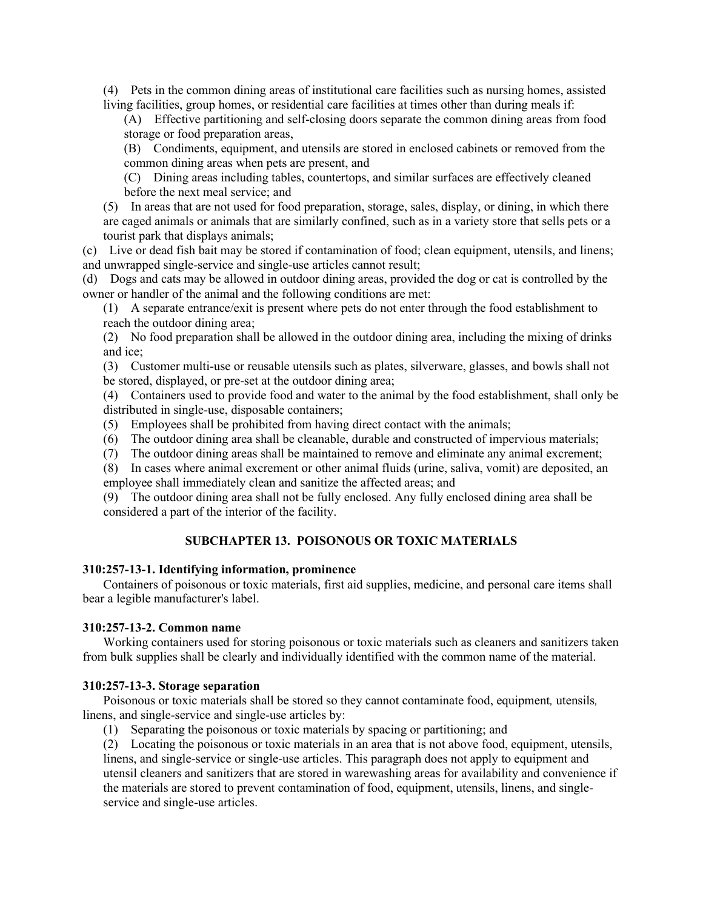(4) Pets in the common dining areas of institutional care facilities such as nursing homes, assisted living facilities, group homes, or residential care facilities at times other than during meals if:

(A) Effective partitioning and self-closing doors separate the common dining areas from food storage or food preparation areas,

(B) Condiments, equipment, and utensils are stored in enclosed cabinets or removed from the common dining areas when pets are present, and

(C) Dining areas including tables, countertops, and similar surfaces are effectively cleaned before the next meal service; and

(5) In areas that are not used for food preparation, storage, sales, display, or dining, in which there are caged animals or animals that are similarly confined, such as in a variety store that sells pets or a tourist park that displays animals;

(c) Live or dead fish bait may be stored if contamination of food; clean equipment, utensils, and linens; and unwrapped single-service and single-use articles cannot result;

(d) Dogs and cats may be allowed in outdoor dining areas, provided the dog or cat is controlled by the owner or handler of the animal and the following conditions are met:

(1) A separate entrance/exit is present where pets do not enter through the food establishment to reach the outdoor dining area;

(2) No food preparation shall be allowed in the outdoor dining area, including the mixing of drinks and ice;

(3) Customer multi-use or reusable utensils such as plates, silverware, glasses, and bowls shall not be stored, displayed, or pre-set at the outdoor dining area;

(4) Containers used to provide food and water to the animal by the food establishment, shall only be distributed in single-use, disposable containers;

(5) Employees shall be prohibited from having direct contact with the animals;

(6) The outdoor dining area shall be cleanable, durable and constructed of impervious materials;

(7) The outdoor dining areas shall be maintained to remove and eliminate any animal excrement;

(8) In cases where animal excrement or other animal fluids (urine, saliva, vomit) are deposited, an employee shall immediately clean and sanitize the affected areas; and

(9) The outdoor dining area shall not be fully enclosed. Any fully enclosed dining area shall be considered a part of the interior of the facility.

## SUBCHAPTER 13. POISONOUS OR TOXIC MATERIALS

**310:257-13-1. Identifying information, prominence**

Containers of poisonous or toxic materials, first aid supplies, medicine, and personal care items shall bear a legible manufacturer's label.

**310:257-13-2. Common name**

Working containers used for storing poisonous or toxic materials such as cleaners and sanitizers taken from bulk supplies shall be clearly and individually identified with the common name of the material.

**310:257-13-3. Storage separation**

Poisonous or toxic materials shall be stored so they cannot contaminate food, equipment, utensils, linens, and single-service and single-use articles by:

(1) Separating the poisonous or toxic materials by spacing or partitioning; and

(2) Locating the poisonous or toxic materials in an area that is not above food, equipment, utensils, linens, and single-service or single-use articles. This paragraph does not apply to equipment and utensil cleaners and sanitizers that are stored in warewashing areas for availability and convenience if the materials are stored to prevent contamination of food, equipment, utensils, linens, and single-service and single-use articles.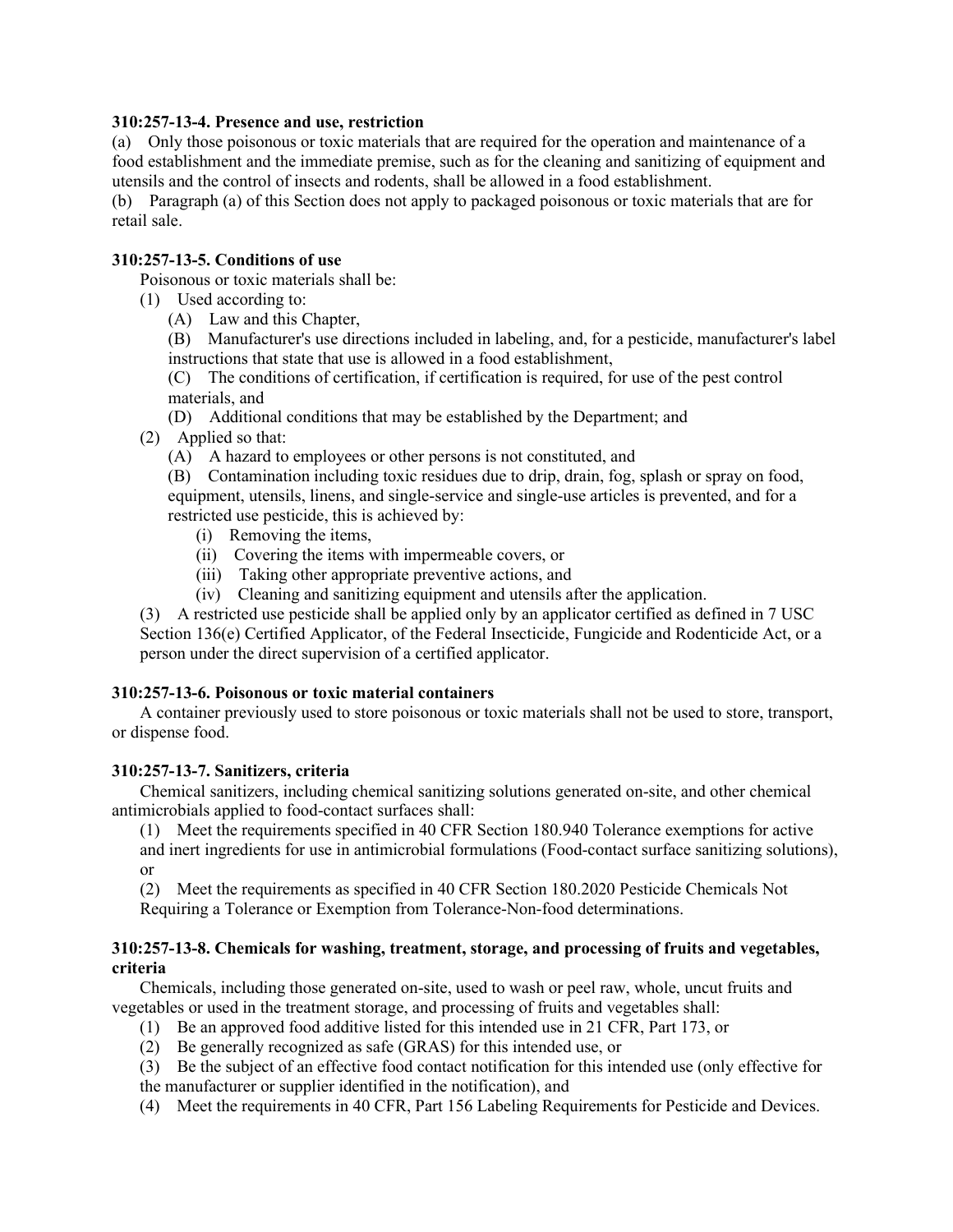**310:257-13-4. Presence and use, restriction**

(a) Only those poisonous or toxic materials that are required for the operation and maintenance of a food establishment and the immediate premise, such as for the cleaning and sanitizing of equipment and utensils and the control of insects and rodents, shall be allowed in a food establishment.

(b) Paragraph (a) of this Section does not apply to packaged poisonous or toxic materials that are for retail sale.

**310:257-13-5. Conditions of use**

Poisonous or toxic materials shall be:

- (1) Used according to:
  - (A) Law and this Chapter,
  - (B) Manufacturer's use directions included in labeling, and, for a pesticide, manufacturer's label instructions that state that use is allowed in a food establishment,
  - (C) The conditions of certification, if certification is required, for use of the pest control materials, and
  - (D) Additional conditions that may be established by the Department; and
- (2) Applied so that:
  - (A) A hazard to employees or other persons is not constituted, and
  - (B) Contamination including toxic residues due to drip, drain, fog, splash or spray on food, equipment, utensils, linens, and single-service and single-use articles is prevented, and for a restricted use pesticide, this is achieved by:
    - (i) Removing the items,
    - (ii) Covering the items with impermeable covers, or
    - (iii) Taking other appropriate preventive actions, and
    - (iv) Cleaning and sanitizing equipment and utensils after the application.
- (3) A restricted use pesticide shall be applied only by an applicator certified as defined in 7 USC Section 136(e) Certified Applicator, of the Federal Insecticide, Fungicide and Rodenticide Act, or a person under the direct supervision of a certified applicator.

**310:257-13-6. Poisonous or toxic material containers**

A container previously used to store poisonous or toxic materials shall not be used to store, transport, or dispense food.

**310:257-13-7. Sanitizers, criteria**

Chemical sanitizers, including chemical sanitizing solutions generated on-site, and other chemical antimicrobials applied to food-contact surfaces shall:

- (1) Meet the requirements specified in 40 CFR Section 180.940 Tolerance exemptions for active and inert ingredients for use in antimicrobial formulations (Food-contact surface sanitizing solutions), or
- (2) Meet the requirements as specified in 40 CFR Section 180.2020 Pesticide Chemicals Not Requiring a Tolerance or Exemption from Tolerance-Non-food determinations.

**310:257-13-8. Chemicals for washing, treatment, storage, and processing of fruits and vegetables, criteria**

Chemicals, including those generated on-site, used to wash or peel raw, whole, uncut fruits and vegetables or used in the treatment storage, and processing of fruits and vegetables shall:

- (1) Be an approved food additive listed for this intended use in 21 CFR, Part 173, or
- (2) Be generally recognized as safe (GRAS) for this intended use, or
- (3) Be the subject of an effective food contact notification for this intended use (only effective for the manufacturer or supplier identified in the notification), and
- (4) Meet the requirements in 40 CFR, Part 156 Labeling Requirements for Pesticide and Devices.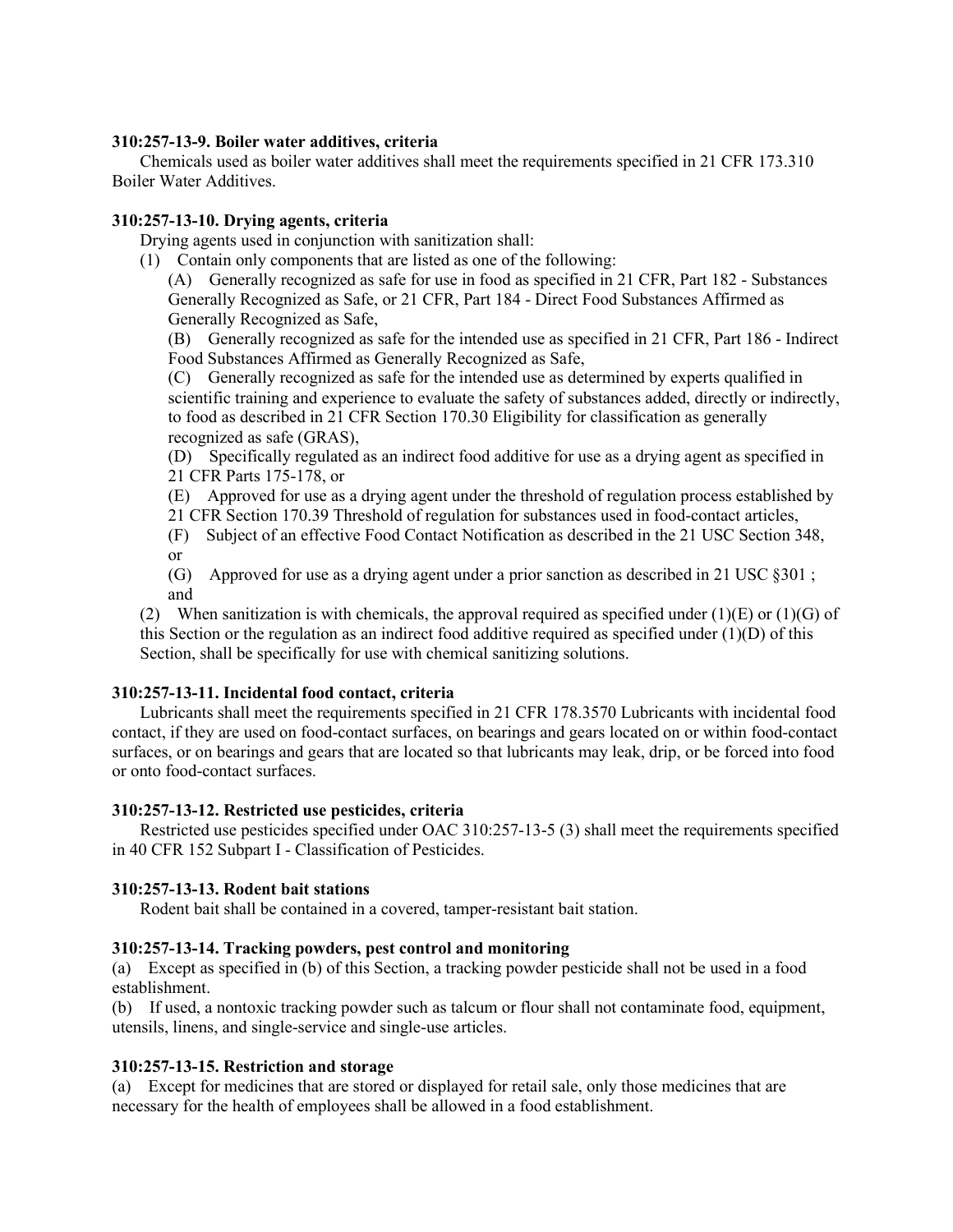**310:257-13-9. Boiler water additives, criteria**

Chemicals used as boiler water additives shall meet the requirements specified in 21 CFR 173.310 Boiler Water Additives.

**310:257-13-10. Drying agents, criteria**

Drying agents used in conjunction with sanitization shall:

(1) Contain only components that are listed as one of the following:

(A) Generally recognized as safe for use in food as specified in 21 CFR, Part 182 - Substances Generally Recognized as Safe, or 21 CFR, Part 184 - Direct Food Substances Affirmed as Generally Recognized as Safe,

(B) Generally recognized as safe for the intended use as specified in 21 CFR, Part 186 - Indirect Food Substances Affirmed as Generally Recognized as Safe,

(C) Generally recognized as safe for the intended use as determined by experts qualified in scientific training and experience to evaluate the safety of substances added, directly or indirectly, to food as described in 21 CFR Section 170.30 Eligibility for classification as generally recognized as safe (GRAS),

(D) Specifically regulated as an indirect food additive for use as a drying agent as specified in 21 CFR Parts 175-178, or

(E) Approved for use as a drying agent under the threshold of regulation process established by 21 CFR Section 170.39 Threshold of regulation for substances used in food-contact articles,

(F) Subject of an effective Food Contact Notification as described in the 21 USC Section 348, or

(G) Approved for use as a drying agent under a prior sanction as described in 21 USC §301 ; and

(2) When sanitization is with chemicals, the approval required as specified under (1)(E) or (1)(G) of this Section or the regulation as an indirect food additive required as specified under (1)(D) of this Section, shall be specifically for use with chemical sanitizing solutions.

**310:257-13-11. Incidental food contact, criteria**

Lubricants shall meet the requirements specified in 21 CFR 178.3570 Lubricants with incidental food contact, if they are used on food-contact surfaces, on bearings and gears located on or within food-contact surfaces, or on bearings and gears that are located so that lubricants may leak, drip, or be forced into food or onto food-contact surfaces.

**310:257-13-12. Restricted use pesticides, criteria**

Restricted use pesticides specified under OAC 310:257-13-5 (3) shall meet the requirements specified in 40 CFR 152 Subpart I - Classification of Pesticides.

**310:257-13-13. Rodent bait stations**

Rodent bait shall be contained in a covered, tamper-resistant bait station.

**310:257-13-14. Tracking powders, pest control and monitoring**

(a) Except as specified in (b) of this Section, a tracking powder pesticide shall not be used in a food establishment.

(b) If used, a nontoxic tracking powder such as talcum or flour shall not contaminate food, equipment, utensils, linens, and single-service and single-use articles.

**310:257-13-15. Restriction and storage**

(a) Except for medicines that are stored or displayed for retail sale, only those medicines that are necessary for the health of employees shall be allowed in a food establishment.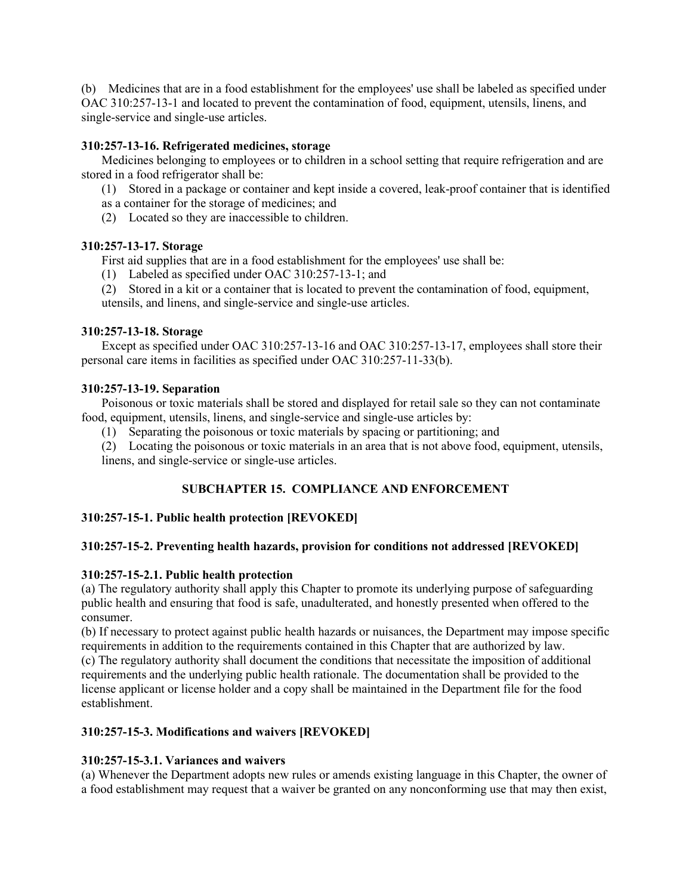(b) Medicines that are in a food establishment for the employees' use shall be labeled as specified under OAC 310:257-13-1 and located to prevent the contamination of food, equipment, utensils, linens, and single-service and single-use articles.

**310:257-13-16. Refrigerated medicines, storage**

Medicines belonging to employees or to children in a school setting that require refrigeration and are stored in a food refrigerator shall be:

(1) Stored in a package or container and kept inside a covered, leak-proof container that is identified as a container for the storage of medicines; and

(2) Located so they are inaccessible to children.

**310:257-13-17. Storage**

First aid supplies that are in a food establishment for the employees' use shall be:

(1) Labeled as specified under OAC 310:257-13-1; and

(2) Stored in a kit or a container that is located to prevent the contamination of food, equipment, utensils, and linens, and single-service and single-use articles.

**310:257-13-18. Storage**

Except as specified under OAC 310:257-13-16 and OAC 310:257-13-17, employees shall store their personal care items in facilities as specified under OAC 310:257-11-33(b).

**310:257-13-19. Separation**

Poisonous or toxic materials shall be stored and displayed for retail sale so they can not contaminate food, equipment, utensils, linens, and single-service and single-use articles by:

(1) Separating the poisonous or toxic materials by spacing or partitioning; and

(2) Locating the poisonous or toxic materials in an area that is not above food, equipment, utensils, linens, and single-service or single-use articles.

## SUBCHAPTER 15. COMPLIANCE AND ENFORCEMENT

**310:257-15-1. Public health protection [REVOKED]**

**310:257-15-2. Preventing health hazards, provision for conditions not addressed [REVOKED]**

**310:257-15-2.1. Public health protection**

(a) The regulatory authority shall apply this Chapter to promote its underlying purpose of safeguarding public health and ensuring that food is safe, unadulterated, and honestly presented when offered to the consumer.

(b) If necessary to protect against public health hazards or nuisances, the Department may impose specific requirements in addition to the requirements contained in this Chapter that are authorized by law.

(c) The regulatory authority shall document the conditions that necessitate the imposition of additional requirements and the underlying public health rationale. The documentation shall be provided to the license applicant or license holder and a copy shall be maintained in the Department file for the food establishment.

**310:257-15-3. Modifications and waivers [REVOKED]**

**310:257-15-3.1. Variances and waivers**

(a) Whenever the Department adopts new rules or amends existing language in this Chapter, the owner of a food establishment may request that a waiver be granted on any nonconforming use that may then exist,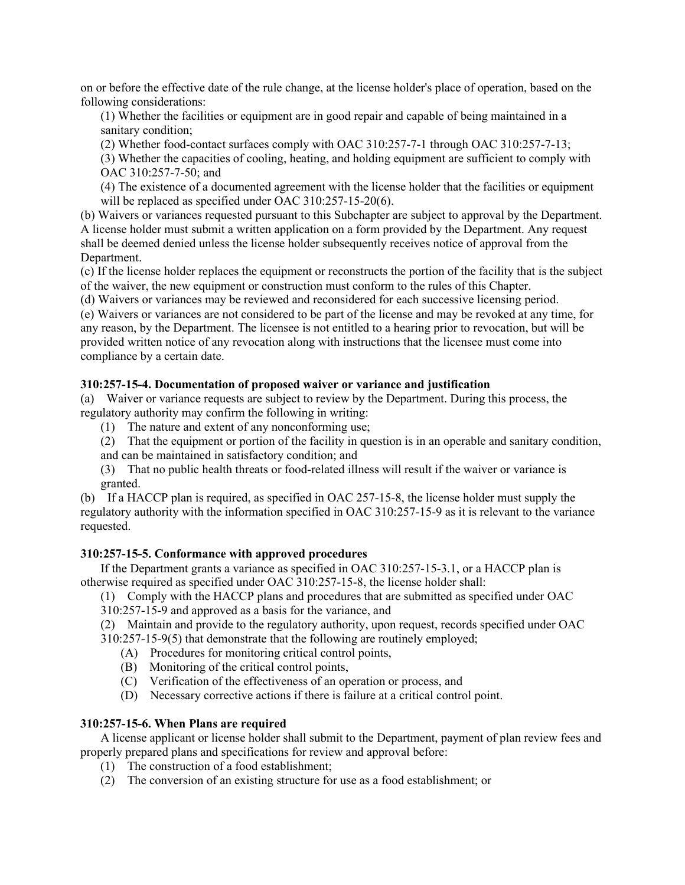on or before the effective date of the rule change, at the license holder's place of operation, based on the following considerations:

(1) Whether the facilities or equipment are in good repair and capable of being maintained in a sanitary condition;

(2) Whether food-contact surfaces comply with OAC 310:257-7-1 through OAC 310:257-7-13;

(3) Whether the capacities of cooling, heating, and holding equipment are sufficient to comply with OAC 310:257-7-50; and

(4) The existence of a documented agreement with the license holder that the facilities or equipment will be replaced as specified under OAC 310:257-15-20(6).

(b) Waivers or variances requested pursuant to this Subchapter are subject to approval by the Department. A license holder must submit a written application on a form provided by the Department. Any request shall be deemed denied unless the license holder subsequently receives notice of approval from the Department.

(c) If the license holder replaces the equipment or reconstructs the portion of the facility that is the subject of the waiver, the new equipment or construction must conform to the rules of this Chapter.

(d) Waivers or variances may be reviewed and reconsidered for each successive licensing period.

(e) Waivers or variances are not considered to be part of the license and may be revoked at any time, for any reason, by the Department. The licensee is not entitled to a hearing prior to revocation, but will be provided written notice of any revocation along with instructions that the licensee must come into compliance by a certain date.

**310:257-15-4. Documentation of proposed waiver or variance and justification**

(a) Waiver or variance requests are subject to review by the Department. During this process, the regulatory authority may confirm the following in writing:

(1) The nature and extent of any nonconforming use;

(2) That the equipment or portion of the facility in question is in an operable and sanitary condition, and can be maintained in satisfactory condition; and

(3) That no public health threats or food-related illness will result if the waiver or variance is granted.

(b) If a HACCP plan is required, as specified in OAC 257-15-8, the license holder must supply the regulatory authority with the information specified in OAC 310:257-15-9 as it is relevant to the variance requested.

**310:257-15-5. Conformance with approved procedures**

If the Department grants a variance as specified in OAC 310:257-15-3.1, or a HACCP plan is otherwise required as specified under OAC 310:257-15-8, the license holder shall:

(1) Comply with the HACCP plans and procedures that are submitted as specified under OAC 310:257-15-9 and approved as a basis for the variance, and

(2) Maintain and provide to the regulatory authority, upon request, records specified under OAC 310:257-15-9(5) that demonstrate that the following are routinely employed;

(A) Procedures for monitoring critical control points,

(B) Monitoring of the critical control points,

(C) Verification of the effectiveness of an operation or process, and

(D) Necessary corrective actions if there is failure at a critical control point.

**310:257-15-6. When Plans are required**

A license applicant or license holder shall submit to the Department, payment of plan review fees and properly prepared plans and specifications for review and approval before:

(1) The construction of a food establishment;

(2) The conversion of an existing structure for use as a food establishment; or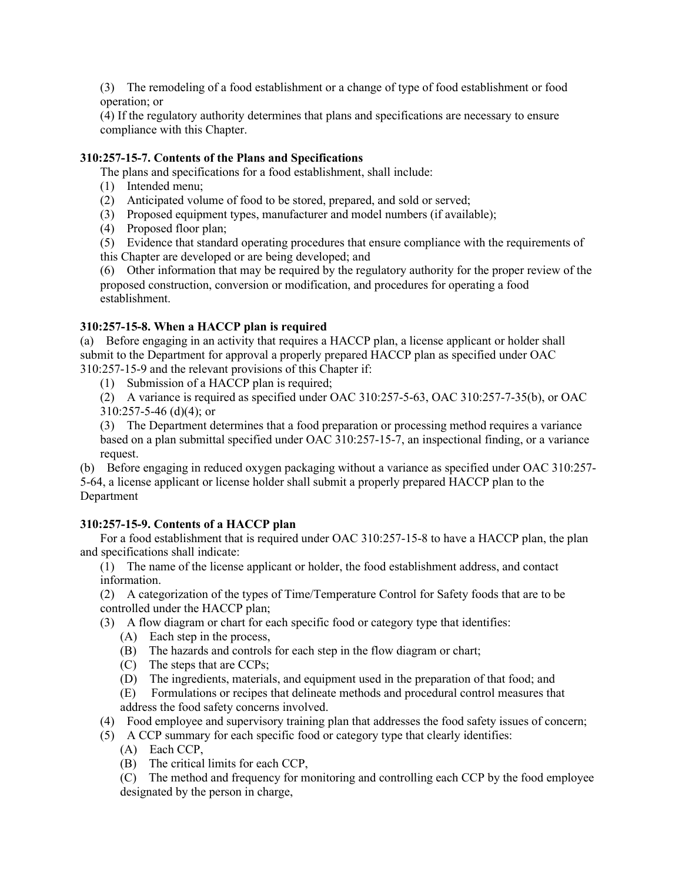(3) The remodeling of a food establishment or a change of type of food establishment or food operation; or

(4) If the regulatory authority determines that plans and specifications are necessary to ensure compliance with this Chapter.

**310:257-15-7. Contents of the Plans and Specifications**

The plans and specifications for a food establishment, shall include:

(1) Intended menu;

(2) Anticipated volume of food to be stored, prepared, and sold or served;

(3) Proposed equipment types, manufacturer and model numbers (if available);

(4) Proposed floor plan;

(5) Evidence that standard operating procedures that ensure compliance with the requirements of this Chapter are developed or are being developed; and

(6) Other information that may be required by the regulatory authority for the proper review of the proposed construction, conversion or modification, and procedures for operating a food establishment.

**310:257-15-8. When a HACCP plan is required**

(a) Before engaging in an activity that requires a HACCP plan, a license applicant or holder shall submit to the Department for approval a properly prepared HACCP plan as specified under OAC 310:257-15-9 and the relevant provisions of this Chapter if:

(1) Submission of a HACCP plan is required;

(2) A variance is required as specified under OAC 310:257-5-63, OAC 310:257-7-35(b), or OAC 310:257-5-46 (d)(4); or

(3) The Department determines that a food preparation or processing method requires a variance based on a plan submittal specified under OAC 310:257-15-7, an inspectional finding, or a variance request.

(b) Before engaging in reduced oxygen packaging without a variance as specified under OAC 310:257-5-64, a license applicant or license holder shall submit a properly prepared HACCP plan to the Department

**310:257-15-9. Contents of a HACCP plan**

For a food establishment that is required under OAC 310:257-15-8 to have a HACCP plan, the plan and specifications shall indicate:

(1) The name of the license applicant or holder, the food establishment address, and contact information.

(2) A categorization of the types of Time/Temperature Control for Safety foods that are to be controlled under the HACCP plan;

(3) A flow diagram or chart for each specific food or category type that identifies:

(A) Each step in the process,

(B) The hazards and controls for each step in the flow diagram or chart;

(C) The steps that are CCPs;

(D) The ingredients, materials, and equipment used in the preparation of that food; and

(E) Formulations or recipes that delineate methods and procedural control measures that address the food safety concerns involved.

(4) Food employee and supervisory training plan that addresses the food safety issues of concern;

(5) A CCP summary for each specific food or category type that clearly identifies:

(A) Each CCP,

(B) The critical limits for each CCP,

(C) The method and frequency for monitoring and controlling each CCP by the food employee designated by the person in charge,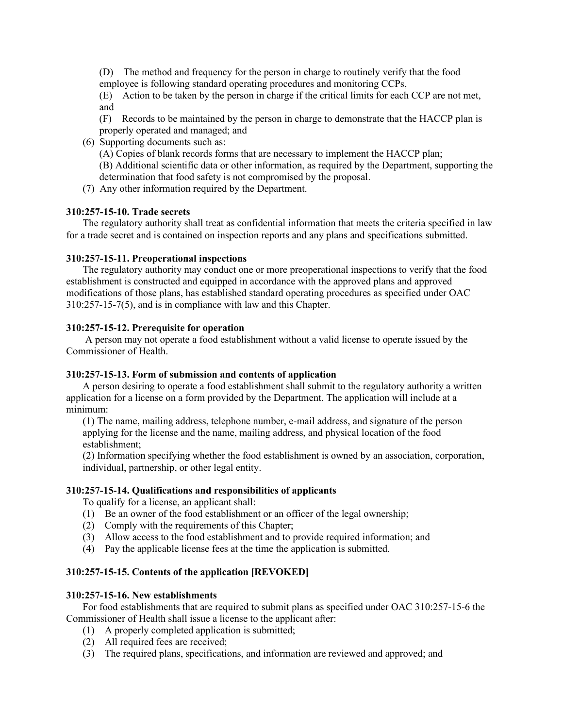(D) The method and frequency for the person in charge to routinely verify that the food employee is following standard operating procedures and monitoring CCPs,

(E) Action to be taken by the person in charge if the critical limits for each CCP are not met, and

(F) Records to be maintained by the person in charge to demonstrate that the HACCP plan is properly operated and managed; and

(6) Supporting documents such as:

(A) Copies of blank records forms that are necessary to implement the HACCP plan;

(B) Additional scientific data or other information, as required by the Department, supporting the determination that food safety is not compromised by the proposal.

(7) Any other information required by the Department.

**310:257-15-10. Trade secrets**

The regulatory authority shall treat as confidential information that meets the criteria specified in law for a trade secret and is contained on inspection reports and any plans and specifications submitted.

**310:257-15-11. Preoperational inspections**

The regulatory authority may conduct one or more preoperational inspections to verify that the food establishment is constructed and equipped in accordance with the approved plans and approved modifications of those plans, has established standard operating procedures as specified under OAC 310:257-15-7(5), and is in compliance with law and this Chapter.

**310:257-15-12. Prerequisite for operation**

A person may not operate a food establishment without a valid license to operate issued by the Commissioner of Health.

**310:257-15-13. Form of submission and contents of application**

A person desiring to operate a food establishment shall submit to the regulatory authority a written application for a license on a form provided by the Department. The application will include at a minimum:

(1) The name, mailing address, telephone number, e-mail address, and signature of the person applying for the license and the name, mailing address, and physical location of the food establishment;

(2) Information specifying whether the food establishment is owned by an association, corporation, individual, partnership, or other legal entity.

**310:257-15-14. Qualifications and responsibilities of applicants**

To qualify for a license, an applicant shall:

(1) Be an owner of the food establishment or an officer of the legal ownership;

(2) Comply with the requirements of this Chapter;

(3) Allow access to the food establishment and to provide required information; and

(4) Pay the applicable license fees at the time the application is submitted.

**310:257-15-15. Contents of the application [REVOKED]**

**310:257-15-16. New establishments**

For food establishments that are required to submit plans as specified under OAC 310:257-15-6 the Commissioner of Health shall issue a license to the applicant after:

(1) A properly completed application is submitted;

(2) All required fees are received;

(3) The required plans, specifications, and information are reviewed and approved; and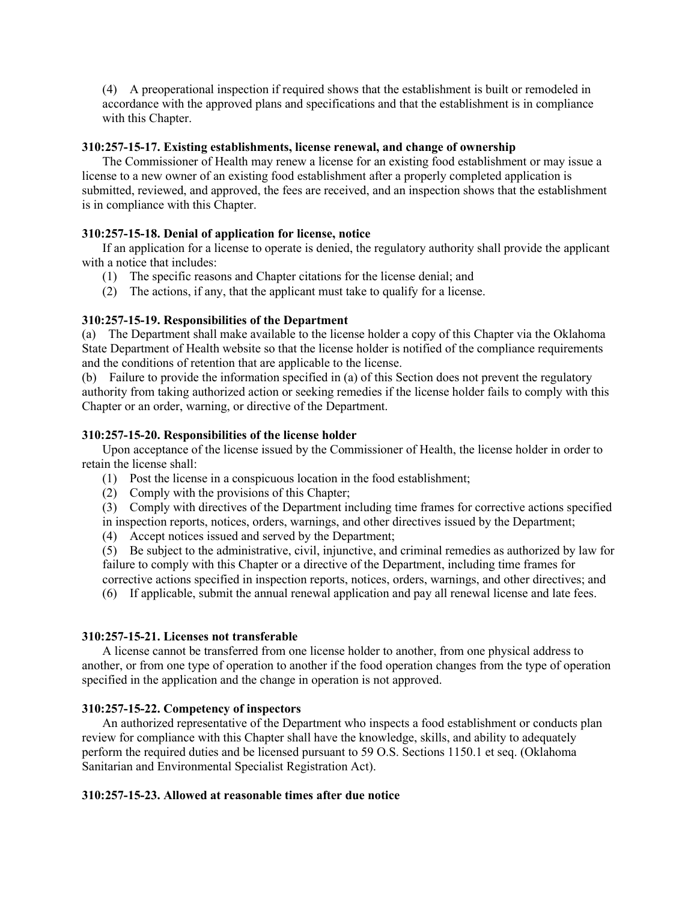(4) A preoperational inspection if required shows that the establishment is built or remodeled in accordance with the approved plans and specifications and that the establishment is in compliance with this Chapter.

**310:257-15-17. Existing establishments, license renewal, and change of ownership**

The Commissioner of Health may renew a license for an existing food establishment or may issue a license to a new owner of an existing food establishment after a properly completed application is submitted, reviewed, and approved, the fees are received, and an inspection shows that the establishment is in compliance with this Chapter.

**310:257-15-18. Denial of application for license, notice**

If an application for a license to operate is denied, the regulatory authority shall provide the applicant with a notice that includes:

(1) The specific reasons and Chapter citations for the license denial; and

(2) The actions, if any, that the applicant must take to qualify for a license.

**310:257-15-19. Responsibilities of the Department**

(a) The Department shall make available to the license holder a copy of this Chapter via the Oklahoma State Department of Health website so that the license holder is notified of the compliance requirements and the conditions of retention that are applicable to the license.

(b) Failure to provide the information specified in (a) of this Section does not prevent the regulatory authority from taking authorized action or seeking remedies if the license holder fails to comply with this Chapter or an order, warning, or directive of the Department.

**310:257-15-20. Responsibilities of the license holder**

Upon acceptance of the license issued by the Commissioner of Health, the license holder in order to retain the license shall:

(1) Post the license in a conspicuous location in the food establishment;

(2) Comply with the provisions of this Chapter;

(3) Comply with directives of the Department including time frames for corrective actions specified in inspection reports, notices, orders, warnings, and other directives issued by the Department;

(4) Accept notices issued and served by the Department;

(5) Be subject to the administrative, civil, injunctive, and criminal remedies as authorized by law for failure to comply with this Chapter or a directive of the Department, including time frames for corrective actions specified in inspection reports, notices, orders, warnings, and other directives; and

(6) If applicable, submit the annual renewal application and pay all renewal license and late fees.

**310:257-15-21. Licenses not transferable**

A license cannot be transferred from one license holder to another, from one physical address to another, or from one type of operation to another if the food operation changes from the type of operation specified in the application and the change in operation is not approved.

**310:257-15-22. Competency of inspectors**

An authorized representative of the Department who inspects a food establishment or conducts plan review for compliance with this Chapter shall have the knowledge, skills, and ability to adequately perform the required duties and be licensed pursuant to 59 O.S. Sections 1150.1 et seq. (Oklahoma Sanitarian and Environmental Specialist Registration Act).

**310:257-15-23. Allowed at reasonable times after due notice**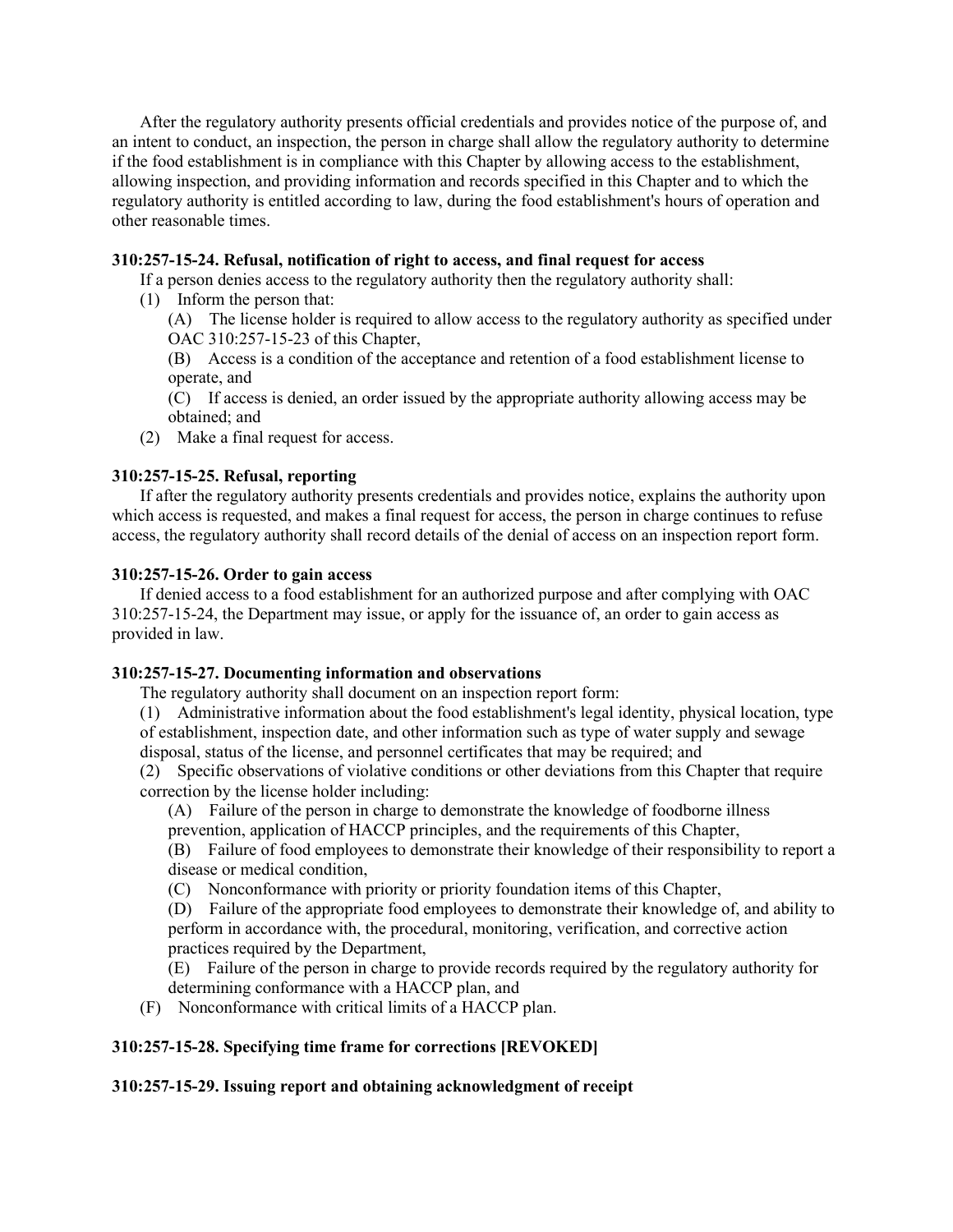After the regulatory authority presents official credentials and provides notice of the purpose of, and an intent to conduct, an inspection, the person in charge shall allow the regulatory authority to determine if the food establishment is in compliance with this Chapter by allowing access to the establishment, allowing inspection, and providing information and records specified in this Chapter and to which the regulatory authority is entitled according to law, during the food establishment's hours of operation and other reasonable times.

**310:257-15-24. Refusal, notification of right to access, and final request for access**

If a person denies access to the regulatory authority then the regulatory authority shall:

(1) Inform the person that:

(A) The license holder is required to allow access to the regulatory authority as specified under OAC 310:257-15-23 of this Chapter,

(B) Access is a condition of the acceptance and retention of a food establishment license to operate, and

(C) If access is denied, an order issued by the appropriate authority allowing access may be obtained; and

(2) Make a final request for access.

**310:257-15-25. Refusal, reporting**

If after the regulatory authority presents credentials and provides notice, explains the authority upon which access is requested, and makes a final request for access, the person in charge continues to refuse access, the regulatory authority shall record details of the denial of access on an inspection report form.

**310:257-15-26. Order to gain access**

If denied access to a food establishment for an authorized purpose and after complying with OAC 310:257-15-24, the Department may issue, or apply for the issuance of, an order to gain access as provided in law.

**310:257-15-27. Documenting information and observations**

The regulatory authority shall document on an inspection report form:

(1) Administrative information about the food establishment's legal identity, physical location, type of establishment, inspection date, and other information such as type of water supply and sewage disposal, status of the license, and personnel certificates that may be required; and

(2) Specific observations of violative conditions or other deviations from this Chapter that require correction by the license holder including:

(A) Failure of the person in charge to demonstrate the knowledge of foodborne illness prevention, application of HACCP principles, and the requirements of this Chapter,

(B) Failure of food employees to demonstrate their knowledge of their responsibility to report a disease or medical condition,

(C) Nonconformance with priority or priority foundation items of this Chapter,

(D) Failure of the appropriate food employees to demonstrate their knowledge of, and ability to perform in accordance with, the procedural, monitoring, verification, and corrective action practices required by the Department,

(E) Failure of the person in charge to provide records required by the regulatory authority for determining conformance with a HACCP plan, and

(F) Nonconformance with critical limits of a HACCP plan.

**310:257-15-28. Specifying time frame for corrections [REVOKED]**

**310:257-15-29. Issuing report and obtaining acknowledgment of receipt**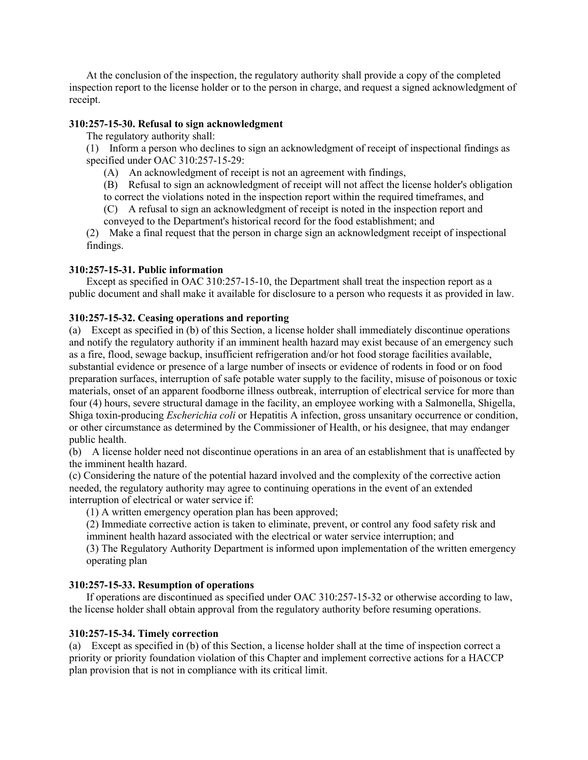At the conclusion of the inspection, the regulatory authority shall provide a copy of the completed inspection report to the license holder or to the person in charge, and request a signed acknowledgment of receipt.

**310:257-15-30. Refusal to sign acknowledgment**

The regulatory authority shall:

(1) Inform a person who declines to sign an acknowledgment of receipt of inspectional findings as specified under OAC 310:257-15-29:

(A) An acknowledgment of receipt is not an agreement with findings,

(B) Refusal to sign an acknowledgment of receipt will not affect the license holder's obligation to correct the violations noted in the inspection report within the required timeframes, and

(C) A refusal to sign an acknowledgment of receipt is noted in the inspection report and conveyed to the Department's historical record for the food establishment; and

(2) Make a final request that the person in charge sign an acknowledgment receipt of inspectional findings.

**310:257-15-31. Public information**

Except as specified in OAC 310:257-15-10, the Department shall treat the inspection report as a public document and shall make it available for disclosure to a person who requests it as provided in law.

**310:257-15-32. Ceasing operations and reporting**

(a) Except as specified in (b) of this Section, a license holder shall immediately discontinue operations and notify the regulatory authority if an imminent health hazard may exist because of an emergency such as a fire, flood, sewage backup, insufficient refrigeration and/or hot food storage facilities available, substantial evidence or presence of a large number of insects or evidence of rodents in food or on food preparation surfaces, interruption of safe potable water supply to the facility, misuse of poisonous or toxic materials, onset of an apparent foodborne illness outbreak, interruption of electrical service for more than four (4) hours, severe structural damage in the facility, an employee working with a Salmonella, Shigella, Shiga toxin-producing *Escherichia coli* or Hepatitis A infection, gross unsanitary occurrence or condition, or other circumstance as determined by the Commissioner of Health, or his designee, that may endanger public health.

(b) A license holder need not discontinue operations in an area of an establishment that is unaffected by the imminent health hazard.

(c) Considering the nature of the potential hazard involved and the complexity of the corrective action needed, the regulatory authority may agree to continuing operations in the event of an extended interruption of electrical or water service if:

(1) A written emergency operation plan has been approved;

(2) Immediate corrective action is taken to eliminate, prevent, or control any food safety risk and imminent health hazard associated with the electrical or water service interruption; and

(3) The Regulatory Authority Department is informed upon implementation of the written emergency operating plan

**310:257-15-33. Resumption of operations**

If operations are discontinued as specified under OAC 310:257-15-32 or otherwise according to law, the license holder shall obtain approval from the regulatory authority before resuming operations.

**310:257-15-34. Timely correction**

(a) Except as specified in (b) of this Section, a license holder shall at the time of inspection correct a priority or priority foundation violation of this Chapter and implement corrective actions for a HACCP plan provision that is not in compliance with its critical limit.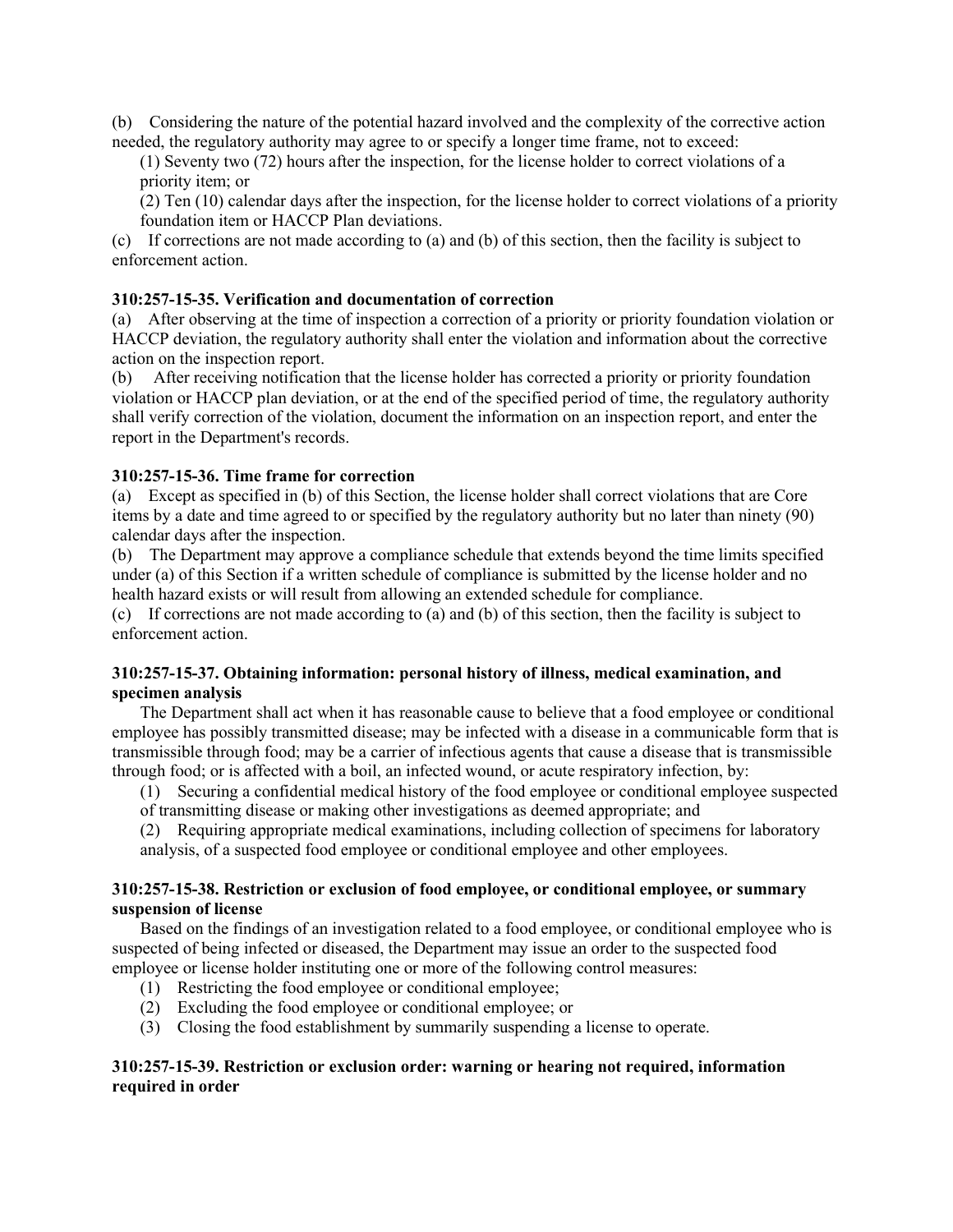(b) Considering the nature of the potential hazard involved and the complexity of the corrective action needed, the regulatory authority may agree to or specify a longer time frame, not to exceed:

(1) Seventy two (72) hours after the inspection, for the license holder to correct violations of a priority item; or

(2) Ten (10) calendar days after the inspection, for the license holder to correct violations of a priority foundation item or HACCP Plan deviations.

(c) If corrections are not made according to (a) and (b) of this section, then the facility is subject to enforcement action.

**310:257-15-35. Verification and documentation of correction**

(a) After observing at the time of inspection a correction of a priority or priority foundation violation or HACCP deviation, the regulatory authority shall enter the violation and information about the corrective action on the inspection report.

(b) After receiving notification that the license holder has corrected a priority or priority foundation violation or HACCP plan deviation, or at the end of the specified period of time, the regulatory authority shall verify correction of the violation, document the information on an inspection report, and enter the report in the Department's records.

**310:257-15-36. Time frame for correction**

(a) Except as specified in (b) of this Section, the license holder shall correct violations that are Core items by a date and time agreed to or specified by the regulatory authority but no later than ninety (90) calendar days after the inspection.

(b) The Department may approve a compliance schedule that extends beyond the time limits specified under (a) of this Section if a written schedule of compliance is submitted by the license holder and no health hazard exists or will result from allowing an extended schedule for compliance.

(c) If corrections are not made according to (a) and (b) of this section, then the facility is subject to enforcement action.

**310:257-15-37. Obtaining information: personal history of illness, medical examination, and specimen analysis**

The Department shall act when it has reasonable cause to believe that a food employee or conditional employee has possibly transmitted disease; may be infected with a disease in a communicable form that is transmissible through food; may be a carrier of infectious agents that cause a disease that is transmissible through food; or is affected with a boil, an infected wound, or acute respiratory infection, by:

(1) Securing a confidential medical history of the food employee or conditional employee suspected of transmitting disease or making other investigations as deemed appropriate; and

(2) Requiring appropriate medical examinations, including collection of specimens for laboratory analysis, of a suspected food employee or conditional employee and other employees.

**310:257-15-38. Restriction or exclusion of food employee, or conditional employee, or summary suspension of license**

Based on the findings of an investigation related to a food employee, or conditional employee who is suspected of being infected or diseased, the Department may issue an order to the suspected food employee or license holder instituting one or more of the following control measures:

(1) Restricting the food employee or conditional employee;

(2) Excluding the food employee or conditional employee; or

(3) Closing the food establishment by summarily suspending a license to operate.

**310:257-15-39. Restriction or exclusion order: warning or hearing not required, information required in order**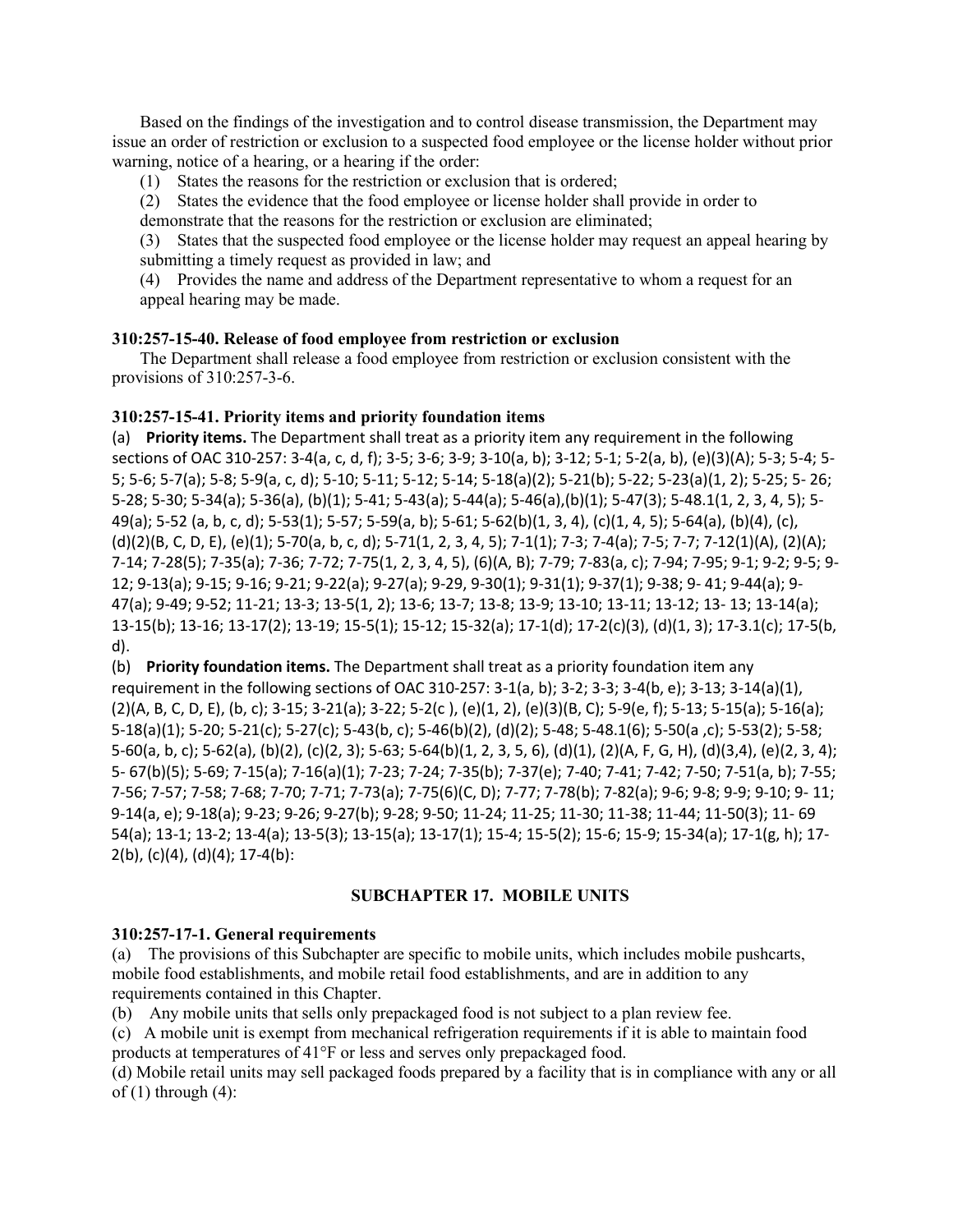Based on the findings of the investigation and to control disease transmission, the Department may issue an order of restriction or exclusion to a suspected food employee or the license holder without prior warning, notice of a hearing, or a hearing if the order:

(1) States the reasons for the restriction or exclusion that is ordered;

(2) States the evidence that the food employee or license holder shall provide in order to demonstrate that the reasons for the restriction or exclusion are eliminated;

(3) States that the suspected food employee or the license holder may request an appeal hearing by submitting a timely request as provided in law; and

(4) Provides the name and address of the Department representative to whom a request for an appeal hearing may be made.

**310:257-15-40. Release of food employee from restriction or exclusion**

The Department shall release a food employee from restriction or exclusion consistent with the provisions of 310:257-3-6.

**310:257-15-41. Priority items and priority foundation items**

(a) **Priority items.** The Department shall treat as a priority item any requirement in the following sections of OAC 310-257: 3-4(a, c, d, f); 3-5; 3-6; 3-9; 3-10(a, b); 3-12; 5-1; 5-2(a, b), (e)(3)(A); 5-3; 5-4; 5-5; 5-6; 5-7(a); 5-8; 5-9(a, c, d); 5-10; 5-11; 5-12; 5-14; 5-18(a)(2); 5-21(b); 5-22; 5-23(a)(1, 2); 5-25; 5- 26; 5-28; 5-30; 5-34(a); 5-36(a), (b)(1); 5-41; 5-43(a); 5-44(a); 5-46(a),(b)(1); 5-47(3); 5-48.1(1, 2, 3, 4, 5); 5-49(a); 5-52 (a, b, c, d); 5-53(1); 5-57; 5-59(a, b); 5-61; 5-62(b)(1, 3, 4), (c)(1, 4, 5); 5-64(a), (b)(4), (c), (d)(2)(B, C, D, E), (e)(1); 5-70(a, b, c, d); 5-71(1, 2, 3, 4, 5); 7-1(1); 7-3; 7-4(a); 7-5; 7-7; 7-12(1)(A), (2)(A); 7-14; 7-28(5); 7-35(a); 7-36; 7-72; 7-75(1, 2, 3, 4, 5), (6)(A, B); 7-79; 7-83(a, c); 7-94; 7-95; 9-1; 9-2; 9-5; 9-12; 9-13(a); 9-15; 9-16; 9-21; 9-22(a); 9-27(a); 9-29, 9-30(1); 9-31(1); 9-37(1); 9-38; 9- 41; 9-44(a); 9-47(a); 9-49; 9-52; 11-21; 13-3; 13-5(1, 2); 13-6; 13-7; 13-8; 13-9; 13-10; 13-11; 13-12; 13- 13; 13-14(a); 13-15(b); 13-16; 13-17(2); 13-19; 15-5(1); 15-12; 15-32(a); 17-1(d); 17-2(c)(3), (d)(1, 3); 17-3.1(c); 17-5(b, d).

(b) **Priority foundation items.** The Department shall treat as a priority foundation item any requirement in the following sections of OAC 310-257: 3-1(a, b); 3-2; 3-3; 3-4(b, e); 3-13; 3-14(a)(1), (2)(A, B, C, D, E), (b, c); 3-15; 3-21(a); 3-22; 5-2(c ), (e)(1, 2), (e)(3)(B, C); 5-9(e, f); 5-13; 5-15(a); 5-16(a); 5-18(a)(1); 5-20; 5-21(c); 5-27(c); 5-43(b, c); 5-46(b)(2), (d)(2); 5-48; 5-48.1(6); 5-50(a ,c); 5-53(2); 5-58; 5-60(a, b, c); 5-62(a), (b)(2), (c)(2, 3); 5-63; 5-64(b)(1, 2, 3, 5, 6), (d)(1), (2)(A, F, G, H), (d)(3,4), (e)(2, 3, 4); 5- 67(b)(5); 5-69; 7-15(a); 7-16(a)(1); 7-23; 7-24; 7-35(b); 7-37(e); 7-40; 7-41; 7-42; 7-50; 7-51(a, b); 7-55; 7-56; 7-57; 7-58; 7-68; 7-70; 7-71; 7-73(a); 7-75(6)(C, D); 7-77; 7-78(b); 7-82(a); 9-6; 9-8; 9-9; 9-10; 9- 11; 9-14(a, e); 9-18(a); 9-23; 9-26; 9-27(b); 9-28; 9-50; 11-24; 11-25; 11-30; 11-38; 11-44; 11-50(3); 11- 69 54(a); 13-1; 13-2; 13-4(a); 13-5(3); 13-15(a); 13-17(1); 15-4; 15-5(2); 15-6; 15-9; 15-34(a); 17-1(g, h); 17-2(b), (c)(4), (d)(4); 17-4(b):

## SUBCHAPTER 17. MOBILE UNITS

**310:257-17-1. General requirements**

(a) The provisions of this Subchapter are specific to mobile units, which includes mobile pushcarts, mobile food establishments, and mobile retail food establishments, and are in addition to any requirements contained in this Chapter.

(b) Any mobile units that sells only prepackaged food is not subject to a plan review fee.

(c) A mobile unit is exempt from mechanical refrigeration requirements if it is able to maintain food products at temperatures of 41°F or less and serves only prepackaged food.

(d) Mobile retail units may sell packaged foods prepared by a facility that is in compliance with any or all of (1) through (4):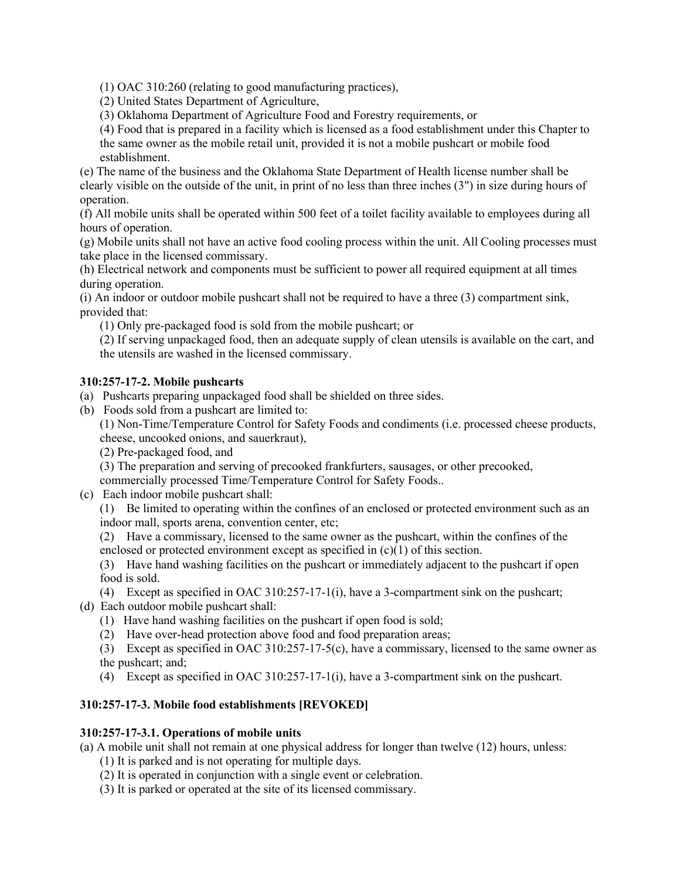(1) OAC 310:260 (relating to good manufacturing practices),

(2) United States Department of Agriculture,

(3) Oklahoma Department of Agriculture Food and Forestry requirements, or

(4) Food that is prepared in a facility which is licensed as a food establishment under this Chapter to the same owner as the mobile retail unit, provided it is not a mobile pushcart or mobile food establishment.

(e) The name of the business and the Oklahoma State Department of Health license number shall be clearly visible on the outside of the unit, in print of no less than three inches (3") in size during hours of operation.

(f) All mobile units shall be operated within 500 feet of a toilet facility available to employees during all hours of operation.

(g) Mobile units shall not have an active food cooling process within the unit. All Cooling processes must take place in the licensed commissary.

(h) Electrical network and components must be sufficient to power all required equipment at all times during operation.

(i) An indoor or outdoor mobile pushcart shall not be required to have a three (3) compartment sink, provided that:

(1) Only pre-packaged food is sold from the mobile pushcart; or

(2) If serving unpackaged food, then an adequate supply of clean utensils is available on the cart, and the utensils are washed in the licensed commissary.

**310:257-17-2. Mobile pushcarts**

(a) Pushcarts preparing unpackaged food shall be shielded on three sides.

(b) Foods sold from a pushcart are limited to:

(1) Non-Time/Temperature Control for Safety Foods and condiments (i.e. processed cheese products, cheese, uncooked onions, and sauerkraut),

(2) Pre-packaged food, and

(3) The preparation and serving of precooked frankfurters, sausages, or other precooked, commercially processed Time/Temperature Control for Safety Foods..

(c) Each indoor mobile pushcart shall:

(1) Be limited to operating within the confines of an enclosed or protected environment such as an indoor mall, sports arena, convention center, etc;

(2) Have a commissary, licensed to the same owner as the pushcart, within the confines of the enclosed or protected environment except as specified in (c)(1) of this section.

(3) Have hand washing facilities on the pushcart or immediately adjacent to the pushcart if open food is sold.

(4) Except as specified in OAC 310:257-17-1(i), have a 3-compartment sink on the pushcart;

(d) Each outdoor mobile pushcart shall:

(1) Have hand washing facilities on the pushcart if open food is sold;

(2) Have over-head protection above food and food preparation areas;

(3) Except as specified in OAC 310:257-17-5(c), have a commissary, licensed to the same owner as the pushcart; and;

(4) Except as specified in OAC 310:257-17-1(i), have a 3-compartment sink on the pushcart.

**310:257-17-3. Mobile food establishments [REVOKED]**

**310:257-17-3.1. Operations of mobile units**

(a) A mobile unit shall not remain at one physical address for longer than twelve (12) hours, unless:

(1) It is parked and is not operating for multiple days.

(2) It is operated in conjunction with a single event or celebration.

(3) It is parked or operated at the site of its licensed commissary.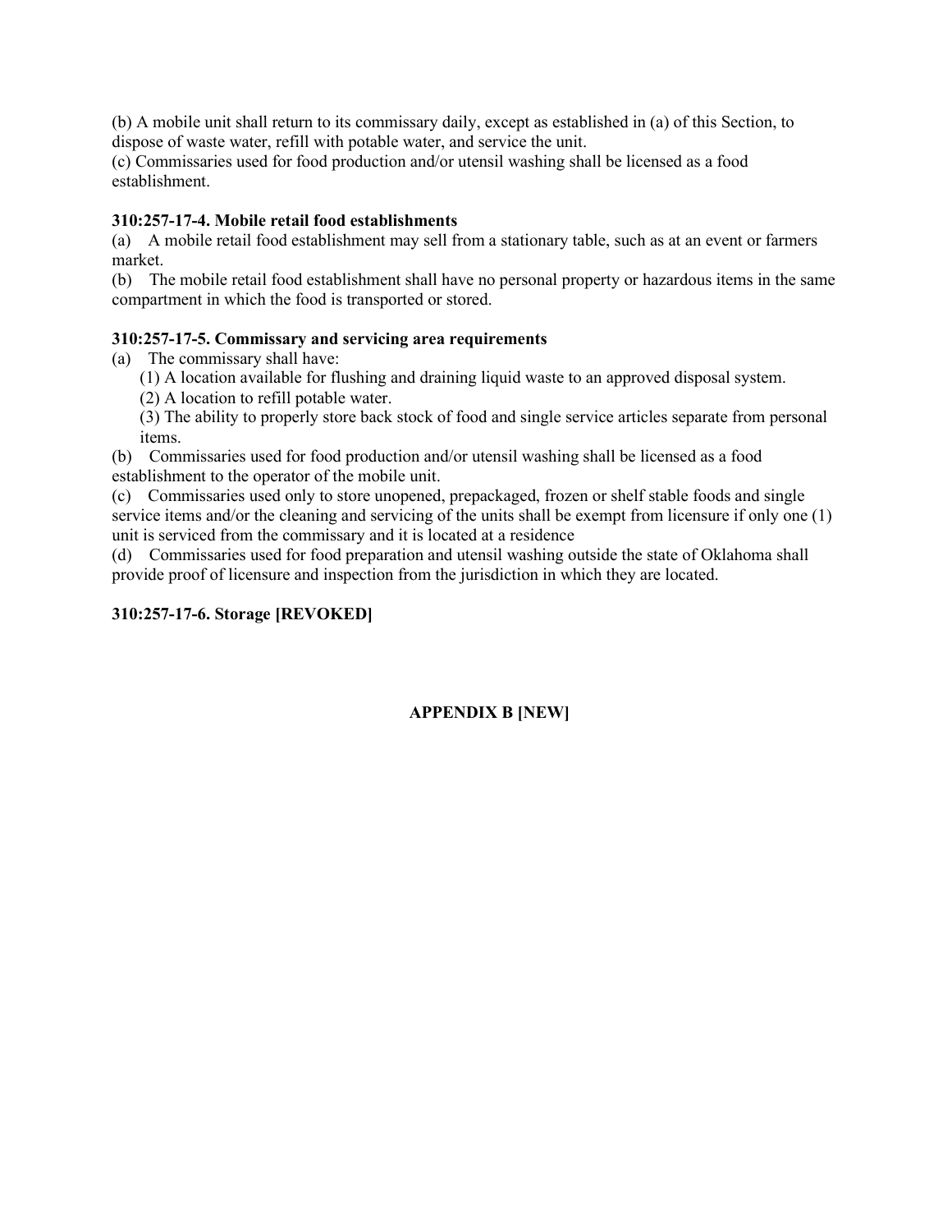(b) A mobile unit shall return to its commissary daily, except as established in (a) of this Section, to dispose of waste water, refill with potable water, and service the unit.
(c) Commissaries used for food production and/or utensil washing shall be licensed as a food establishment.

**310:257-17-4. Mobile retail food establishments**

(a) A mobile retail food establishment may sell from a stationary table, such as at an event or farmers market.
(b) The mobile retail food establishment shall have no personal property or hazardous items in the same compartment in which the food is transported or stored.

**310:257-17-5. Commissary and servicing area requirements**

(a) The commissary shall have:
   (1) A location available for flushing and draining liquid waste to an approved disposal system.
   (2) A location to refill potable water.
   (3) The ability to properly store back stock of food and single service articles separate from personal items.
(b) Commissaries used for food production and/or utensil washing shall be licensed as a food establishment to the operator of the mobile unit.
(c) Commissaries used only to store unopened, prepackaged, frozen or shelf stable foods and single service items and/or the cleaning and servicing of the units shall be exempt from licensure if only one (1) unit is serviced from the commissary and it is located at a residence
(d) Commissaries used for food preparation and utensil washing outside the state of Oklahoma shall provide proof of licensure and inspection from the jurisdiction in which they are located.

**310:257-17-6. Storage [REVOKED]**

**APPENDIX B [NEW]**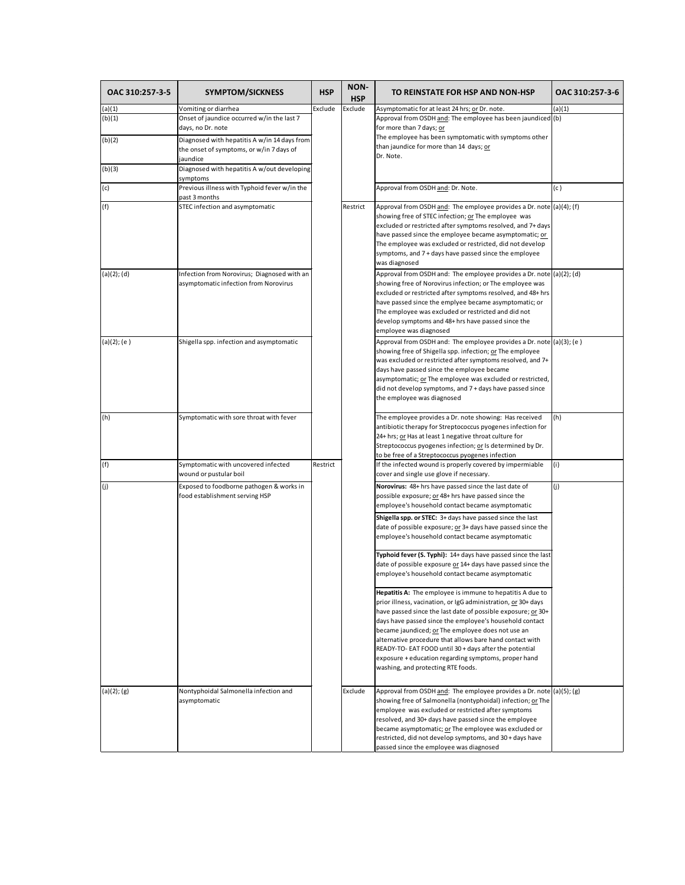| OAC 310:257-3-5 | SYMPTOM/SICKNESS | HSP | NON-HSP | TO REINSTATE FOR HSP AND NON-HSP | OAC 310:257-3-6 |
|---|---|---|---|---|---|
| (a)(1) | Vomiting or diarrhea | Exclude | Exclude | Asymptomatic for at least 24 hrs; or Dr. note. | (a)(1) |
| (b)(1) | Onset of jaundice occurred w/in the last 7 days, no Dr. note | | | Approval from OSDH and: The employee has been jaundiced for more than 7 days; or The employee has been symptomatic with symptoms other than jaundice for more than 14 days; or Dr. Note. | (b) |
| (b)(2) | Diagnosed with hepatitis A w/in 14 days from the onset of symptoms, or w/in 7 days of jaundice | | | | |
| (b)(3) | Diagnosed with hepatitis A w/out developing symptoms | | | | |
| (c) | Previous illness with Typhoid fever w/in the past 3 months | | | Approval from OSDH and: Dr. Note. | (c ) |
| (f) | STEC infection and asymptomatic | | Restrict | Approval from OSDH and: The employee provides a Dr. note showing free of STEC infection; or The employee was excluded or restricted after symptoms resolved, and 7+ days have passed since the employee became asymptomatic; or The employee was excluded or restricted, did not develop symptoms, and 7 + days have passed since the employee was diagnosed | (a)(4); (f) |
| (a)(2); (d) | Infection from Norovirus; Diagnosed with an asymptomatic infection from Norovirus | | | Approval from OSDH and: The employee provides a Dr. note showing free of Norovirus infection; or The employee was excluded or restricted after symptoms resolved, and 48+ hrs have passed since the emplyee became asymptomatic; or The employee was excluded or restricted and did not develop symptoms and 48+ hrs have passed since the employee was diagnosed | (a)(2); (d) |
| (a)(2); (e ) | Shigella spp. infection and asymptomatic | | | Approval from OSDH and: The employee provides a Dr. note showing free of Shigella spp. infection; or The employee was excluded or restricted after symptoms resolved, and 7+ days have passed since the employee became asymptomatic; or The employee was excluded or restricted, did not develop symptoms, and 7 + days have passed since the employee was diagnosed | (a)(3); (e ) |
| (h) | Symptomatic with sore throat with fever | | | The employee provides a Dr. note showing: Has received antibiotic therapy for Streptococcus pyogenes infection for 24+ hrs; or Has at least 1 negative throat culture for Streptococcus pyogenes infection; or Is determined by Dr. to be free of a Streptococcus pyogenes infection | (h) |
| (f) | Symptomatic with uncovered infected wound or pustular boil | Restrict | | If the infected wound is properly covered by impermiable cover and single use glove if necessary. | (i) |
| (j) | Exposed to foodborne pathogen & works in food establishment serving HSP | | | **Norovirus:** 48+ hrs have passed since the last date of possible exposure; or 48+ hrs have passed since the employee's household contact became asymptomatic<br><br>**Shigella spp. or STEC:** 3+ days have passed since the last date of possible exposure; or 3+ days have passed since the employee's household contact became asymptomatic<br><br>**Typhoid fever (S. Typhi):** 14+ days have passed since the last date of possible exposure or 14+ days have passed since the employee's household contact became asymptomatic<br><br>**Hepatitis A:** The employee is immune to hepatitis A due to prior illness, vacination, or IgG administration, or 30+ days have passed since the last date of possible exposure; or 30+ days have passed since the employee's household contact became jaundiced; or The employee does not use an alternative procedure that allows bare hand contact with READY-TO- EAT FOOD until 30 + days after the potential exposure + education regarding symptoms, proper hand washing, and protecting RTE foods. | (j) |
| (a)(2); (g) | Nontyphoidal Salmonella infection and asymptomatic | | Exclude | Approval from OSDH and: The employee provides a Dr. note showing free of Salmonella (nontyphoidal) infection; or The employee was excluded or restricted after symptoms resolved, and 30+ days have passed since the employee became asymptomatic; or The employee was excluded or restricted, did not develop symptoms, and 30 + days have passed since the employee was diagnosed | (a)(5); (g) |